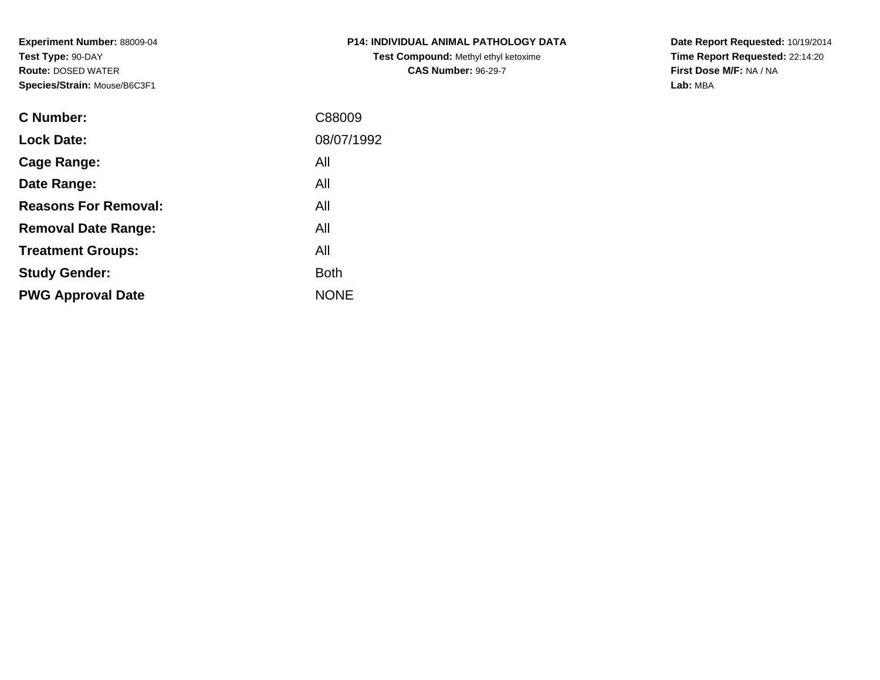**Experiment Number:** 88009-04
**Test Type:** 90-DAY
**Route:** DOSED WATER
**Species/Strain:** Mouse/B6C3F1

**P14: INDIVIDUAL ANIMAL PATHOLOGY DATA**
**Test Compound:** Methyl ethyl ketoxime
**CAS Number:** 96-29-7

**Date Report Requested:** 10/19/2014
**Time Report Requested:** 22:14:20
**First Dose M/F:** NA / NA
**Lab:** MBA

| | |
|---|---|
| **C Number:** | C88009 |
| **Lock Date:** | 08/07/1992 |
| **Cage Range:** | All |
| **Date Range:** | All |
| **Reasons For Removal:** | All |
| **Removal Date Range:** | All |
| **Treatment Groups:** | All |
| **Study Gender:** | Both |
| **PWG Approval Date** | NONE |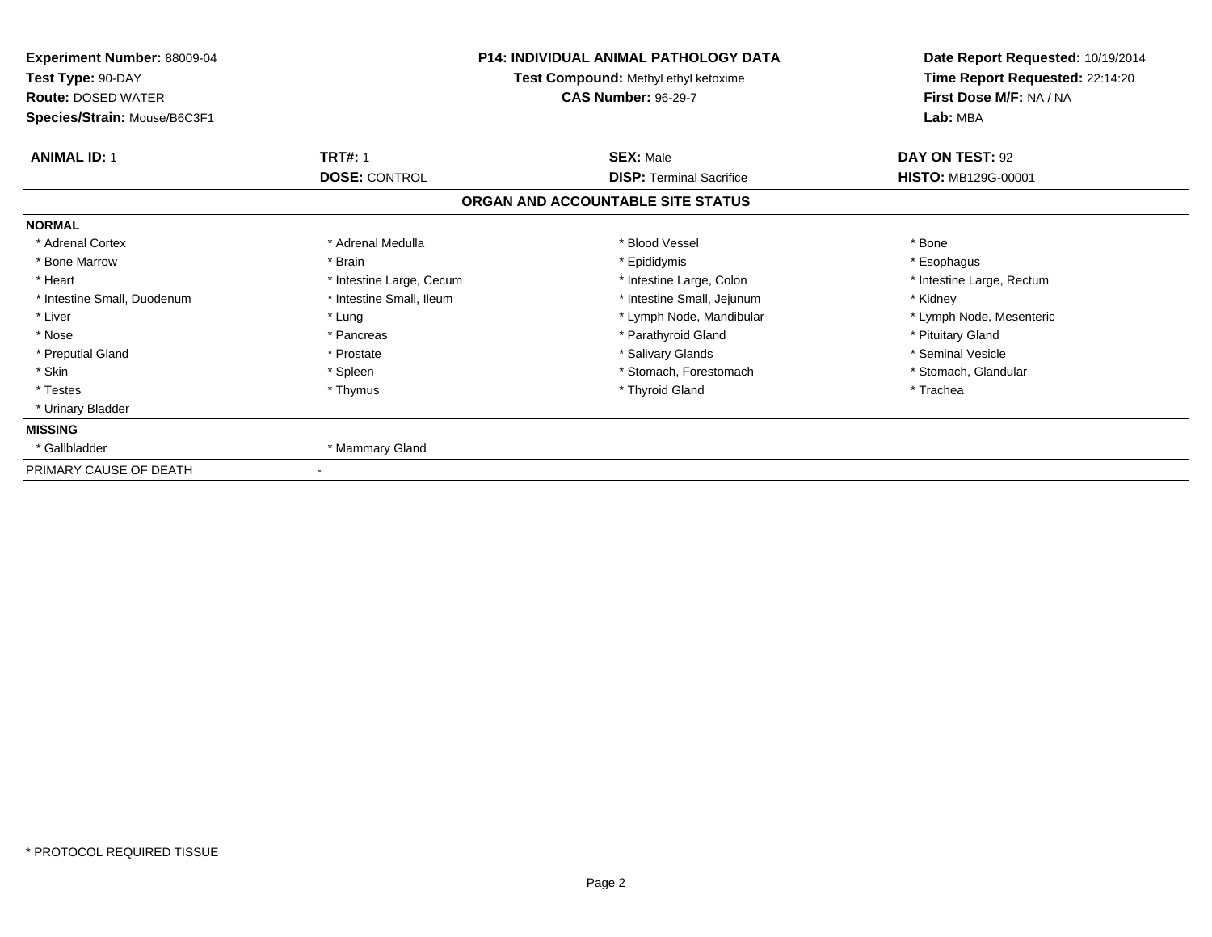**Experiment Number:** 88009-04
**Test Type:** 90-DAY
**Route:** DOSED WATER
**Species/Strain:** Mouse/B6C3F1

**P14: INDIVIDUAL ANIMAL PATHOLOGY DATA**
**Test Compound:** Methyl ethyl ketoxime
**CAS Number:** 96-29-7

**Date Report Requested:** 10/19/2014
**Time Report Requested:** 22:14:20
**First Dose M/F:** NA / NA
**Lab:** MBA

| **ANIMAL ID:** 1 | **TRT#:** 1 | **SEX:** Male | **DAY ON TEST:** 92 |
|---|---|---|---|
| | **DOSE:** CONTROL | **DISP:** Terminal Sacrifice | **HISTO:** MB129G-00001 |

**ORGAN AND ACCOUNTABLE SITE STATUS**

**NORMAL**

| | | | |
|---|---|---|---|
| * Adrenal Cortex | * Adrenal Medulla | * Blood Vessel | * Bone |
| * Bone Marrow | * Brain | * Epididymis | * Esophagus |
| * Heart | * Intestine Large, Cecum | * Intestine Large, Colon | * Intestine Large, Rectum |
| * Intestine Small, Duodenum | * Intestine Small, Ileum | * Intestine Small, Jejunum | * Kidney |
| * Liver | * Lung | * Lymph Node, Mandibular | * Lymph Node, Mesenteric |
| * Nose | * Pancreas | * Parathyroid Gland | * Pituitary Gland |
| * Preputial Gland | * Prostate | * Salivary Glands | * Seminal Vesicle |
| * Skin | * Spleen | * Stomach, Forestomach | * Stomach, Glandular |
| * Testes | * Thymus | * Thyroid Gland | * Trachea |
| * Urinary Bladder | | | |

**MISSING**

| | |
|---|---|
| * Gallbladder | * Mammary Gland |

PRIMARY CAUSE OF DEATH -

* PROTOCOL REQUIRED TISSUE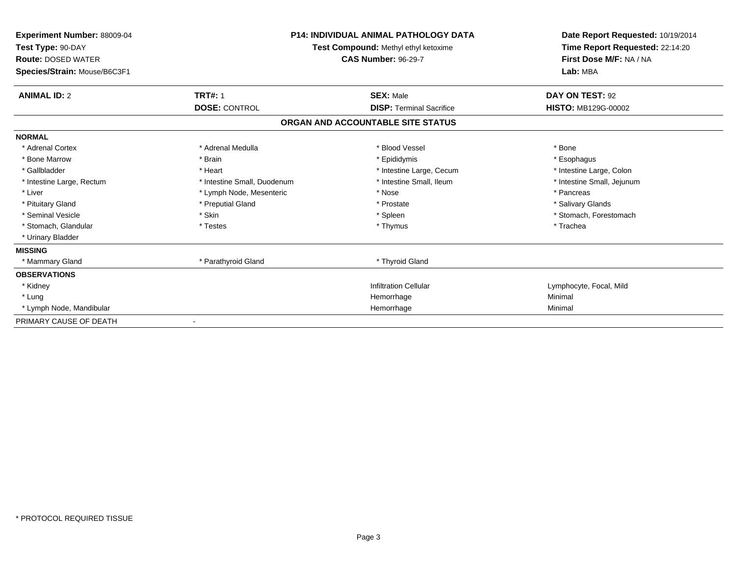**Experiment Number:** 88009-04
**Test Type:** 90-DAY
**Route:** DOSED WATER
**Species/Strain:** Mouse/B6C3F1

**P14: INDIVIDUAL ANIMAL PATHOLOGY DATA**
**Test Compound:** Methyl ethyl ketoxime
**CAS Number:** 96-29-7

**Date Report Requested:** 10/19/2014
**Time Report Requested:** 22:14:20
**First Dose M/F:** NA / NA
**Lab:** MBA

| **ANIMAL ID:** 2 | **TRT#:** 1 | **SEX:** Male | **DAY ON TEST:** 92 |
|---|---|---|---|
| | **DOSE:** CONTROL | **DISP:** Terminal Sacrifice | **HISTO:** MB129G-00002 |

## ORGAN AND ACCOUNTABLE SITE STATUS

| | | | |
|---|---|---|---|
| **NORMAL** | | | |
| * Adrenal Cortex | * Adrenal Medulla | * Blood Vessel | * Bone |
| * Bone Marrow | * Brain | * Epididymis | * Esophagus |
| * Gallbladder | * Heart | * Intestine Large, Cecum | * Intestine Large, Colon |
| * Intestine Large, Rectum | * Intestine Small, Duodenum | * Intestine Small, Ileum | * Intestine Small, Jejunum |
| * Liver | * Lymph Node, Mesenteric | * Nose | * Pancreas |
| * Pituitary Gland | * Preputial Gland | * Prostate | * Salivary Glands |
| * Seminal Vesicle | * Skin | * Spleen | * Stomach, Forestomach |
| * Stomach, Glandular | * Testes | * Thymus | * Trachea |
| * Urinary Bladder | | | |
| **MISSING** | | | |
| * Mammary Gland | * Parathyroid Gland | * Thyroid Gland | |
| **OBSERVATIONS** | | | |
| * Kidney | | Infiltration Cellular | Lymphocyte, Focal, Mild |
| * Lung | | Hemorrhage | Minimal |
| * Lymph Node, Mandibular | | Hemorrhage | Minimal |
| PRIMARY CAUSE OF DEATH | - | | |

* PROTOCOL REQUIRED TISSUE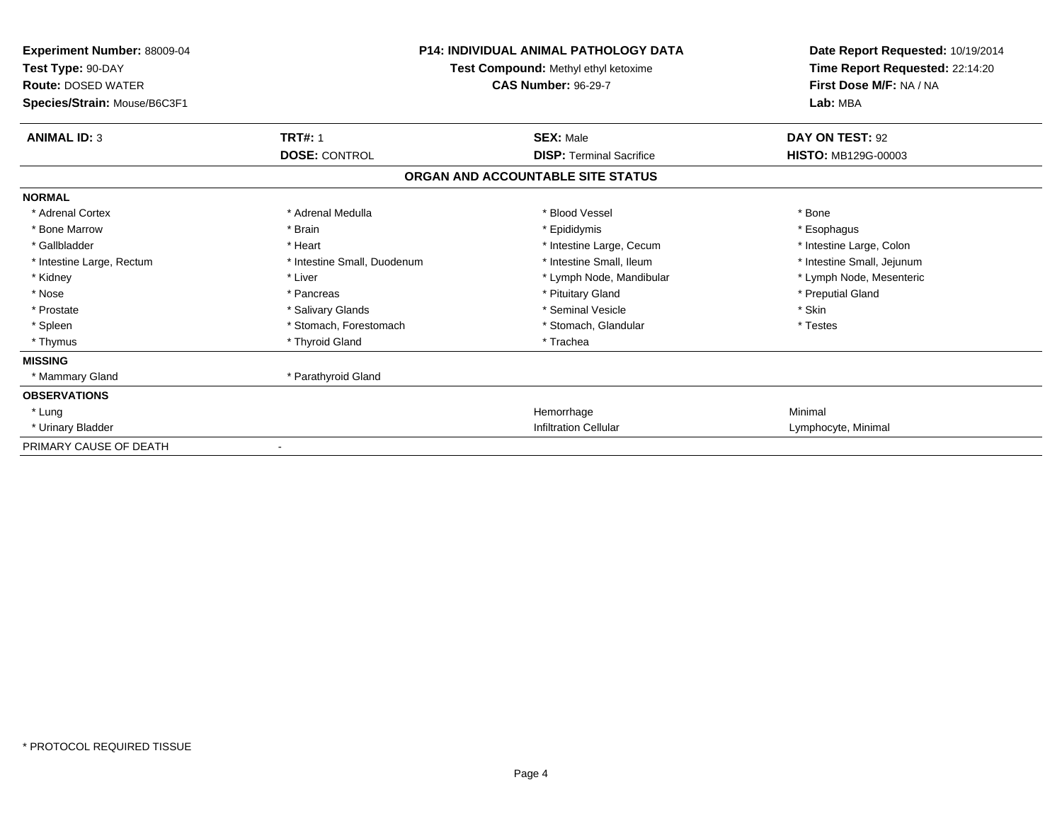**Experiment Number:** 88009-04
**Test Type:** 90-DAY
**Route:** DOSED WATER
**Species/Strain:** Mouse/B6C3F1

**P14: INDIVIDUAL ANIMAL PATHOLOGY DATA**
**Test Compound:** Methyl ethyl ketoxime
**CAS Number:** 96-29-7

**Date Report Requested:** 10/19/2014
**Time Report Requested:** 22:14:20
**First Dose M/F:** NA / NA
**Lab:** MBA

| **ANIMAL ID:** 3 | **TRT#:** 1 | **SEX:** Male | **DAY ON TEST:** 92 |
|---|---|---|---|
| | **DOSE:** CONTROL | **DISP:** Terminal Sacrifice | **HISTO:** MB129G-00003 |

**ORGAN AND ACCOUNTABLE SITE STATUS**

| | | | |
|---|---|---|---|
| **NORMAL** | | | |
| * Adrenal Cortex | * Adrenal Medulla | * Blood Vessel | * Bone |
| * Bone Marrow | * Brain | * Epididymis | * Esophagus |
| * Gallbladder | * Heart | * Intestine Large, Cecum | * Intestine Large, Colon |
| * Intestine Large, Rectum | * Intestine Small, Duodenum | * Intestine Small, Ileum | * Intestine Small, Jejunum |
| * Kidney | * Liver | * Lymph Node, Mandibular | * Lymph Node, Mesenteric |
| * Nose | * Pancreas | * Pituitary Gland | * Preputial Gland |
| * Prostate | * Salivary Glands | * Seminal Vesicle | * Skin |
| * Spleen | * Stomach, Forestomach | * Stomach, Glandular | * Testes |
| * Thymus | * Thyroid Gland | * Trachea | |
| **MISSING** | | | |
| * Mammary Gland | * Parathyroid Gland | | |
| **OBSERVATIONS** | | | |
| * Lung | | Hemorrhage | Minimal |
| * Urinary Bladder | | Infiltration Cellular | Lymphocyte, Minimal |
| PRIMARY CAUSE OF DEATH | - | | |

* PROTOCOL REQUIRED TISSUE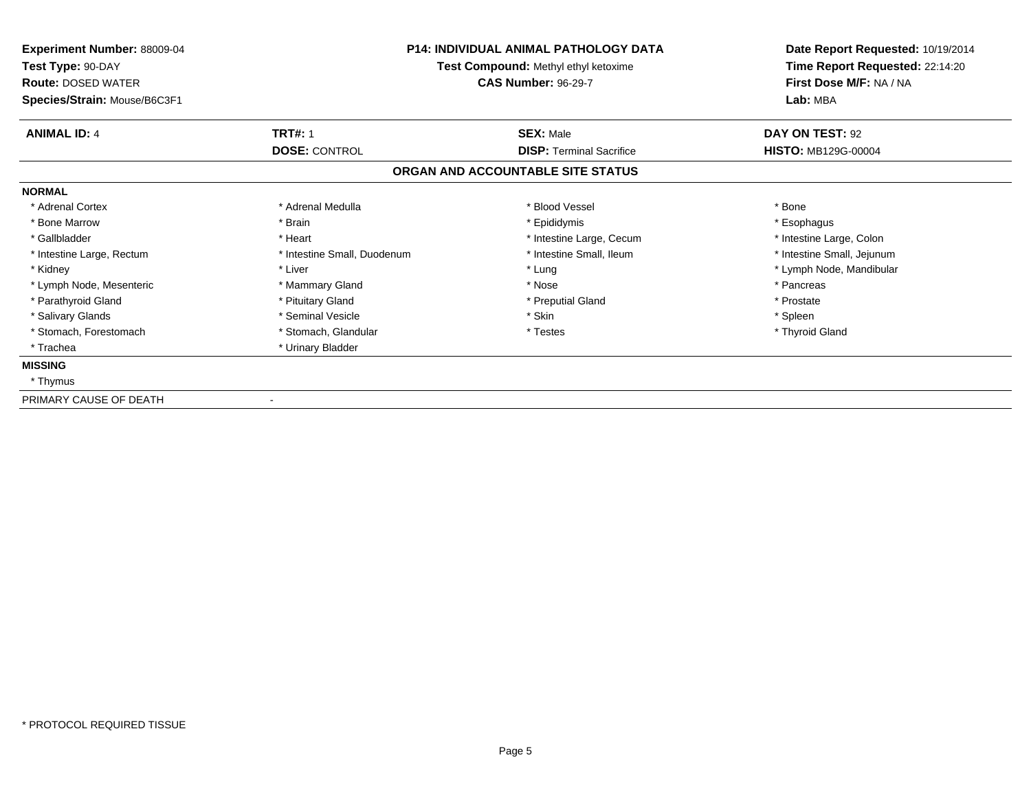**Experiment Number:** 88009-04
**Test Type:** 90-DAY
**Route:** DOSED WATER
**Species/Strain:** Mouse/B6C3F1

**P14: INDIVIDUAL ANIMAL PATHOLOGY DATA**
**Test Compound:** Methyl ethyl ketoxime
**CAS Number:** 96-29-7

**Date Report Requested:** 10/19/2014
**Time Report Requested:** 22:14:20
**First Dose M/F:** NA / NA
**Lab:** MBA

| **ANIMAL ID:** 4 | **TRT#:** 1 | **SEX:** Male | **DAY ON TEST:** 92 |
|---|---|---|---|
| | **DOSE:** CONTROL | **DISP:** Terminal Sacrifice | **HISTO:** MB129G-00004 |

## ORGAN AND ACCOUNTABLE SITE STATUS

**NORMAL**

| | | | |
|---|---|---|---|
| * Adrenal Cortex | * Adrenal Medulla | * Blood Vessel | * Bone |
| * Bone Marrow | * Brain | * Epididymis | * Esophagus |
| * Gallbladder | * Heart | * Intestine Large, Cecum | * Intestine Large, Colon |
| * Intestine Large, Rectum | * Intestine Small, Duodenum | * Intestine Small, Ileum | * Intestine Small, Jejunum |
| * Kidney | * Liver | * Lung | * Lymph Node, Mandibular |
| * Lymph Node, Mesenteric | * Mammary Gland | * Nose | * Pancreas |
| * Parathyroid Gland | * Pituitary Gland | * Preputial Gland | * Prostate |
| * Salivary Glands | * Seminal Vesicle | * Skin | * Spleen |
| * Stomach, Forestomach | * Stomach, Glandular | * Testes | * Thyroid Gland |
| * Trachea | * Urinary Bladder | | |

**MISSING**

* Thymus

PRIMARY CAUSE OF DEATH -

* PROTOCOL REQUIRED TISSUE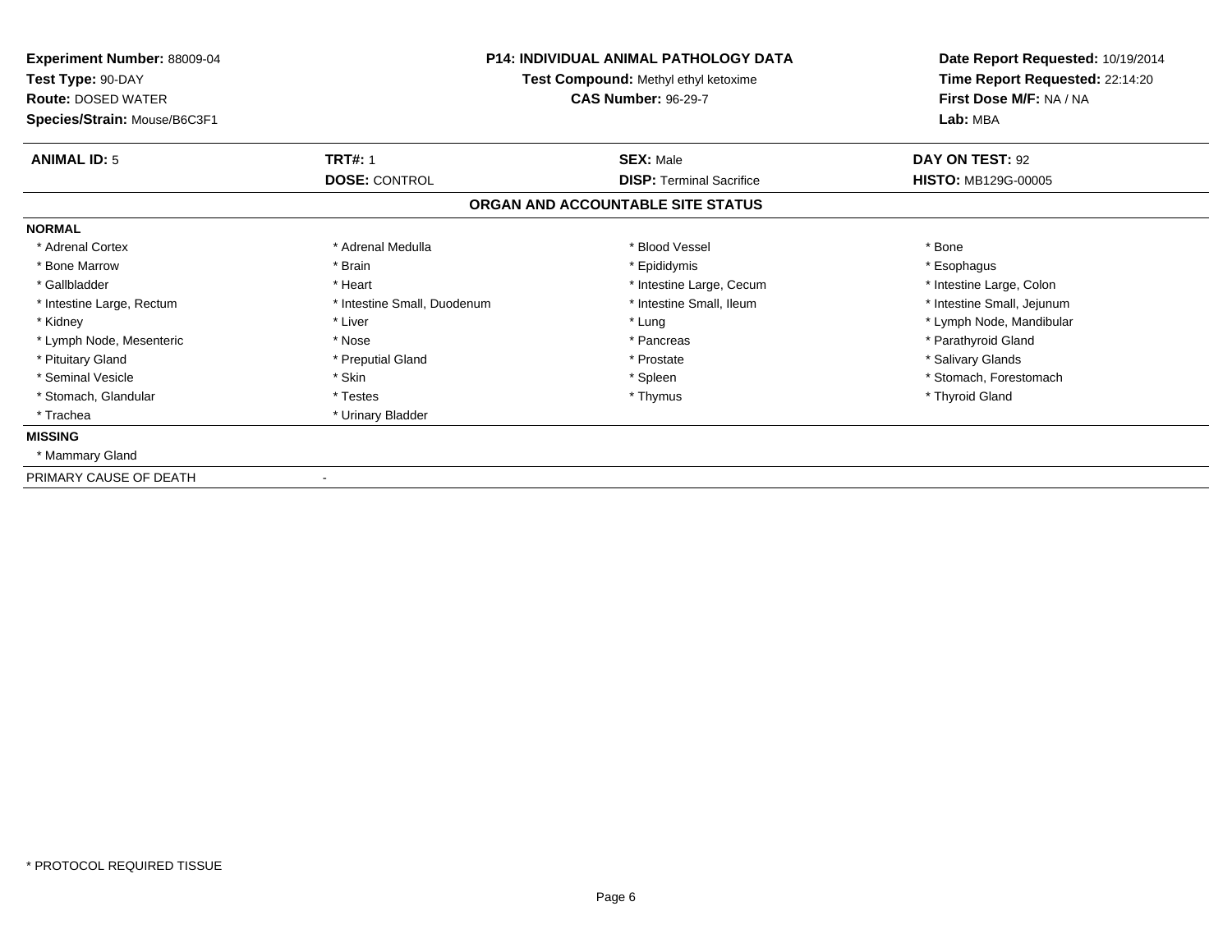**Experiment Number:** 88009-04
**Test Type:** 90-DAY
**Route:** DOSED WATER
**Species/Strain:** Mouse/B6C3F1

**P14: INDIVIDUAL ANIMAL PATHOLOGY DATA**
**Test Compound:** Methyl ethyl ketoxime
**CAS Number:** 96-29-7

**Date Report Requested:** 10/19/2014
**Time Report Requested:** 22:14:20
**First Dose M/F:** NA / NA
**Lab:** MBA

| **ANIMAL ID:** 5 | **TRT#:** 1 | **SEX:** Male | **DAY ON TEST:** 92 |
|---|---|---|---|
| | **DOSE:** CONTROL | **DISP:** Terminal Sacrifice | **HISTO:** MB129G-00005 |

**ORGAN AND ACCOUNTABLE SITE STATUS**

**NORMAL**

| | | | |
|---|---|---|---|
| * Adrenal Cortex | * Adrenal Medulla | * Blood Vessel | * Bone |
| * Bone Marrow | * Brain | * Epididymis | * Esophagus |
| * Gallbladder | * Heart | * Intestine Large, Cecum | * Intestine Large, Colon |
| * Intestine Large, Rectum | * Intestine Small, Duodenum | * Intestine Small, Ileum | * Intestine Small, Jejunum |
| * Kidney | * Liver | * Lung | * Lymph Node, Mandibular |
| * Lymph Node, Mesenteric | * Nose | * Pancreas | * Parathyroid Gland |
| * Pituitary Gland | * Preputial Gland | * Prostate | * Salivary Glands |
| * Seminal Vesicle | * Skin | * Spleen | * Stomach, Forestomach |
| * Stomach, Glandular | * Testes | * Thymus | * Thyroid Gland |
| * Trachea | * Urinary Bladder | | |

**MISSING**

* Mammary Gland

PRIMARY CAUSE OF DEATH -

* PROTOCOL REQUIRED TISSUE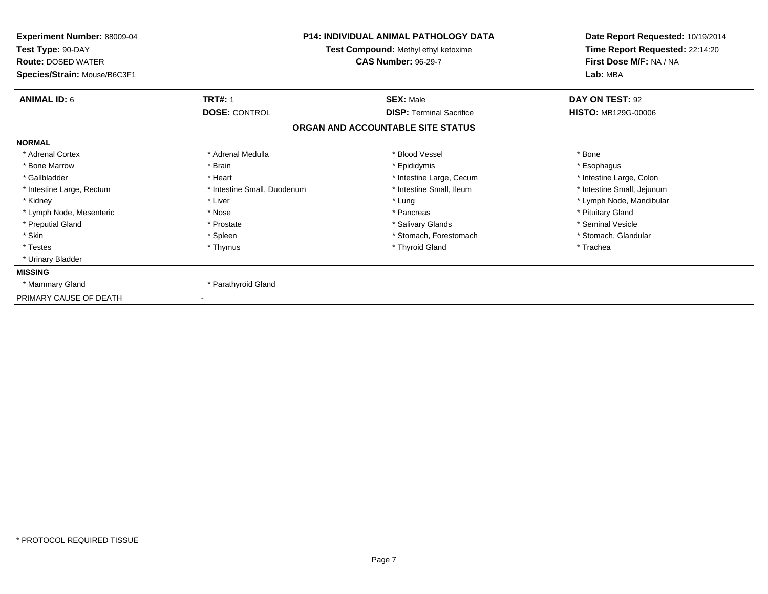**Experiment Number:** 88009-04
**Test Type:** 90-DAY
**Route:** DOSED WATER
**Species/Strain:** Mouse/B6C3F1

**P14: INDIVIDUAL ANIMAL PATHOLOGY DATA**
**Test Compound:** Methyl ethyl ketoxime
**CAS Number:** 96-29-7

**Date Report Requested:** 10/19/2014
**Time Report Requested:** 22:14:20
**First Dose M/F:** NA / NA
**Lab:** MBA

| **ANIMAL ID:** 6 | **TRT#:** 1 | **SEX:** Male | **DAY ON TEST:** 92 |
|---|---|---|---|
| | **DOSE:** CONTROL | **DISP:** Terminal Sacrifice | **HISTO:** MB129G-00006 |

## ORGAN AND ACCOUNTABLE SITE STATUS

| **NORMAL** | | | |
|---|---|---|---|
| * Adrenal Cortex | * Adrenal Medulla | * Blood Vessel | * Bone |
| * Bone Marrow | * Brain | * Epididymis | * Esophagus |
| * Gallbladder | * Heart | * Intestine Large, Cecum | * Intestine Large, Colon |
| * Intestine Large, Rectum | * Intestine Small, Duodenum | * Intestine Small, Ileum | * Intestine Small, Jejunum |
| * Kidney | * Liver | * Lung | * Lymph Node, Mandibular |
| * Lymph Node, Mesenteric | * Nose | * Pancreas | * Pituitary Gland |
| * Preputial Gland | * Prostate | * Salivary Glands | * Seminal Vesicle |
| * Skin | * Spleen | * Stomach, Forestomach | * Stomach, Glandular |
| * Testes | * Thymus | * Thyroid Gland | * Trachea |
| * Urinary Bladder | | | |
| **MISSING** | | | |
| * Mammary Gland | * Parathyroid Gland | | |
| PRIMARY CAUSE OF DEATH | - | | |

* PROTOCOL REQUIRED TISSUE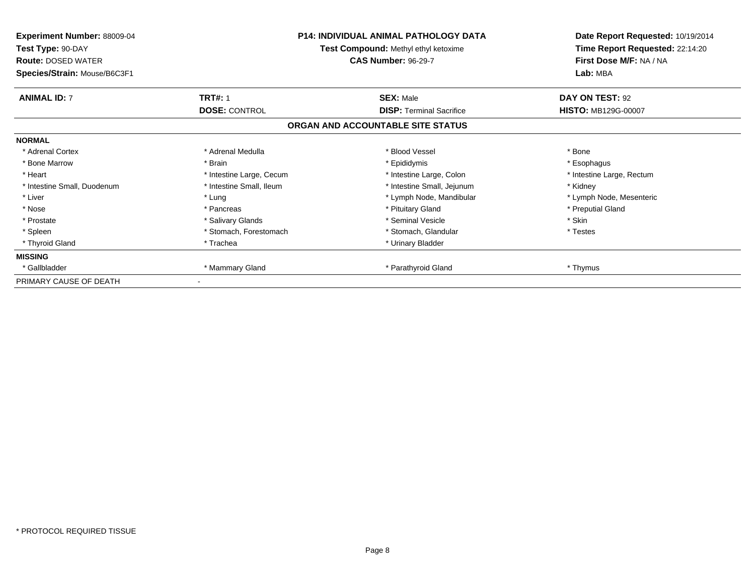**Experiment Number:** 88009-04
**Test Type:** 90-DAY
**Route:** DOSED WATER
**Species/Strain:** Mouse/B6C3F1

**P14: INDIVIDUAL ANIMAL PATHOLOGY DATA**
**Test Compound:** Methyl ethyl ketoxime
**CAS Number:** 96-29-7

**Date Report Requested:** 10/19/2014
**Time Report Requested:** 22:14:20
**First Dose M/F:** NA / NA
**Lab:** MBA

| **ANIMAL ID:** 7 | **TRT#:** 1 | **SEX:** Male | **DAY ON TEST:** 92 |
|---|---|---|---|
| | **DOSE:** CONTROL | **DISP:** Terminal Sacrifice | **HISTO:** MB129G-00007 |

## ORGAN AND ACCOUNTABLE SITE STATUS

**NORMAL**

| | | | |
|---|---|---|---|
| * Adrenal Cortex | * Adrenal Medulla | * Blood Vessel | * Bone |
| * Bone Marrow | * Brain | * Epididymis | * Esophagus |
| * Heart | * Intestine Large, Cecum | * Intestine Large, Colon | * Intestine Large, Rectum |
| * Intestine Small, Duodenum | * Intestine Small, Ileum | * Intestine Small, Jejunum | * Kidney |
| * Liver | * Lung | * Lymph Node, Mandibular | * Lymph Node, Mesenteric |
| * Nose | * Pancreas | * Pituitary Gland | * Preputial Gland |
| * Prostate | * Salivary Glands | * Seminal Vesicle | * Skin |
| * Spleen | * Stomach, Forestomach | * Stomach, Glandular | * Testes |
| * Thyroid Gland | * Trachea | * Urinary Bladder | |

**MISSING**

| | | | |
|---|---|---|---|
| * Gallbladder | * Mammary Gland | * Parathyroid Gland | * Thymus |

PRIMARY CAUSE OF DEATH -

* PROTOCOL REQUIRED TISSUE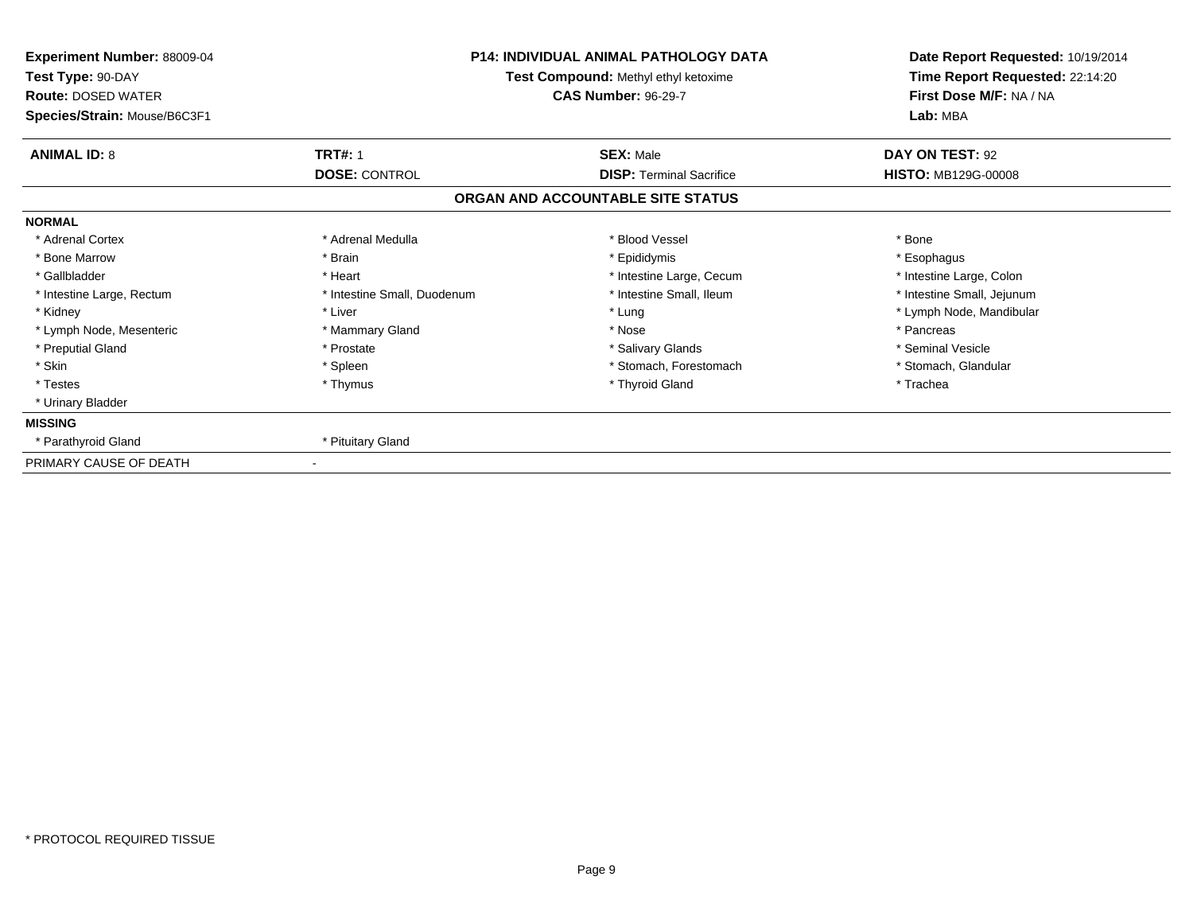**Experiment Number:** 88009-04
**Test Type:** 90-DAY
**Route:** DOSED WATER
**Species/Strain:** Mouse/B6C3F1

**P14: INDIVIDUAL ANIMAL PATHOLOGY DATA**
**Test Compound:** Methyl ethyl ketoxime
**CAS Number:** 96-29-7

**Date Report Requested:** 10/19/2014
**Time Report Requested:** 22:14:20
**First Dose M/F:** NA / NA
**Lab:** MBA

| **ANIMAL ID:** 8 | **TRT#:** 1 | **SEX:** Male | **DAY ON TEST:** 92 |
|---|---|---|---|
| | **DOSE:** CONTROL | **DISP:** Terminal Sacrifice | **HISTO:** MB129G-00008 |

## ORGAN AND ACCOUNTABLE SITE STATUS

**NORMAL**

| | | | |
|---|---|---|---|
| * Adrenal Cortex | * Adrenal Medulla | * Blood Vessel | * Bone |
| * Bone Marrow | * Brain | * Epididymis | * Esophagus |
| * Gallbladder | * Heart | * Intestine Large, Cecum | * Intestine Large, Colon |
| * Intestine Large, Rectum | * Intestine Small, Duodenum | * Intestine Small, Ileum | * Intestine Small, Jejunum |
| * Kidney | * Liver | * Lung | * Lymph Node, Mandibular |
| * Lymph Node, Mesenteric | * Mammary Gland | * Nose | * Pancreas |
| * Preputial Gland | * Prostate | * Salivary Glands | * Seminal Vesicle |
| * Skin | * Spleen | * Stomach, Forestomach | * Stomach, Glandular |
| * Testes | * Thymus | * Thyroid Gland | * Trachea |
| * Urinary Bladder | | | |

**MISSING**

| | |
|---|---|
| * Parathyroid Gland | * Pituitary Gland |

PRIMARY CAUSE OF DEATH -

* PROTOCOL REQUIRED TISSUE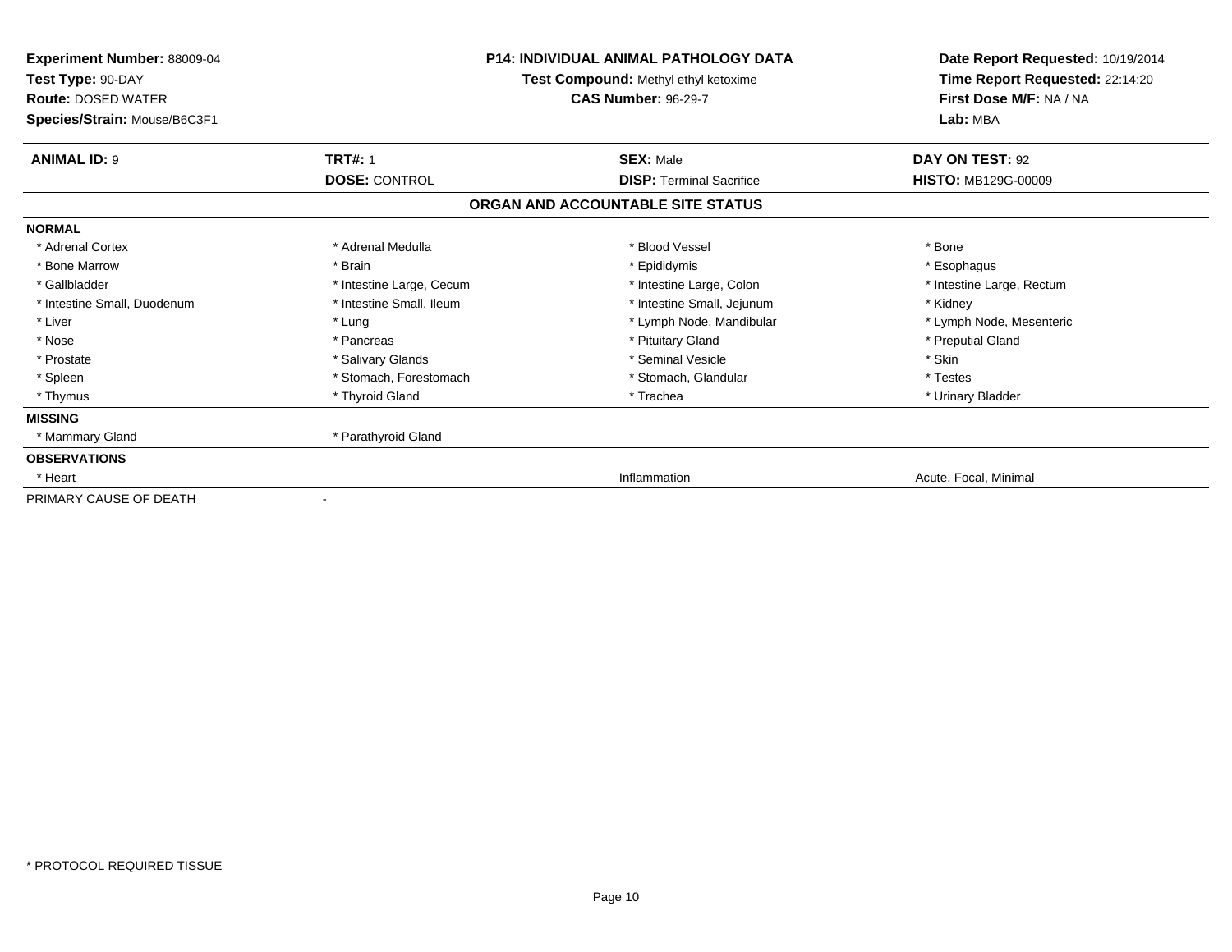**Experiment Number:** 88009-04
**Test Type:** 90-DAY
**Route:** DOSED WATER
**Species/Strain:** Mouse/B6C3F1

**P14: INDIVIDUAL ANIMAL PATHOLOGY DATA**
**Test Compound:** Methyl ethyl ketoxime
**CAS Number:** 96-29-7

**Date Report Requested:** 10/19/2014
**Time Report Requested:** 22:14:20
**First Dose M/F:** NA / NA
**Lab:** MBA

| **ANIMAL ID:** 9 | **TRT#:** 1 | **SEX:** Male | **DAY ON TEST:** 92 |
|---|---|---|---|
| | **DOSE:** CONTROL | **DISP:** Terminal Sacrifice | **HISTO:** MB129G-00009 |

**ORGAN AND ACCOUNTABLE SITE STATUS**

| | | | |
|---|---|---|---|
| **NORMAL** | | | |
| * Adrenal Cortex | * Adrenal Medulla | * Blood Vessel | * Bone |
| * Bone Marrow | * Brain | * Epididymis | * Esophagus |
| * Gallbladder | * Intestine Large, Cecum | * Intestine Large, Colon | * Intestine Large, Rectum |
| * Intestine Small, Duodenum | * Intestine Small, Ileum | * Intestine Small, Jejunum | * Kidney |
| * Liver | * Lung | * Lymph Node, Mandibular | * Lymph Node, Mesenteric |
| * Nose | * Pancreas | * Pituitary Gland | * Preputial Gland |
| * Prostate | * Salivary Glands | * Seminal Vesicle | * Skin |
| * Spleen | * Stomach, Forestomach | * Stomach, Glandular | * Testes |
| * Thymus | * Thyroid Gland | * Trachea | * Urinary Bladder |
| **MISSING** | | | |
| * Mammary Gland | * Parathyroid Gland | | |
| **OBSERVATIONS** | | | |
| * Heart | | Inflammation | Acute, Focal, Minimal |
| PRIMARY CAUSE OF DEATH | - | | |

* PROTOCOL REQUIRED TISSUE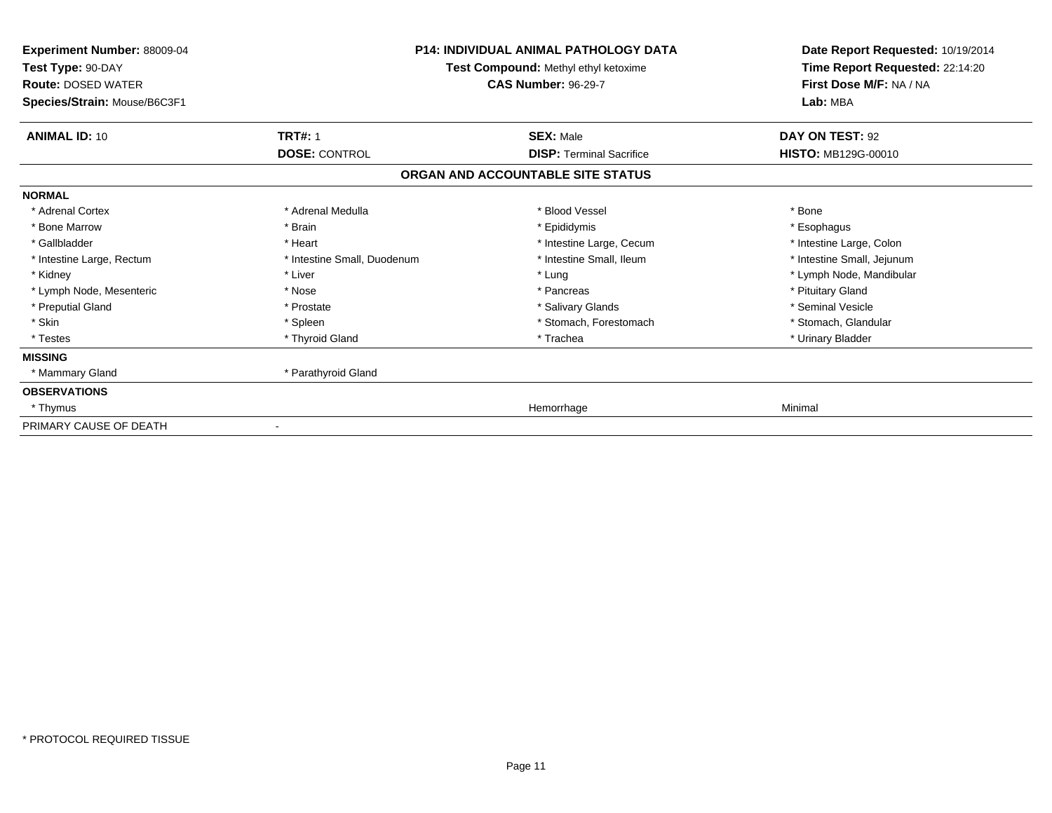**Experiment Number:** 88009-04
**Test Type:** 90-DAY
**Route:** DOSED WATER
**Species/Strain:** Mouse/B6C3F1

**P14: INDIVIDUAL ANIMAL PATHOLOGY DATA**
**Test Compound:** Methyl ethyl ketoxime
**CAS Number:** 96-29-7

**Date Report Requested:** 10/19/2014
**Time Report Requested:** 22:14:20
**First Dose M/F:** NA / NA
**Lab:** MBA

| **ANIMAL ID:** 10 | **TRT#:** 1 | **SEX:** Male | **DAY ON TEST:** 92 |
|---|---|---|---|
| | **DOSE:** CONTROL | **DISP:** Terminal Sacrifice | **HISTO:** MB129G-00010 |

## ORGAN AND ACCOUNTABLE SITE STATUS

| | | | |
|---|---|---|---|
| **NORMAL** | | | |
| * Adrenal Cortex | * Adrenal Medulla | * Blood Vessel | * Bone |
| * Bone Marrow | * Brain | * Epididymis | * Esophagus |
| * Gallbladder | * Heart | * Intestine Large, Cecum | * Intestine Large, Colon |
| * Intestine Large, Rectum | * Intestine Small, Duodenum | * Intestine Small, Ileum | * Intestine Small, Jejunum |
| * Kidney | * Liver | * Lung | * Lymph Node, Mandibular |
| * Lymph Node, Mesenteric | * Nose | * Pancreas | * Pituitary Gland |
| * Preputial Gland | * Prostate | * Salivary Glands | * Seminal Vesicle |
| * Skin | * Spleen | * Stomach, Forestomach | * Stomach, Glandular |
| * Testes | * Thyroid Gland | * Trachea | * Urinary Bladder |
| **MISSING** | | | |
| * Mammary Gland | * Parathyroid Gland | | |
| **OBSERVATIONS** | | | |
| * Thymus | | Hemorrhage | Minimal |
| PRIMARY CAUSE OF DEATH | - | | |

* PROTOCOL REQUIRED TISSUE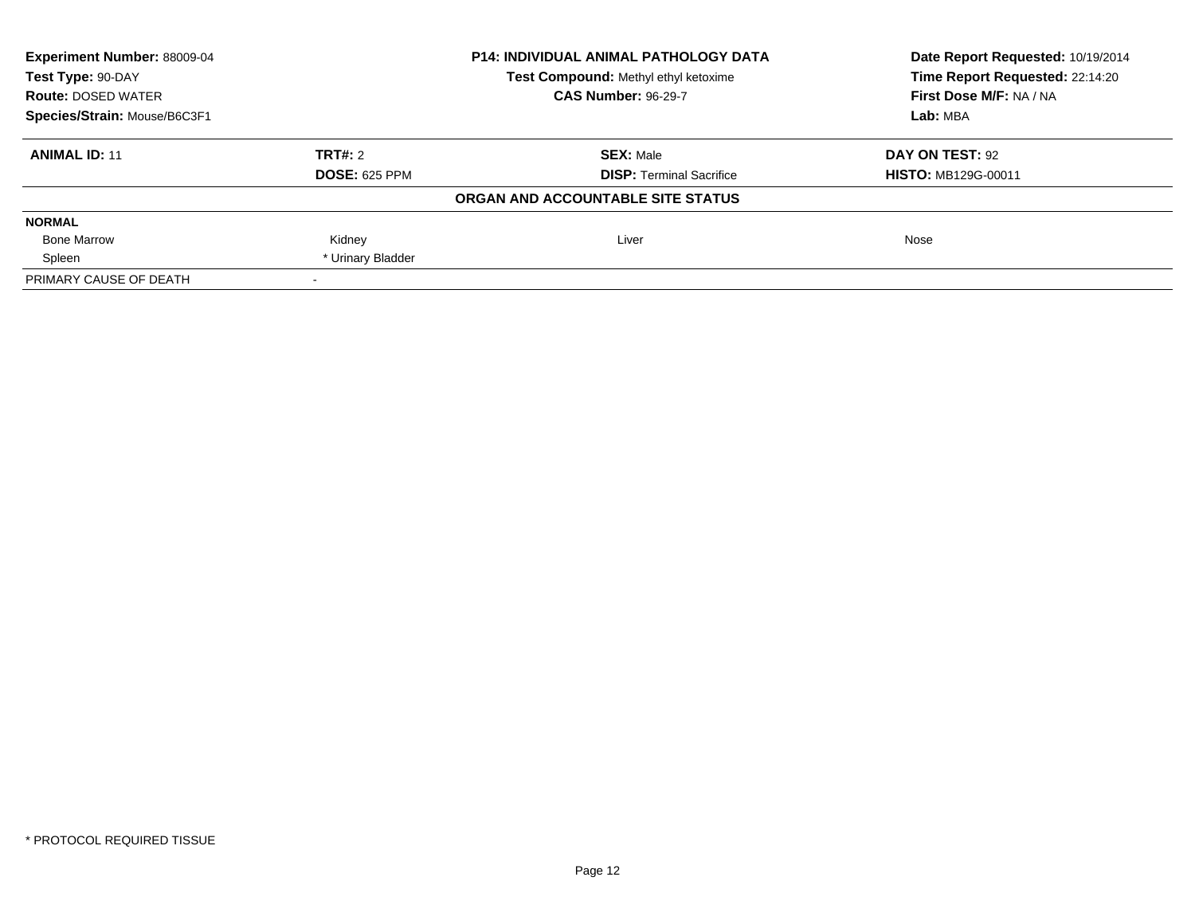**Experiment Number:** 88009-04
**Test Type:** 90-DAY
**Route:** DOSED WATER
**Species/Strain:** Mouse/B6C3F1

**P14: INDIVIDUAL ANIMAL PATHOLOGY DATA**
**Test Compound:** Methyl ethyl ketoxime
**CAS Number:** 96-29-7

**Date Report Requested:** 10/19/2014
**Time Report Requested:** 22:14:20
**First Dose M/F:** NA / NA
**Lab:** MBA

| **ANIMAL ID:** 11 | **TRT#:** 2 | **SEX:** Male | **DAY ON TEST:** 92 |
|---|---|---|---|
| | **DOSE:** 625 PPM | **DISP:** Terminal Sacrifice | **HISTO:** MB129G-00011 |

**ORGAN AND ACCOUNTABLE SITE STATUS**

| | | | |
|---|---|---|---|
| **NORMAL** | | | |
| Bone Marrow | Kidney | Liver | Nose |
| Spleen | * Urinary Bladder | | |
| PRIMARY CAUSE OF DEATH | - | | |

* PROTOCOL REQUIRED TISSUE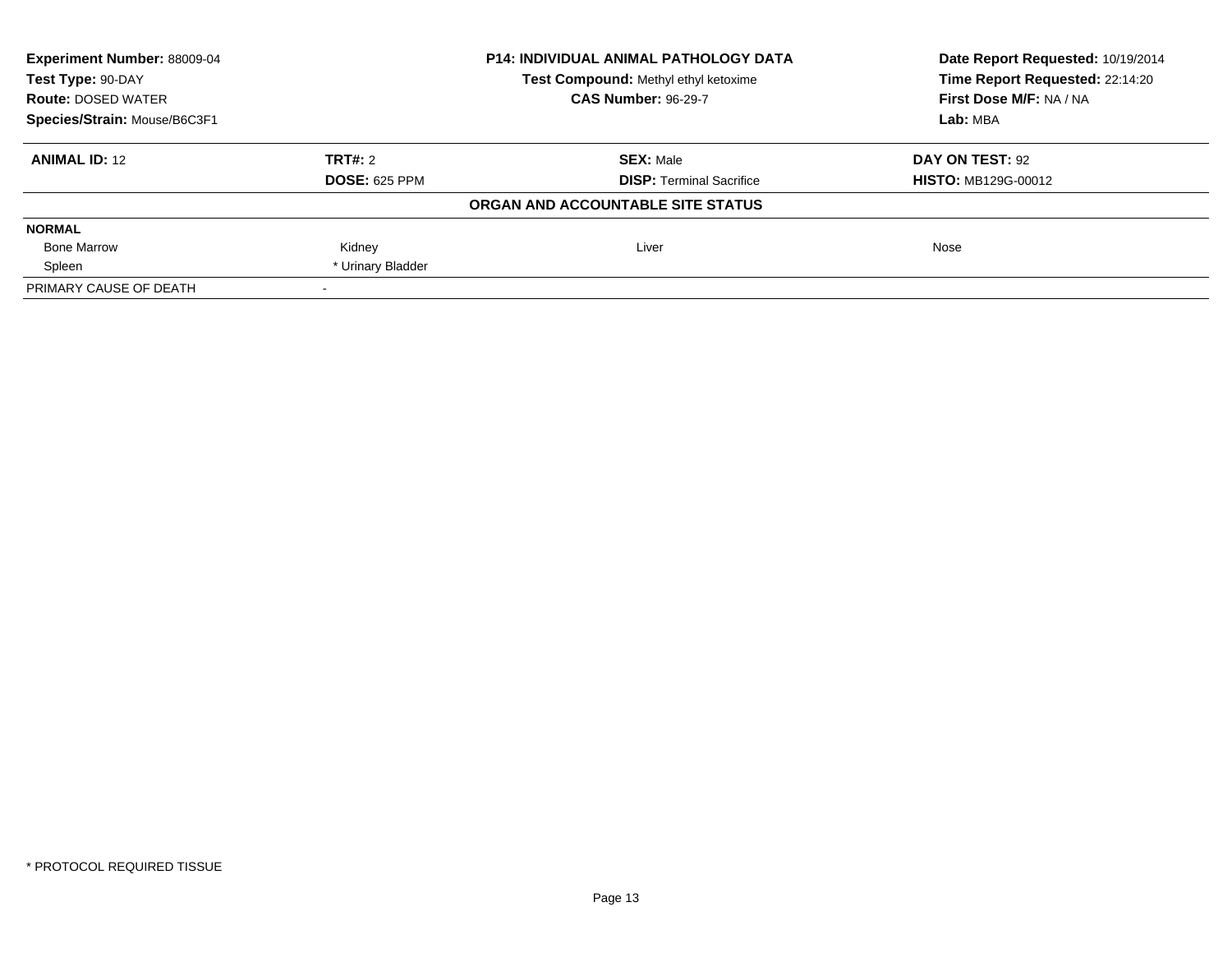| **Experiment Number:** 88009-04 | **P14: INDIVIDUAL ANIMAL PATHOLOGY DATA** | **Date Report Requested:** 10/19/2014 |
|---|---|---|
| **Test Type:** 90-DAY | **Test Compound:** Methyl ethyl ketoxime | **Time Report Requested:** 22:14:20 |
| **Route:** DOSED WATER | **CAS Number:** 96-29-7 | **First Dose M/F:** NA / NA |
| **Species/Strain:** Mouse/B6C3F1 | | **Lab:** MBA |

| **ANIMAL ID:** 12 | **TRT#:** 2 | **SEX:** Male | **DAY ON TEST:** 92 |
|---|---|---|---|
| | **DOSE:** 625 PPM | **DISP:** Terminal Sacrifice | **HISTO:** MB129G-00012 |

**ORGAN AND ACCOUNTABLE SITE STATUS**

| **NORMAL** | | | |
|---|---|---|---|
| Bone Marrow | Kidney | Liver | Nose |
| Spleen | * Urinary Bladder | | |
| PRIMARY CAUSE OF DEATH | - | | |

* PROTOCOL REQUIRED TISSUE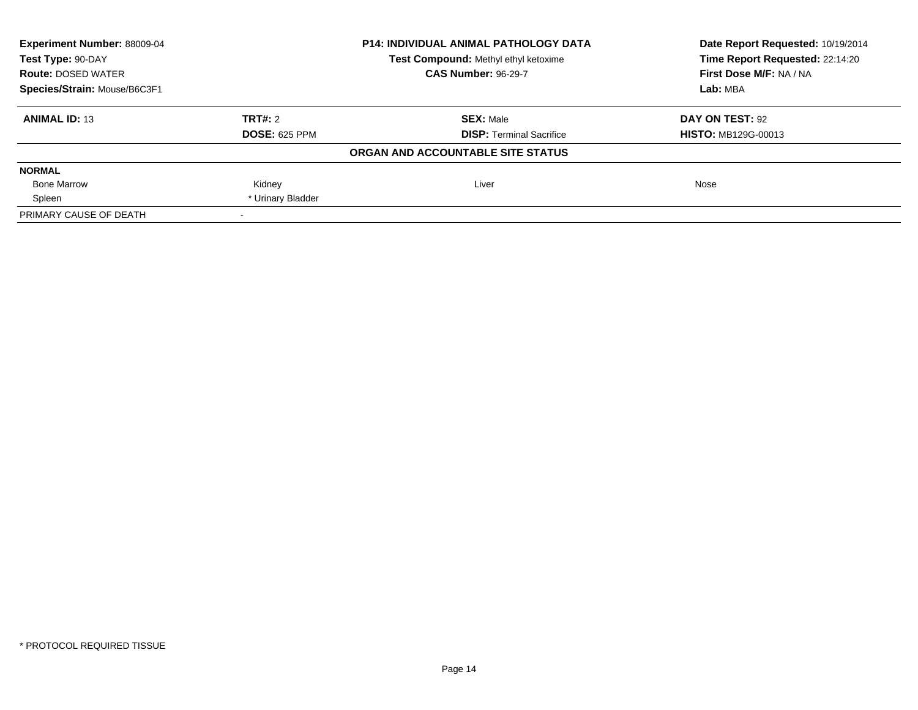**Experiment Number:** 88009-04
**Test Type:** 90-DAY
**Route:** DOSED WATER
**Species/Strain:** Mouse/B6C3F1

**P14: INDIVIDUAL ANIMAL PATHOLOGY DATA**
**Test Compound:** Methyl ethyl ketoxime
**CAS Number:** 96-29-7

**Date Report Requested:** 10/19/2014
**Time Report Requested:** 22:14:20
**First Dose M/F:** NA / NA
**Lab:** MBA

| **ANIMAL ID:** 13 | **TRT#:** 2 | **SEX:** Male | **DAY ON TEST:** 92 |
|---|---|---|---|
| | **DOSE:** 625 PPM | **DISP:** Terminal Sacrifice | **HISTO:** MB129G-00013 |

**ORGAN AND ACCOUNTABLE SITE STATUS**

| **NORMAL** | | | |
|---|---|---|---|
| Bone Marrow | Kidney | Liver | Nose |
| Spleen | * Urinary Bladder | | |
| PRIMARY CAUSE OF DEATH | - | | |

* PROTOCOL REQUIRED TISSUE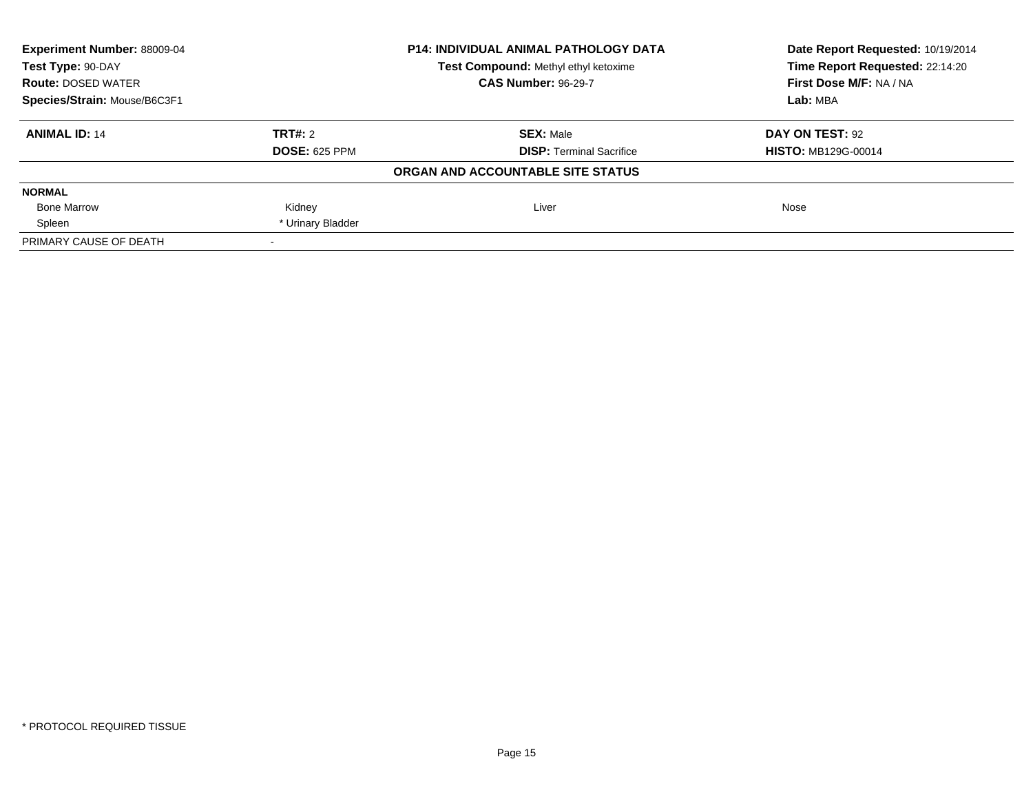| **Experiment Number:** 88009-04 | **P14: INDIVIDUAL ANIMAL PATHOLOGY DATA** | **Date Report Requested:** 10/19/2014 |
|---|---|---|
| **Test Type:** 90-DAY | **Test Compound:** Methyl ethyl ketoxime | **Time Report Requested:** 22:14:20 |
| **Route:** DOSED WATER | **CAS Number:** 96-29-7 | **First Dose M/F:** NA / NA |
| **Species/Strain:** Mouse/B6C3F1 | | **Lab:** MBA |

| **ANIMAL ID:** 14 | **TRT#:** 2 | **SEX:** Male | **DAY ON TEST:** 92 |
|---|---|---|---|
| | **DOSE:** 625 PPM | **DISP:** Terminal Sacrifice | **HISTO:** MB129G-00014 |

**ORGAN AND ACCOUNTABLE SITE STATUS**

| **NORMAL** | | | |
|---|---|---|---|
| Bone Marrow | Kidney | Liver | Nose |
| Spleen | * Urinary Bladder | | |
| PRIMARY CAUSE OF DEATH | - | | |

* PROTOCOL REQUIRED TISSUE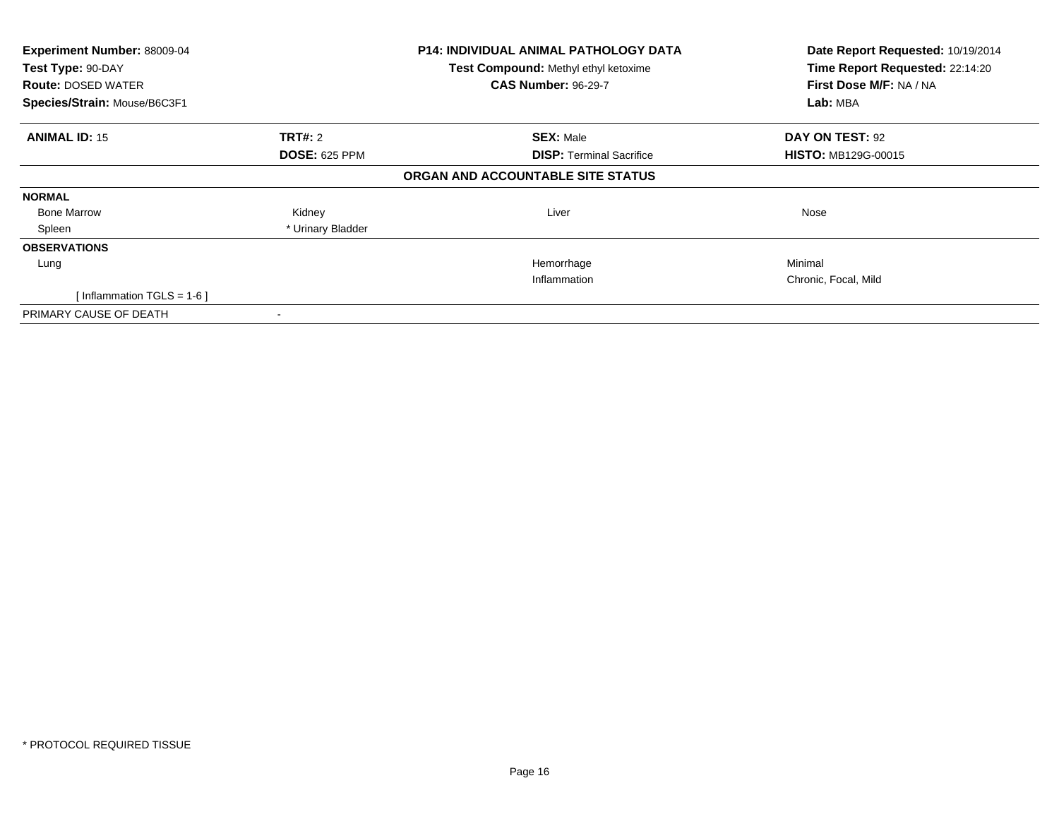**Experiment Number:** 88009-04
**Test Type:** 90-DAY
**Route:** DOSED WATER
**Species/Strain:** Mouse/B6C3F1

**P14: INDIVIDUAL ANIMAL PATHOLOGY DATA**
**Test Compound:** Methyl ethyl ketoxime
**CAS Number:** 96-29-7

**Date Report Requested:** 10/19/2014
**Time Report Requested:** 22:14:20
**First Dose M/F:** NA / NA
**Lab:** MBA

| **ANIMAL ID:** 15 | **TRT#:** 2 | **SEX:** Male | **DAY ON TEST:** 92 |
|---|---|---|---|
| | **DOSE:** 625 PPM | **DISP:** Terminal Sacrifice | **HISTO:** MB129G-00015 |

**ORGAN AND ACCOUNTABLE SITE STATUS**

| | | | |
|---|---|---|---|
| **NORMAL** | | | |
| Bone Marrow | Kidney | Liver | Nose |
| Spleen | * Urinary Bladder | | |
| **OBSERVATIONS** | | | |
| Lung | | Hemorrhage | Minimal |
| | | Inflammation | Chronic, Focal, Mild |
| [ Inflammation TGLS = 1-6 ] | | | |
| PRIMARY CAUSE OF DEATH | - | | |

* PROTOCOL REQUIRED TISSUE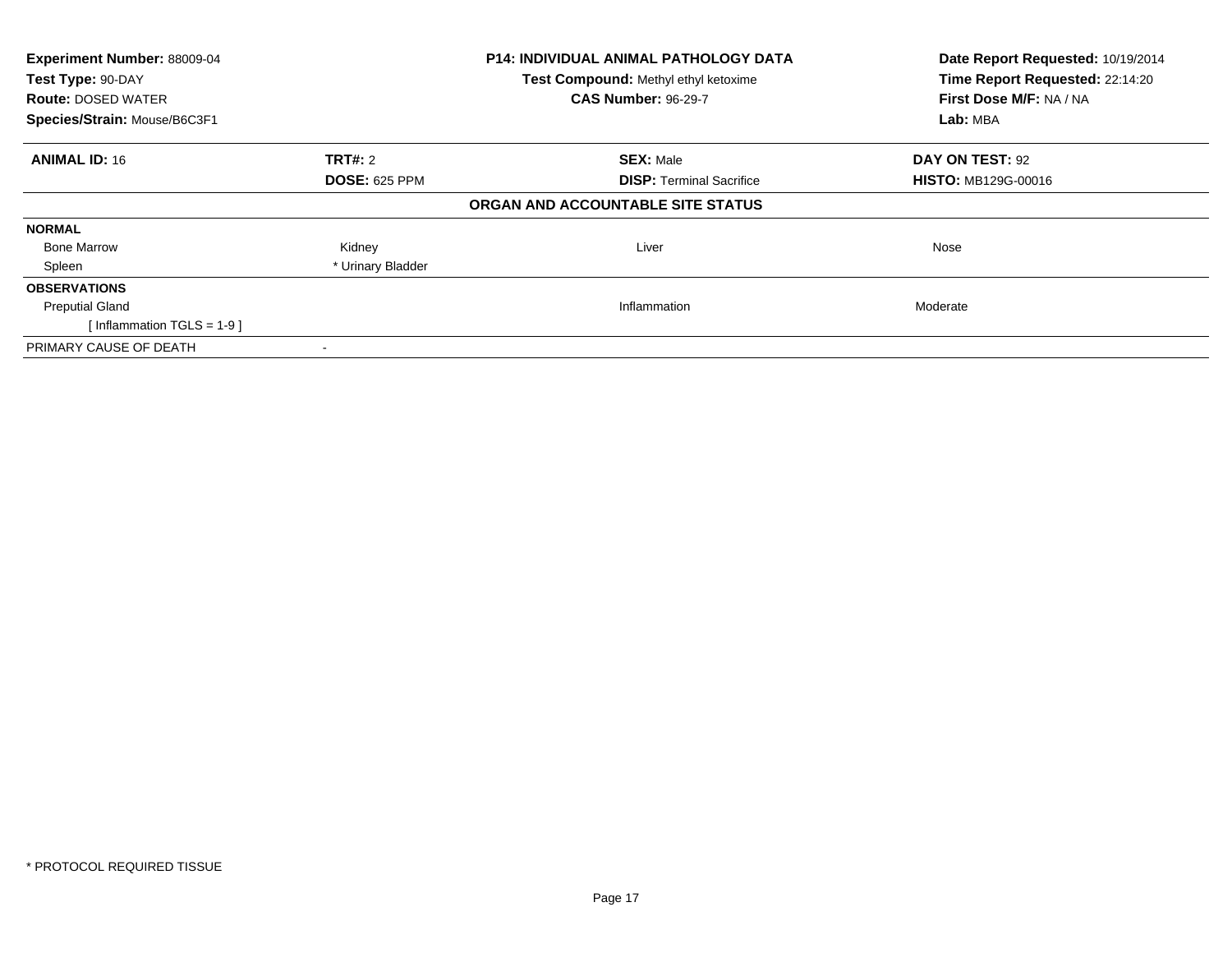**Experiment Number:** 88009-04
**Test Type:** 90-DAY
**Route:** DOSED WATER
**Species/Strain:** Mouse/B6C3F1

**P14: INDIVIDUAL ANIMAL PATHOLOGY DATA**
**Test Compound:** Methyl ethyl ketoxime
**CAS Number:** 96-29-7

**Date Report Requested:** 10/19/2014
**Time Report Requested:** 22:14:20
**First Dose M/F:** NA / NA
**Lab:** MBA

| **ANIMAL ID:** 16 | **TRT#:** 2 | **SEX:** Male | **DAY ON TEST:** 92 |
|---|---|---|---|
| | **DOSE:** 625 PPM | **DISP:** Terminal Sacrifice | **HISTO:** MB129G-00016 |

**ORGAN AND ACCOUNTABLE SITE STATUS**

| | | | |
|---|---|---|---|
| **NORMAL** | | | |
| Bone Marrow | Kidney | Liver | Nose |
| Spleen | * Urinary Bladder | | |
| **OBSERVATIONS** | | | |
| Preputial Gland | | Inflammation | Moderate |
| [ Inflammation TGLS = 1-9 ] | | | |
| PRIMARY CAUSE OF DEATH | - | | |

* PROTOCOL REQUIRED TISSUE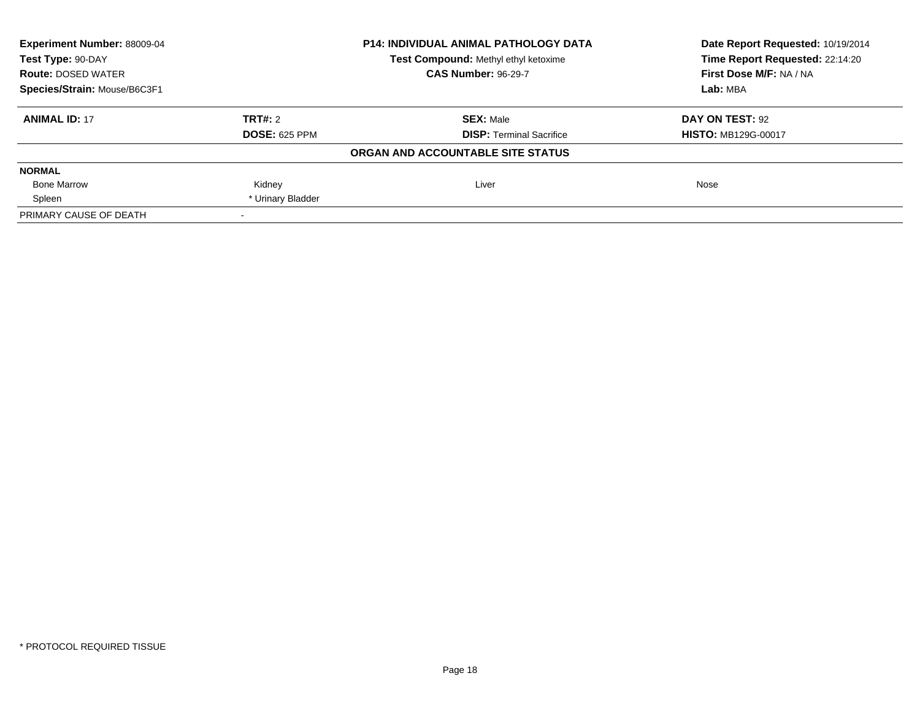**Experiment Number:** 88009-04
**Test Type:** 90-DAY
**Route:** DOSED WATER
**Species/Strain:** Mouse/B6C3F1

**P14: INDIVIDUAL ANIMAL PATHOLOGY DATA**
**Test Compound:** Methyl ethyl ketoxime
**CAS Number:** 96-29-7

**Date Report Requested:** 10/19/2014
**Time Report Requested:** 22:14:20
**First Dose M/F:** NA / NA
**Lab:** MBA

| **ANIMAL ID:** 17 | **TRT#:** 2 | **SEX:** Male | **DAY ON TEST:** 92 |
|---|---|---|---|
| | **DOSE:** 625 PPM | **DISP:** Terminal Sacrifice | **HISTO:** MB129G-00017 |

**ORGAN AND ACCOUNTABLE SITE STATUS**

| | | | |
|---|---|---|---|
| **NORMAL** | | | |
| Bone Marrow | Kidney | Liver | Nose |
| Spleen | * Urinary Bladder | | |
| PRIMARY CAUSE OF DEATH | - | | |

\* PROTOCOL REQUIRED TISSUE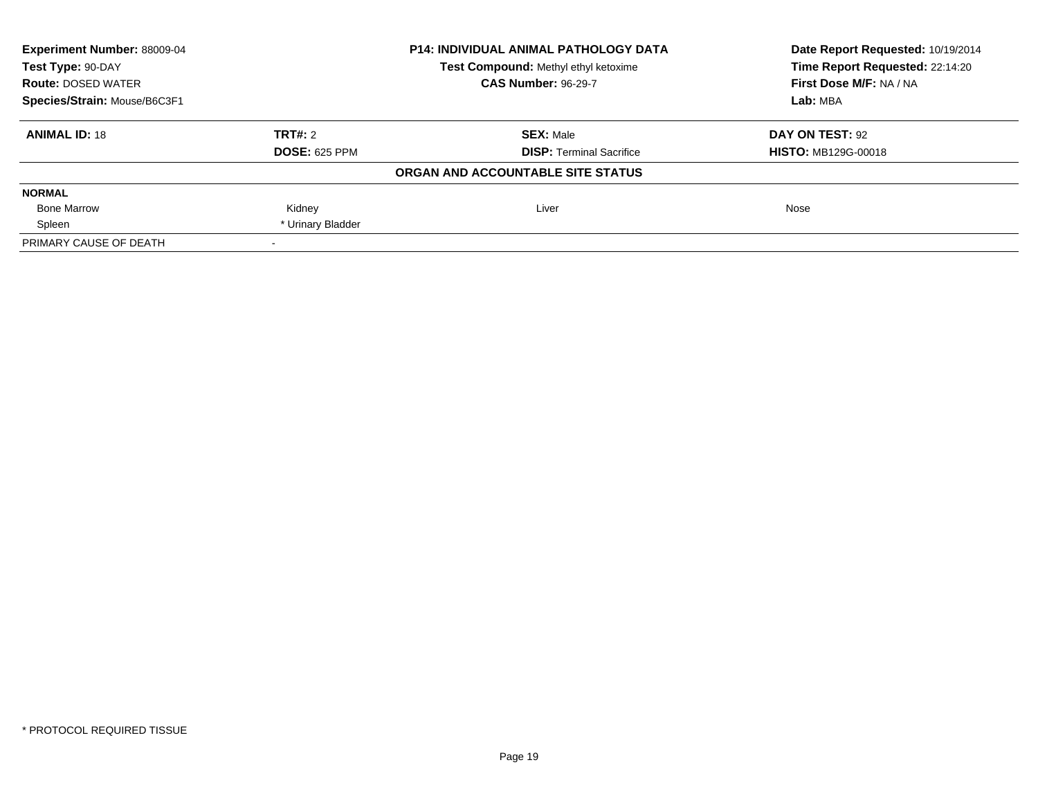| **Experiment Number:** 88009-04 | **P14: INDIVIDUAL ANIMAL PATHOLOGY DATA** | **Date Report Requested:** 10/19/2014 |
|---|---|---|
| **Test Type:** 90-DAY | **Test Compound:** Methyl ethyl ketoxime | **Time Report Requested:** 22:14:20 |
| **Route:** DOSED WATER | **CAS Number:** 96-29-7 | **First Dose M/F:** NA / NA |
| **Species/Strain:** Mouse/B6C3F1 | | **Lab:** MBA |

| **ANIMAL ID:** 18 | **TRT#:** 2 | **SEX:** Male | **DAY ON TEST:** 92 |
|---|---|---|---|
| | **DOSE:** 625 PPM | **DISP:** Terminal Sacrifice | **HISTO:** MB129G-00018 |

**ORGAN AND ACCOUNTABLE SITE STATUS**

| **NORMAL** | | | |
|---|---|---|---|
| Bone Marrow | Kidney | Liver | Nose |
| Spleen | * Urinary Bladder | | |
| PRIMARY CAUSE OF DEATH | - | | |

* PROTOCOL REQUIRED TISSUE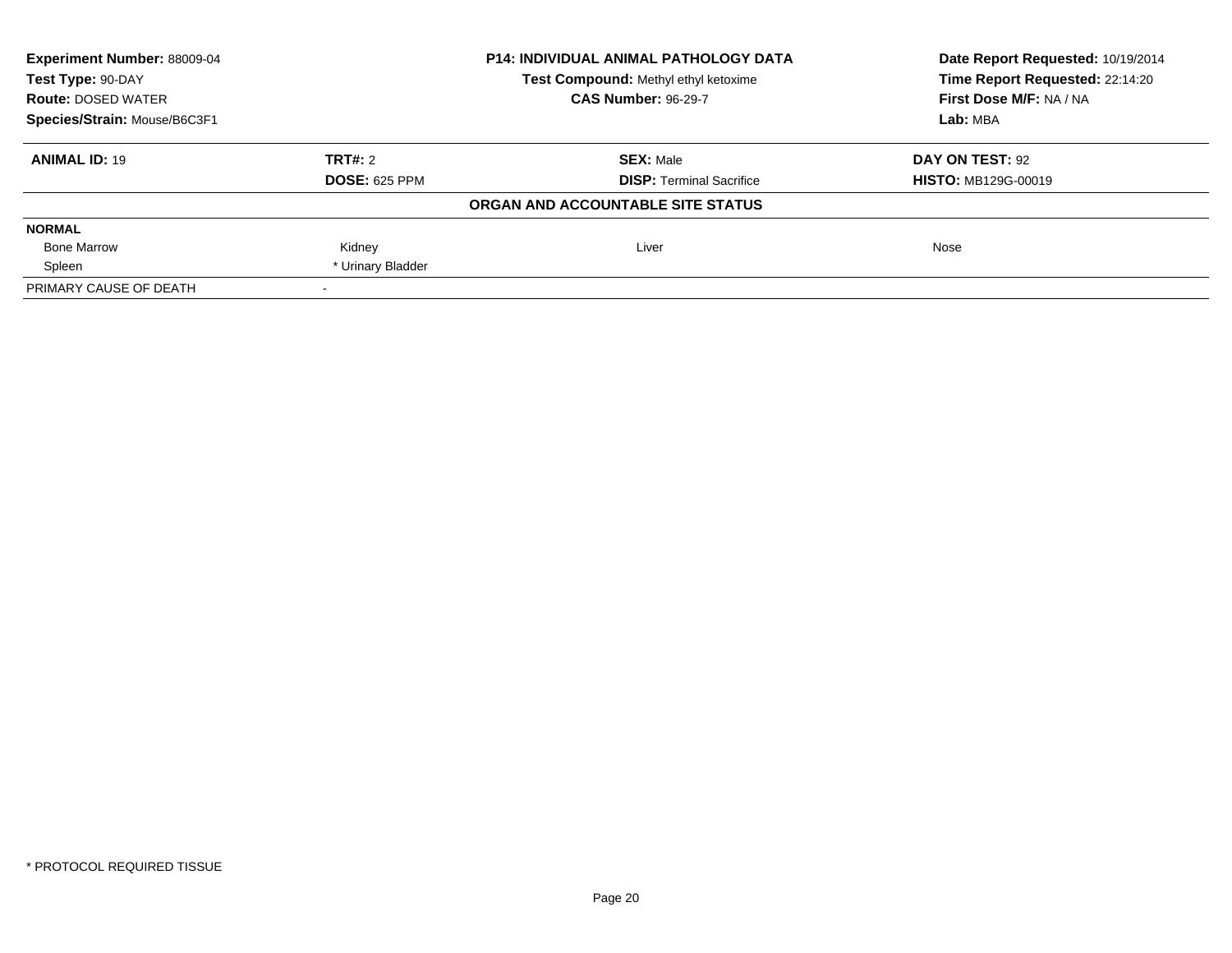**Experiment Number:** 88009-04
**Test Type:** 90-DAY
**Route:** DOSED WATER
**Species/Strain:** Mouse/B6C3F1

**P14: INDIVIDUAL ANIMAL PATHOLOGY DATA**
**Test Compound:** Methyl ethyl ketoxime
**CAS Number:** 96-29-7

**Date Report Requested:** 10/19/2014
**Time Report Requested:** 22:14:20
**First Dose M/F:** NA / NA
**Lab:** MBA

| **ANIMAL ID:** 19 | **TRT#:** 2 | **SEX:** Male | **DAY ON TEST:** 92 |
|---|---|---|---|
| | **DOSE:** 625 PPM | **DISP:** Terminal Sacrifice | **HISTO:** MB129G-00019 |

**ORGAN AND ACCOUNTABLE SITE STATUS**

| **NORMAL** | | | |
|---|---|---|---|
| Bone Marrow | Kidney | Liver | Nose |
| Spleen | * Urinary Bladder | | |
| PRIMARY CAUSE OF DEATH | - | | |

* PROTOCOL REQUIRED TISSUE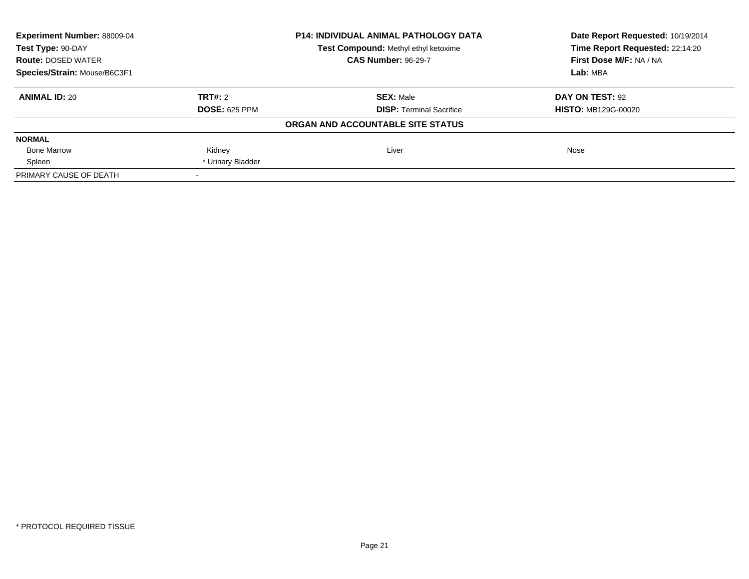| **Experiment Number:** 88009-04 | **P14: INDIVIDUAL ANIMAL PATHOLOGY DATA** | **Date Report Requested:** 10/19/2014 |
|---|---|---|
| **Test Type:** 90-DAY | **Test Compound:** Methyl ethyl ketoxime | **Time Report Requested:** 22:14:20 |
| **Route:** DOSED WATER | **CAS Number:** 96-29-7 | **First Dose M/F:** NA / NA |
| **Species/Strain:** Mouse/B6C3F1 | | **Lab:** MBA |

| **ANIMAL ID:** 20 | **TRT#:** 2 | **SEX:** Male | **DAY ON TEST:** 92 |
|---|---|---|---|
| | **DOSE:** 625 PPM | **DISP:** Terminal Sacrifice | **HISTO:** MB129G-00020 |

**ORGAN AND ACCOUNTABLE SITE STATUS**

| **NORMAL** | | | |
|---|---|---|---|
| Bone Marrow | Kidney | Liver | Nose |
| Spleen | * Urinary Bladder | | |
| PRIMARY CAUSE OF DEATH | - | | |

\* PROTOCOL REQUIRED TISSUE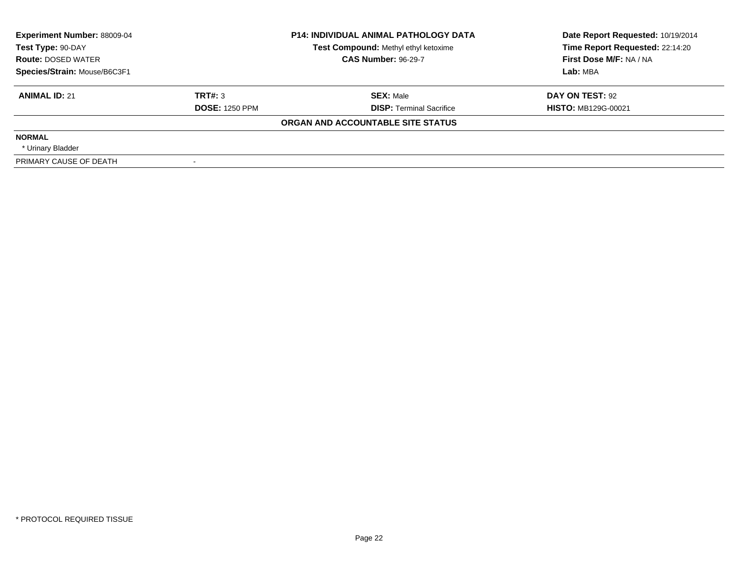**Experiment Number:** 88009-04
**Test Type:** 90-DAY
**Route:** DOSED WATER
**Species/Strain:** Mouse/B6C3F1

**P14: INDIVIDUAL ANIMAL PATHOLOGY DATA**
**Test Compound:** Methyl ethyl ketoxime
**CAS Number:** 96-29-7

**Date Report Requested:** 10/19/2014
**Time Report Requested:** 22:14:20
**First Dose M/F:** NA / NA
**Lab:** MBA

| **ANIMAL ID:** 21 | **TRT#:** 3 | **SEX:** Male | **DAY ON TEST:** 92 |
|---|---|---|---|
| | **DOSE:** 1250 PPM | **DISP:** Terminal Sacrifice | **HISTO:** MB129G-00021 |

**ORGAN AND ACCOUNTABLE SITE STATUS**

**NORMAL**
* Urinary Bladder

PRIMARY CAUSE OF DEATH -

* PROTOCOL REQUIRED TISSUE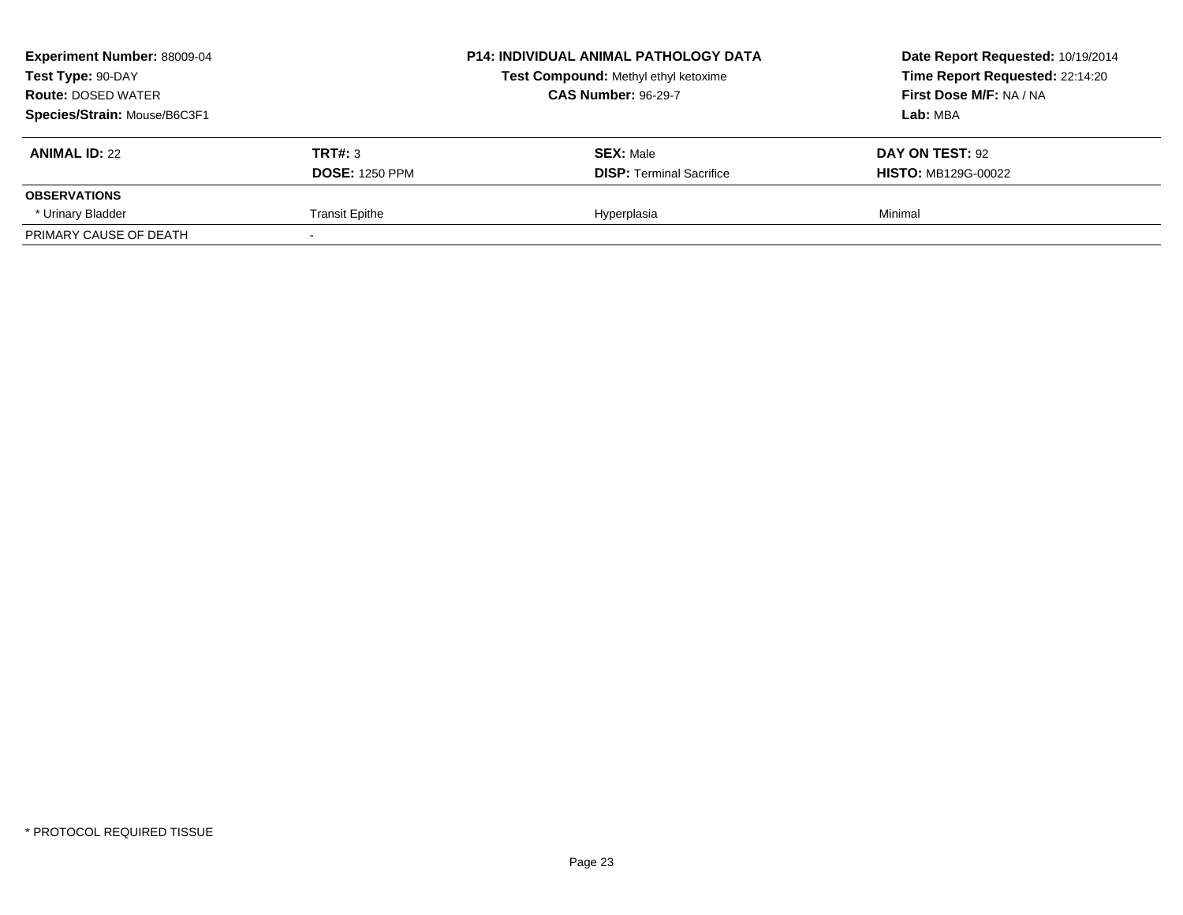**Experiment Number:** 88009-04
**Test Type:** 90-DAY
**Route:** DOSED WATER
**Species/Strain:** Mouse/B6C3F1

**P14: INDIVIDUAL ANIMAL PATHOLOGY DATA**
**Test Compound:** Methyl ethyl ketoxime
**CAS Number:** 96-29-7

**Date Report Requested:** 10/19/2014
**Time Report Requested:** 22:14:20
**First Dose M/F:** NA / NA
**Lab:** MBA

| **ANIMAL ID:** 22 | **TRT#:** 3 | **SEX:** Male | **DAY ON TEST:** 92 |
|---|---|---|---|
| | **DOSE:** 1250 PPM | **DISP:** Terminal Sacrifice | **HISTO:** MB129G-00022 |
| **OBSERVATIONS** | | | |
| * Urinary Bladder | Transit Epithe | Hyperplasia | Minimal |
| PRIMARY CAUSE OF DEATH | - | | |

* PROTOCOL REQUIRED TISSUE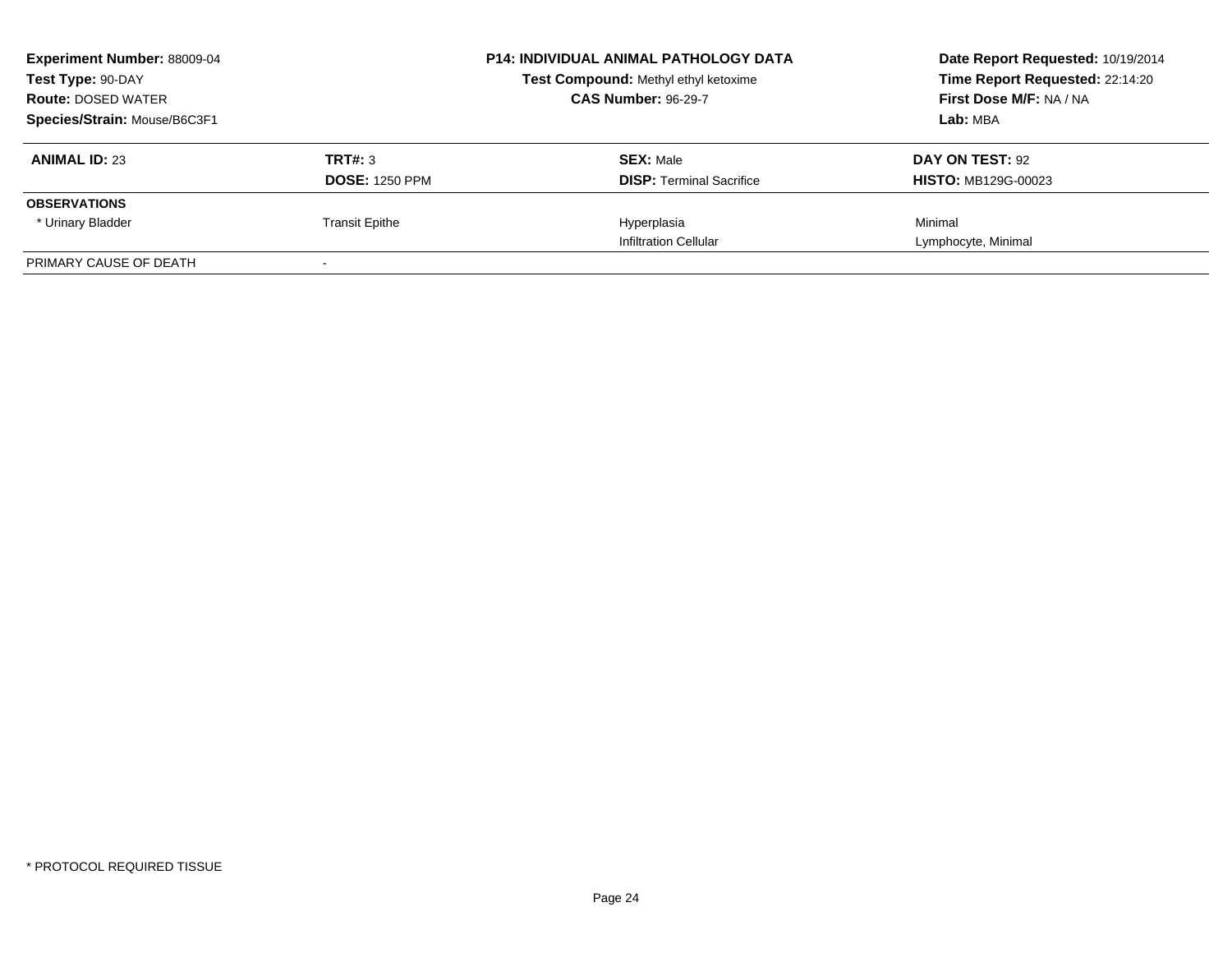**Experiment Number:** 88009-04
**Test Type:** 90-DAY
**Route:** DOSED WATER
**Species/Strain:** Mouse/B6C3F1

**P14: INDIVIDUAL ANIMAL PATHOLOGY DATA**
**Test Compound:** Methyl ethyl ketoxime
**CAS Number:** 96-29-7

**Date Report Requested:** 10/19/2014
**Time Report Requested:** 22:14:20
**First Dose M/F:** NA / NA
**Lab:** MBA

| **ANIMAL ID:** 23 | **TRT#:** 3 | **SEX:** Male | **DAY ON TEST:** 92 |
|---|---|---|---|
| | **DOSE:** 1250 PPM | **DISP:** Terminal Sacrifice | **HISTO:** MB129G-00023 |
| **OBSERVATIONS** | | | |
| * Urinary Bladder | Transit Epithe | Hyperplasia | Minimal |
| | | Infiltration Cellular | Lymphocyte, Minimal |
| PRIMARY CAUSE OF DEATH | - | | |

\* PROTOCOL REQUIRED TISSUE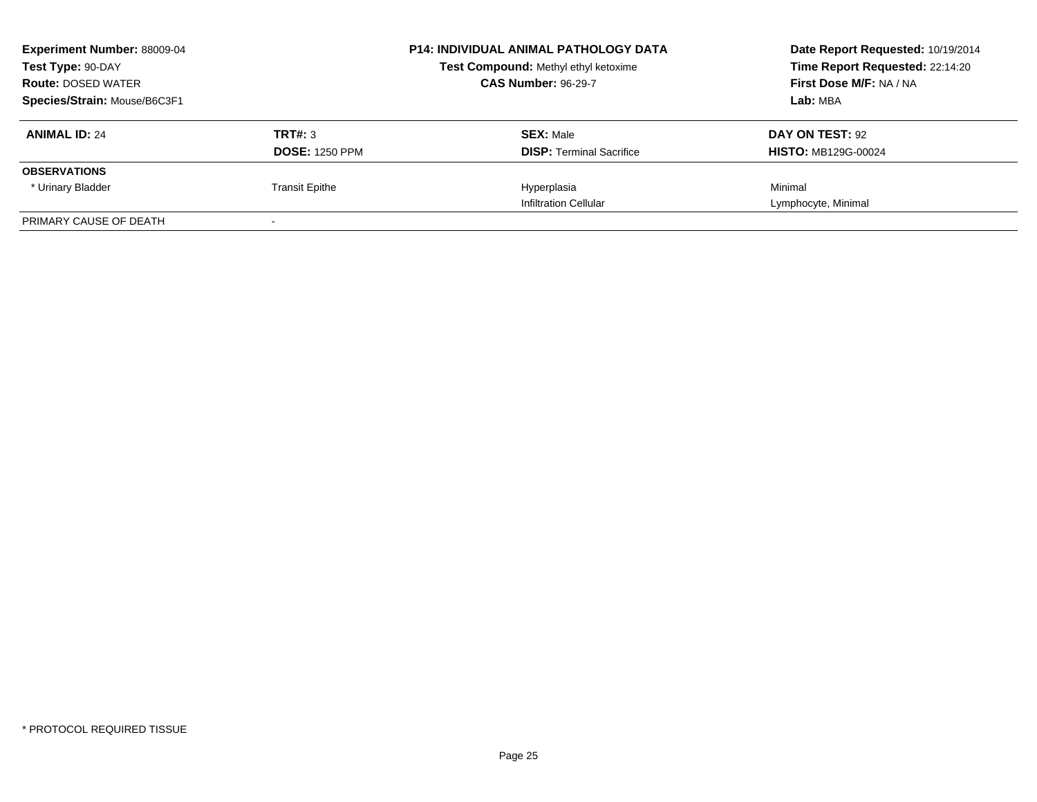**Experiment Number:** 88009-04
**Test Type:** 90-DAY
**Route:** DOSED WATER
**Species/Strain:** Mouse/B6C3F1

**P14: INDIVIDUAL ANIMAL PATHOLOGY DATA**
**Test Compound:** Methyl ethyl ketoxime
**CAS Number:** 96-29-7

**Date Report Requested:** 10/19/2014
**Time Report Requested:** 22:14:20
**First Dose M/F:** NA / NA
**Lab:** MBA

| **ANIMAL ID:** 24 | **TRT#:** 3 | **SEX:** Male | **DAY ON TEST:** 92 |
|---|---|---|---|
| | **DOSE:** 1250 PPM | **DISP:** Terminal Sacrifice | **HISTO:** MB129G-00024 |
| **OBSERVATIONS** | | | |
| * Urinary Bladder | Transit Epithe | Hyperplasia | Minimal |
| | | Infiltration Cellular | Lymphocyte, Minimal |
| PRIMARY CAUSE OF DEATH | - | | |

* PROTOCOL REQUIRED TISSUE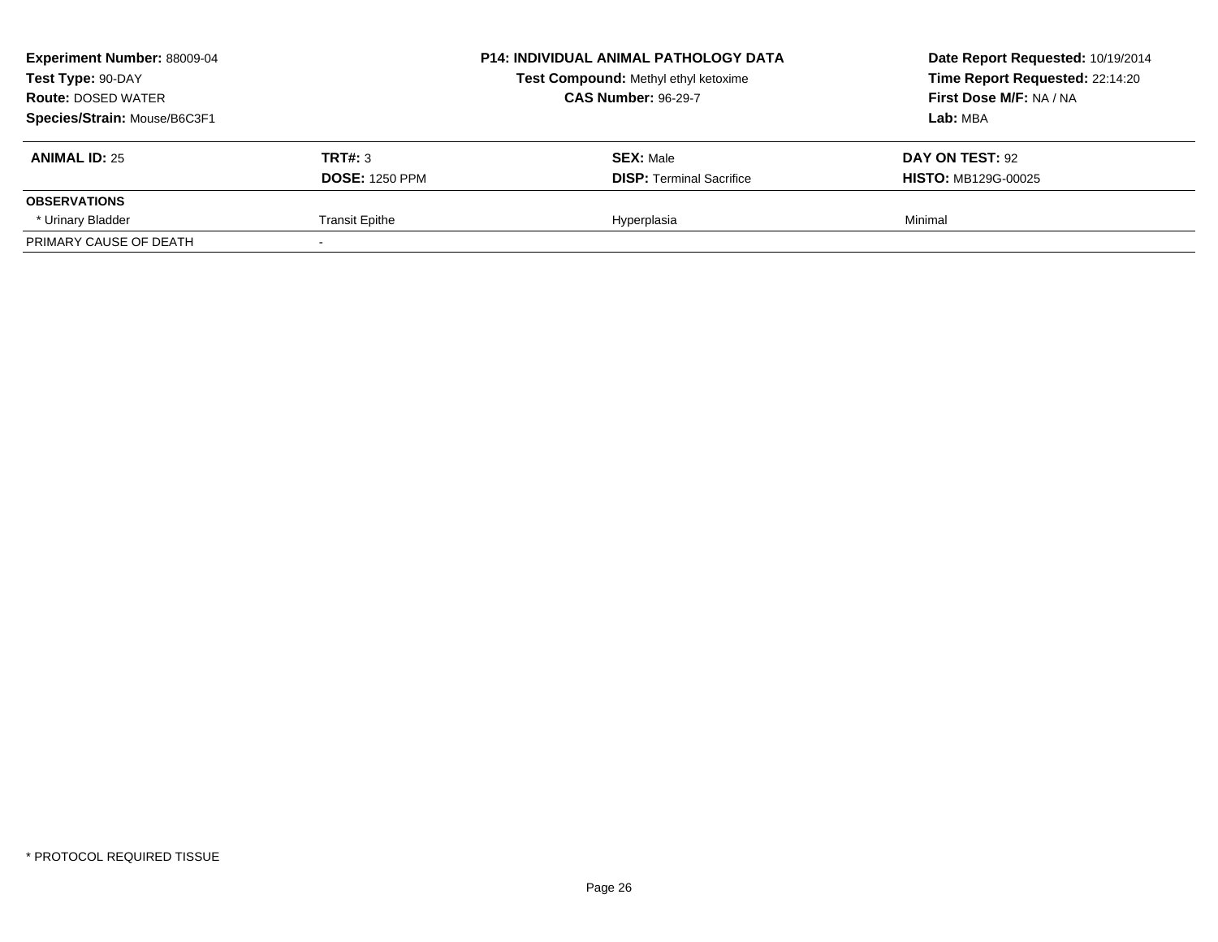**Experiment Number:** 88009-04
**Test Type:** 90-DAY
**Route:** DOSED WATER
**Species/Strain:** Mouse/B6C3F1

**P14: INDIVIDUAL ANIMAL PATHOLOGY DATA**
**Test Compound:** Methyl ethyl ketoxime
**CAS Number:** 96-29-7

**Date Report Requested:** 10/19/2014
**Time Report Requested:** 22:14:20
**First Dose M/F:** NA / NA
**Lab:** MBA

| **ANIMAL ID:** 25 | **TRT#:** 3 | **SEX:** Male | **DAY ON TEST:** 92 |
|---|---|---|---|
| | **DOSE:** 1250 PPM | **DISP:** Terminal Sacrifice | **HISTO:** MB129G-00025 |
| **OBSERVATIONS** | | | |
| * Urinary Bladder | Transit Epithe | Hyperplasia | Minimal |
| PRIMARY CAUSE OF DEATH | - | | |

* PROTOCOL REQUIRED TISSUE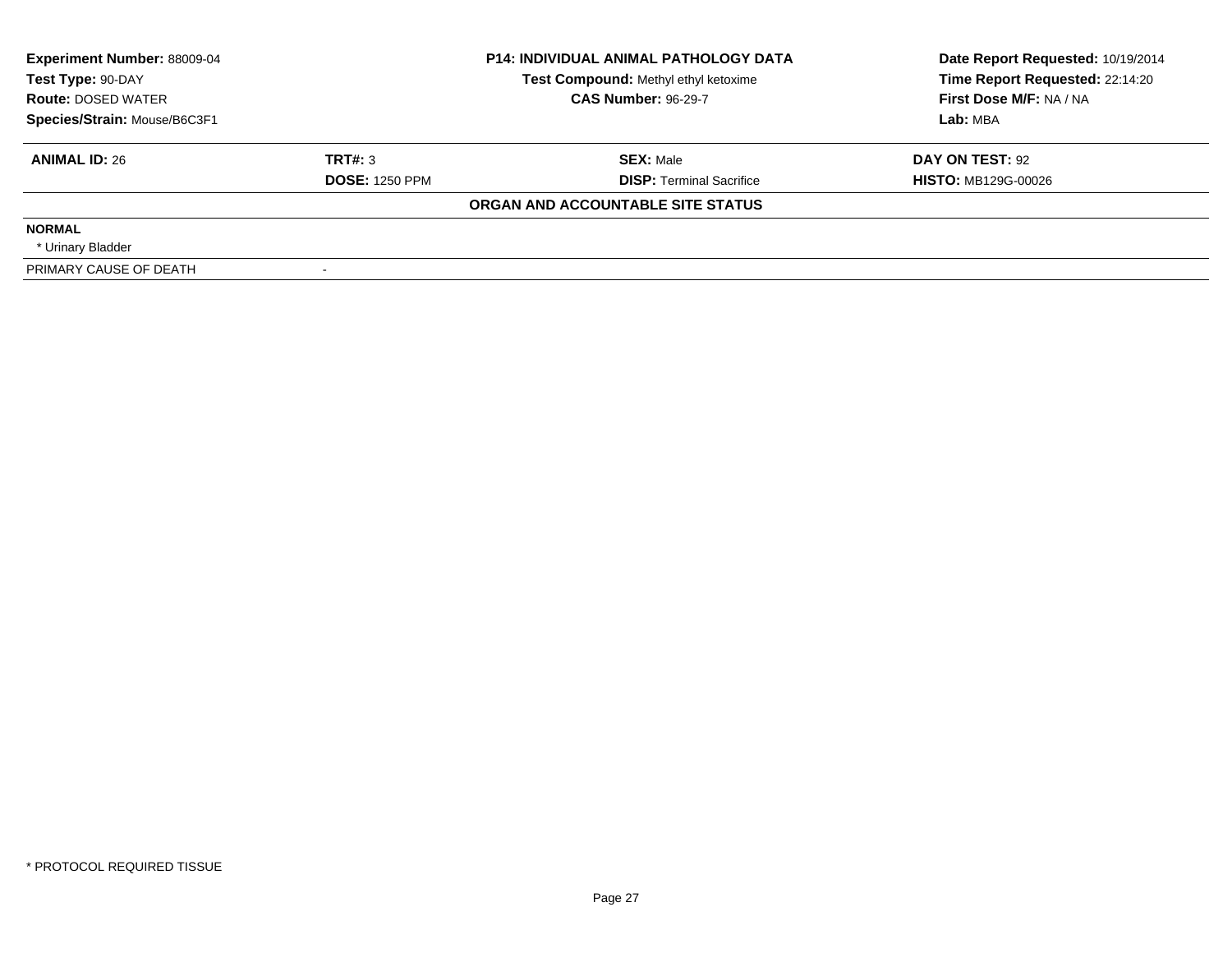**Experiment Number:** 88009-04
**Test Type:** 90-DAY
**Route:** DOSED WATER
**Species/Strain:** Mouse/B6C3F1

**P14: INDIVIDUAL ANIMAL PATHOLOGY DATA**
**Test Compound:** Methyl ethyl ketoxime
**CAS Number:** 96-29-7

**Date Report Requested:** 10/19/2014
**Time Report Requested:** 22:14:20
**First Dose M/F:** NA / NA
**Lab:** MBA

| **ANIMAL ID:** 26 | **TRT#:** 3 | **SEX:** Male | **DAY ON TEST:** 92 |
|---|---|---|---|
| | **DOSE:** 1250 PPM | **DISP:** Terminal Sacrifice | **HISTO:** MB129G-00026 |

**ORGAN AND ACCOUNTABLE SITE STATUS**

**NORMAL**
* Urinary Bladder

| PRIMARY CAUSE OF DEATH | - |
|---|---|

* PROTOCOL REQUIRED TISSUE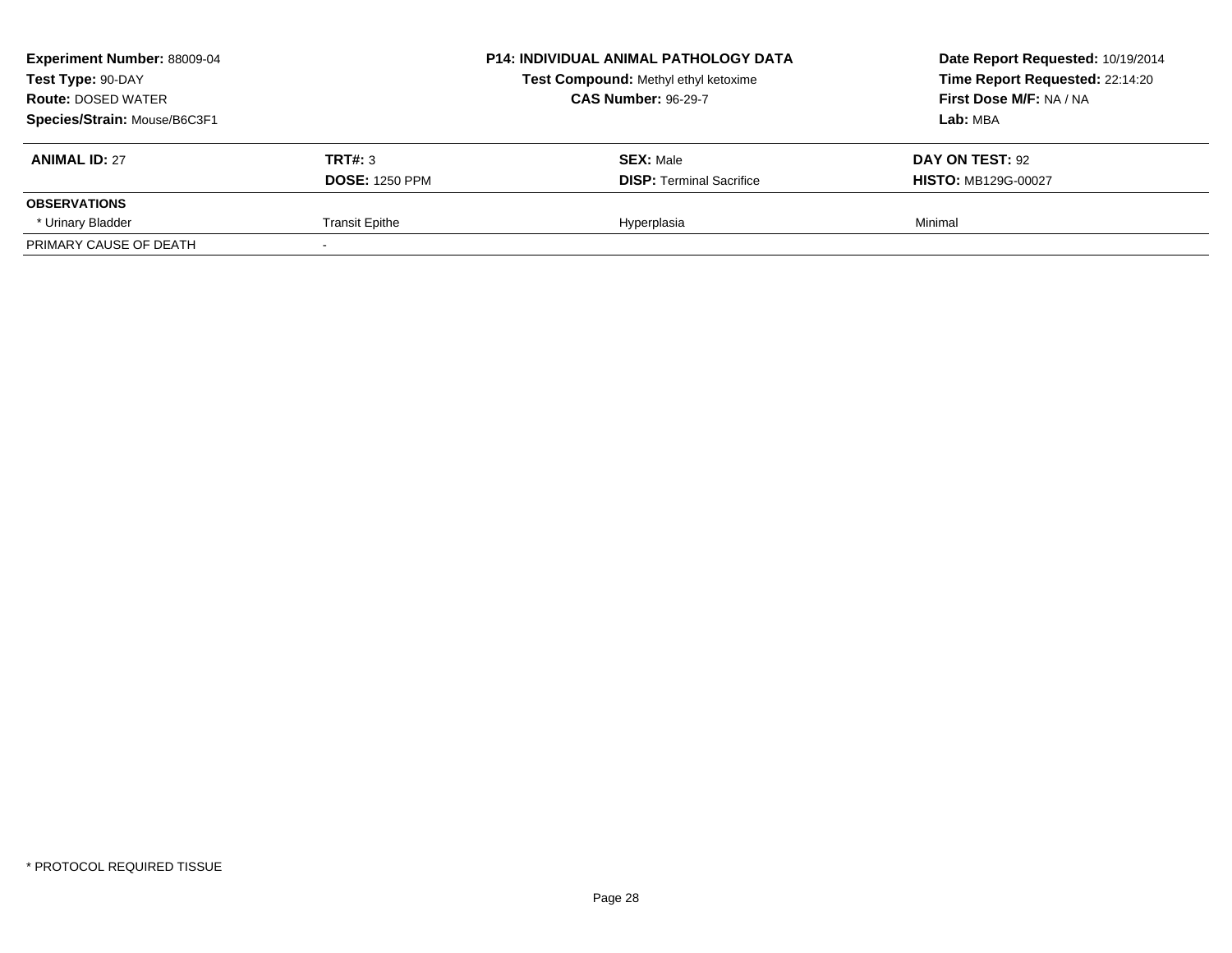**Experiment Number:** 88009-04
**Test Type:** 90-DAY
**Route:** DOSED WATER
**Species/Strain:** Mouse/B6C3F1

**P14: INDIVIDUAL ANIMAL PATHOLOGY DATA**
**Test Compound:** Methyl ethyl ketoxime
**CAS Number:** 96-29-7

**Date Report Requested:** 10/19/2014
**Time Report Requested:** 22:14:20
**First Dose M/F:** NA / NA
**Lab:** MBA

| **ANIMAL ID:** 27 | **TRT#:** 3 | **SEX:** Male | **DAY ON TEST:** 92 |
|---|---|---|---|
| | **DOSE:** 1250 PPM | **DISP:** Terminal Sacrifice | **HISTO:** MB129G-00027 |
| **OBSERVATIONS** | | | |
| * Urinary Bladder | Transit Epithe | Hyperplasia | Minimal |
| PRIMARY CAUSE OF DEATH | - | | |

* PROTOCOL REQUIRED TISSUE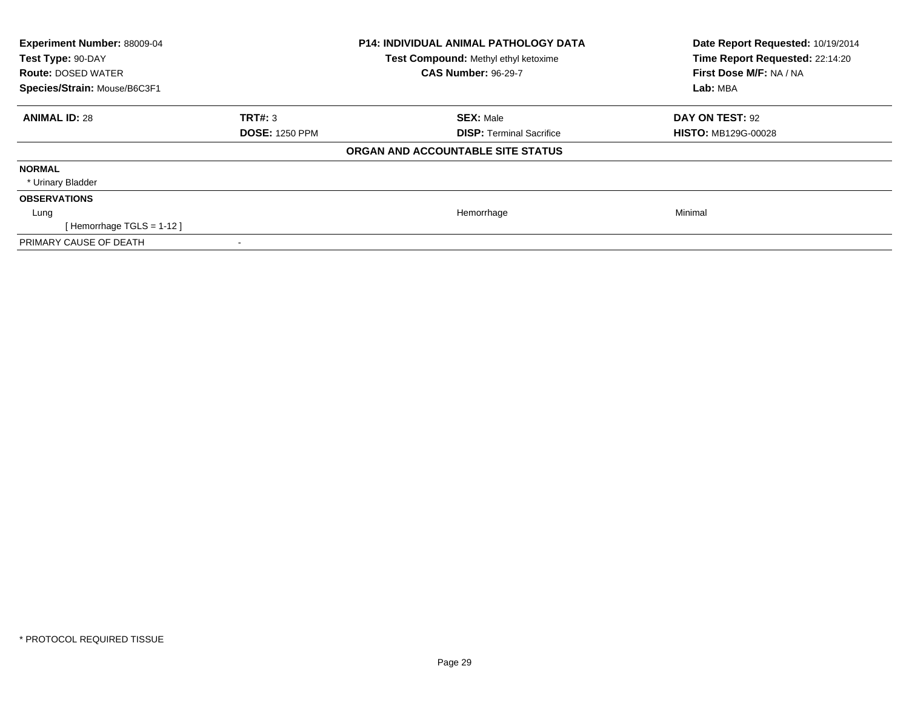**Experiment Number:** 88009-04
**Test Type:** 90-DAY
**Route:** DOSED WATER
**Species/Strain:** Mouse/B6C3F1

**P14: INDIVIDUAL ANIMAL PATHOLOGY DATA**
**Test Compound:** Methyl ethyl ketoxime
**CAS Number:** 96-29-7

**Date Report Requested:** 10/19/2014
**Time Report Requested:** 22:14:20
**First Dose M/F:** NA / NA
**Lab:** MBA

| **ANIMAL ID:** 28 | **TRT#:** 3 | **SEX:** Male | **DAY ON TEST:** 92 |
|---|---|---|---|
| | **DOSE:** 1250 PPM | **DISP:** Terminal Sacrifice | **HISTO:** MB129G-00028 |

**ORGAN AND ACCOUNTABLE SITE STATUS**

| | | | |
|---|---|---|---|
| **NORMAL** | | | |
| * Urinary Bladder | | | |
| **OBSERVATIONS** | | | |
| Lung | | Hemorrhage | Minimal |
| [ Hemorrhage TGLS = 1-12 ] | | | |
| PRIMARY CAUSE OF DEATH | - | | |

* PROTOCOL REQUIRED TISSUE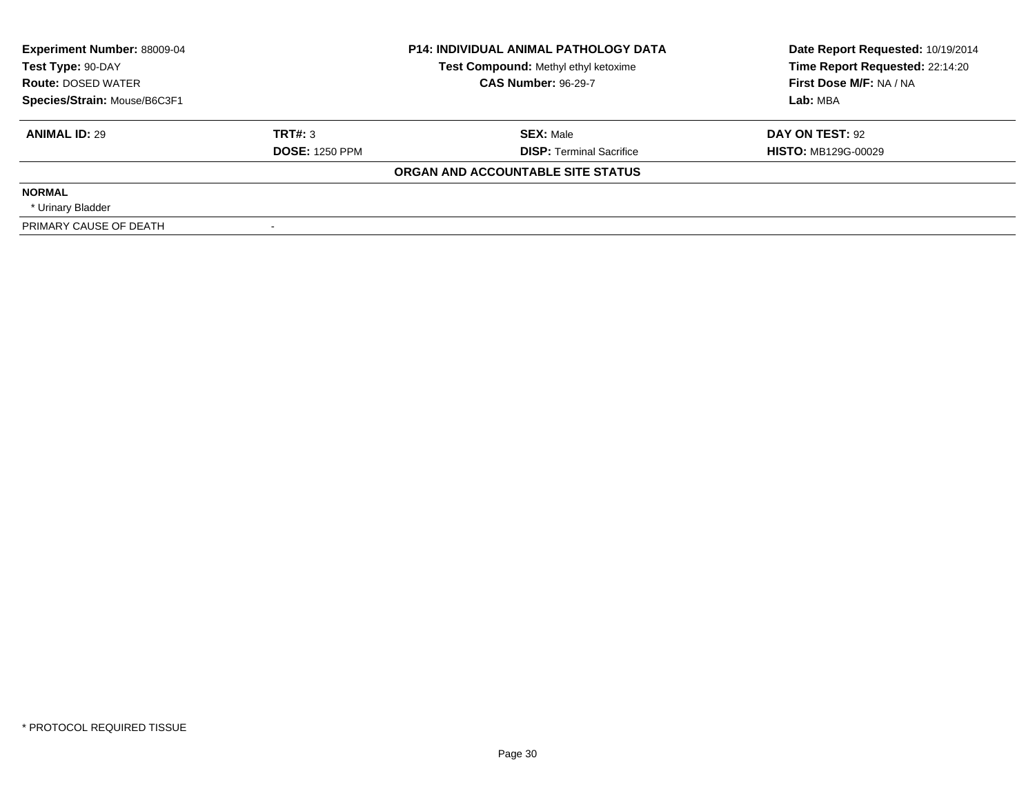| | | | |
|---|---|---|---|
| **Experiment Number:** 88009-04 | **P14: INDIVIDUAL ANIMAL PATHOLOGY DATA** | | **Date Report Requested:** 10/19/2014 |
| **Test Type:** 90-DAY | **Test Compound:** Methyl ethyl ketoxime | | **Time Report Requested:** 22:14:20 |
| **Route:** DOSED WATER | **CAS Number:** 96-29-7 | | **First Dose M/F:** NA / NA |
| **Species/Strain:** Mouse/B6C3F1 | | | **Lab:** MBA |

| | | | |
|---|---|---|---|
| **ANIMAL ID:** 29 | **TRT#:** 3 | **SEX:** Male | **DAY ON TEST:** 92 |
| | **DOSE:** 1250 PPM | **DISP:** Terminal Sacrifice | **HISTO:** MB129G-00029 |

**ORGAN AND ACCOUNTABLE SITE STATUS**

**NORMAL**

* Urinary Bladder

| | |
|---|---|
| PRIMARY CAUSE OF DEATH | - |

* PROTOCOL REQUIRED TISSUE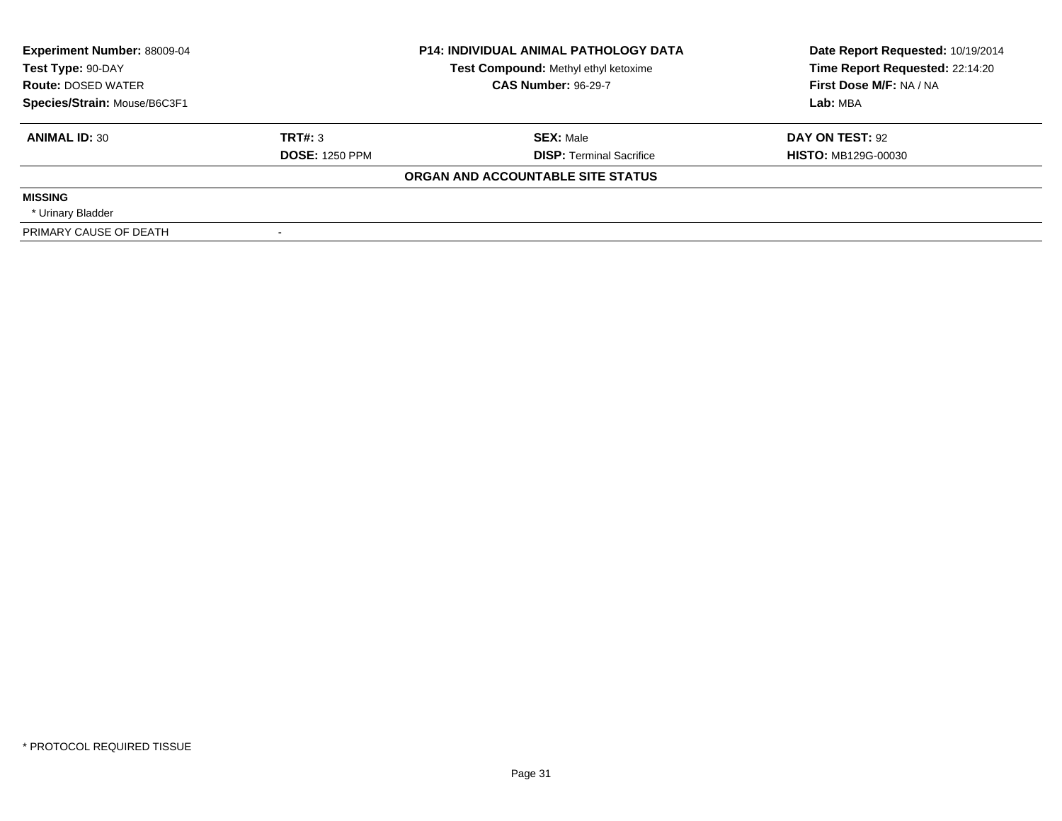| | | | |
|---|---|---|---|
| **Experiment Number:** 88009-04 | **P14: INDIVIDUAL ANIMAL PATHOLOGY DATA** | | **Date Report Requested:** 10/19/2014 |
| **Test Type:** 90-DAY | **Test Compound:** Methyl ethyl ketoxime | | **Time Report Requested:** 22:14:20 |
| **Route:** DOSED WATER | **CAS Number:** 96-29-7 | | **First Dose M/F:** NA / NA |
| **Species/Strain:** Mouse/B6C3F1 | | | **Lab:** MBA |

| **ANIMAL ID:** 30 | **TRT#:** 3 | **SEX:** Male | **DAY ON TEST:** 92 |
|---|---|---|---|
| | **DOSE:** 1250 PPM | **DISP:** Terminal Sacrifice | **HISTO:** MB129G-00030 |

**ORGAN AND ACCOUNTABLE SITE STATUS**

**MISSING**

* Urinary Bladder

| | |
|---|---|
| PRIMARY CAUSE OF DEATH | - |

* PROTOCOL REQUIRED TISSUE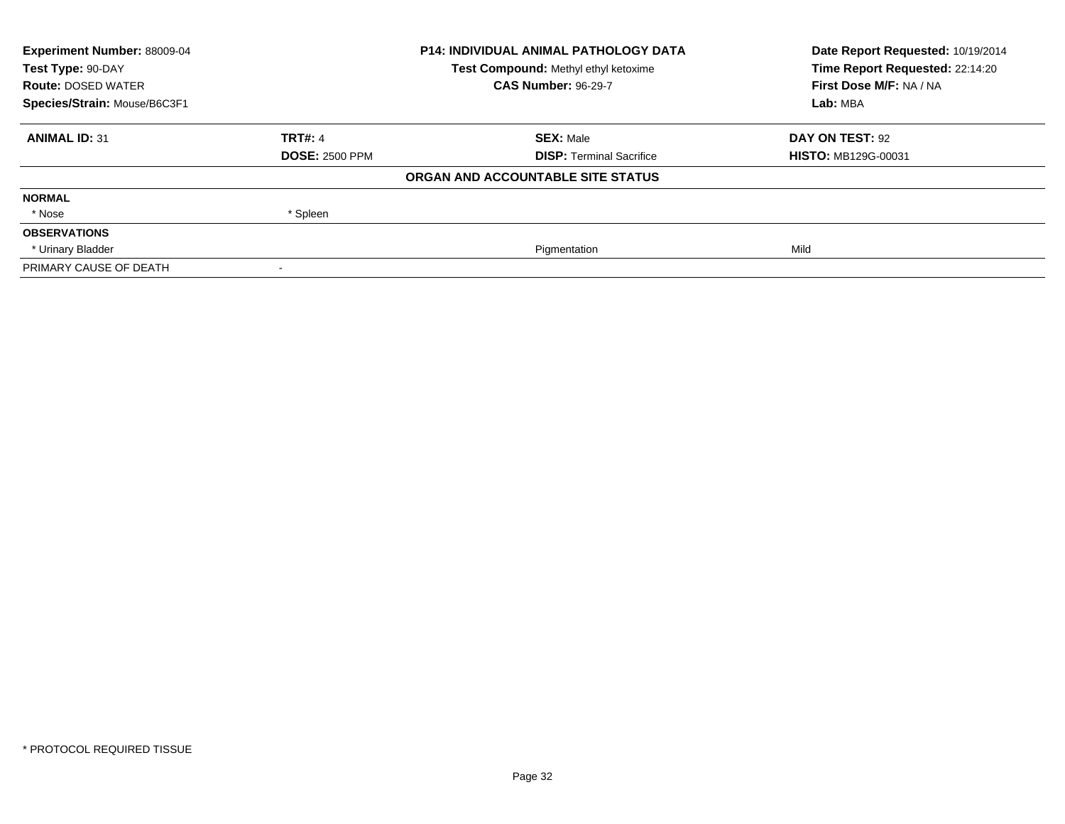| Experiment Number: 88009-04 | P14: INDIVIDUAL ANIMAL PATHOLOGY DATA | Date Report Requested: 10/19/2014 |
|---|---|---|
| Test Type: 90-DAY | Test Compound: Methyl ethyl ketoxime | Time Report Requested: 22:14:20 |
| Route: DOSED WATER | CAS Number: 96-29-7 | First Dose M/F: NA / NA |
| Species/Strain: Mouse/B6C3F1 | | Lab: MBA |

| ANIMAL ID: 31 | TRT#: 4 | SEX: Male | DAY ON TEST: 92 |
|---|---|---|---|
| | DOSE: 2500 PPM | DISP: Terminal Sacrifice | HISTO: MB129G-00031 |

**ORGAN AND ACCOUNTABLE SITE STATUS**

| | | | |
|---|---|---|---|
| **NORMAL** | | | |
| * Nose | * Spleen | | |
| **OBSERVATIONS** | | | |
| * Urinary Bladder | | Pigmentation | Mild |
| PRIMARY CAUSE OF DEATH | - | | |

* PROTOCOL REQUIRED TISSUE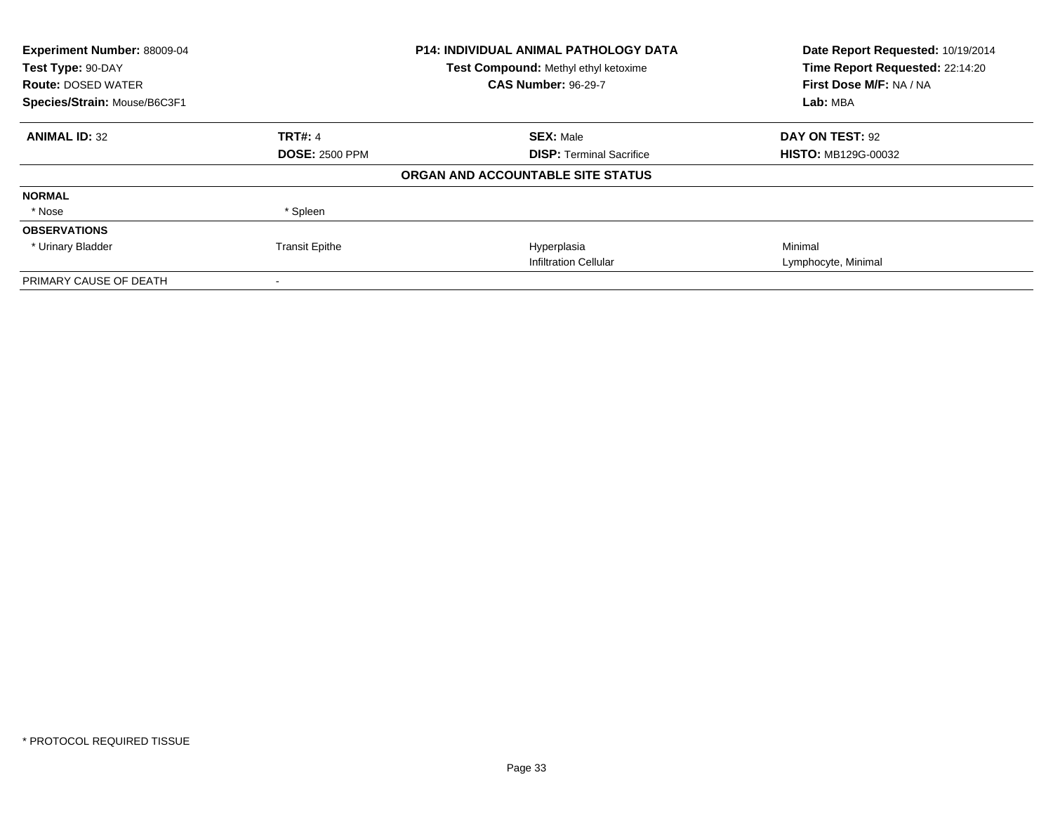| **Experiment Number:** 88009-04 | **P14: INDIVIDUAL ANIMAL PATHOLOGY DATA** | **Date Report Requested:** 10/19/2014 |
|---|---|---|
| **Test Type:** 90-DAY | **Test Compound:** Methyl ethyl ketoxime | **Time Report Requested:** 22:14:20 |
| **Route:** DOSED WATER | **CAS Number:** 96-29-7 | **First Dose M/F:** NA / NA |
| **Species/Strain:** Mouse/B6C3F1 | | **Lab:** MBA |

| **ANIMAL ID:** 32 | **TRT#:** 4 | **SEX:** Male | **DAY ON TEST:** 92 |
|---|---|---|---|
| | **DOSE:** 2500 PPM | **DISP:** Terminal Sacrifice | **HISTO:** MB129G-00032 |
| | | **ORGAN AND ACCOUNTABLE SITE STATUS** | |
| **NORMAL** | | | |
| * Nose | * Spleen | | |
| **OBSERVATIONS** | | | |
| * Urinary Bladder | Transit Epithe | Hyperplasia | Minimal |
| | | Infiltration Cellular | Lymphocyte, Minimal |
| PRIMARY CAUSE OF DEATH | - | | |

* PROTOCOL REQUIRED TISSUE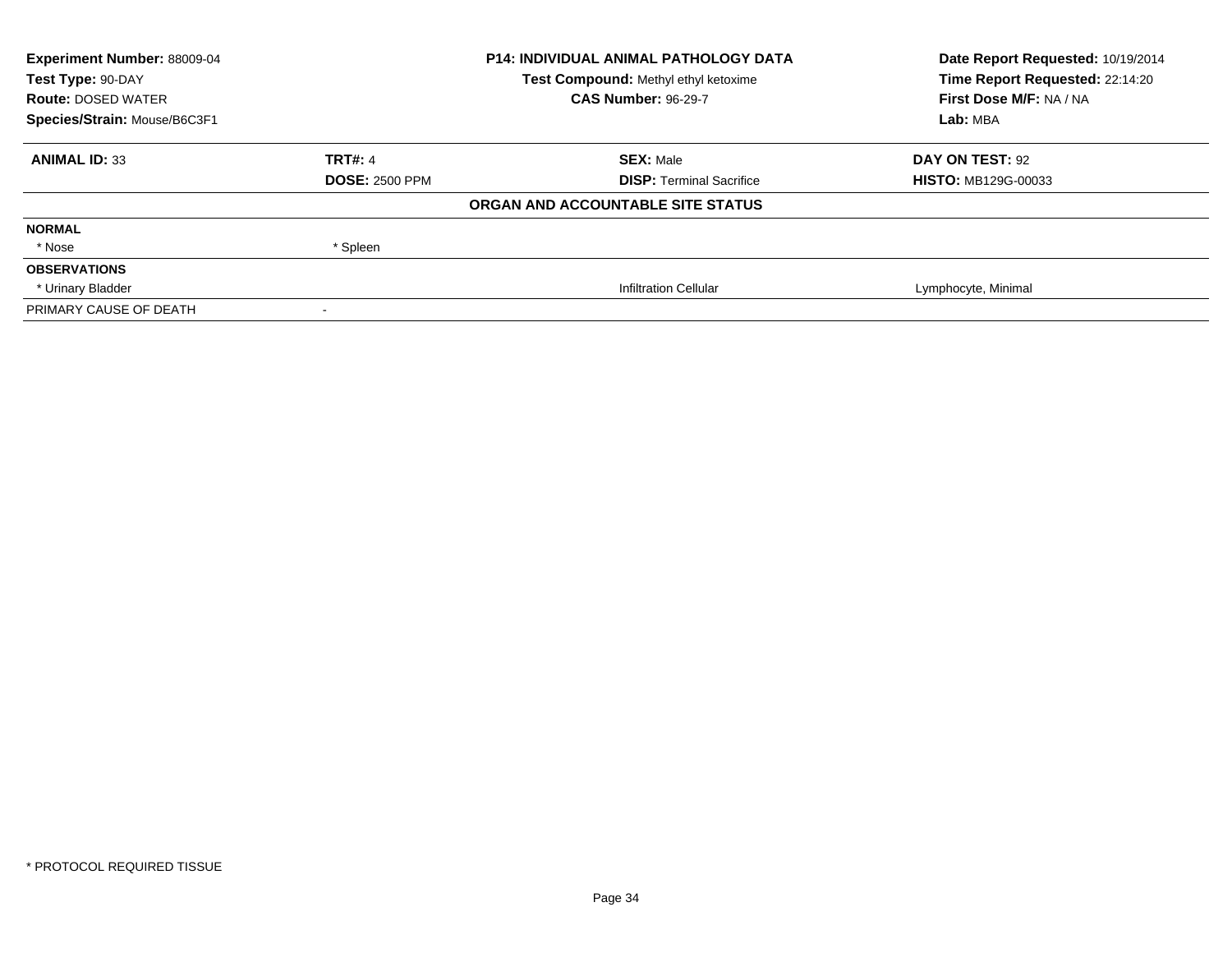| **Experiment Number:** 88009-04 | **P14: INDIVIDUAL ANIMAL PATHOLOGY DATA** | **Date Report Requested:** 10/19/2014 |
|---|---|---|
| **Test Type:** 90-DAY | **Test Compound:** Methyl ethyl ketoxime | **Time Report Requested:** 22:14:20 |
| **Route:** DOSED WATER | **CAS Number:** 96-29-7 | **First Dose M/F:** NA / NA |
| **Species/Strain:** Mouse/B6C3F1 | | **Lab:** MBA |

| **ANIMAL ID:** 33 | **TRT#:** 4 | **SEX:** Male | **DAY ON TEST:** 92 |
|---|---|---|---|
| | **DOSE:** 2500 PPM | **DISP:** Terminal Sacrifice | **HISTO:** MB129G-00033 |
| | | **ORGAN AND ACCOUNTABLE SITE STATUS** | |
| **NORMAL** | | | |
| * Nose | * Spleen | | |
| **OBSERVATIONS** | | | |
| * Urinary Bladder | | Infiltration Cellular | Lymphocyte, Minimal |
| PRIMARY CAUSE OF DEATH | - | | |

* PROTOCOL REQUIRED TISSUE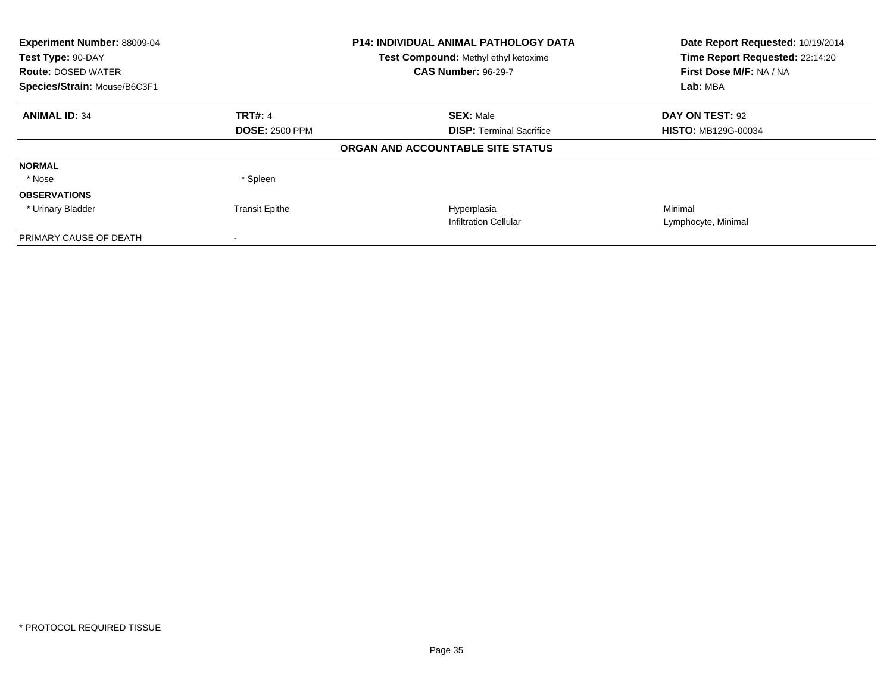**Experiment Number:** 88009-04
**Test Type:** 90-DAY
**Route:** DOSED WATER
**Species/Strain:** Mouse/B6C3F1

**P14: INDIVIDUAL ANIMAL PATHOLOGY DATA**
**Test Compound:** Methyl ethyl ketoxime
**CAS Number:** 96-29-7

**Date Report Requested:** 10/19/2014
**Time Report Requested:** 22:14:20
**First Dose M/F:** NA / NA
**Lab:** MBA

| **ANIMAL ID:** 34 | **TRT#:** 4 | **SEX:** Male | **DAY ON TEST:** 92 |
|---|---|---|---|
| | **DOSE:** 2500 PPM | **DISP:** Terminal Sacrifice | **HISTO:** MB129G-00034 |

**ORGAN AND ACCOUNTABLE SITE STATUS**

| | | | |
|---|---|---|---|
| **NORMAL** | | | |
| * Nose | * Spleen | | |
| **OBSERVATIONS** | | | |
| * Urinary Bladder | Transit Epithe | Hyperplasia | Minimal |
| | | Infiltration Cellular | Lymphocyte, Minimal |
| PRIMARY CAUSE OF DEATH | - | | |

* PROTOCOL REQUIRED TISSUE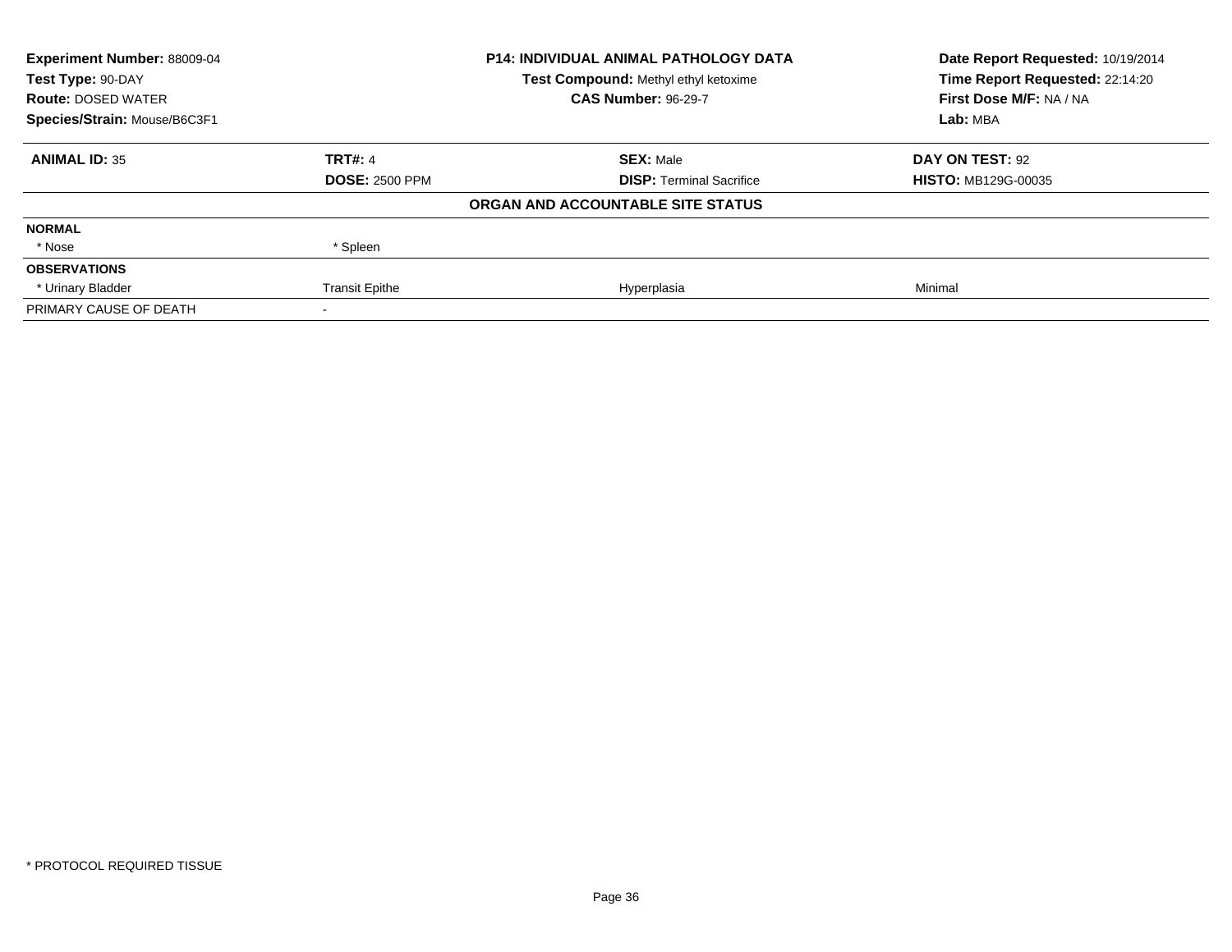| **Experiment Number:** 88009-04 | **P14: INDIVIDUAL ANIMAL PATHOLOGY DATA** | **Date Report Requested:** 10/19/2014 |
|---|---|---|
| **Test Type:** 90-DAY | **Test Compound:** Methyl ethyl ketoxime | **Time Report Requested:** 22:14:20 |
| **Route:** DOSED WATER | **CAS Number:** 96-29-7 | **First Dose M/F:** NA / NA |
| **Species/Strain:** Mouse/B6C3F1 | | **Lab:** MBA |

| **ANIMAL ID:** 35 | **TRT#:** 4 | **SEX:** Male | **DAY ON TEST:** 92 |
|---|---|---|---|
| | **DOSE:** 2500 PPM | **DISP:** Terminal Sacrifice | **HISTO:** MB129G-00035 |
| | | **ORGAN AND ACCOUNTABLE SITE STATUS** | |
| **NORMAL** | | | |
| * Nose | * Spleen | | |
| **OBSERVATIONS** | | | |
| * Urinary Bladder | Transit Epithe | Hyperplasia | Minimal |
| PRIMARY CAUSE OF DEATH | - | | |

* PROTOCOL REQUIRED TISSUE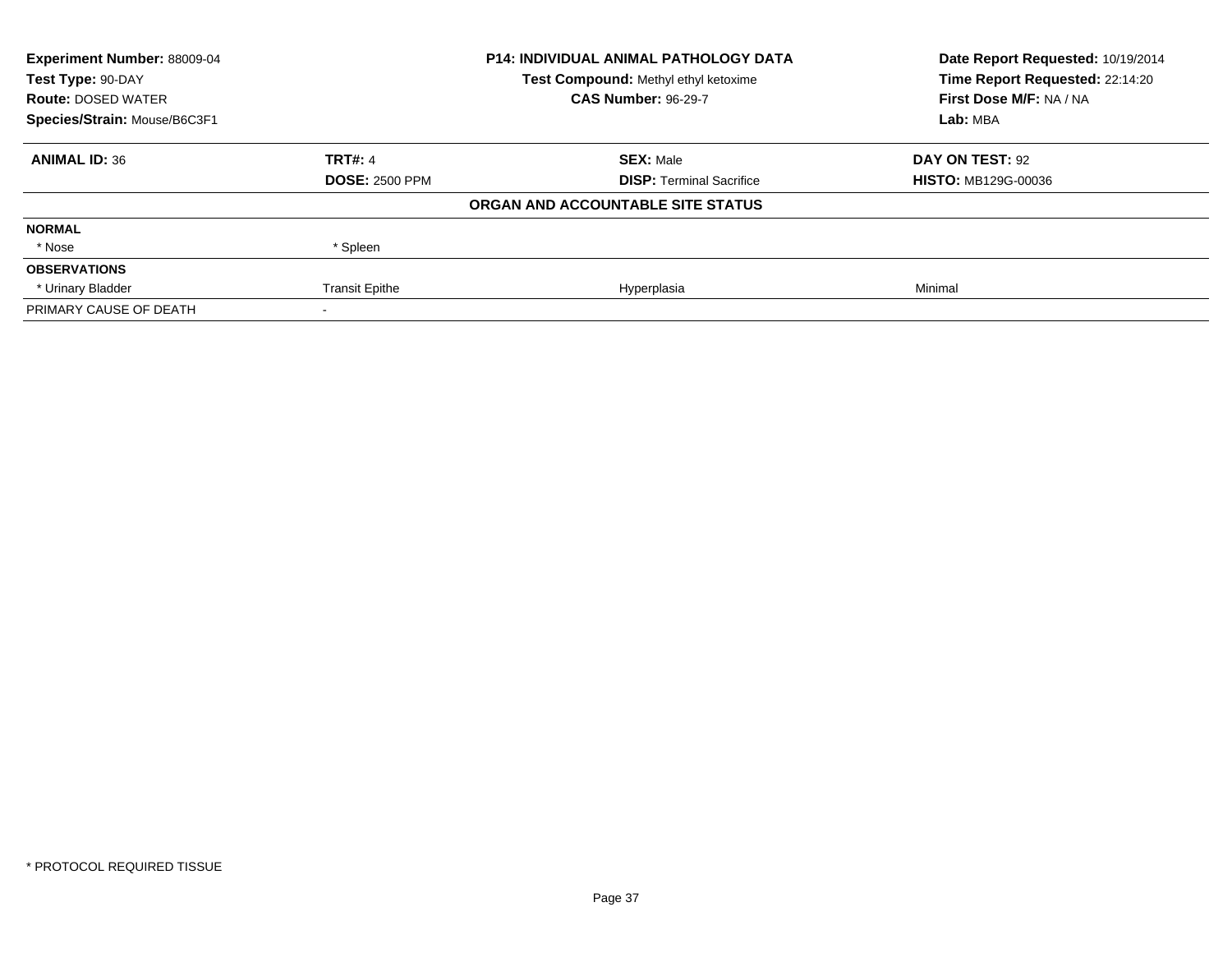| Experiment Number: 88009-04 | P14: INDIVIDUAL ANIMAL PATHOLOGY DATA | | Date Report Requested: 10/19/2014 |
|---|---|---|---|
| Test Type: 90-DAY | Test Compound: Methyl ethyl ketoxime | | Time Report Requested: 22:14:20 |
| Route: DOSED WATER | CAS Number: 96-29-7 | | First Dose M/F: NA / NA |
| Species/Strain: Mouse/B6C3F1 | | | Lab: MBA |

| **ANIMAL ID:** 36 | **TRT#:** 4 | **SEX:** Male | **DAY ON TEST:** 92 |
|---|---|---|---|
| | **DOSE:** 2500 PPM | **DISP:** Terminal Sacrifice | **HISTO:** MB129G-00036 |
| | | **ORGAN AND ACCOUNTABLE SITE STATUS** | |
| **NORMAL** | | | |
| * Nose | * Spleen | | |
| **OBSERVATIONS** | | | |
| * Urinary Bladder | Transit Epithe | Hyperplasia | Minimal |
| PRIMARY CAUSE OF DEATH | - | | |

* PROTOCOL REQUIRED TISSUE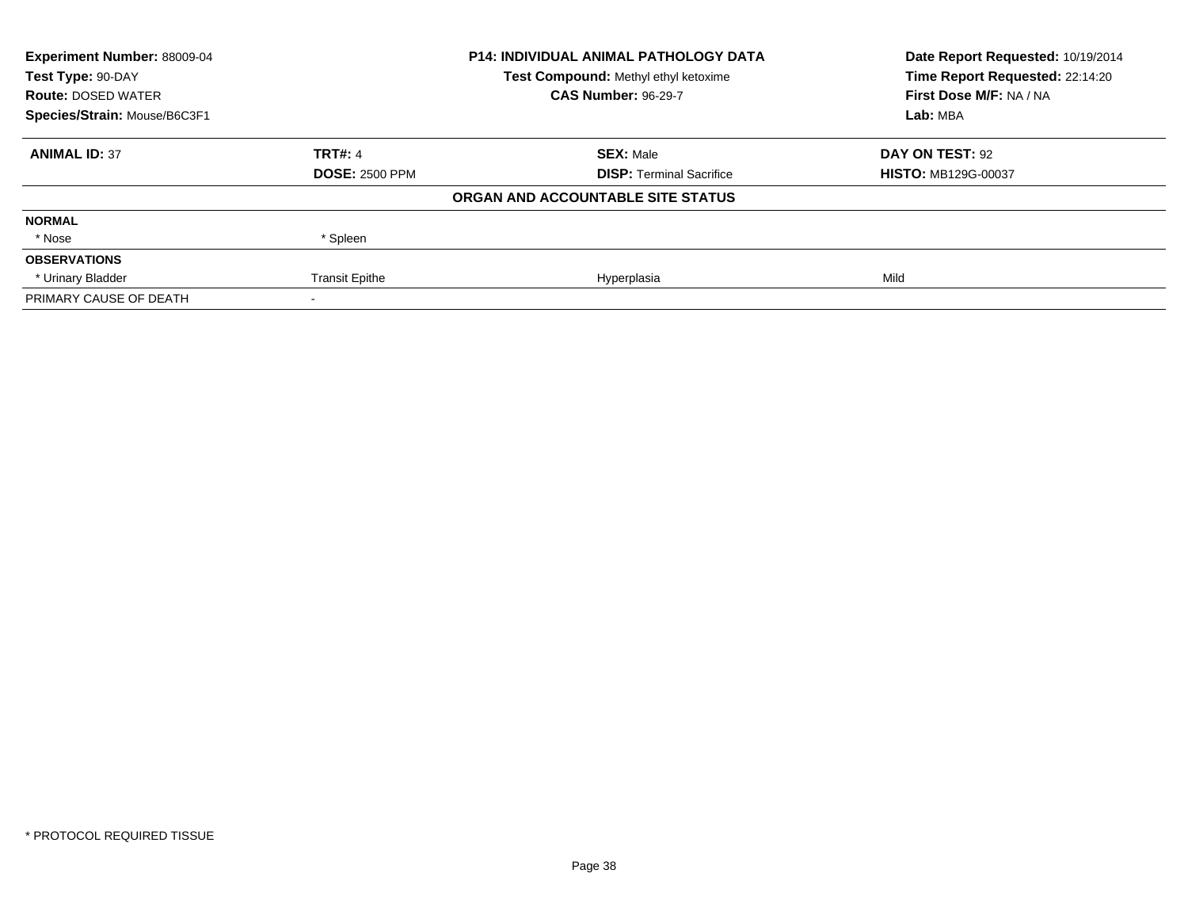| **Experiment Number:** 88009-04 | **P14: INDIVIDUAL ANIMAL PATHOLOGY DATA** | **Date Report Requested:** 10/19/2014 |
|---|---|---|
| **Test Type:** 90-DAY | **Test Compound:** Methyl ethyl ketoxime | **Time Report Requested:** 22:14:20 |
| **Route:** DOSED WATER | **CAS Number:** 96-29-7 | **First Dose M/F:** NA / NA |
| **Species/Strain:** Mouse/B6C3F1 | | **Lab:** MBA |

| **ANIMAL ID:** 37 | **TRT#:** 4 | **SEX:** Male | **DAY ON TEST:** 92 |
|---|---|---|---|
| | **DOSE:** 2500 PPM | **DISP:** Terminal Sacrifice | **HISTO:** MB129G-00037 |
| | | **ORGAN AND ACCOUNTABLE SITE STATUS** | |
| **NORMAL** | | | |
| * Nose | * Spleen | | |
| **OBSERVATIONS** | | | |
| * Urinary Bladder | Transit Epithe | Hyperplasia | Mild |
| PRIMARY CAUSE OF DEATH | - | | |

* PROTOCOL REQUIRED TISSUE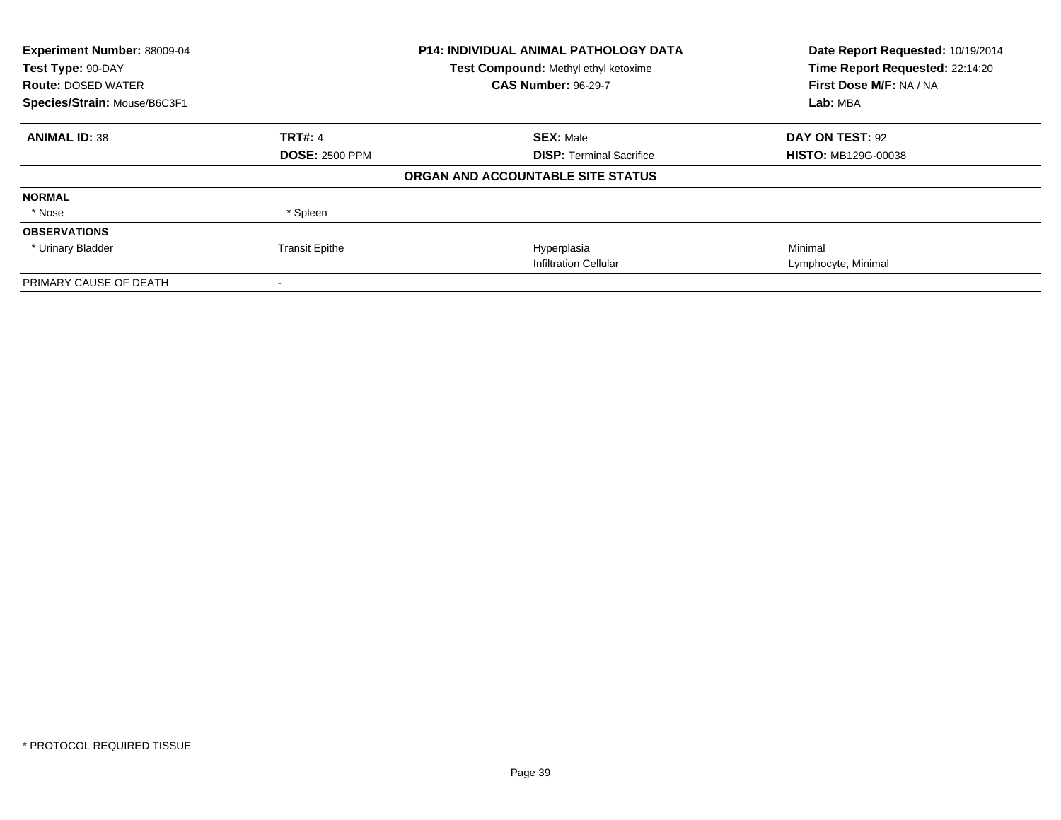| | | | |
|---|---|---|---|
| **Experiment Number:** 88009-04 | **P14: INDIVIDUAL ANIMAL PATHOLOGY DATA** | | **Date Report Requested:** 10/19/2014 |
| **Test Type:** 90-DAY | **Test Compound:** Methyl ethyl ketoxime | | **Time Report Requested:** 22:14:20 |
| **Route:** DOSED WATER | **CAS Number:** 96-29-7 | | **First Dose M/F:** NA / NA |
| **Species/Strain:** Mouse/B6C3F1 | | | **Lab:** MBA |

| | | | |
|---|---|---|---|
| **ANIMAL ID:** 38 | **TRT#:** 4 | **SEX:** Male | **DAY ON TEST:** 92 |
| | **DOSE:** 2500 PPM | **DISP:** Terminal Sacrifice | **HISTO:** MB129G-00038 |

**ORGAN AND ACCOUNTABLE SITE STATUS**

| | | | |
|---|---|---|---|
| **NORMAL** | | | |
| * Nose | * Spleen | | |
| **OBSERVATIONS** | | | |
| * Urinary Bladder | Transit Epithe | Hyperplasia | Minimal |
| | | Infiltration Cellular | Lymphocyte, Minimal |
| PRIMARY CAUSE OF DEATH | - | | |

* PROTOCOL REQUIRED TISSUE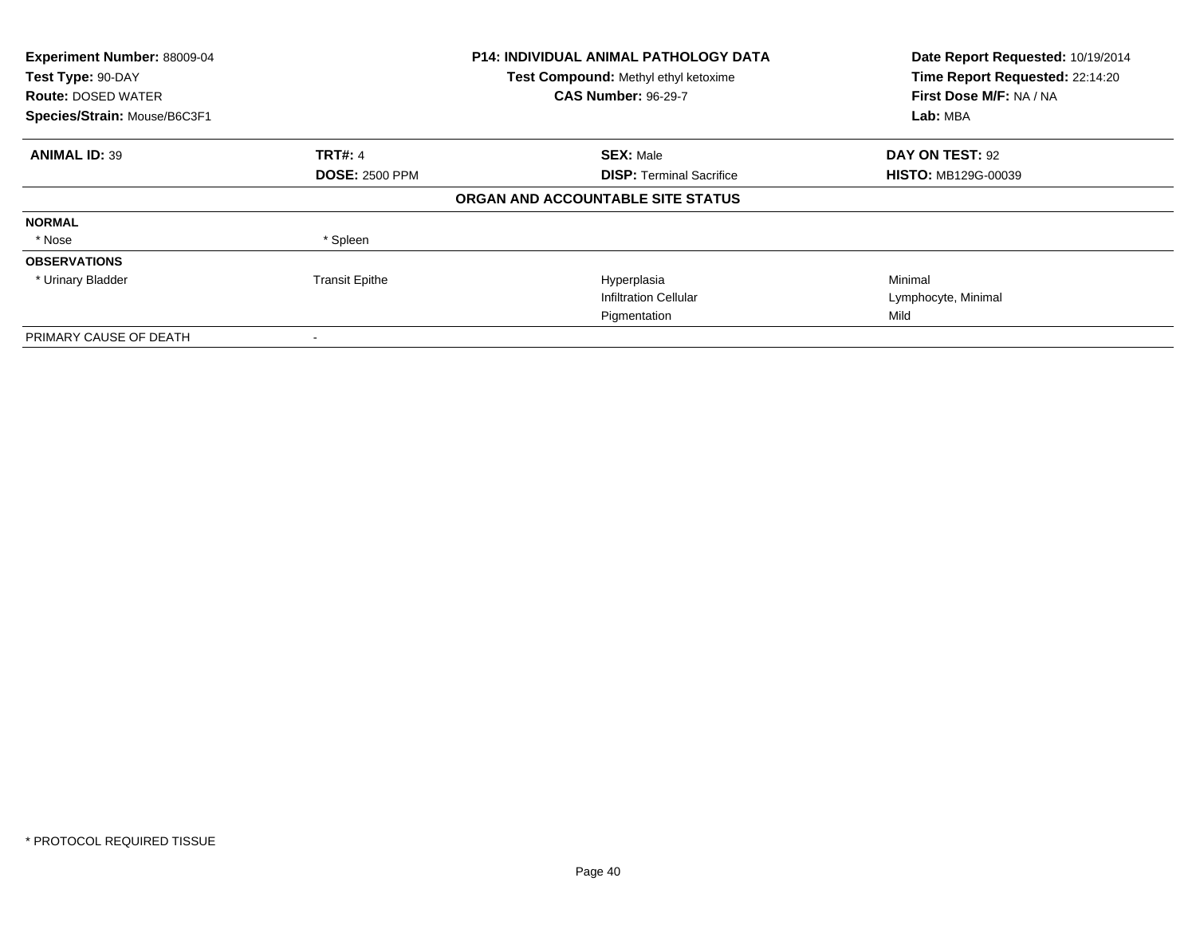**Experiment Number:** 88009-04
**Test Type:** 90-DAY
**Route:** DOSED WATER
**Species/Strain:** Mouse/B6C3F1

**P14: INDIVIDUAL ANIMAL PATHOLOGY DATA**
**Test Compound:** Methyl ethyl ketoxime
**CAS Number:** 96-29-7

**Date Report Requested:** 10/19/2014
**Time Report Requested:** 22:14:20
**First Dose M/F:** NA / NA
**Lab:** MBA

| **ANIMAL ID:** 39 | **TRT#:** 4 | **SEX:** Male | **DAY ON TEST:** 92 |
|---|---|---|---|
| | **DOSE:** 2500 PPM | **DISP:** Terminal Sacrifice | **HISTO:** MB129G-00039 |

**ORGAN AND ACCOUNTABLE SITE STATUS**

| | | | |
|---|---|---|---|
| **NORMAL** | | | |
| * Nose | * Spleen | | |
| **OBSERVATIONS** | | | |
| * Urinary Bladder | Transit Epithe | Hyperplasia | Minimal |
| | | Infiltration Cellular | Lymphocyte, Minimal |
| | | Pigmentation | Mild |
| PRIMARY CAUSE OF DEATH | - | | |

* PROTOCOL REQUIRED TISSUE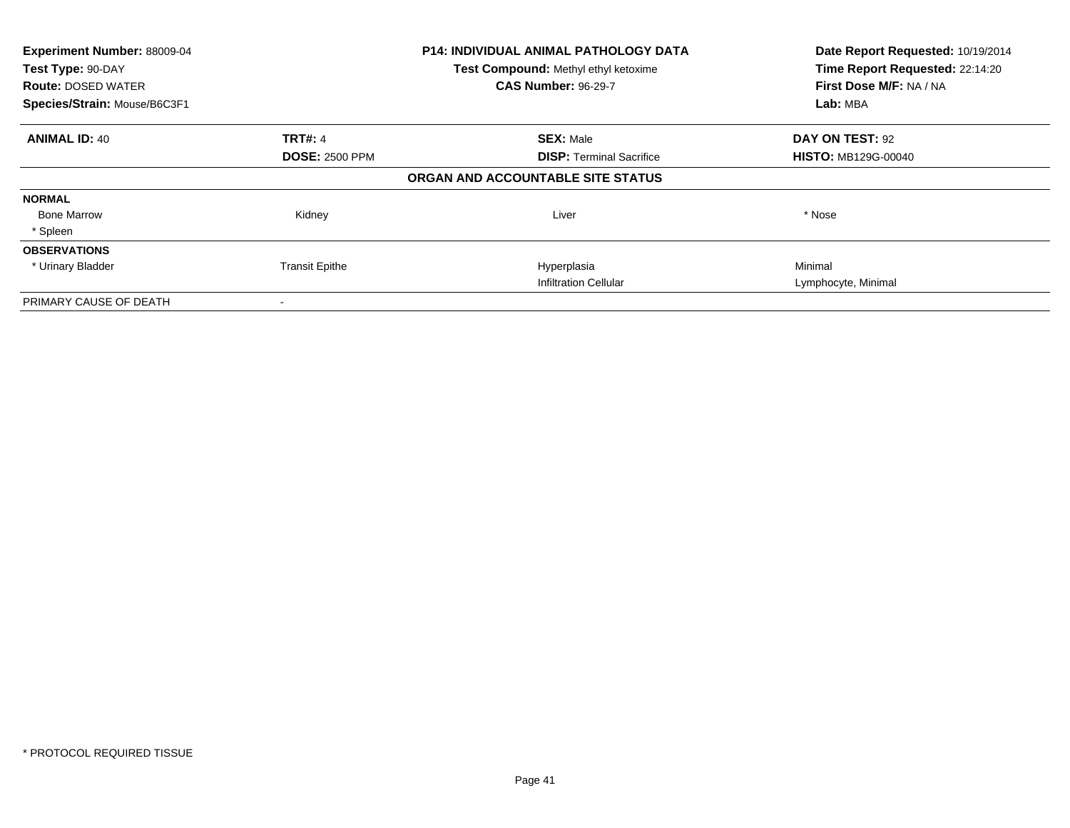**Experiment Number:** 88009-04
**Test Type:** 90-DAY
**Route:** DOSED WATER
**Species/Strain:** Mouse/B6C3F1

**P14: INDIVIDUAL ANIMAL PATHOLOGY DATA**
**Test Compound:** Methyl ethyl ketoxime
**CAS Number:** 96-29-7

**Date Report Requested:** 10/19/2014
**Time Report Requested:** 22:14:20
**First Dose M/F:** NA / NA
**Lab:** MBA

| **ANIMAL ID:** 40 | **TRT#:** 4 | **SEX:** Male | **DAY ON TEST:** 92 |
|---|---|---|---|
| | **DOSE:** 2500 PPM | **DISP:** Terminal Sacrifice | **HISTO:** MB129G-00040 |

**ORGAN AND ACCOUNTABLE SITE STATUS**

| | | | |
|---|---|---|---|
| **NORMAL** | | | |
| Bone Marrow | Kidney | Liver | * Nose |
| * Spleen | | | |
| **OBSERVATIONS** | | | |
| * Urinary Bladder | Transit Epithe | Hyperplasia | Minimal |
| | | Infiltration Cellular | Lymphocyte, Minimal |
| PRIMARY CAUSE OF DEATH | - | | |

* PROTOCOL REQUIRED TISSUE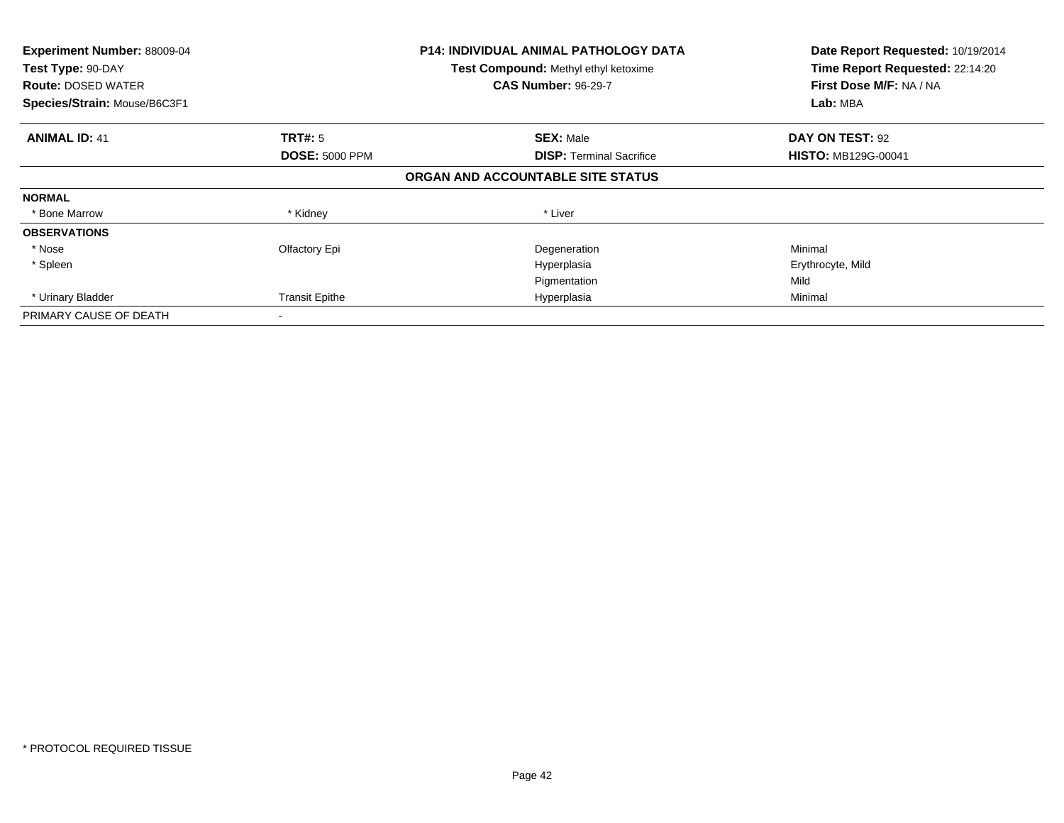**Experiment Number:** 88009-04
**Test Type:** 90-DAY
**Route:** DOSED WATER
**Species/Strain:** Mouse/B6C3F1

**P14: INDIVIDUAL ANIMAL PATHOLOGY DATA**
**Test Compound:** Methyl ethyl ketoxime
**CAS Number:** 96-29-7

**Date Report Requested:** 10/19/2014
**Time Report Requested:** 22:14:20
**First Dose M/F:** NA / NA
**Lab:** MBA

| **ANIMAL ID:** 41 | **TRT#:** 5 | **SEX:** Male | **DAY ON TEST:** 92 |
|---|---|---|---|
| | **DOSE:** 5000 PPM | **DISP:** Terminal Sacrifice | **HISTO:** MB129G-00041 |

**ORGAN AND ACCOUNTABLE SITE STATUS**

| | | | |
|---|---|---|---|
| **NORMAL** | | | |
| * Bone Marrow | * Kidney | * Liver | |
| **OBSERVATIONS** | | | |
| * Nose | Olfactory Epi | Degeneration | Minimal |
| * Spleen | | Hyperplasia | Erythrocyte, Mild |
| | | Pigmentation | Mild |
| * Urinary Bladder | Transit Epithe | Hyperplasia | Minimal |
| PRIMARY CAUSE OF DEATH | - | | |

* PROTOCOL REQUIRED TISSUE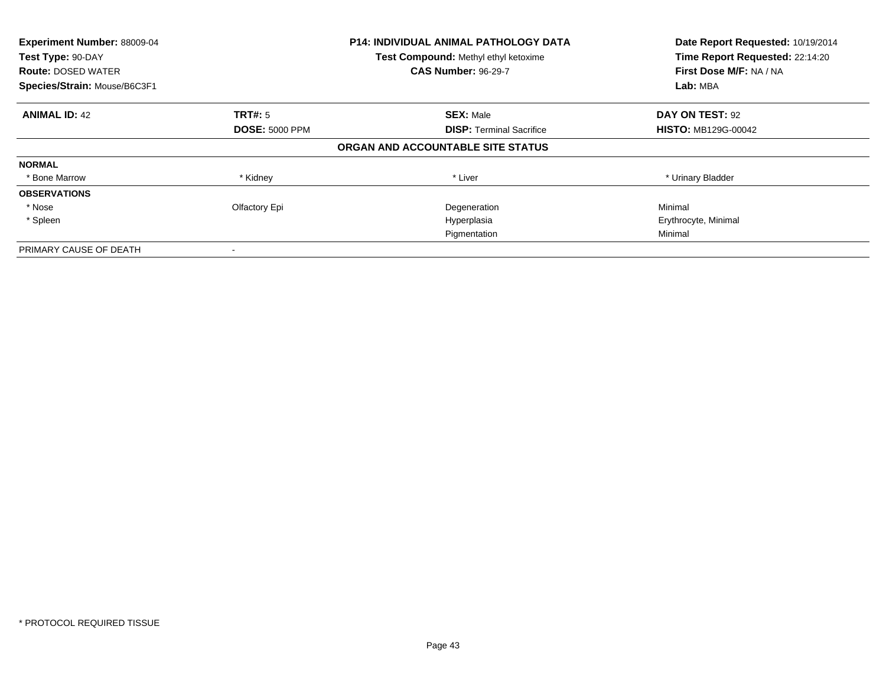**Experiment Number:** 88009-04
**Test Type:** 90-DAY
**Route:** DOSED WATER
**Species/Strain:** Mouse/B6C3F1

**P14: INDIVIDUAL ANIMAL PATHOLOGY DATA**
**Test Compound:** Methyl ethyl ketoxime
**CAS Number:** 96-29-7

**Date Report Requested:** 10/19/2014
**Time Report Requested:** 22:14:20
**First Dose M/F:** NA / NA
**Lab:** MBA

| **ANIMAL ID:** 42 | **TRT#:** 5 | **SEX:** Male | **DAY ON TEST:** 92 |
|---|---|---|---|
| | **DOSE:** 5000 PPM | **DISP:** Terminal Sacrifice | **HISTO:** MB129G-00042 |

**ORGAN AND ACCOUNTABLE SITE STATUS**

| | | | |
|---|---|---|---|
| **NORMAL** | | | |
| * Bone Marrow | * Kidney | * Liver | * Urinary Bladder |
| **OBSERVATIONS** | | | |
| * Nose | Olfactory Epi | Degeneration | Minimal |
| * Spleen | | Hyperplasia | Erythrocyte, Minimal |
| | | Pigmentation | Minimal |
| PRIMARY CAUSE OF DEATH | - | | |

* PROTOCOL REQUIRED TISSUE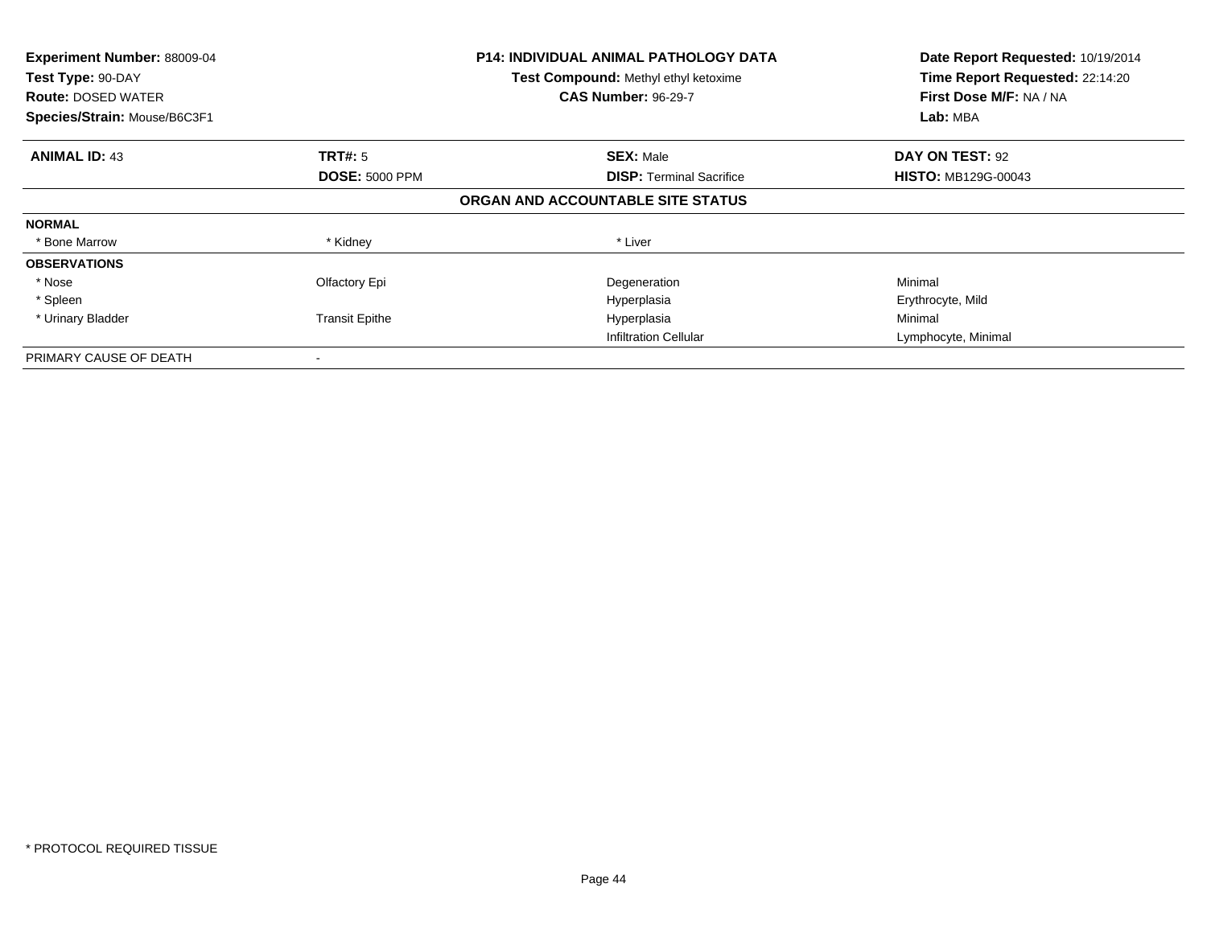| | | | |
|---|---|---|---|
| **Experiment Number:** 88009-04 | **P14: INDIVIDUAL ANIMAL PATHOLOGY DATA** | | **Date Report Requested:** 10/19/2014 |
| **Test Type:** 90-DAY | **Test Compound:** Methyl ethyl ketoxime | | **Time Report Requested:** 22:14:20 |
| **Route:** DOSED WATER | **CAS Number:** 96-29-7 | | **First Dose M/F:** NA / NA |
| **Species/Strain:** Mouse/B6C3F1 | | | **Lab:** MBA |

| | | | |
|---|---|---|---|
| **ANIMAL ID:** 43 | **TRT#:** 5 | **SEX:** Male | **DAY ON TEST:** 92 |
| | **DOSE:** 5000 PPM | **DISP:** Terminal Sacrifice | **HISTO:** MB129G-00043 |

**ORGAN AND ACCOUNTABLE SITE STATUS**

| | | | |
|---|---|---|---|
| **NORMAL** | | | |
| * Bone Marrow | * Kidney | * Liver | |
| **OBSERVATIONS** | | | |
| * Nose | Olfactory Epi | Degeneration | Minimal |
| * Spleen | | Hyperplasia | Erythrocyte, Mild |
| * Urinary Bladder | Transit Epithe | Hyperplasia | Minimal |
| | | Infiltration Cellular | Lymphocyte, Minimal |
| PRIMARY CAUSE OF DEATH | - | | |

* PROTOCOL REQUIRED TISSUE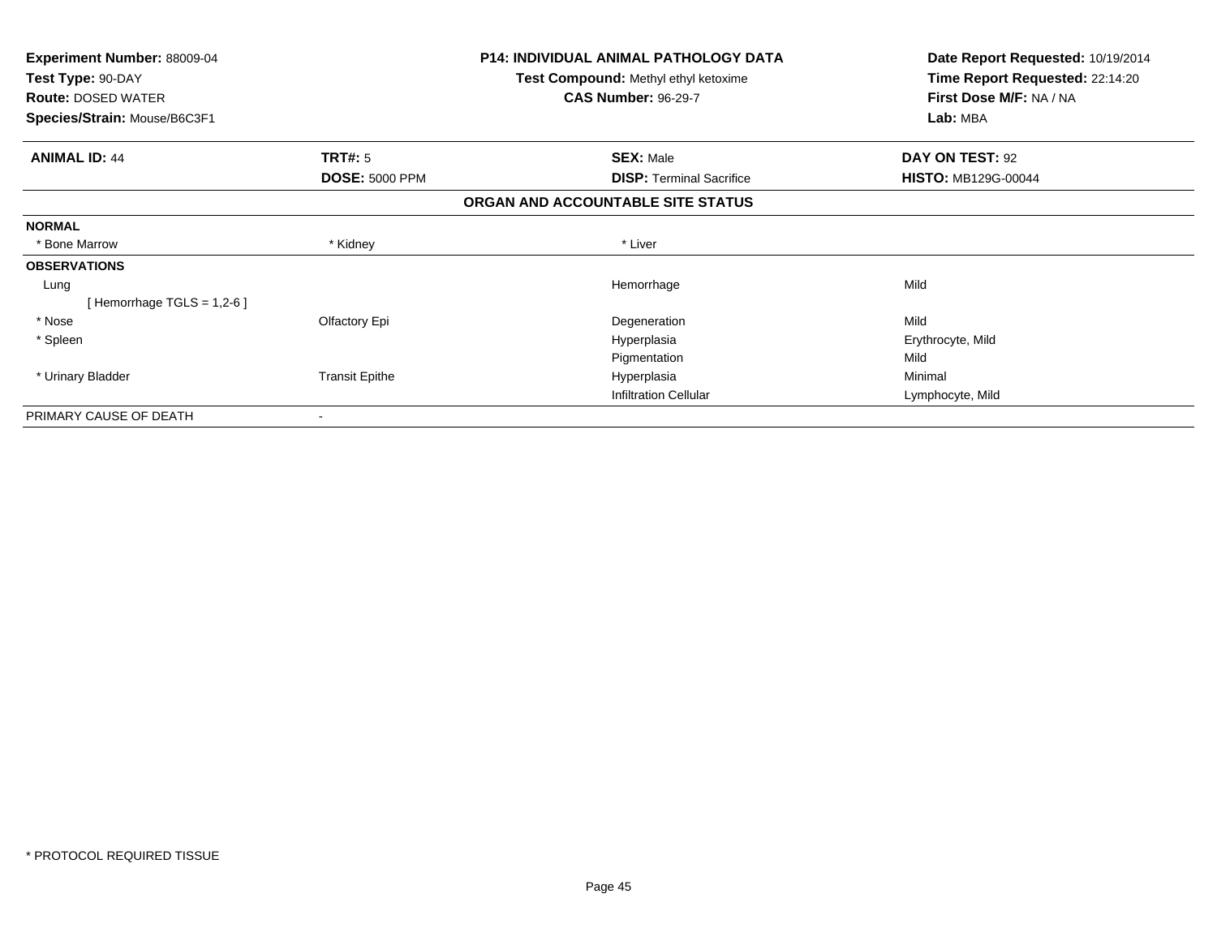**Experiment Number:** 88009-04
**Test Type:** 90-DAY
**Route:** DOSED WATER
**Species/Strain:** Mouse/B6C3F1

**P14: INDIVIDUAL ANIMAL PATHOLOGY DATA**
**Test Compound:** Methyl ethyl ketoxime
**CAS Number:** 96-29-7

**Date Report Requested:** 10/19/2014
**Time Report Requested:** 22:14:20
**First Dose M/F:** NA / NA
**Lab:** MBA

| **ANIMAL ID:** 44 | **TRT#:** 5 | **SEX:** Male | **DAY ON TEST:** 92 |
|---|---|---|---|
| | **DOSE:** 5000 PPM | **DISP:** Terminal Sacrifice | **HISTO:** MB129G-00044 |

**ORGAN AND ACCOUNTABLE SITE STATUS**

| | | | |
|---|---|---|---|
| **NORMAL** | | | |
| * Bone Marrow | * Kidney | * Liver | |
| **OBSERVATIONS** | | | |
| Lung | | Hemorrhage | Mild |
| [ Hemorrhage TGLS = 1,2-6 ] | | | |
| * Nose | Olfactory Epi | Degeneration | Mild |
| * Spleen | | Hyperplasia | Erythrocyte, Mild |
| | | Pigmentation | Mild |
| * Urinary Bladder | Transit Epithe | Hyperplasia | Minimal |
| | | Infiltration Cellular | Lymphocyte, Mild |
| PRIMARY CAUSE OF DEATH | - | | |

* PROTOCOL REQUIRED TISSUE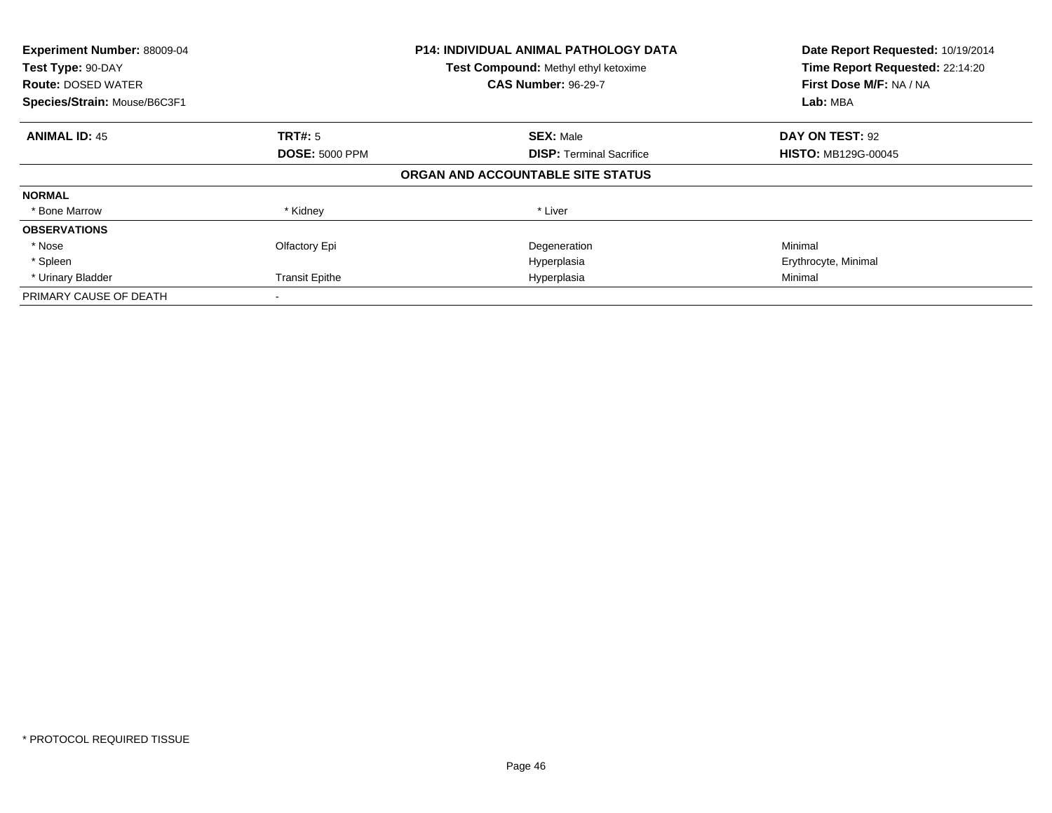**Experiment Number:** 88009-04
**Test Type:** 90-DAY
**Route:** DOSED WATER
**Species/Strain:** Mouse/B6C3F1

**P14: INDIVIDUAL ANIMAL PATHOLOGY DATA**
**Test Compound:** Methyl ethyl ketoxime
**CAS Number:** 96-29-7

**Date Report Requested:** 10/19/2014
**Time Report Requested:** 22:14:20
**First Dose M/F:** NA / NA
**Lab:** MBA

| **ANIMAL ID:** 45 | **TRT#:** 5 | **SEX:** Male | **DAY ON TEST:** 92 |
|---|---|---|---|
| | **DOSE:** 5000 PPM | **DISP:** Terminal Sacrifice | **HISTO:** MB129G-00045 |
| | | **ORGAN AND ACCOUNTABLE SITE STATUS** | |
| **NORMAL** | | | |
| * Bone Marrow | * Kidney | * Liver | |
| **OBSERVATIONS** | | | |
| * Nose | Olfactory Epi | Degeneration | Minimal |
| * Spleen | | Hyperplasia | Erythrocyte, Minimal |
| * Urinary Bladder | Transit Epithe | Hyperplasia | Minimal |
| PRIMARY CAUSE OF DEATH | - | | |

* PROTOCOL REQUIRED TISSUE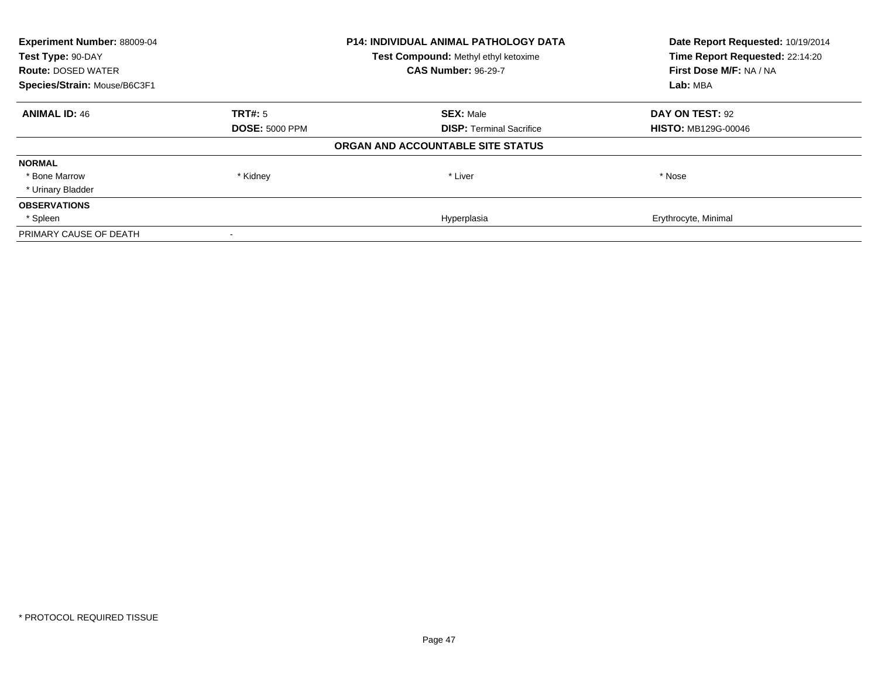| Experiment Number: 88009-04 | P14: INDIVIDUAL ANIMAL PATHOLOGY DATA | Date Report Requested: 10/19/2014 |
|---|---|---|
| Test Type: 90-DAY | Test Compound: Methyl ethyl ketoxime | Time Report Requested: 22:14:20 |
| Route: DOSED WATER | CAS Number: 96-29-7 | First Dose M/F: NA / NA |
| Species/Strain: Mouse/B6C3F1 | | Lab: MBA |

| ANIMAL ID: 46 | TRT#: 5 | SEX: Male | DAY ON TEST: 92 |
|---|---|---|---|
| | DOSE: 5000 PPM | DISP: Terminal Sacrifice | HISTO: MB129G-00046 |

**ORGAN AND ACCOUNTABLE SITE STATUS**

| | | | |
|---|---|---|---|
| **NORMAL** | | | |
| * Bone Marrow | * Kidney | * Liver | * Nose |
| * Urinary Bladder | | | |
| **OBSERVATIONS** | | | |
| * Spleen | | Hyperplasia | Erythrocyte, Minimal |
| PRIMARY CAUSE OF DEATH | - | | |

* PROTOCOL REQUIRED TISSUE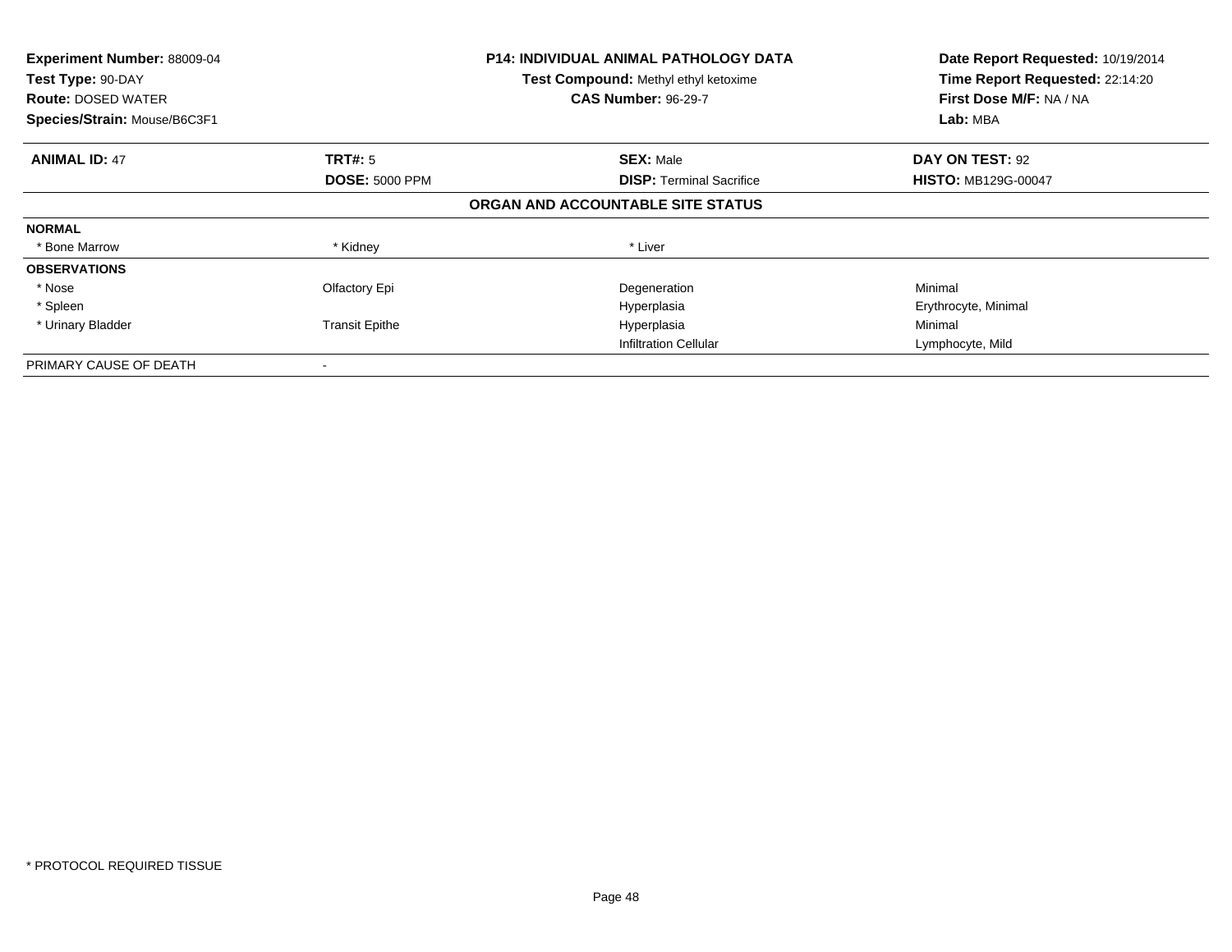**Experiment Number:** 88009-04
**Test Type:** 90-DAY
**Route:** DOSED WATER
**Species/Strain:** Mouse/B6C3F1

**P14: INDIVIDUAL ANIMAL PATHOLOGY DATA**
**Test Compound:** Methyl ethyl ketoxime
**CAS Number:** 96-29-7

**Date Report Requested:** 10/19/2014
**Time Report Requested:** 22:14:20
**First Dose M/F:** NA / NA
**Lab:** MBA

| **ANIMAL ID:** 47 | **TRT#:** 5 | **SEX:** Male | **DAY ON TEST:** 92 |
|---|---|---|---|
| | **DOSE:** 5000 PPM | **DISP:** Terminal Sacrifice | **HISTO:** MB129G-00047 |

**ORGAN AND ACCOUNTABLE SITE STATUS**

| | | | |
|---|---|---|---|
| **NORMAL** | | | |
| * Bone Marrow | * Kidney | * Liver | |
| **OBSERVATIONS** | | | |
| * Nose | Olfactory Epi | Degeneration | Minimal |
| * Spleen | | Hyperplasia | Erythrocyte, Minimal |
| * Urinary Bladder | Transit Epithe | Hyperplasia | Minimal |
| | | Infiltration Cellular | Lymphocyte, Mild |
| PRIMARY CAUSE OF DEATH | - | | |

* PROTOCOL REQUIRED TISSUE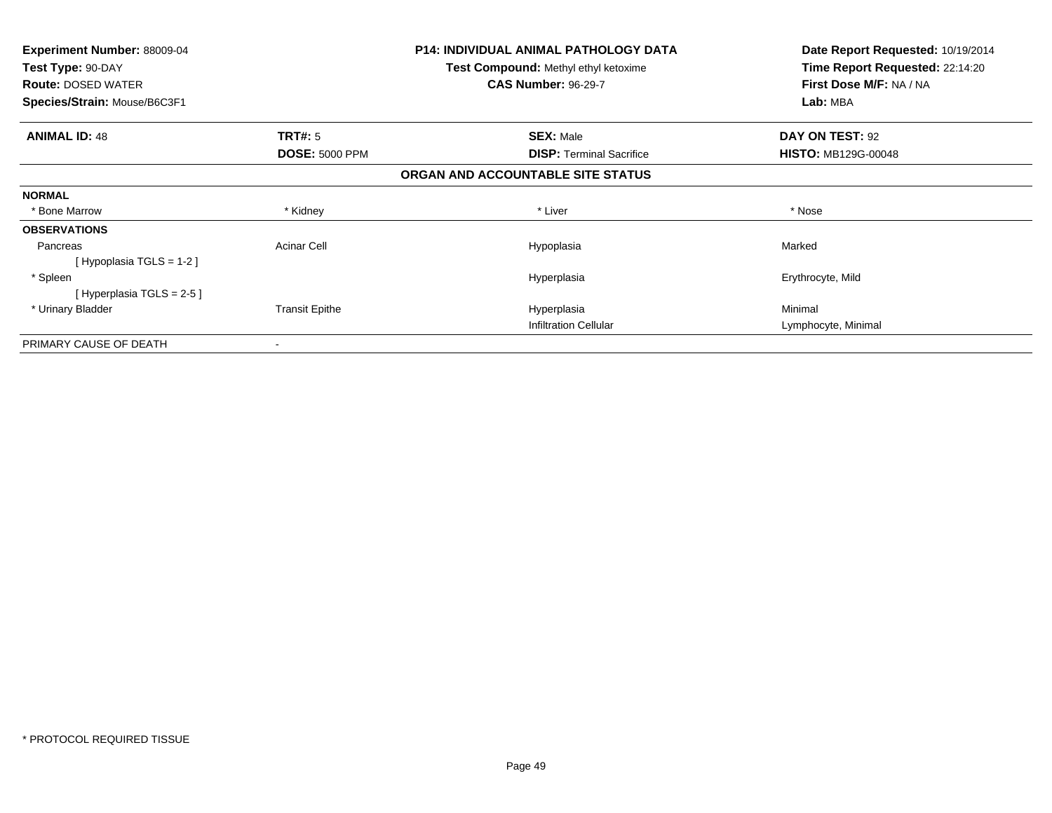**Experiment Number:** 88009-04
**Test Type:** 90-DAY
**Route:** DOSED WATER
**Species/Strain:** Mouse/B6C3F1

**P14: INDIVIDUAL ANIMAL PATHOLOGY DATA**
**Test Compound:** Methyl ethyl ketoxime
**CAS Number:** 96-29-7

**Date Report Requested:** 10/19/2014
**Time Report Requested:** 22:14:20
**First Dose M/F:** NA / NA
**Lab:** MBA

| **ANIMAL ID:** 48 | **TRT#:** 5 | **SEX:** Male | **DAY ON TEST:** 92 |
|---|---|---|---|
| | **DOSE:** 5000 PPM | **DISP:** Terminal Sacrifice | **HISTO:** MB129G-00048 |

**ORGAN AND ACCOUNTABLE SITE STATUS**

| | | | |
|---|---|---|---|
| **NORMAL** | | | |
| * Bone Marrow | * Kidney | * Liver | * Nose |
| **OBSERVATIONS** | | | |
| Pancreas | Acinar Cell | Hypoplasia | Marked |
| [ Hypoplasia TGLS = 1-2 ] | | | |
| * Spleen | | Hyperplasia | Erythrocyte, Mild |
| [ Hyperplasia TGLS = 2-5 ] | | | |
| * Urinary Bladder | Transit Epithe | Hyperplasia | Minimal |
| | | Infiltration Cellular | Lymphocyte, Minimal |
| PRIMARY CAUSE OF DEATH | - | | |

* PROTOCOL REQUIRED TISSUE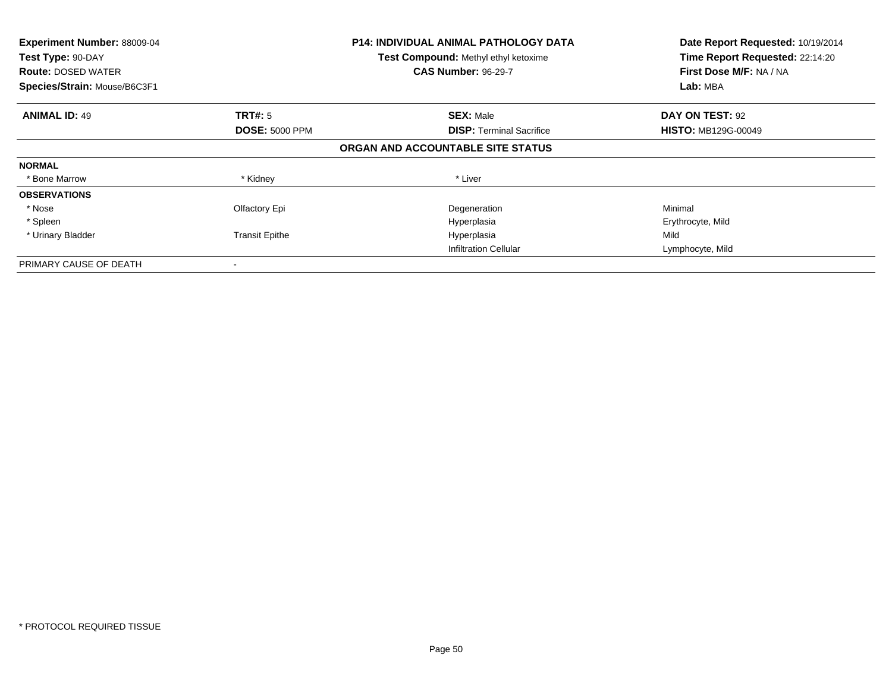**Experiment Number:** 88009-04
**Test Type:** 90-DAY
**Route:** DOSED WATER
**Species/Strain:** Mouse/B6C3F1

**P14: INDIVIDUAL ANIMAL PATHOLOGY DATA**
**Test Compound:** Methyl ethyl ketoxime
**CAS Number:** 96-29-7

**Date Report Requested:** 10/19/2014
**Time Report Requested:** 22:14:20
**First Dose M/F:** NA / NA
**Lab:** MBA

| **ANIMAL ID:** 49 | **TRT#:** 5 | **SEX:** Male | **DAY ON TEST:** 92 |
|---|---|---|---|
| | **DOSE:** 5000 PPM | **DISP:** Terminal Sacrifice | **HISTO:** MB129G-00049 |

**ORGAN AND ACCOUNTABLE SITE STATUS**

| | | | |
|---|---|---|---|
| **NORMAL** | | | |
| * Bone Marrow | * Kidney | * Liver | |
| **OBSERVATIONS** | | | |
| * Nose | Olfactory Epi | Degeneration | Minimal |
| * Spleen | | Hyperplasia | Erythrocyte, Mild |
| * Urinary Bladder | Transit Epithe | Hyperplasia | Mild |
| | | Infiltration Cellular | Lymphocyte, Mild |
| PRIMARY CAUSE OF DEATH | - | | |

* PROTOCOL REQUIRED TISSUE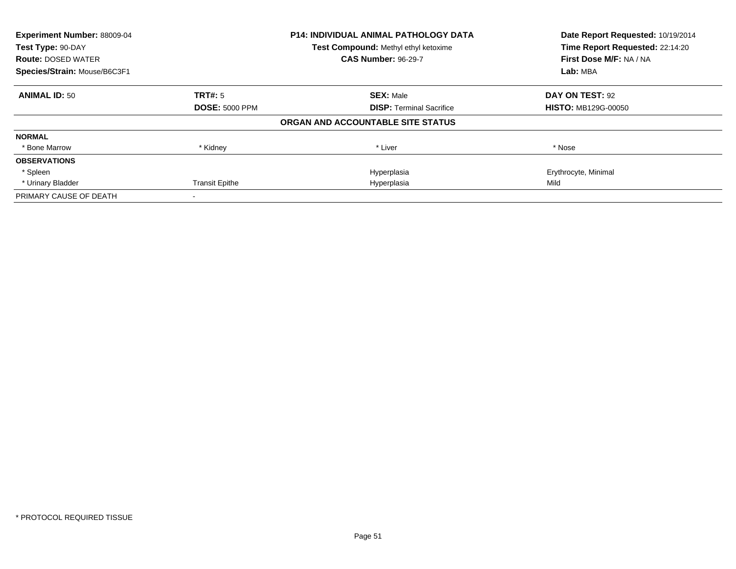**Experiment Number:** 88009-04
**Test Type:** 90-DAY
**Route:** DOSED WATER
**Species/Strain:** Mouse/B6C3F1

**P14: INDIVIDUAL ANIMAL PATHOLOGY DATA**
**Test Compound:** Methyl ethyl ketoxime
**CAS Number:** 96-29-7

**Date Report Requested:** 10/19/2014
**Time Report Requested:** 22:14:20
**First Dose M/F:** NA / NA
**Lab:** MBA

| **ANIMAL ID:** 50 | **TRT#:** 5 | **SEX:** Male | **DAY ON TEST:** 92 |
|---|---|---|---|
| | **DOSE:** 5000 PPM | **DISP:** Terminal Sacrifice | **HISTO:** MB129G-00050 |

**ORGAN AND ACCOUNTABLE SITE STATUS**

| | | | |
|---|---|---|---|
| **NORMAL** | | | |
| * Bone Marrow | * Kidney | * Liver | * Nose |
| **OBSERVATIONS** | | | |
| * Spleen | | Hyperplasia | Erythrocyte, Minimal |
| * Urinary Bladder | Transit Epithe | Hyperplasia | Mild |
| PRIMARY CAUSE OF DEATH | - | | |

\* PROTOCOL REQUIRED TISSUE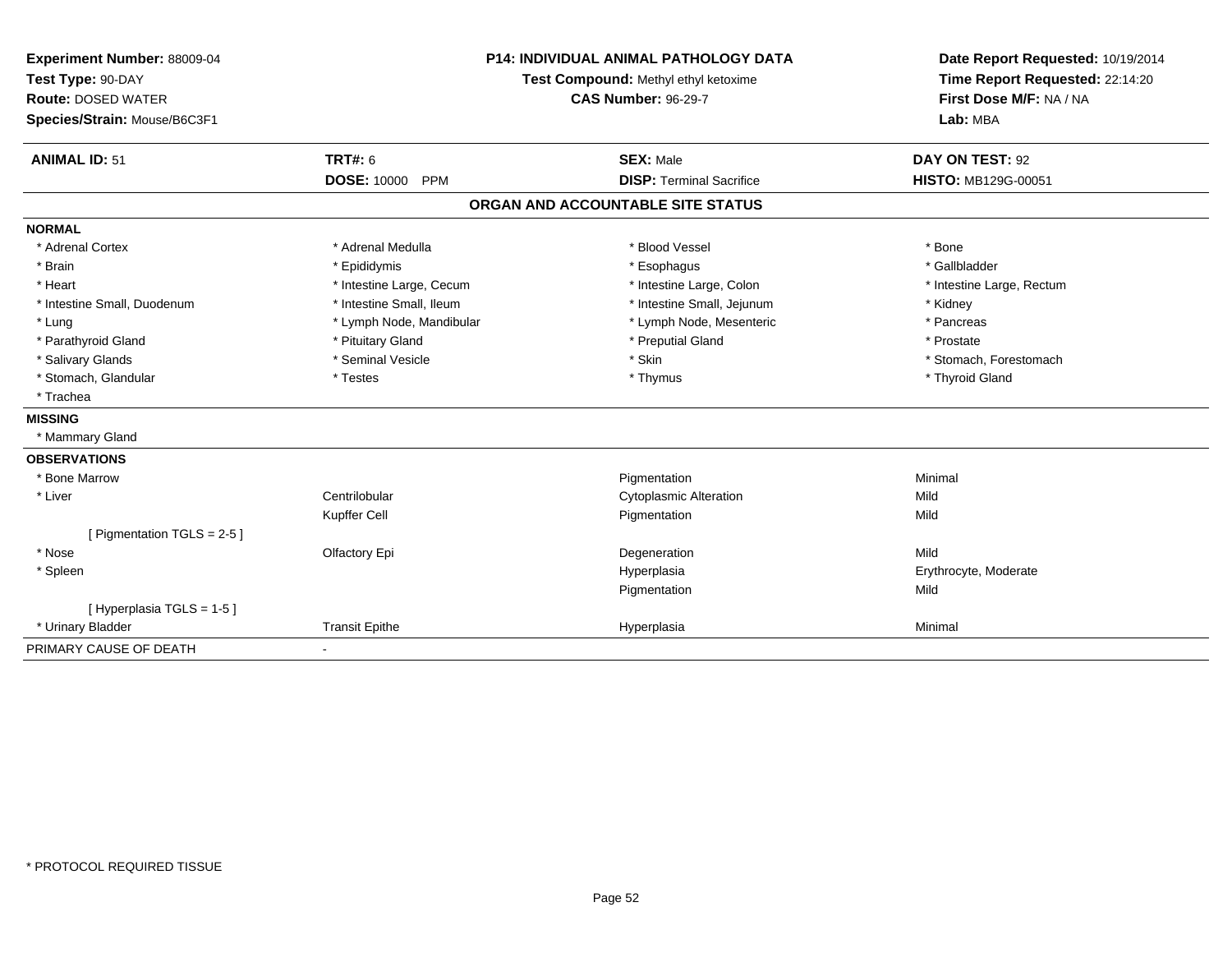**Experiment Number:** 88009-04
**Test Type:** 90-DAY
**Route:** DOSED WATER
**Species/Strain:** Mouse/B6C3F1

**P14: INDIVIDUAL ANIMAL PATHOLOGY DATA**
**Test Compound:** Methyl ethyl ketoxime
**CAS Number:** 96-29-7

**Date Report Requested:** 10/19/2014
**Time Report Requested:** 22:14:20
**First Dose M/F:** NA / NA
**Lab:** MBA

| **ANIMAL ID:** 51 | **TRT#:** 6 | **SEX:** Male | **DAY ON TEST:** 92 |
|---|---|---|---|
| | **DOSE:** 10000 PPM | **DISP:** Terminal Sacrifice | **HISTO:** MB129G-00051 |

## ORGAN AND ACCOUNTABLE SITE STATUS

**NORMAL**

| | | | |
|---|---|---|---|
| * Adrenal Cortex | * Adrenal Medulla | * Blood Vessel | * Bone |
| * Brain | * Epididymis | * Esophagus | * Gallbladder |
| * Heart | * Intestine Large, Cecum | * Intestine Large, Colon | * Intestine Large, Rectum |
| * Intestine Small, Duodenum | * Intestine Small, Ileum | * Intestine Small, Jejunum | * Kidney |
| * Lung | * Lymph Node, Mandibular | * Lymph Node, Mesenteric | * Pancreas |
| * Parathyroid Gland | * Pituitary Gland | * Preputial Gland | * Prostate |
| * Salivary Glands | * Seminal Vesicle | * Skin | * Stomach, Forestomach |
| * Stomach, Glandular | * Testes | * Thymus | * Thyroid Gland |
| * Trachea | | | |

**MISSING**

* Mammary Gland

**OBSERVATIONS**

| | | | |
|---|---|---|---|
| * Bone Marrow | | Pigmentation | Minimal |
| * Liver | Centrilobular | Cytoplasmic Alteration | Mild |
| | Kupffer Cell | Pigmentation | Mild |
| [ Pigmentation TGLS = 2-5 ] | | | |
| * Nose | Olfactory Epi | Degeneration | Mild |
| * Spleen | | Hyperplasia | Erythrocyte, Moderate |
| | | Pigmentation | Mild |
| [ Hyperplasia TGLS = 1-5 ] | | | |
| * Urinary Bladder | Transit Epithe | Hyperplasia | Minimal |

PRIMARY CAUSE OF DEATH -

* PROTOCOL REQUIRED TISSUE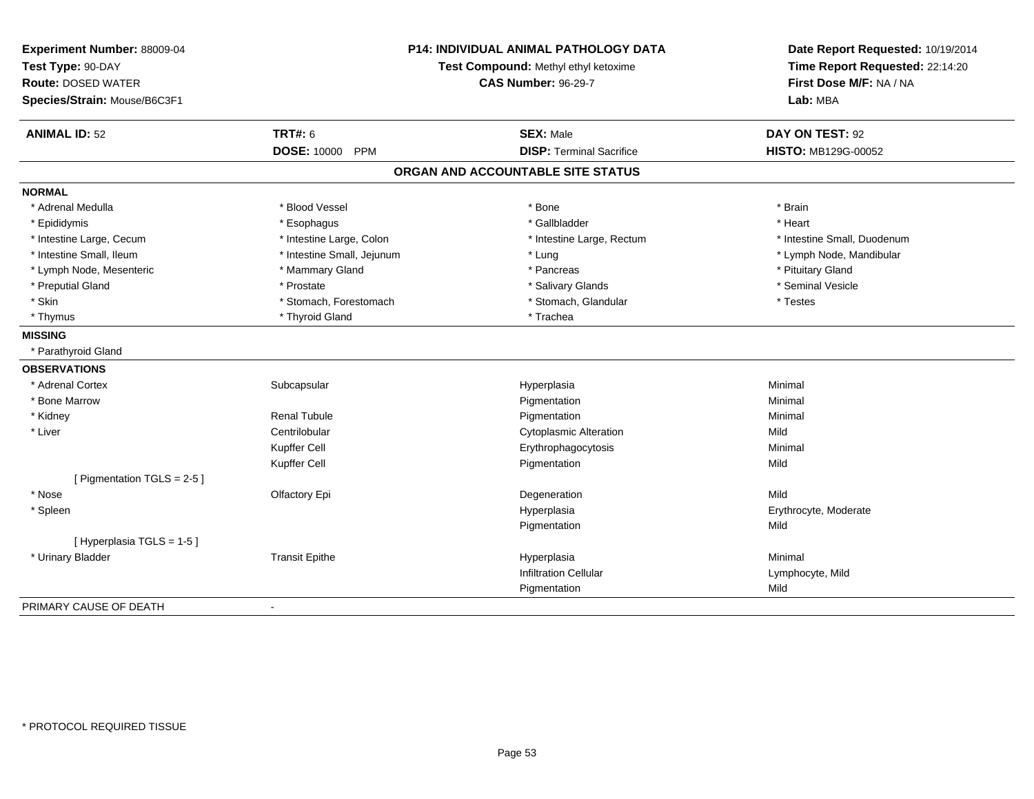**Experiment Number:** 88009-04
**Test Type:** 90-DAY
**Route:** DOSED WATER
**Species/Strain:** Mouse/B6C3F1

**P14: INDIVIDUAL ANIMAL PATHOLOGY DATA**
**Test Compound:** Methyl ethyl ketoxime
**CAS Number:** 96-29-7

**Date Report Requested:** 10/19/2014
**Time Report Requested:** 22:14:20
**First Dose M/F:** NA / NA
**Lab:** MBA

| **ANIMAL ID:** 52 | **TRT#:** 6 | **SEX:** Male | **DAY ON TEST:** 92 |
|---|---|---|---|
| | **DOSE:** 10000 PPM | **DISP:** Terminal Sacrifice | **HISTO:** MB129G-00052 |

## ORGAN AND ACCOUNTABLE SITE STATUS

**NORMAL**

| | | | |
|---|---|---|---|
| * Adrenal Medulla | * Blood Vessel | * Bone | * Brain |
| * Epididymis | * Esophagus | * Gallbladder | * Heart |
| * Intestine Large, Cecum | * Intestine Large, Colon | * Intestine Large, Rectum | * Intestine Small, Duodenum |
| * Intestine Small, Ileum | * Intestine Small, Jejunum | * Lung | * Lymph Node, Mandibular |
| * Lymph Node, Mesenteric | * Mammary Gland | * Pancreas | * Pituitary Gland |
| * Preputial Gland | * Prostate | * Salivary Glands | * Seminal Vesicle |
| * Skin | * Stomach, Forestomach | * Stomach, Glandular | * Testes |
| * Thymus | * Thyroid Gland | * Trachea | |

**MISSING**

* Parathyroid Gland

**OBSERVATIONS**

| | | | |
|---|---|---|---|
| * Adrenal Cortex | Subcapsular | Hyperplasia | Minimal |
| * Bone Marrow | | Pigmentation | Minimal |
| * Kidney | Renal Tubule | Pigmentation | Minimal |
| * Liver | Centrilobular | Cytoplasmic Alteration | Mild |
| | Kupffer Cell | Erythrophagocytosis | Minimal |
| | Kupffer Cell | Pigmentation | Mild |
| [ Pigmentation TGLS = 2-5 ] | | | |
| * Nose | Olfactory Epi | Degeneration | Mild |
| * Spleen | | Hyperplasia | Erythrocyte, Moderate |
| | | Pigmentation | Mild |
| [ Hyperplasia TGLS = 1-5 ] | | | |
| * Urinary Bladder | Transit Epithe | Hyperplasia | Minimal |
| | | Infiltration Cellular | Lymphocyte, Mild |
| | | Pigmentation | Mild |

PRIMARY CAUSE OF DEATH -

* PROTOCOL REQUIRED TISSUE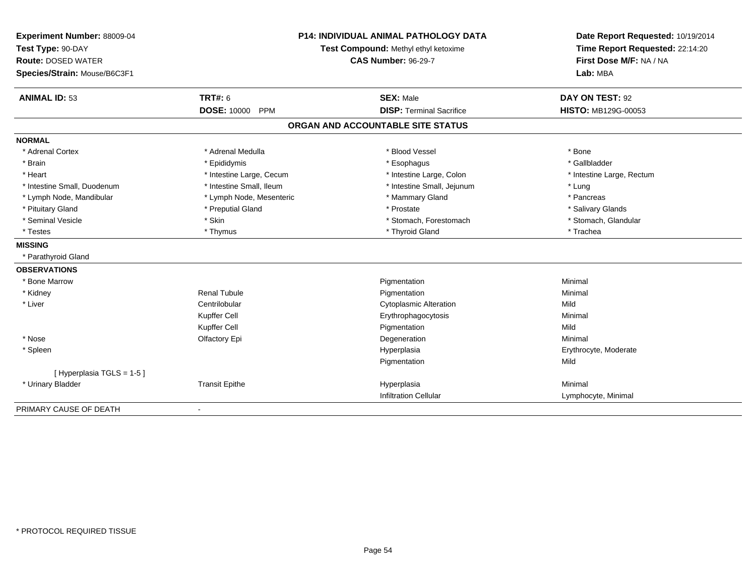**Experiment Number:** 88009-04
**Test Type:** 90-DAY
**Route:** DOSED WATER
**Species/Strain:** Mouse/B6C3F1

**P14: INDIVIDUAL ANIMAL PATHOLOGY DATA**
**Test Compound:** Methyl ethyl ketoxime
**CAS Number:** 96-29-7

**Date Report Requested:** 10/19/2014
**Time Report Requested:** 22:14:20
**First Dose M/F:** NA / NA
**Lab:** MBA

| **ANIMAL ID:** 53 | **TRT#:** 6 | **SEX:** Male | **DAY ON TEST:** 92 |
|---|---|---|---|
| | **DOSE:** 10000 PPM | **DISP:** Terminal Sacrifice | **HISTO:** MB129G-00053 |

## ORGAN AND ACCOUNTABLE SITE STATUS

**NORMAL**

| | | | |
|---|---|---|---|
| * Adrenal Cortex | * Adrenal Medulla | * Blood Vessel | * Bone |
| * Brain | * Epididymis | * Esophagus | * Gallbladder |
| * Heart | * Intestine Large, Cecum | * Intestine Large, Colon | * Intestine Large, Rectum |
| * Intestine Small, Duodenum | * Intestine Small, Ileum | * Intestine Small, Jejunum | * Lung |
| * Lymph Node, Mandibular | * Lymph Node, Mesenteric | * Mammary Gland | * Pancreas |
| * Pituitary Gland | * Preputial Gland | * Prostate | * Salivary Glands |
| * Seminal Vesicle | * Skin | * Stomach, Forestomach | * Stomach, Glandular |
| * Testes | * Thymus | * Thyroid Gland | * Trachea |

**MISSING**

* Parathyroid Gland

**OBSERVATIONS**

| | | | |
|---|---|---|---|
| * Bone Marrow | | Pigmentation | Minimal |
| * Kidney | Renal Tubule | Pigmentation | Minimal |
| * Liver | Centrilobular | Cytoplasmic Alteration | Mild |
| | Kupffer Cell | Erythrophagocytosis | Minimal |
| | Kupffer Cell | Pigmentation | Mild |
| * Nose | Olfactory Epi | Degeneration | Minimal |
| * Spleen | | Hyperplasia | Erythrocyte, Moderate |
| | | Pigmentation | Mild |
| [ Hyperplasia TGLS = 1-5 ] | | | |
| * Urinary Bladder | Transit Epithe | Hyperplasia | Minimal |
| | | Infiltration Cellular | Lymphocyte, Minimal |

PRIMARY CAUSE OF DEATH -

* PROTOCOL REQUIRED TISSUE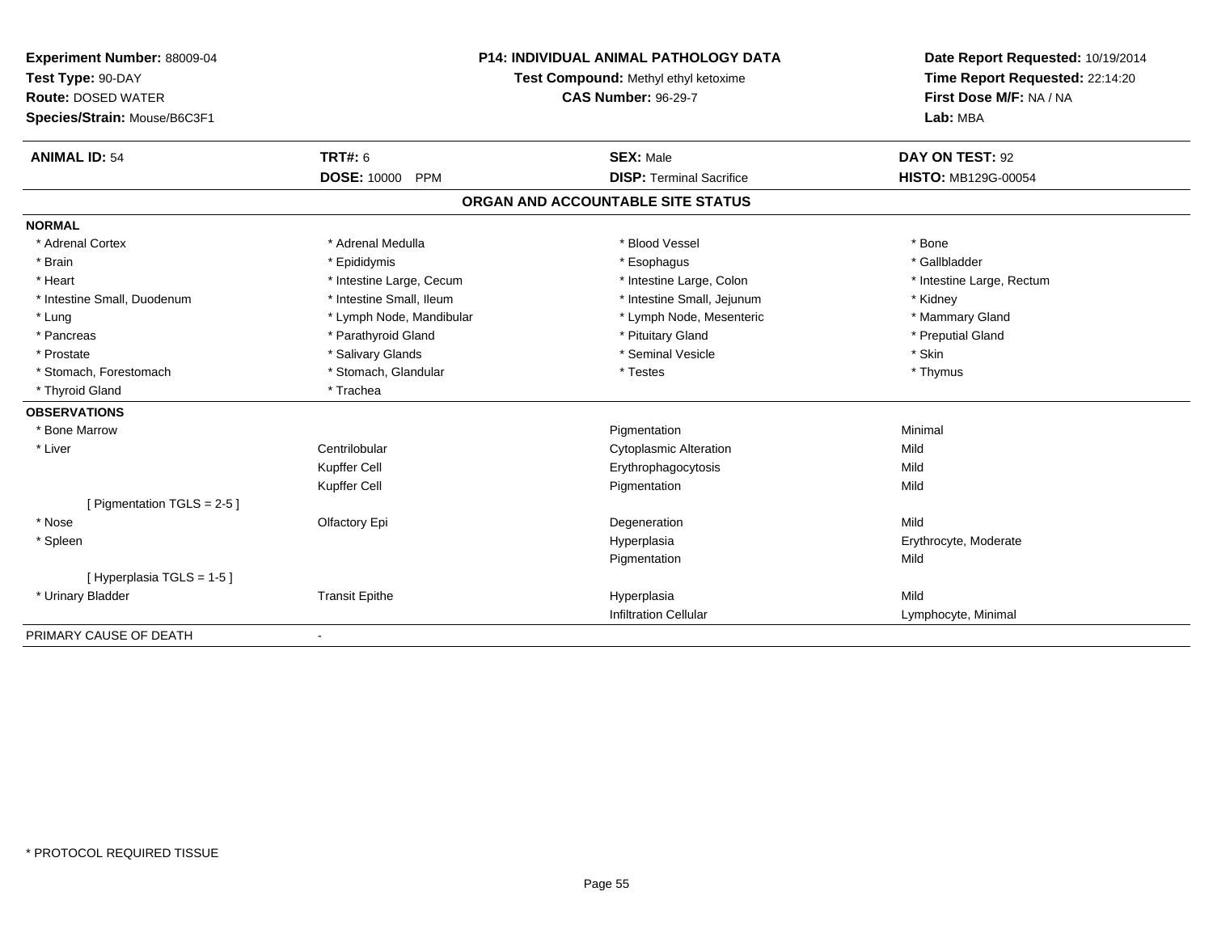**Experiment Number:** 88009-04
**Test Type:** 90-DAY
**Route:** DOSED WATER
**Species/Strain:** Mouse/B6C3F1

**P14: INDIVIDUAL ANIMAL PATHOLOGY DATA**
**Test Compound:** Methyl ethyl ketoxime
**CAS Number:** 96-29-7

**Date Report Requested:** 10/19/2014
**Time Report Requested:** 22:14:20
**First Dose M/F:** NA / NA
**Lab:** MBA

| **ANIMAL ID:** 54 | **TRT#:** 6 | **SEX:** Male | **DAY ON TEST:** 92 |
|---|---|---|---|
| | **DOSE:** 10000 PPM | **DISP:** Terminal Sacrifice | **HISTO:** MB129G-00054 |

## ORGAN AND ACCOUNTABLE SITE STATUS

**NORMAL**

| | | | |
|---|---|---|---|
| * Adrenal Cortex | * Adrenal Medulla | * Blood Vessel | * Bone |
| * Brain | * Epididymis | * Esophagus | * Gallbladder |
| * Heart | * Intestine Large, Cecum | * Intestine Large, Colon | * Intestine Large, Rectum |
| * Intestine Small, Duodenum | * Intestine Small, Ileum | * Intestine Small, Jejunum | * Kidney |
| * Lung | * Lymph Node, Mandibular | * Lymph Node, Mesenteric | * Mammary Gland |
| * Pancreas | * Parathyroid Gland | * Pituitary Gland | * Preputial Gland |
| * Prostate | * Salivary Glands | * Seminal Vesicle | * Skin |
| * Stomach, Forestomach | * Stomach, Glandular | * Testes | * Thymus |
| * Thyroid Gland | * Trachea | | |

**OBSERVATIONS**

| | | | |
|---|---|---|---|
| * Bone Marrow | | Pigmentation | Minimal |
| * Liver | Centrilobular | Cytoplasmic Alteration | Mild |
| | Kupffer Cell | Erythrophagocytosis | Mild |
| | Kupffer Cell | Pigmentation | Mild |
| [ Pigmentation TGLS = 2-5 ] | | | |
| * Nose | Olfactory Epi | Degeneration | Mild |
| * Spleen | | Hyperplasia | Erythrocyte, Moderate |
| | | Pigmentation | Mild |
| [ Hyperplasia TGLS = 1-5 ] | | | |
| * Urinary Bladder | Transit Epithe | Hyperplasia | Mild |
| | | Infiltration Cellular | Lymphocyte, Minimal |

PRIMARY CAUSE OF DEATH -

* PROTOCOL REQUIRED TISSUE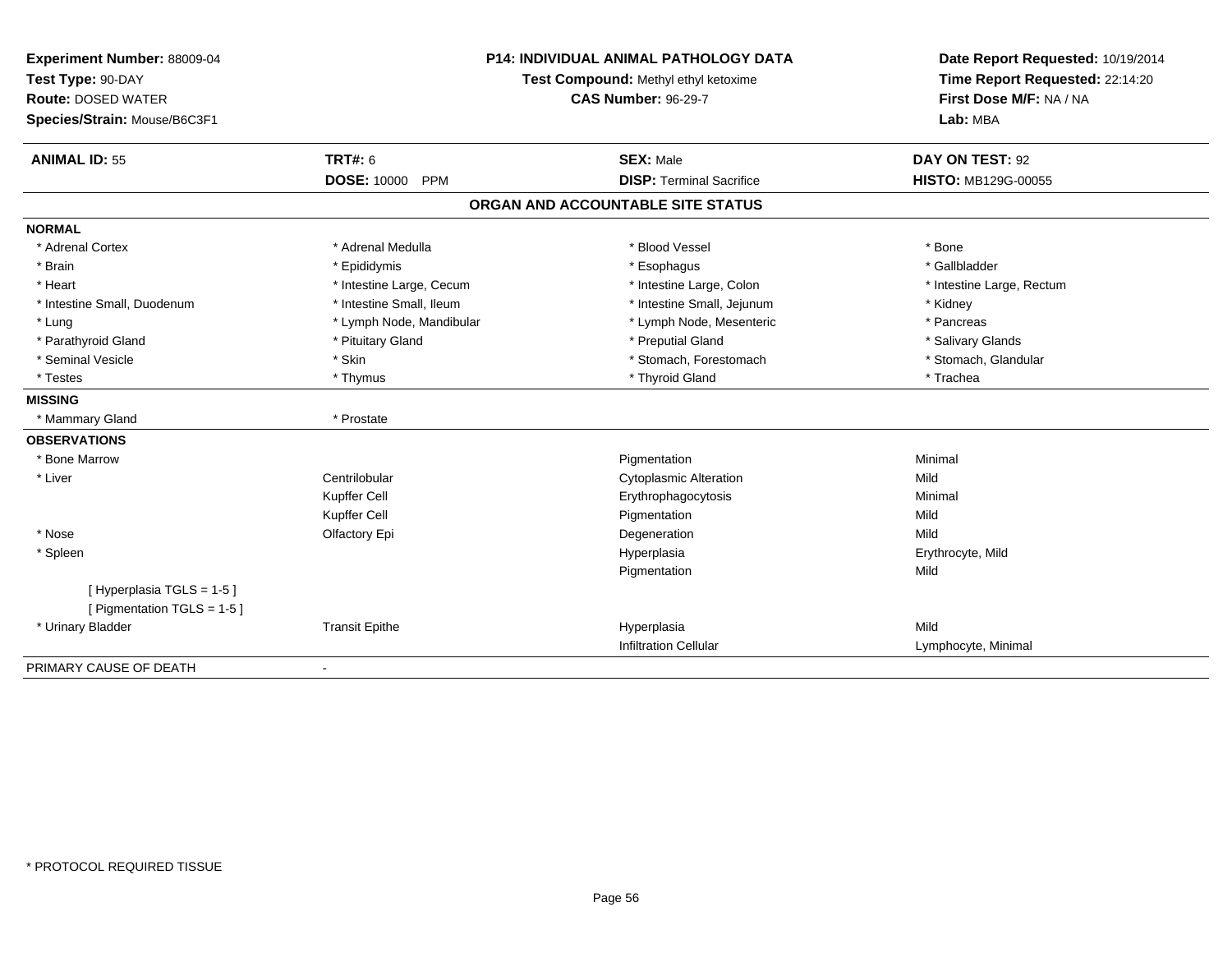**Experiment Number:** 88009-04
**Test Type:** 90-DAY
**Route:** DOSED WATER
**Species/Strain:** Mouse/B6C3F1

**P14: INDIVIDUAL ANIMAL PATHOLOGY DATA**
**Test Compound:** Methyl ethyl ketoxime
**CAS Number:** 96-29-7

**Date Report Requested:** 10/19/2014
**Time Report Requested:** 22:14:20
**First Dose M/F:** NA / NA
**Lab:** MBA

| **ANIMAL ID:** 55 | **TRT#:** 6 | **SEX:** Male | **DAY ON TEST:** 92 |
|---|---|---|---|
| | **DOSE:** 10000 PPM | **DISP:** Terminal Sacrifice | **HISTO:** MB129G-00055 |

## ORGAN AND ACCOUNTABLE SITE STATUS

**NORMAL**

| | | | |
|---|---|---|---|
| * Adrenal Cortex | * Adrenal Medulla | * Blood Vessel | * Bone |
| * Brain | * Epididymis | * Esophagus | * Gallbladder |
| * Heart | * Intestine Large, Cecum | * Intestine Large, Colon | * Intestine Large, Rectum |
| * Intestine Small, Duodenum | * Intestine Small, Ileum | * Intestine Small, Jejunum | * Kidney |
| * Lung | * Lymph Node, Mandibular | * Lymph Node, Mesenteric | * Pancreas |
| * Parathyroid Gland | * Pituitary Gland | * Preputial Gland | * Salivary Glands |
| * Seminal Vesicle | * Skin | * Stomach, Forestomach | * Stomach, Glandular |
| * Testes | * Thymus | * Thyroid Gland | * Trachea |

**MISSING**

| | |
|---|---|
| * Mammary Gland | * Prostate |

**OBSERVATIONS**

| | | | |
|---|---|---|---|
| * Bone Marrow | | Pigmentation | Minimal |
| * Liver | Centrilobular | Cytoplasmic Alteration | Mild |
| | Kupffer Cell | Erythrophagocytosis | Minimal |
| | Kupffer Cell | Pigmentation | Mild |
| * Nose | Olfactory Epi | Degeneration | Mild |
| * Spleen | | Hyperplasia | Erythrocyte, Mild |
| | | Pigmentation | Mild |
| [ Hyperplasia TGLS = 1-5 ] | | | |
| [ Pigmentation TGLS = 1-5 ] | | | |
| * Urinary Bladder | Transit Epithe | Hyperplasia | Mild |
| | | Infiltration Cellular | Lymphocyte, Minimal |

PRIMARY CAUSE OF DEATH -

* PROTOCOL REQUIRED TISSUE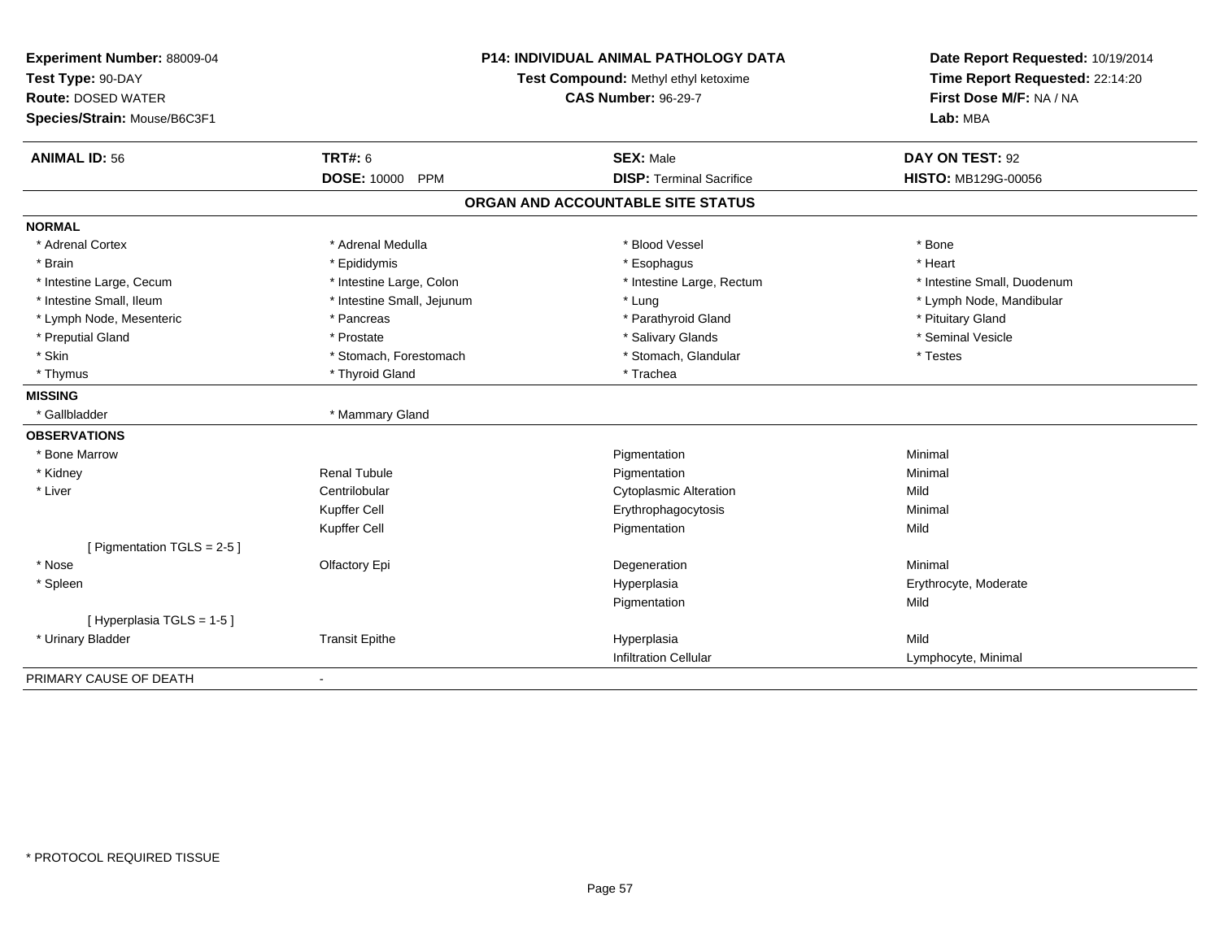**Experiment Number:** 88009-04
**Test Type:** 90-DAY
**Route:** DOSED WATER
**Species/Strain:** Mouse/B6C3F1

**P14: INDIVIDUAL ANIMAL PATHOLOGY DATA**
**Test Compound:** Methyl ethyl ketoxime
**CAS Number:** 96-29-7

**Date Report Requested:** 10/19/2014
**Time Report Requested:** 22:14:20
**First Dose M/F:** NA / NA
**Lab:** MBA

| **ANIMAL ID:** 56 | **TRT#:** 6 | **SEX:** Male | **DAY ON TEST:** 92 |
|---|---|---|---|
| | **DOSE:** 10000 PPM | **DISP:** Terminal Sacrifice | **HISTO:** MB129G-00056 |

## ORGAN AND ACCOUNTABLE SITE STATUS

**NORMAL**

| | | | |
|---|---|---|---|
| * Adrenal Cortex | * Adrenal Medulla | * Blood Vessel | * Bone |
| * Brain | * Epididymis | * Esophagus | * Heart |
| * Intestine Large, Cecum | * Intestine Large, Colon | * Intestine Large, Rectum | * Intestine Small, Duodenum |
| * Intestine Small, Ileum | * Intestine Small, Jejunum | * Lung | * Lymph Node, Mandibular |
| * Lymph Node, Mesenteric | * Pancreas | * Parathyroid Gland | * Pituitary Gland |
| * Preputial Gland | * Prostate | * Salivary Glands | * Seminal Vesicle |
| * Skin | * Stomach, Forestomach | * Stomach, Glandular | * Testes |
| * Thymus | * Thyroid Gland | * Trachea | |

**MISSING**

| | |
|---|---|
| * Gallbladder | * Mammary Gland |

**OBSERVATIONS**

| | | | |
|---|---|---|---|
| * Bone Marrow | | Pigmentation | Minimal |
| * Kidney | Renal Tubule | Pigmentation | Minimal |
| * Liver | Centrilobular | Cytoplasmic Alteration | Mild |
| | Kupffer Cell | Erythrophagocytosis | Minimal |
| | Kupffer Cell | Pigmentation | Mild |
| [ Pigmentation TGLS = 2-5 ] | | | |
| * Nose | Olfactory Epi | Degeneration | Minimal |
| * Spleen | | Hyperplasia | Erythrocyte, Moderate |
| | | Pigmentation | Mild |
| [ Hyperplasia TGLS = 1-5 ] | | | |
| * Urinary Bladder | Transit Epithe | Hyperplasia | Mild |
| | | Infiltration Cellular | Lymphocyte, Minimal |

PRIMARY CAUSE OF DEATH -

* PROTOCOL REQUIRED TISSUE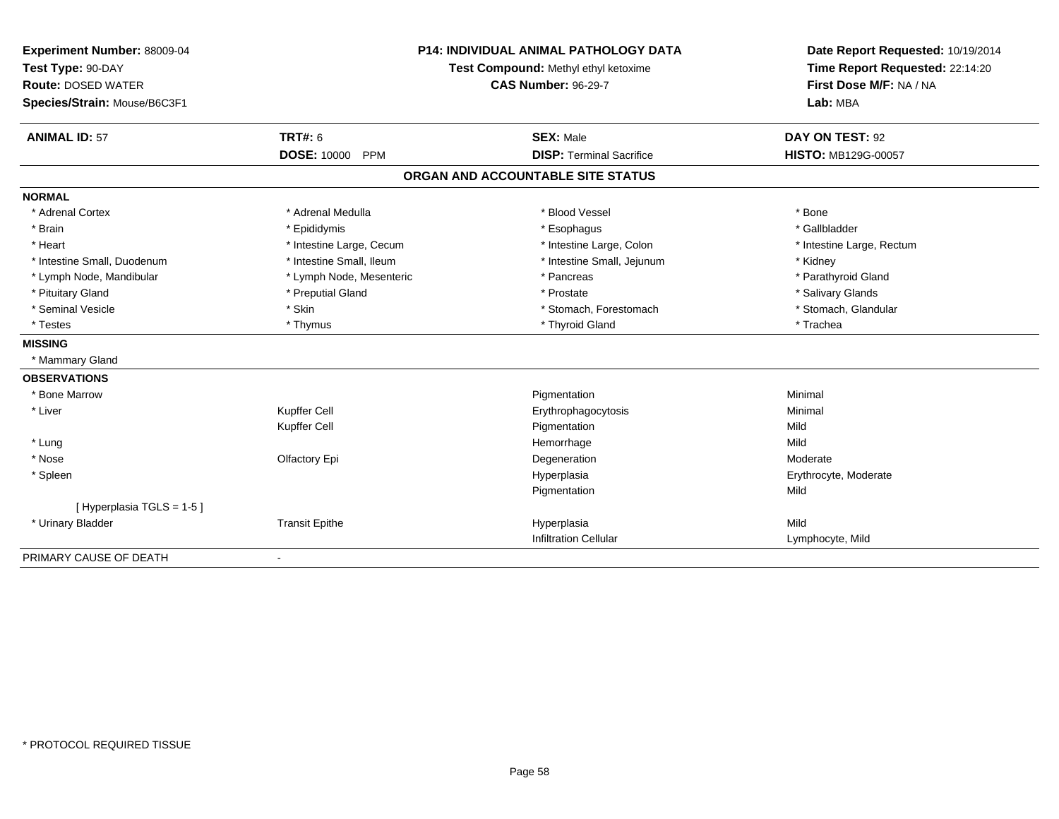**Experiment Number:** 88009-04
**Test Type:** 90-DAY
**Route:** DOSED WATER
**Species/Strain:** Mouse/B6C3F1

**P14: INDIVIDUAL ANIMAL PATHOLOGY DATA**
**Test Compound:** Methyl ethyl ketoxime
**CAS Number:** 96-29-7

**Date Report Requested:** 10/19/2014
**Time Report Requested:** 22:14:20
**First Dose M/F:** NA / NA
**Lab:** MBA

| **ANIMAL ID:** 57 | **TRT#:** 6 | **SEX:** Male | **DAY ON TEST:** 92 |
|---|---|---|---|
| | **DOSE:** 10000 PPM | **DISP:** Terminal Sacrifice | **HISTO:** MB129G-00057 |

## ORGAN AND ACCOUNTABLE SITE STATUS

| | | | |
|---|---|---|---|
| **NORMAL** | | | |
| * Adrenal Cortex | * Adrenal Medulla | * Blood Vessel | * Bone |
| * Brain | * Epididymis | * Esophagus | * Gallbladder |
| * Heart | * Intestine Large, Cecum | * Intestine Large, Colon | * Intestine Large, Rectum |
| * Intestine Small, Duodenum | * Intestine Small, Ileum | * Intestine Small, Jejunum | * Kidney |
| * Lymph Node, Mandibular | * Lymph Node, Mesenteric | * Pancreas | * Parathyroid Gland |
| * Pituitary Gland | * Preputial Gland | * Prostate | * Salivary Glands |
| * Seminal Vesicle | * Skin | * Stomach, Forestomach | * Stomach, Glandular |
| * Testes | * Thymus | * Thyroid Gland | * Trachea |
| **MISSING** | | | |
| * Mammary Gland | | | |
| **OBSERVATIONS** | | | |
| * Bone Marrow | | Pigmentation | Minimal |
| * Liver | Kupffer Cell | Erythrophagocytosis | Minimal |
| | Kupffer Cell | Pigmentation | Mild |
| * Lung | | Hemorrhage | Mild |
| * Nose | Olfactory Epi | Degeneration | Moderate |
| * Spleen | | Hyperplasia | Erythrocyte, Moderate |
| | | Pigmentation | Mild |
| [ Hyperplasia TGLS = 1-5 ] | | | |
| * Urinary Bladder | Transit Epithe | Hyperplasia | Mild |
| | | Infiltration Cellular | Lymphocyte, Mild |
| PRIMARY CAUSE OF DEATH | - | | |

* PROTOCOL REQUIRED TISSUE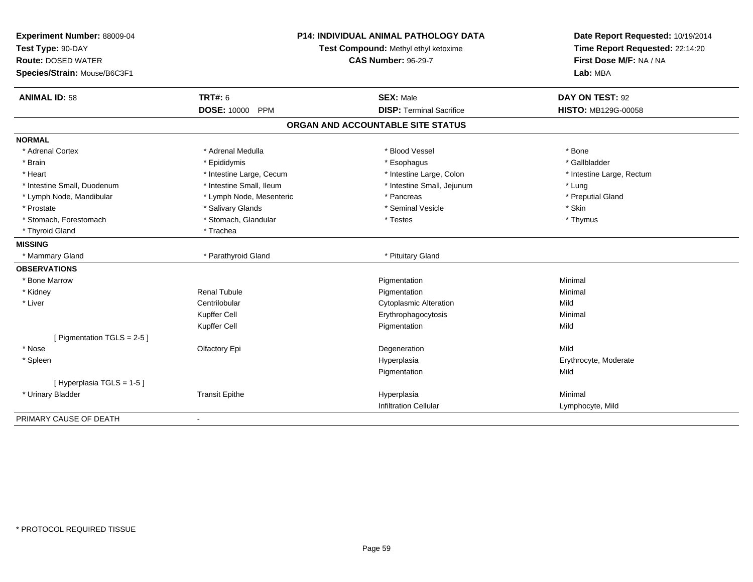**Experiment Number:** 88009-04
**Test Type:** 90-DAY
**Route:** DOSED WATER
**Species/Strain:** Mouse/B6C3F1

**P14: INDIVIDUAL ANIMAL PATHOLOGY DATA**
**Test Compound:** Methyl ethyl ketoxime
**CAS Number:** 96-29-7

**Date Report Requested:** 10/19/2014
**Time Report Requested:** 22:14:20
**First Dose M/F:** NA / NA
**Lab:** MBA

| **ANIMAL ID:** 58 | **TRT#:** 6 | **SEX:** Male | **DAY ON TEST:** 92 |
|---|---|---|---|
| | **DOSE:** 10000 PPM | **DISP:** Terminal Sacrifice | **HISTO:** MB129G-00058 |

## ORGAN AND ACCOUNTABLE SITE STATUS

**NORMAL**

| | | | |
|---|---|---|---|
| * Adrenal Cortex | * Adrenal Medulla | * Blood Vessel | * Bone |
| * Brain | * Epididymis | * Esophagus | * Gallbladder |
| * Heart | * Intestine Large, Cecum | * Intestine Large, Colon | * Intestine Large, Rectum |
| * Intestine Small, Duodenum | * Intestine Small, Ileum | * Intestine Small, Jejunum | * Lung |
| * Lymph Node, Mandibular | * Lymph Node, Mesenteric | * Pancreas | * Preputial Gland |
| * Prostate | * Salivary Glands | * Seminal Vesicle | * Skin |
| * Stomach, Forestomach | * Stomach, Glandular | * Testes | * Thymus |
| * Thyroid Gland | * Trachea | | |

**MISSING**

| | | | |
|---|---|---|---|
| * Mammary Gland | * Parathyroid Gland | * Pituitary Gland | |

**OBSERVATIONS**

| | | | |
|---|---|---|---|
| * Bone Marrow | | Pigmentation | Minimal |
| * Kidney | Renal Tubule | Pigmentation | Minimal |
| * Liver | Centrilobular | Cytoplasmic Alteration | Mild |
| | Kupffer Cell | Erythrophagocytosis | Minimal |
| | Kupffer Cell | Pigmentation | Mild |
| [ Pigmentation TGLS = 2-5 ] | | | |
| * Nose | Olfactory Epi | Degeneration | Mild |
| * Spleen | | Hyperplasia | Erythrocyte, Moderate |
| | | Pigmentation | Mild |
| [ Hyperplasia TGLS = 1-5 ] | | | |
| * Urinary Bladder | Transit Epithe | Hyperplasia | Minimal |
| | | Infiltration Cellular | Lymphocyte, Mild |

PRIMARY CAUSE OF DEATH -

* PROTOCOL REQUIRED TISSUE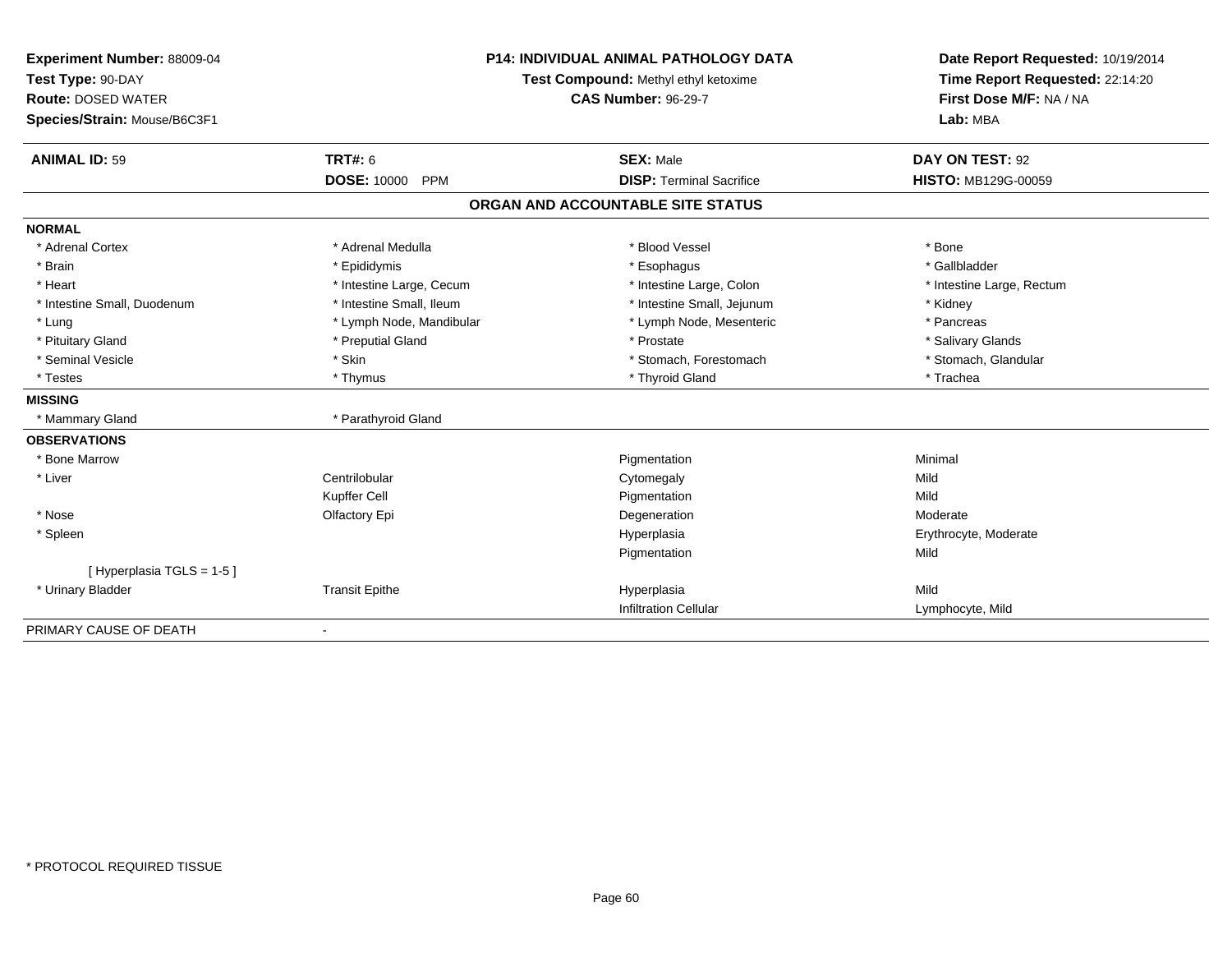**Experiment Number:** 88009-04
**Test Type:** 90-DAY
**Route:** DOSED WATER
**Species/Strain:** Mouse/B6C3F1

**P14: INDIVIDUAL ANIMAL PATHOLOGY DATA**
**Test Compound:** Methyl ethyl ketoxime
**CAS Number:** 96-29-7

**Date Report Requested:** 10/19/2014
**Time Report Requested:** 22:14:20
**First Dose M/F:** NA / NA
**Lab:** MBA

| **ANIMAL ID:** 59 | **TRT#:** 6 | **SEX:** Male | **DAY ON TEST:** 92 |
|---|---|---|---|
| | **DOSE:** 10000 PPM | **DISP:** Terminal Sacrifice | **HISTO:** MB129G-00059 |

## ORGAN AND ACCOUNTABLE SITE STATUS

| | | | |
|---|---|---|---|
| **NORMAL** | | | |
| * Adrenal Cortex | * Adrenal Medulla | * Blood Vessel | * Bone |
| * Brain | * Epididymis | * Esophagus | * Gallbladder |
| * Heart | * Intestine Large, Cecum | * Intestine Large, Colon | * Intestine Large, Rectum |
| * Intestine Small, Duodenum | * Intestine Small, Ileum | * Intestine Small, Jejunum | * Kidney |
| * Lung | * Lymph Node, Mandibular | * Lymph Node, Mesenteric | * Pancreas |
| * Pituitary Gland | * Preputial Gland | * Prostate | * Salivary Glands |
| * Seminal Vesicle | * Skin | * Stomach, Forestomach | * Stomach, Glandular |
| * Testes | * Thymus | * Thyroid Gland | * Trachea |
| **MISSING** | | | |
| * Mammary Gland | * Parathyroid Gland | | |
| **OBSERVATIONS** | | | |
| * Bone Marrow | | Pigmentation | Minimal |
| * Liver | Centrilobular | Cytomegaly | Mild |
| | Kupffer Cell | Pigmentation | Mild |
| * Nose | Olfactory Epi | Degeneration | Moderate |
| * Spleen | | Hyperplasia | Erythrocyte, Moderate |
| | | Pigmentation | Mild |
| [ Hyperplasia TGLS = 1-5 ] | | | |
| * Urinary Bladder | Transit Epithe | Hyperplasia | Mild |
| | | Infiltration Cellular | Lymphocyte, Mild |
| PRIMARY CAUSE OF DEATH | - | | |

* PROTOCOL REQUIRED TISSUE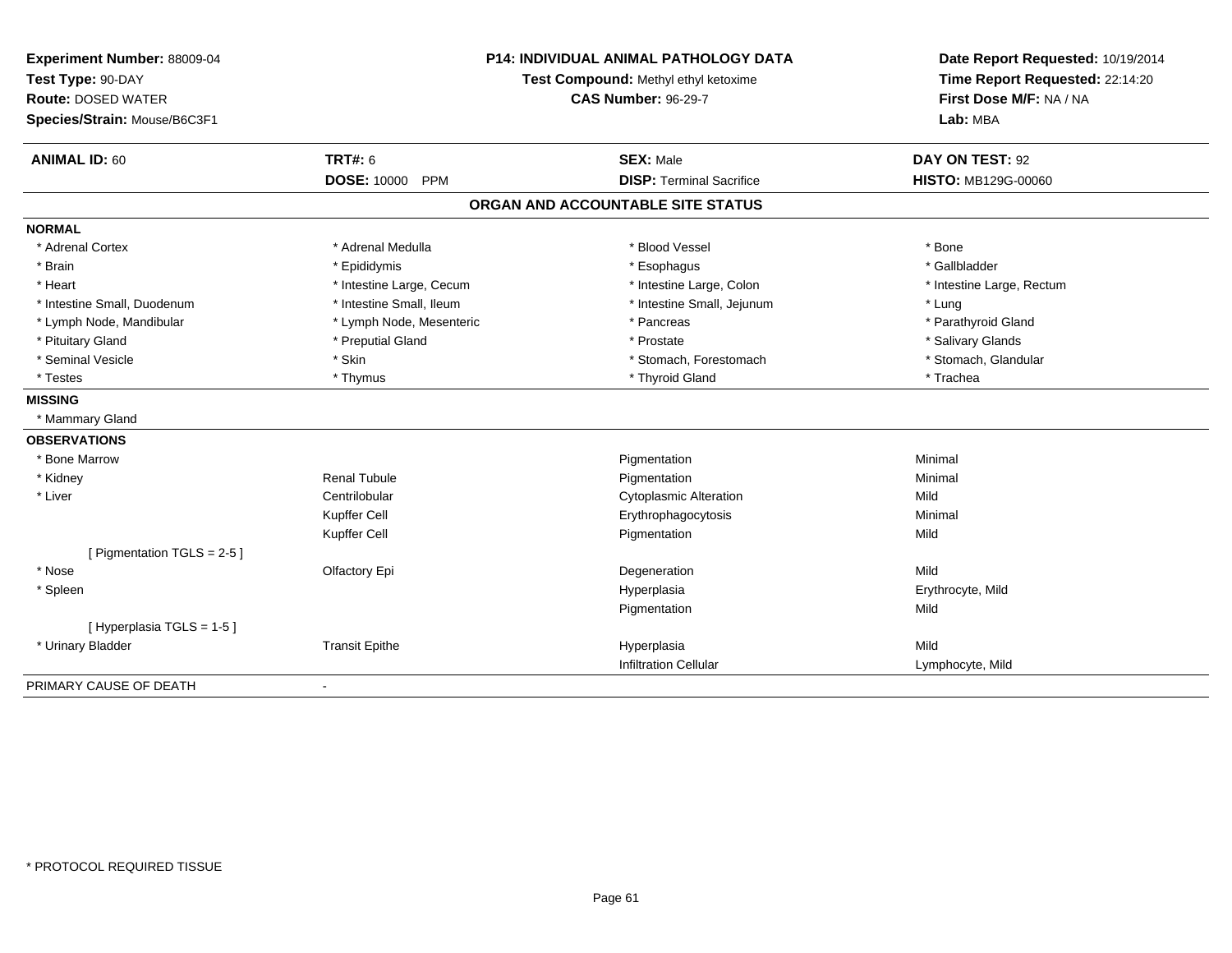**Experiment Number:** 88009-04
**Test Type:** 90-DAY
**Route:** DOSED WATER
**Species/Strain:** Mouse/B6C3F1

**P14: INDIVIDUAL ANIMAL PATHOLOGY DATA**
**Test Compound:** Methyl ethyl ketoxime
**CAS Number:** 96-29-7

**Date Report Requested:** 10/19/2014
**Time Report Requested:** 22:14:20
**First Dose M/F:** NA / NA
**Lab:** MBA

| **ANIMAL ID:** 60 | **TRT#:** 6 | **SEX:** Male | **DAY ON TEST:** 92 |
|---|---|---|---|
| | **DOSE:** 10000 PPM | **DISP:** Terminal Sacrifice | **HISTO:** MB129G-00060 |

## ORGAN AND ACCOUNTABLE SITE STATUS

**NORMAL**

| | | | |
|---|---|---|---|
| * Adrenal Cortex | * Adrenal Medulla | * Blood Vessel | * Bone |
| * Brain | * Epididymis | * Esophagus | * Gallbladder |
| * Heart | * Intestine Large, Cecum | * Intestine Large, Colon | * Intestine Large, Rectum |
| * Intestine Small, Duodenum | * Intestine Small, Ileum | * Intestine Small, Jejunum | * Lung |
| * Lymph Node, Mandibular | * Lymph Node, Mesenteric | * Pancreas | * Parathyroid Gland |
| * Pituitary Gland | * Preputial Gland | * Prostate | * Salivary Glands |
| * Seminal Vesicle | * Skin | * Stomach, Forestomach | * Stomach, Glandular |
| * Testes | * Thymus | * Thyroid Gland | * Trachea |

**MISSING**

* Mammary Gland

**OBSERVATIONS**

| | | | |
|---|---|---|---|
| * Bone Marrow | | Pigmentation | Minimal |
| * Kidney | Renal Tubule | Pigmentation | Minimal |
| * Liver | Centrilobular | Cytoplasmic Alteration | Mild |
| | Kupffer Cell | Erythrophagocytosis | Minimal |
| | Kupffer Cell | Pigmentation | Mild |
| [ Pigmentation TGLS = 2-5 ] | | | |
| * Nose | Olfactory Epi | Degeneration | Mild |
| * Spleen | | Hyperplasia | Erythrocyte, Mild |
| | | Pigmentation | Mild |
| [ Hyperplasia TGLS = 1-5 ] | | | |
| * Urinary Bladder | Transit Epithe | Hyperplasia | Mild |
| | | Infiltration Cellular | Lymphocyte, Mild |

PRIMARY CAUSE OF DEATH -

* PROTOCOL REQUIRED TISSUE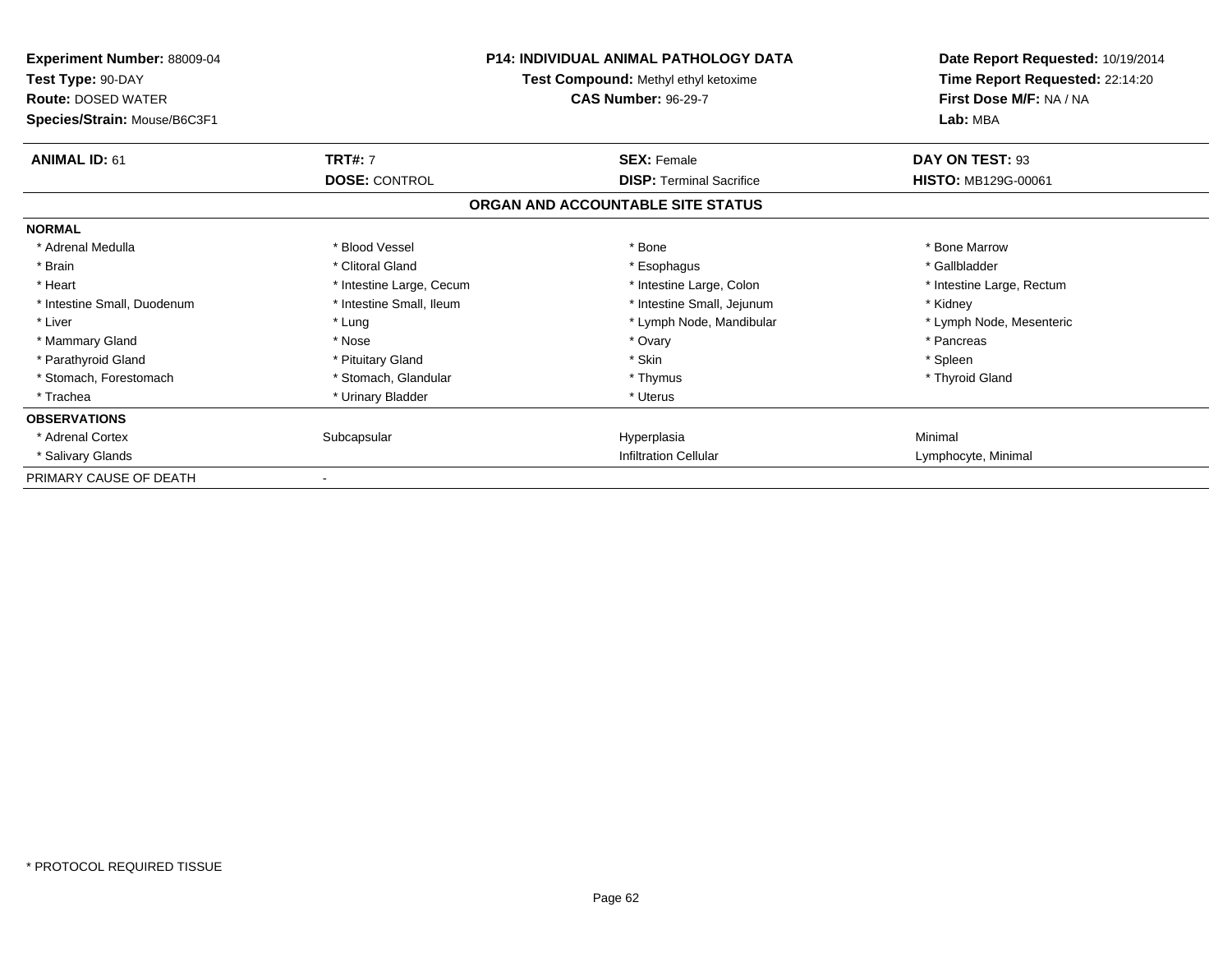**Experiment Number:** 88009-04
**Test Type:** 90-DAY
**Route:** DOSED WATER
**Species/Strain:** Mouse/B6C3F1

**P14: INDIVIDUAL ANIMAL PATHOLOGY DATA**
**Test Compound:** Methyl ethyl ketoxime
**CAS Number:** 96-29-7

**Date Report Requested:** 10/19/2014
**Time Report Requested:** 22:14:20
**First Dose M/F:** NA / NA
**Lab:** MBA

| **ANIMAL ID:** 61 | **TRT#:** 7 | **SEX:** Female | **DAY ON TEST:** 93 |
|---|---|---|---|
| | **DOSE:** CONTROL | **DISP:** Terminal Sacrifice | **HISTO:** MB129G-00061 |

## ORGAN AND ACCOUNTABLE SITE STATUS

| | | | |
|---|---|---|---|
| **NORMAL** | | | |
| * Adrenal Medulla | * Blood Vessel | * Bone | * Bone Marrow |
| * Brain | * Clitoral Gland | * Esophagus | * Gallbladder |
| * Heart | * Intestine Large, Cecum | * Intestine Large, Colon | * Intestine Large, Rectum |
| * Intestine Small, Duodenum | * Intestine Small, Ileum | * Intestine Small, Jejunum | * Kidney |
| * Liver | * Lung | * Lymph Node, Mandibular | * Lymph Node, Mesenteric |
| * Mammary Gland | * Nose | * Ovary | * Pancreas |
| * Parathyroid Gland | * Pituitary Gland | * Skin | * Spleen |
| * Stomach, Forestomach | * Stomach, Glandular | * Thymus | * Thyroid Gland |
| * Trachea | * Urinary Bladder | * Uterus | |
| **OBSERVATIONS** | | | |
| * Adrenal Cortex | Subcapsular | Hyperplasia | Minimal |
| * Salivary Glands | | Infiltration Cellular | Lymphocyte, Minimal |
| PRIMARY CAUSE OF DEATH | - | | |

* PROTOCOL REQUIRED TISSUE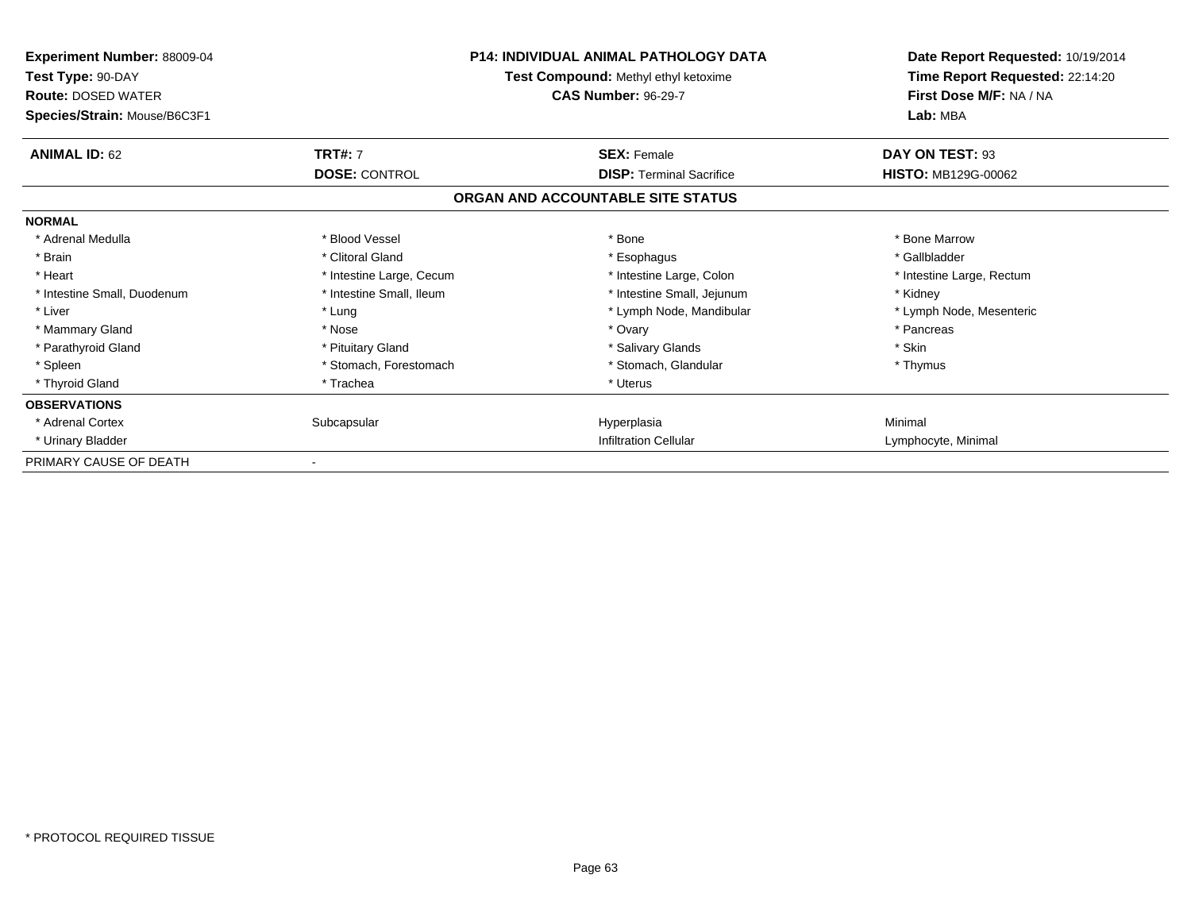**Experiment Number:** 88009-04
**Test Type:** 90-DAY
**Route:** DOSED WATER
**Species/Strain:** Mouse/B6C3F1

**P14: INDIVIDUAL ANIMAL PATHOLOGY DATA**
**Test Compound:** Methyl ethyl ketoxime
**CAS Number:** 96-29-7

**Date Report Requested:** 10/19/2014
**Time Report Requested:** 22:14:20
**First Dose M/F:** NA / NA
**Lab:** MBA

| **ANIMAL ID:** 62 | **TRT#:** 7 | **SEX:** Female | **DAY ON TEST:** 93 |
|---|---|---|---|
| | **DOSE:** CONTROL | **DISP:** Terminal Sacrifice | **HISTO:** MB129G-00062 |

**ORGAN AND ACCOUNTABLE SITE STATUS**

| | | | |
|---|---|---|---|
| **NORMAL** | | | |
| * Adrenal Medulla | * Blood Vessel | * Bone | * Bone Marrow |
| * Brain | * Clitoral Gland | * Esophagus | * Gallbladder |
| * Heart | * Intestine Large, Cecum | * Intestine Large, Colon | * Intestine Large, Rectum |
| * Intestine Small, Duodenum | * Intestine Small, Ileum | * Intestine Small, Jejunum | * Kidney |
| * Liver | * Lung | * Lymph Node, Mandibular | * Lymph Node, Mesenteric |
| * Mammary Gland | * Nose | * Ovary | * Pancreas |
| * Parathyroid Gland | * Pituitary Gland | * Salivary Glands | * Skin |
| * Spleen | * Stomach, Forestomach | * Stomach, Glandular | * Thymus |
| * Thyroid Gland | * Trachea | * Uterus | |
| **OBSERVATIONS** | | | |
| * Adrenal Cortex | Subcapsular | Hyperplasia | Minimal |
| * Urinary Bladder | | Infiltration Cellular | Lymphocyte, Minimal |
| PRIMARY CAUSE OF DEATH | - | | |

* PROTOCOL REQUIRED TISSUE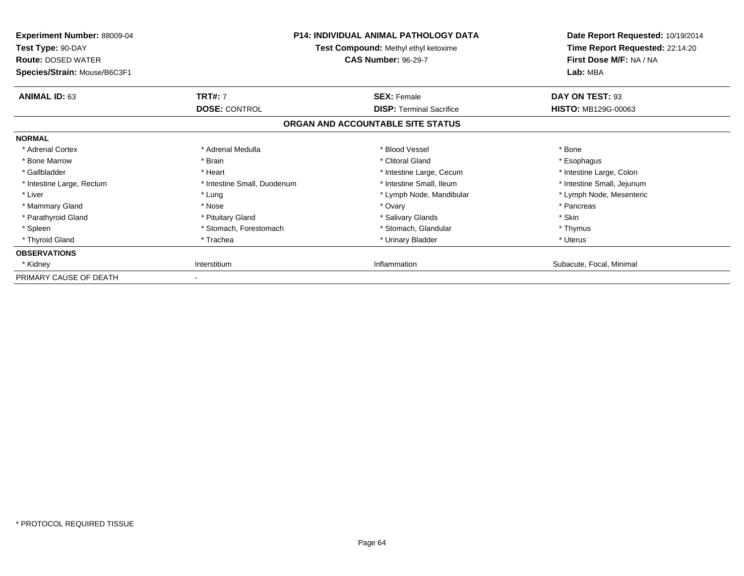**Experiment Number:** 88009-04
**Test Type:** 90-DAY
**Route:** DOSED WATER
**Species/Strain:** Mouse/B6C3F1

**P14: INDIVIDUAL ANIMAL PATHOLOGY DATA**
**Test Compound:** Methyl ethyl ketoxime
**CAS Number:** 96-29-7

**Date Report Requested:** 10/19/2014
**Time Report Requested:** 22:14:20
**First Dose M/F:** NA / NA
**Lab:** MBA

| **ANIMAL ID:** 63 | **TRT#:** 7 | **SEX:** Female | **DAY ON TEST:** 93 |
|---|---|---|---|
| | **DOSE:** CONTROL | **DISP:** Terminal Sacrifice | **HISTO:** MB129G-00063 |

**ORGAN AND ACCOUNTABLE SITE STATUS**

| | | | |
|---|---|---|---|
| **NORMAL** | | | |
| * Adrenal Cortex | * Adrenal Medulla | * Blood Vessel | * Bone |
| * Bone Marrow | * Brain | * Clitoral Gland | * Esophagus |
| * Gallbladder | * Heart | * Intestine Large, Cecum | * Intestine Large, Colon |
| * Intestine Large, Rectum | * Intestine Small, Duodenum | * Intestine Small, Ileum | * Intestine Small, Jejunum |
| * Liver | * Lung | * Lymph Node, Mandibular | * Lymph Node, Mesenteric |
| * Mammary Gland | * Nose | * Ovary | * Pancreas |
| * Parathyroid Gland | * Pituitary Gland | * Salivary Glands | * Skin |
| * Spleen | * Stomach, Forestomach | * Stomach, Glandular | * Thymus |
| * Thyroid Gland | * Trachea | * Urinary Bladder | * Uterus |
| **OBSERVATIONS** | | | |
| * Kidney | Interstitium | Inflammation | Subacute, Focal, Minimal |
| PRIMARY CAUSE OF DEATH | - | | |

* PROTOCOL REQUIRED TISSUE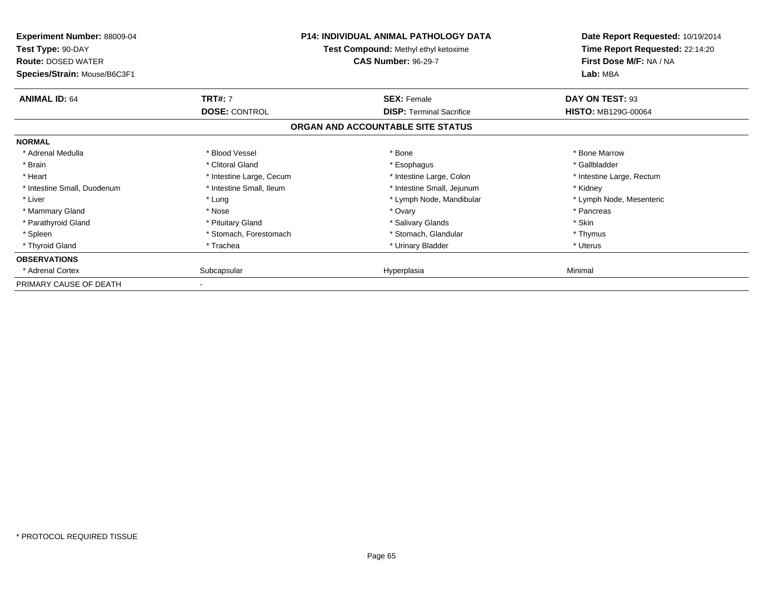**Experiment Number:** 88009-04
**Test Type:** 90-DAY
**Route:** DOSED WATER
**Species/Strain:** Mouse/B6C3F1

**P14: INDIVIDUAL ANIMAL PATHOLOGY DATA**
**Test Compound:** Methyl ethyl ketoxime
**CAS Number:** 96-29-7

**Date Report Requested:** 10/19/2014
**Time Report Requested:** 22:14:20
**First Dose M/F:** NA / NA
**Lab:** MBA

| **ANIMAL ID:** 64 | **TRT#:** 7 | **SEX:** Female | **DAY ON TEST:** 93 |
|---|---|---|---|
| | **DOSE:** CONTROL | **DISP:** Terminal Sacrifice | **HISTO:** MB129G-00064 |

**ORGAN AND ACCOUNTABLE SITE STATUS**

| | | | |
|---|---|---|---|
| **NORMAL** | | | |
| * Adrenal Medulla | * Blood Vessel | * Bone | * Bone Marrow |
| * Brain | * Clitoral Gland | * Esophagus | * Gallbladder |
| * Heart | * Intestine Large, Cecum | * Intestine Large, Colon | * Intestine Large, Rectum |
| * Intestine Small, Duodenum | * Intestine Small, Ileum | * Intestine Small, Jejunum | * Kidney |
| * Liver | * Lung | * Lymph Node, Mandibular | * Lymph Node, Mesenteric |
| * Mammary Gland | * Nose | * Ovary | * Pancreas |
| * Parathyroid Gland | * Pituitary Gland | * Salivary Glands | * Skin |
| * Spleen | * Stomach, Forestomach | * Stomach, Glandular | * Thymus |
| * Thyroid Gland | * Trachea | * Urinary Bladder | * Uterus |
| **OBSERVATIONS** | | | |
| * Adrenal Cortex | Subcapsular | Hyperplasia | Minimal |
| PRIMARY CAUSE OF DEATH | - | | |

* PROTOCOL REQUIRED TISSUE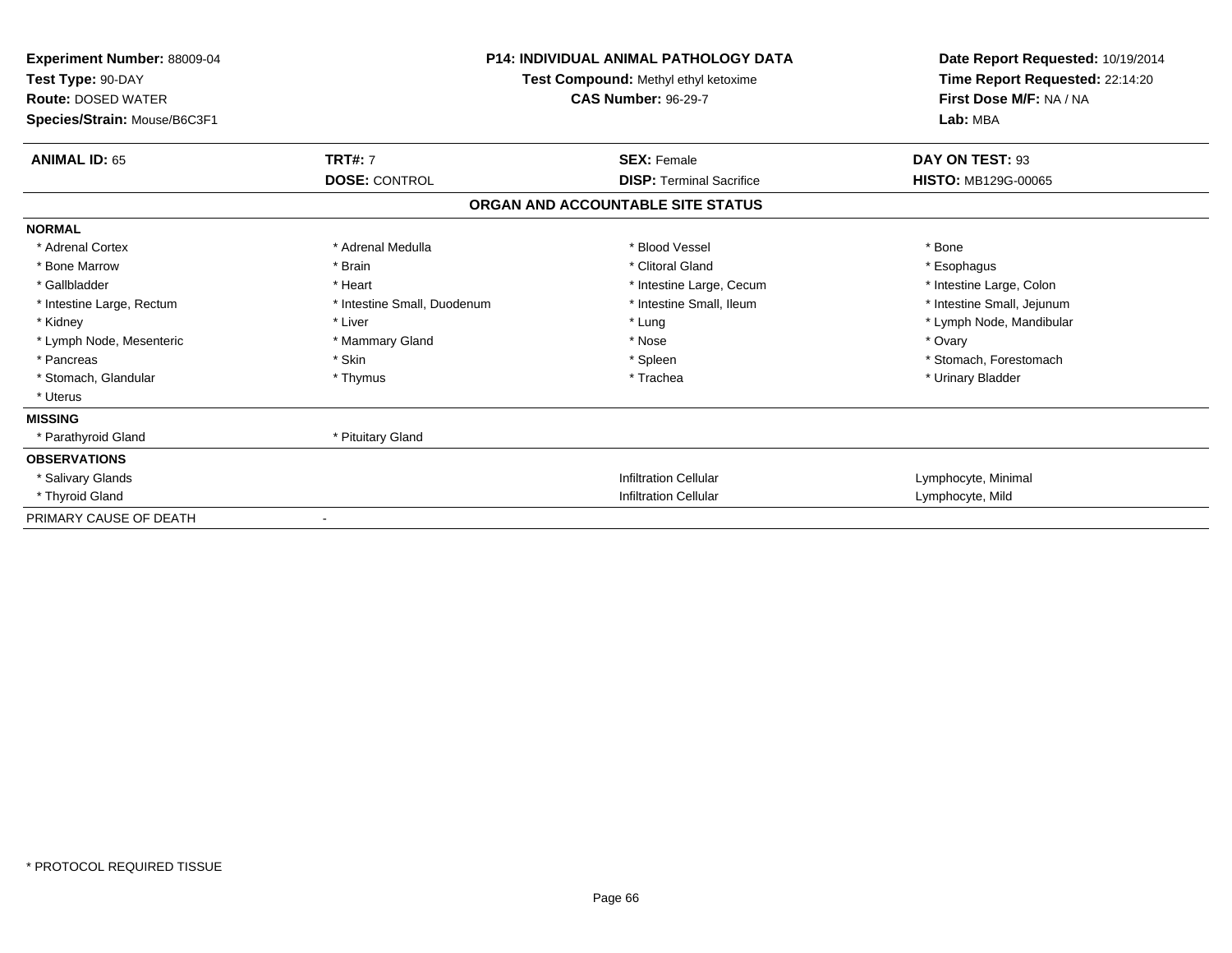**Experiment Number:** 88009-04
**Test Type:** 90-DAY
**Route:** DOSED WATER
**Species/Strain:** Mouse/B6C3F1

**P14: INDIVIDUAL ANIMAL PATHOLOGY DATA**
**Test Compound:** Methyl ethyl ketoxime
**CAS Number:** 96-29-7

**Date Report Requested:** 10/19/2014
**Time Report Requested:** 22:14:20
**First Dose M/F:** NA / NA
**Lab:** MBA

| **ANIMAL ID:** 65 | **TRT#:** 7 | **SEX:** Female | **DAY ON TEST:** 93 |
|---|---|---|---|
| | **DOSE:** CONTROL | **DISP:** Terminal Sacrifice | **HISTO:** MB129G-00065 |

## ORGAN AND ACCOUNTABLE SITE STATUS

**NORMAL**

| | | | |
|---|---|---|---|
| * Adrenal Cortex | * Adrenal Medulla | * Blood Vessel | * Bone |
| * Bone Marrow | * Brain | * Clitoral Gland | * Esophagus |
| * Gallbladder | * Heart | * Intestine Large, Cecum | * Intestine Large, Colon |
| * Intestine Large, Rectum | * Intestine Small, Duodenum | * Intestine Small, Ileum | * Intestine Small, Jejunum |
| * Kidney | * Liver | * Lung | * Lymph Node, Mandibular |
| * Lymph Node, Mesenteric | * Mammary Gland | * Nose | * Ovary |
| * Pancreas | * Skin | * Spleen | * Stomach, Forestomach |
| * Stomach, Glandular | * Thymus | * Trachea | * Urinary Bladder |
| * Uterus | | | |

**MISSING**

| | |
|---|---|
| * Parathyroid Gland | * Pituitary Gland |

**OBSERVATIONS**

| | | |
|---|---|---|
| * Salivary Glands | Infiltration Cellular | Lymphocyte, Minimal |
| * Thyroid Gland | Infiltration Cellular | Lymphocyte, Mild |

PRIMARY CAUSE OF DEATH -

* PROTOCOL REQUIRED TISSUE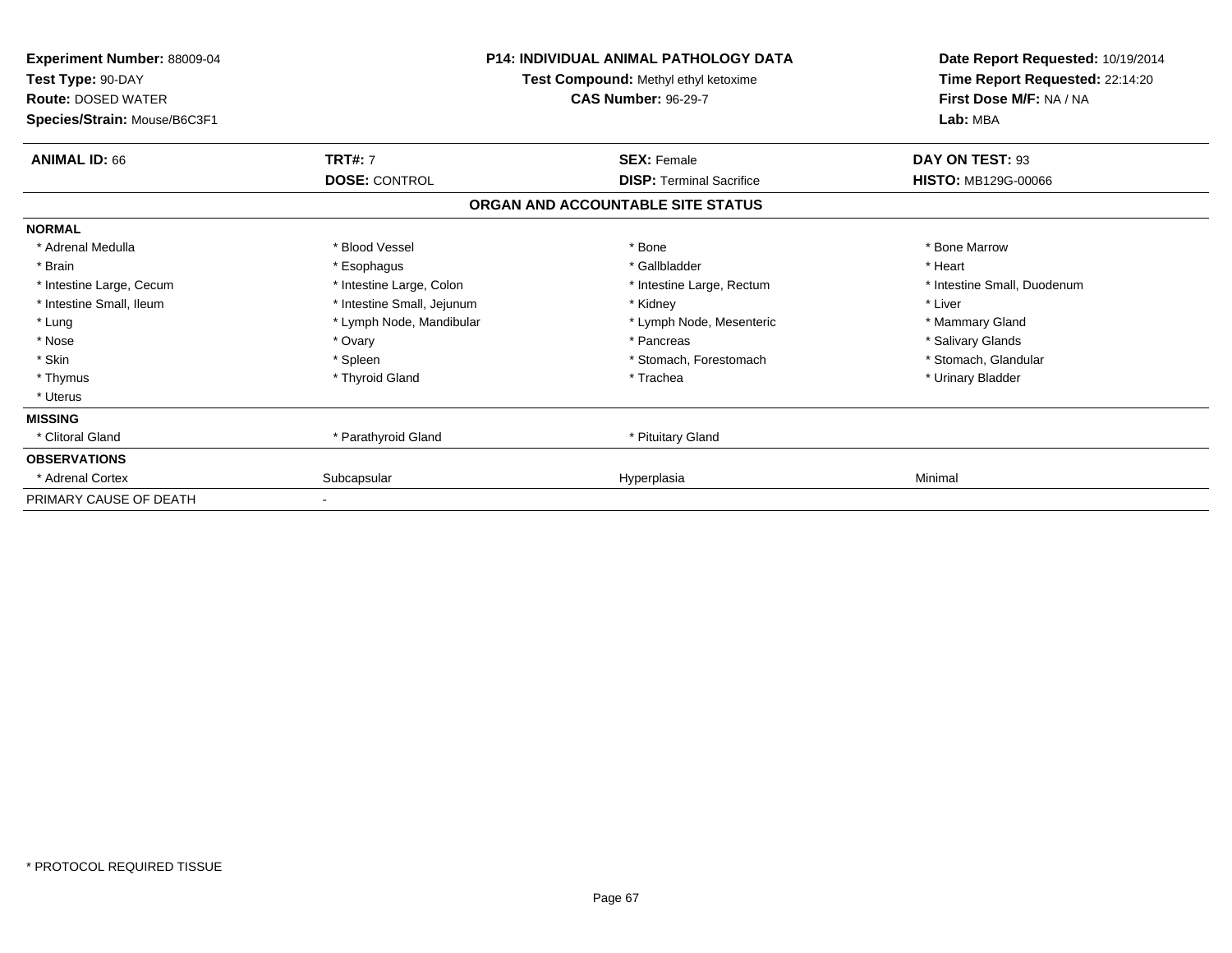**Experiment Number:** 88009-04
**Test Type:** 90-DAY
**Route:** DOSED WATER
**Species/Strain:** Mouse/B6C3F1

**P14: INDIVIDUAL ANIMAL PATHOLOGY DATA**
**Test Compound:** Methyl ethyl ketoxime
**CAS Number:** 96-29-7

**Date Report Requested:** 10/19/2014
**Time Report Requested:** 22:14:20
**First Dose M/F:** NA / NA
**Lab:** MBA

| **ANIMAL ID:** 66 | **TRT#:** 7 | **SEX:** Female | **DAY ON TEST:** 93 |
|---|---|---|---|
| | **DOSE:** CONTROL | **DISP:** Terminal Sacrifice | **HISTO:** MB129G-00066 |

## ORGAN AND ACCOUNTABLE SITE STATUS

| | | | |
|---|---|---|---|
| **NORMAL** | | | |
| * Adrenal Medulla | * Blood Vessel | * Bone | * Bone Marrow |
| * Brain | * Esophagus | * Gallbladder | * Heart |
| * Intestine Large, Cecum | * Intestine Large, Colon | * Intestine Large, Rectum | * Intestine Small, Duodenum |
| * Intestine Small, Ileum | * Intestine Small, Jejunum | * Kidney | * Liver |
| * Lung | * Lymph Node, Mandibular | * Lymph Node, Mesenteric | * Mammary Gland |
| * Nose | * Ovary | * Pancreas | * Salivary Glands |
| * Skin | * Spleen | * Stomach, Forestomach | * Stomach, Glandular |
| * Thymus | * Thyroid Gland | * Trachea | * Urinary Bladder |
| * Uterus | | | |
| **MISSING** | | | |
| * Clitoral Gland | * Parathyroid Gland | * Pituitary Gland | |
| **OBSERVATIONS** | | | |
| * Adrenal Cortex | Subcapsular | Hyperplasia | Minimal |
| PRIMARY CAUSE OF DEATH | - | | |

* PROTOCOL REQUIRED TISSUE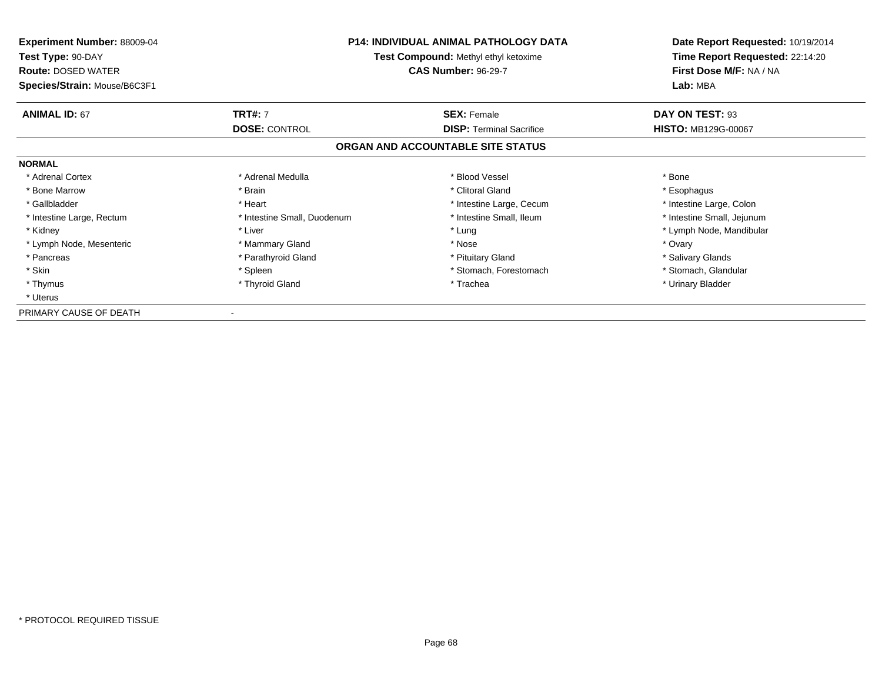**Experiment Number:** 88009-04
**Test Type:** 90-DAY
**Route:** DOSED WATER
**Species/Strain:** Mouse/B6C3F1

**P14: INDIVIDUAL ANIMAL PATHOLOGY DATA**
**Test Compound:** Methyl ethyl ketoxime
**CAS Number:** 96-29-7

**Date Report Requested:** 10/19/2014
**Time Report Requested:** 22:14:20
**First Dose M/F:** NA / NA
**Lab:** MBA

| **ANIMAL ID:** 67 | **TRT#:** 7 | **SEX:** Female | **DAY ON TEST:** 93 |
|---|---|---|---|
| | **DOSE:** CONTROL | **DISP:** Terminal Sacrifice | **HISTO:** MB129G-00067 |

## ORGAN AND ACCOUNTABLE SITE STATUS

**NORMAL**

| | | | |
|---|---|---|---|
| * Adrenal Cortex | * Adrenal Medulla | * Blood Vessel | * Bone |
| * Bone Marrow | * Brain | * Clitoral Gland | * Esophagus |
| * Gallbladder | * Heart | * Intestine Large, Cecum | * Intestine Large, Colon |
| * Intestine Large, Rectum | * Intestine Small, Duodenum | * Intestine Small, Ileum | * Intestine Small, Jejunum |
| * Kidney | * Liver | * Lung | * Lymph Node, Mandibular |
| * Lymph Node, Mesenteric | * Mammary Gland | * Nose | * Ovary |
| * Pancreas | * Parathyroid Gland | * Pituitary Gland | * Salivary Glands |
| * Skin | * Spleen | * Stomach, Forestomach | * Stomach, Glandular |
| * Thymus | * Thyroid Gland | * Trachea | * Urinary Bladder |
| * Uterus | | | |

PRIMARY CAUSE OF DEATH -

* PROTOCOL REQUIRED TISSUE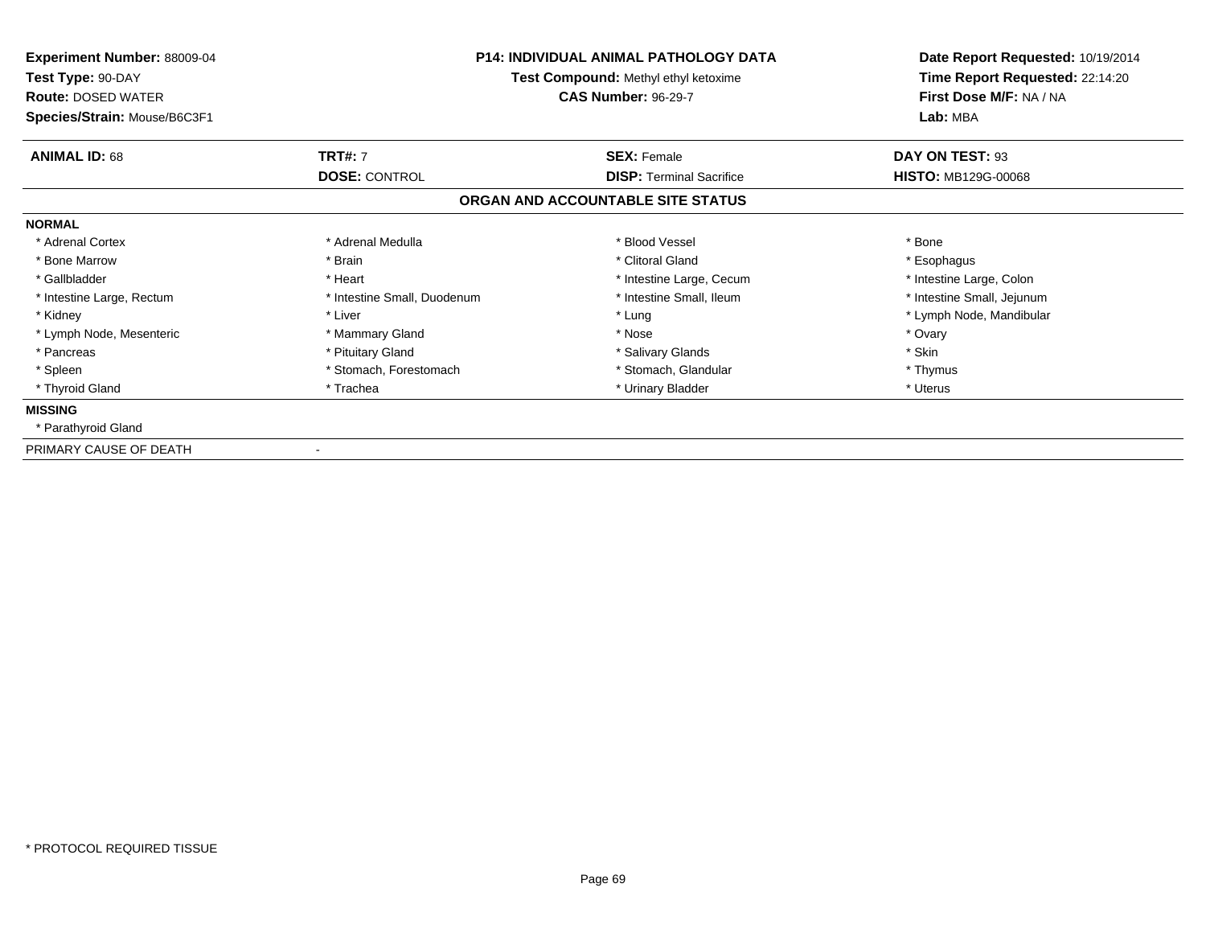**Experiment Number:** 88009-04
**Test Type:** 90-DAY
**Route:** DOSED WATER
**Species/Strain:** Mouse/B6C3F1

**P14: INDIVIDUAL ANIMAL PATHOLOGY DATA**
**Test Compound:** Methyl ethyl ketoxime
**CAS Number:** 96-29-7

**Date Report Requested:** 10/19/2014
**Time Report Requested:** 22:14:20
**First Dose M/F:** NA / NA
**Lab:** MBA

| **ANIMAL ID:** 68 | **TRT#:** 7 | **SEX:** Female | **DAY ON TEST:** 93 |
|---|---|---|---|
| | **DOSE:** CONTROL | **DISP:** Terminal Sacrifice | **HISTO:** MB129G-00068 |

## ORGAN AND ACCOUNTABLE SITE STATUS

**NORMAL**

| | | | |
|---|---|---|---|
| * Adrenal Cortex | * Adrenal Medulla | * Blood Vessel | * Bone |
| * Bone Marrow | * Brain | * Clitoral Gland | * Esophagus |
| * Gallbladder | * Heart | * Intestine Large, Cecum | * Intestine Large, Colon |
| * Intestine Large, Rectum | * Intestine Small, Duodenum | * Intestine Small, Ileum | * Intestine Small, Jejunum |
| * Kidney | * Liver | * Lung | * Lymph Node, Mandibular |
| * Lymph Node, Mesenteric | * Mammary Gland | * Nose | * Ovary |
| * Pancreas | * Pituitary Gland | * Salivary Glands | * Skin |
| * Spleen | * Stomach, Forestomach | * Stomach, Glandular | * Thymus |
| * Thyroid Gland | * Trachea | * Urinary Bladder | * Uterus |

**MISSING**

* Parathyroid Gland

PRIMARY CAUSE OF DEATH -

* PROTOCOL REQUIRED TISSUE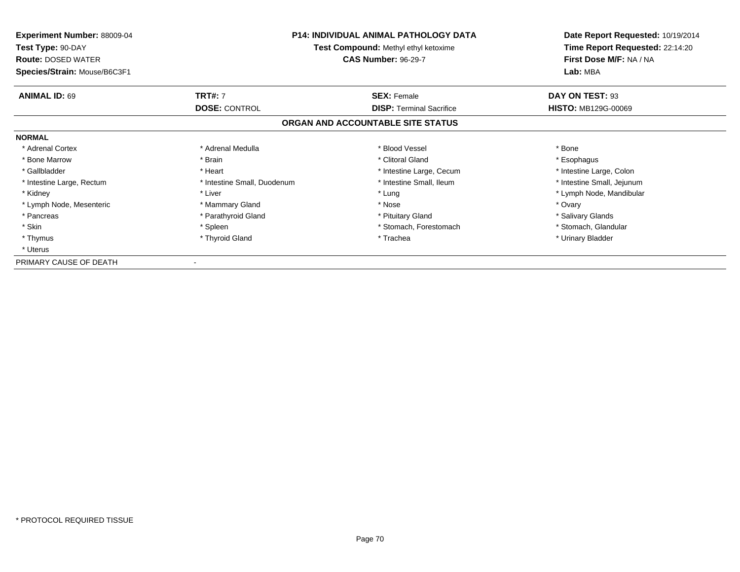**Experiment Number:** 88009-04
**Test Type:** 90-DAY
**Route:** DOSED WATER
**Species/Strain:** Mouse/B6C3F1

**P14: INDIVIDUAL ANIMAL PATHOLOGY DATA**
**Test Compound:** Methyl ethyl ketoxime
**CAS Number:** 96-29-7

**Date Report Requested:** 10/19/2014
**Time Report Requested:** 22:14:20
**First Dose M/F:** NA / NA
**Lab:** MBA

| **ANIMAL ID:** 69 | **TRT#:** 7 | **SEX:** Female | **DAY ON TEST:** 93 |
|---|---|---|---|
| | **DOSE:** CONTROL | **DISP:** Terminal Sacrifice | **HISTO:** MB129G-00069 |

## ORGAN AND ACCOUNTABLE SITE STATUS

**NORMAL**

| | | | |
|---|---|---|---|
| * Adrenal Cortex | * Adrenal Medulla | * Blood Vessel | * Bone |
| * Bone Marrow | * Brain | * Clitoral Gland | * Esophagus |
| * Gallbladder | * Heart | * Intestine Large, Cecum | * Intestine Large, Colon |
| * Intestine Large, Rectum | * Intestine Small, Duodenum | * Intestine Small, Ileum | * Intestine Small, Jejunum |
| * Kidney | * Liver | * Lung | * Lymph Node, Mandibular |
| * Lymph Node, Mesenteric | * Mammary Gland | * Nose | * Ovary |
| * Pancreas | * Parathyroid Gland | * Pituitary Gland | * Salivary Glands |
| * Skin | * Spleen | * Stomach, Forestomach | * Stomach, Glandular |
| * Thymus | * Thyroid Gland | * Trachea | * Urinary Bladder |
| * Uterus | | | |

PRIMARY CAUSE OF DEATH -

* PROTOCOL REQUIRED TISSUE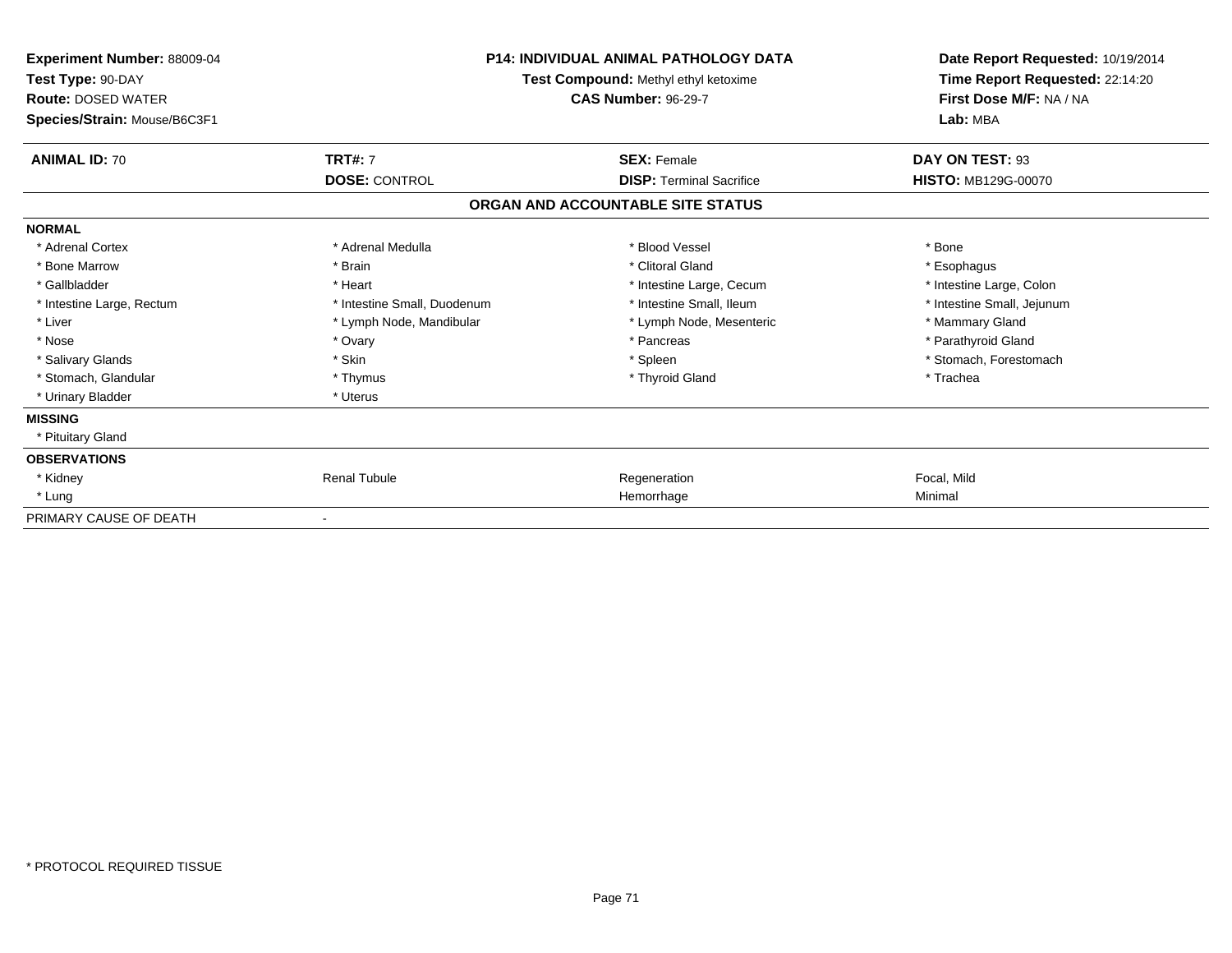**Experiment Number:** 88009-04
**Test Type:** 90-DAY
**Route:** DOSED WATER
**Species/Strain:** Mouse/B6C3F1

**P14: INDIVIDUAL ANIMAL PATHOLOGY DATA**
**Test Compound:** Methyl ethyl ketoxime
**CAS Number:** 96-29-7

**Date Report Requested:** 10/19/2014
**Time Report Requested:** 22:14:20
**First Dose M/F:** NA / NA
**Lab:** MBA

| **ANIMAL ID:** 70 | **TRT#:** 7 | **SEX:** Female | **DAY ON TEST:** 93 |
|---|---|---|---|
| | **DOSE:** CONTROL | **DISP:** Terminal Sacrifice | **HISTO:** MB129G-00070 |

## ORGAN AND ACCOUNTABLE SITE STATUS

| | | | |
|---|---|---|---|
| **NORMAL** | | | |
| * Adrenal Cortex | * Adrenal Medulla | * Blood Vessel | * Bone |
| * Bone Marrow | * Brain | * Clitoral Gland | * Esophagus |
| * Gallbladder | * Heart | * Intestine Large, Cecum | * Intestine Large, Colon |
| * Intestine Large, Rectum | * Intestine Small, Duodenum | * Intestine Small, Ileum | * Intestine Small, Jejunum |
| * Liver | * Lymph Node, Mandibular | * Lymph Node, Mesenteric | * Mammary Gland |
| * Nose | * Ovary | * Pancreas | * Parathyroid Gland |
| * Salivary Glands | * Skin | * Spleen | * Stomach, Forestomach |
| * Stomach, Glandular | * Thymus | * Thyroid Gland | * Trachea |
| * Urinary Bladder | * Uterus | | |
| **MISSING** | | | |
| * Pituitary Gland | | | |
| **OBSERVATIONS** | | | |
| * Kidney | Renal Tubule | Regeneration | Focal, Mild |
| * Lung | | Hemorrhage | Minimal |
| PRIMARY CAUSE OF DEATH | - | | |

* PROTOCOL REQUIRED TISSUE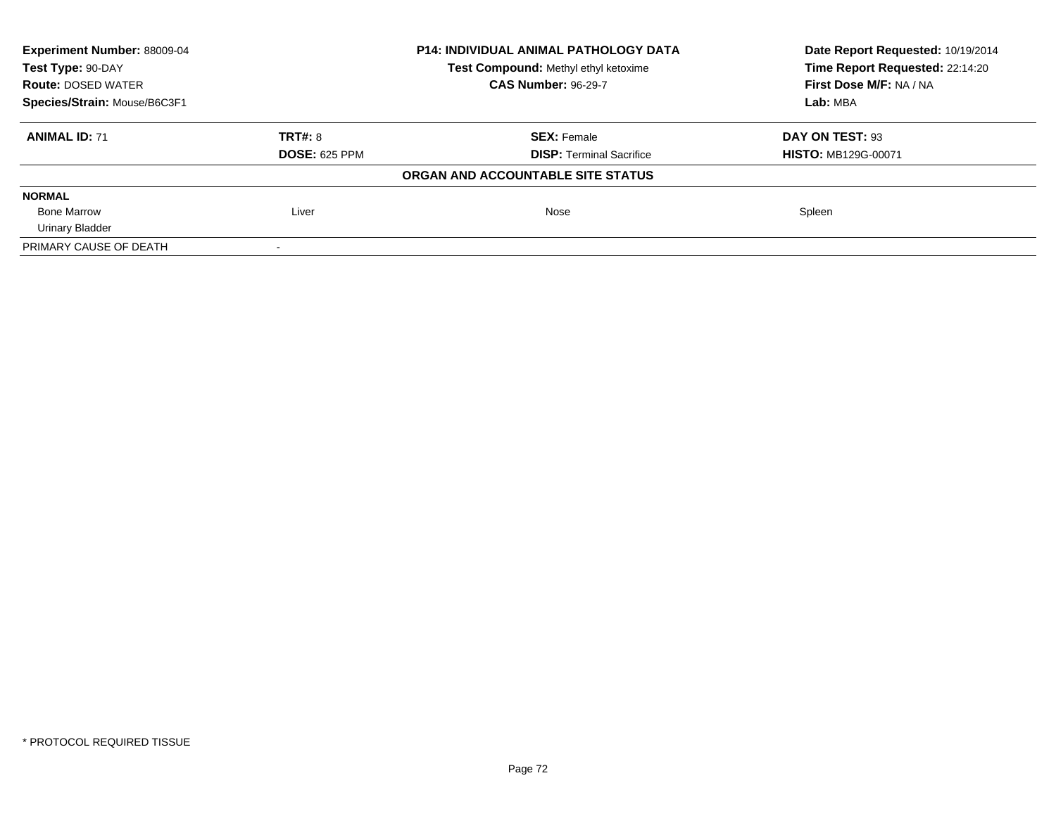**Experiment Number:** 88009-04
**Test Type:** 90-DAY
**Route:** DOSED WATER
**Species/Strain:** Mouse/B6C3F1

**P14: INDIVIDUAL ANIMAL PATHOLOGY DATA**
**Test Compound:** Methyl ethyl ketoxime
**CAS Number:** 96-29-7

**Date Report Requested:** 10/19/2014
**Time Report Requested:** 22:14:20
**First Dose M/F:** NA / NA
**Lab:** MBA

| **ANIMAL ID:** 71 | **TRT#:** 8 | **SEX:** Female | **DAY ON TEST:** 93 |
|---|---|---|---|
| | **DOSE:** 625 PPM | **DISP:** Terminal Sacrifice | **HISTO:** MB129G-00071 |

**ORGAN AND ACCOUNTABLE SITE STATUS**

| | | | |
|---|---|---|---|
| **NORMAL** | | | |
| Bone Marrow | Liver | Nose | Spleen |
| Urinary Bladder | | | |
| PRIMARY CAUSE OF DEATH | - | | |

* PROTOCOL REQUIRED TISSUE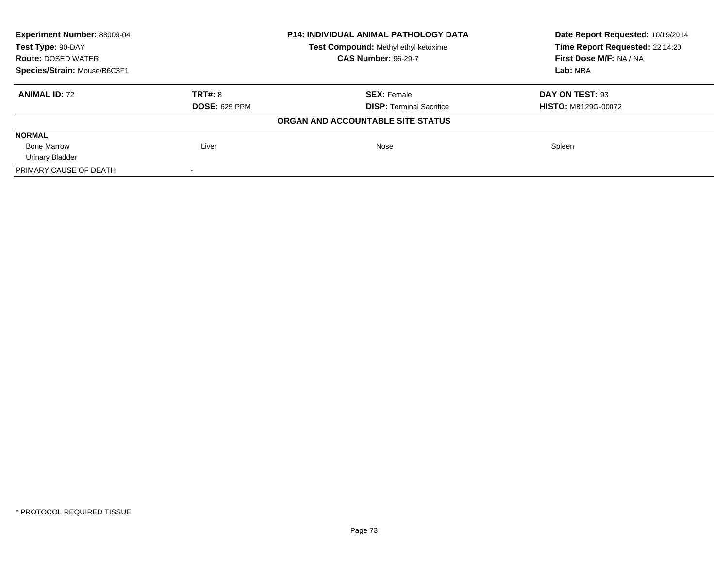| **Experiment Number:** 88009-04 | **P14: INDIVIDUAL ANIMAL PATHOLOGY DATA** | **Date Report Requested:** 10/19/2014 |
|---|---|---|
| **Test Type:** 90-DAY | **Test Compound:** Methyl ethyl ketoxime | **Time Report Requested:** 22:14:20 |
| **Route:** DOSED WATER | **CAS Number:** 96-29-7 | **First Dose M/F:** NA / NA |
| **Species/Strain:** Mouse/B6C3F1 | | **Lab:** MBA |

| **ANIMAL ID:** 72 | **TRT#:** 8 | **SEX:** Female | **DAY ON TEST:** 93 |
|---|---|---|---|
| | **DOSE:** 625 PPM | **DISP:** Terminal Sacrifice | **HISTO:** MB129G-00072 |

**ORGAN AND ACCOUNTABLE SITE STATUS**

| | | | |
|---|---|---|---|
| **NORMAL** | | | |
| Bone Marrow | Liver | Nose | Spleen |
| Urinary Bladder | | | |
| PRIMARY CAUSE OF DEATH | - | | |

\* PROTOCOL REQUIRED TISSUE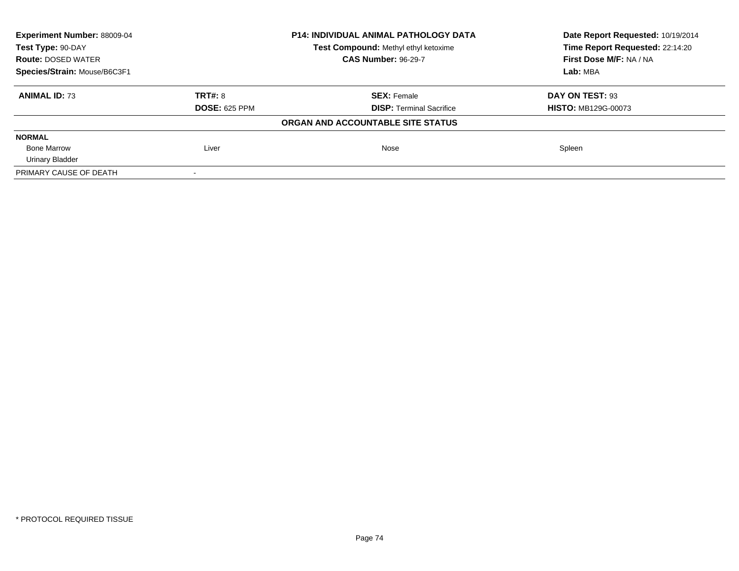**Experiment Number:** 88009-04
**Test Type:** 90-DAY
**Route:** DOSED WATER
**Species/Strain:** Mouse/B6C3F1

**P14: INDIVIDUAL ANIMAL PATHOLOGY DATA**
**Test Compound:** Methyl ethyl ketoxime
**CAS Number:** 96-29-7

**Date Report Requested:** 10/19/2014
**Time Report Requested:** 22:14:20
**First Dose M/F:** NA / NA
**Lab:** MBA

| **ANIMAL ID:** 73 | **TRT#:** 8 | **SEX:** Female | **DAY ON TEST:** 93 |
|---|---|---|---|
| | **DOSE:** 625 PPM | **DISP:** Terminal Sacrifice | **HISTO:** MB129G-00073 |

**ORGAN AND ACCOUNTABLE SITE STATUS**

| **NORMAL** | | | |
|---|---|---|---|
| Bone Marrow | Liver | Nose | Spleen |
| Urinary Bladder | | | |
| PRIMARY CAUSE OF DEATH | - | | |

* PROTOCOL REQUIRED TISSUE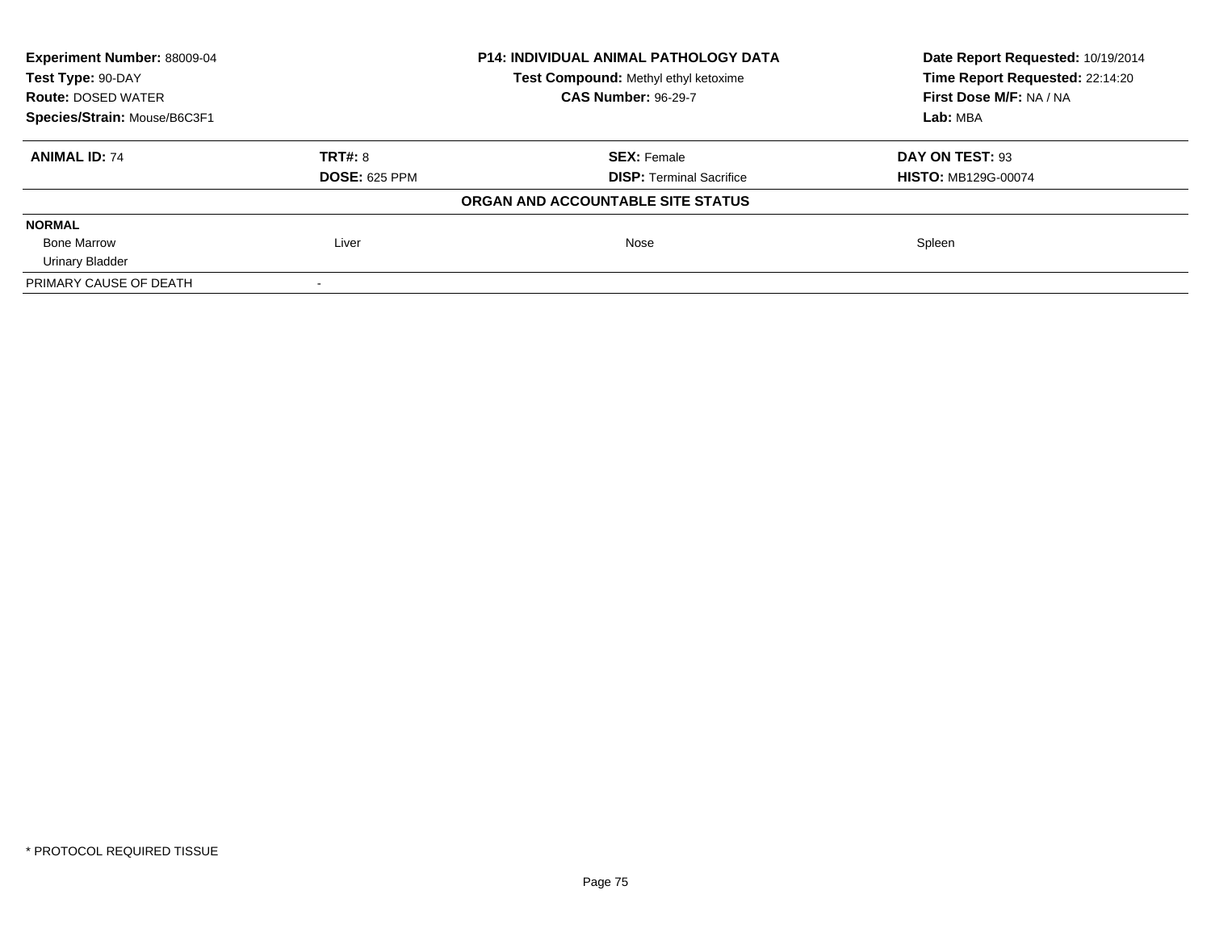**Experiment Number:** 88009-04
**Test Type:** 90-DAY
**Route:** DOSED WATER
**Species/Strain:** Mouse/B6C3F1

**P14: INDIVIDUAL ANIMAL PATHOLOGY DATA**
**Test Compound:** Methyl ethyl ketoxime
**CAS Number:** 96-29-7

**Date Report Requested:** 10/19/2014
**Time Report Requested:** 22:14:20
**First Dose M/F:** NA / NA
**Lab:** MBA

| **ANIMAL ID:** 74 | **TRT#:** 8 | **SEX:** Female | **DAY ON TEST:** 93 |
|---|---|---|---|
| | **DOSE:** 625 PPM | **DISP:** Terminal Sacrifice | **HISTO:** MB129G-00074 |

**ORGAN AND ACCOUNTABLE SITE STATUS**

| | | | |
|---|---|---|---|
| **NORMAL** | | | |
| Bone Marrow | Liver | Nose | Spleen |
| Urinary Bladder | | | |
| PRIMARY CAUSE OF DEATH | - | | |

* PROTOCOL REQUIRED TISSUE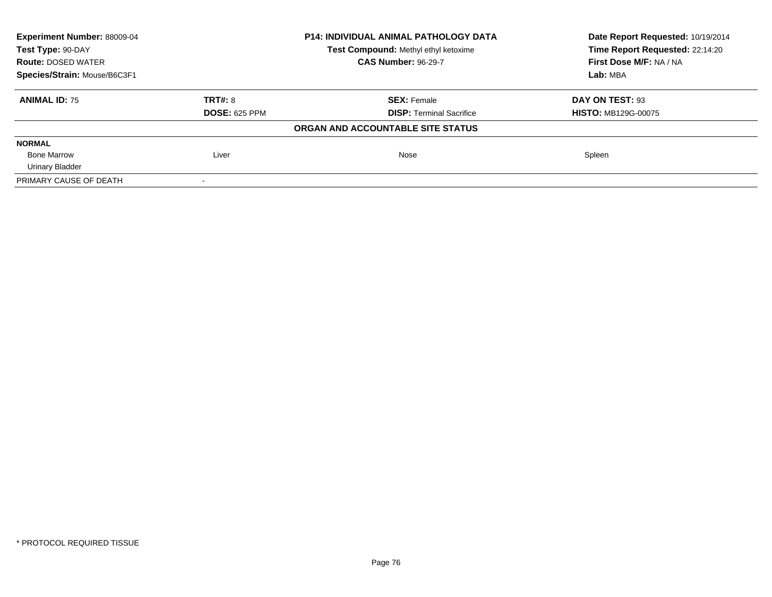| Experiment Number: 88009-04 | P14: INDIVIDUAL ANIMAL PATHOLOGY DATA | Date Report Requested: 10/19/2014 |
|---|---|---|
| Test Type: 90-DAY | Test Compound: Methyl ethyl ketoxime | Time Report Requested: 22:14:20 |
| Route: DOSED WATER | CAS Number: 96-29-7 | First Dose M/F: NA / NA |
| Species/Strain: Mouse/B6C3F1 | | Lab: MBA |

| ANIMAL ID: 75 | TRT#: 8 | SEX: Female | DAY ON TEST: 93 |
|---|---|---|---|
| | DOSE: 625 PPM | DISP: Terminal Sacrifice | HISTO: MB129G-00075 |

**ORGAN AND ACCOUNTABLE SITE STATUS**

| | | | |
|---|---|---|---|
| **NORMAL** | | | |
| Bone Marrow | Liver | Nose | Spleen |
| Urinary Bladder | | | |
| PRIMARY CAUSE OF DEATH | - | | |

* PROTOCOL REQUIRED TISSUE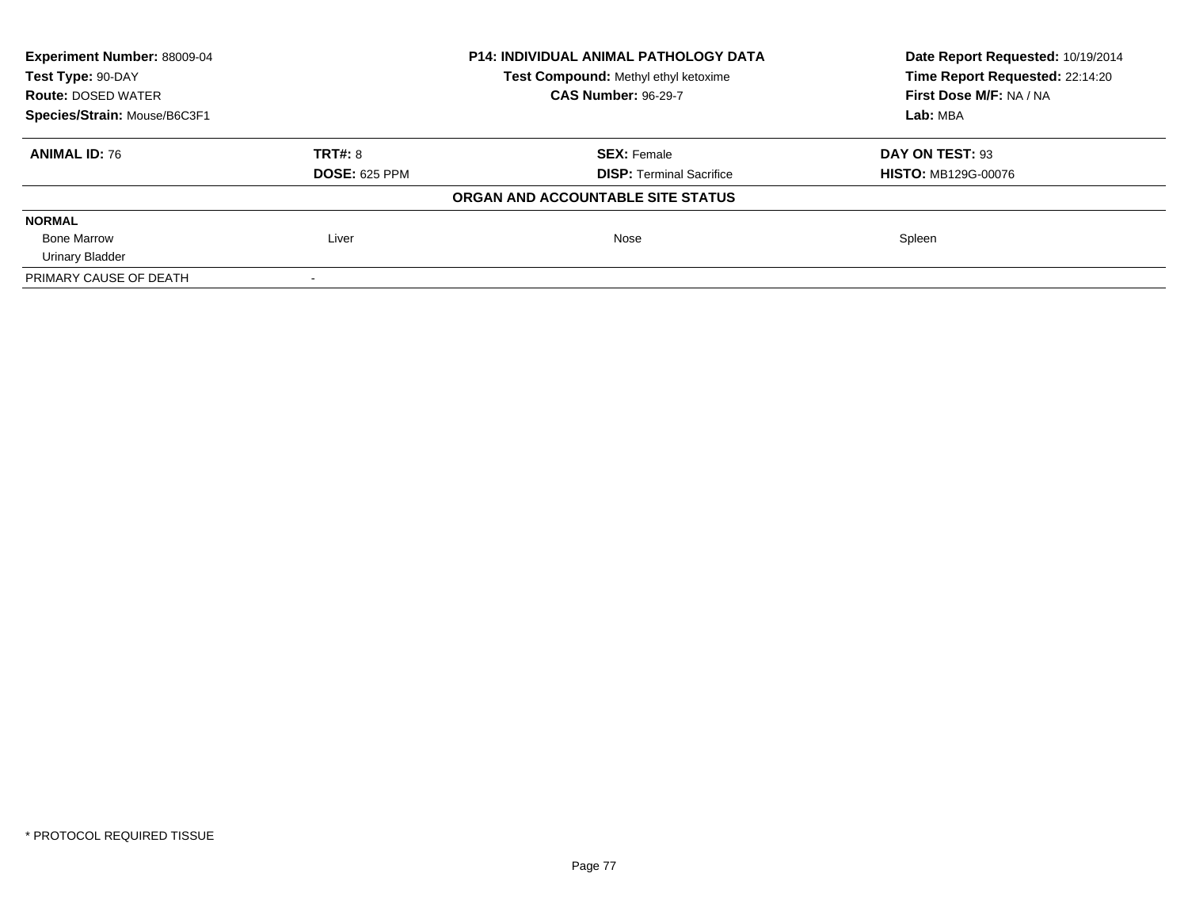| Experiment Number: 88009-04 | P14: INDIVIDUAL ANIMAL PATHOLOGY DATA | Date Report Requested: 10/19/2014 |
|---|---|---|
| Test Type: 90-DAY | Test Compound: Methyl ethyl ketoxime | Time Report Requested: 22:14:20 |
| Route: DOSED WATER | CAS Number: 96-29-7 | First Dose M/F: NA / NA |
| Species/Strain: Mouse/B6C3F1 | | Lab: MBA |

| ANIMAL ID: 76 | TRT#: 8 | SEX: Female | DAY ON TEST: 93 |
|---|---|---|---|
| | DOSE: 625 PPM | DISP: Terminal Sacrifice | HISTO: MB129G-00076 |

**ORGAN AND ACCOUNTABLE SITE STATUS**

| | | | |
|---|---|---|---|
| **NORMAL** | | | |
| Bone Marrow | Liver | Nose | Spleen |
| Urinary Bladder | | | |
| PRIMARY CAUSE OF DEATH | - | | |

* PROTOCOL REQUIRED TISSUE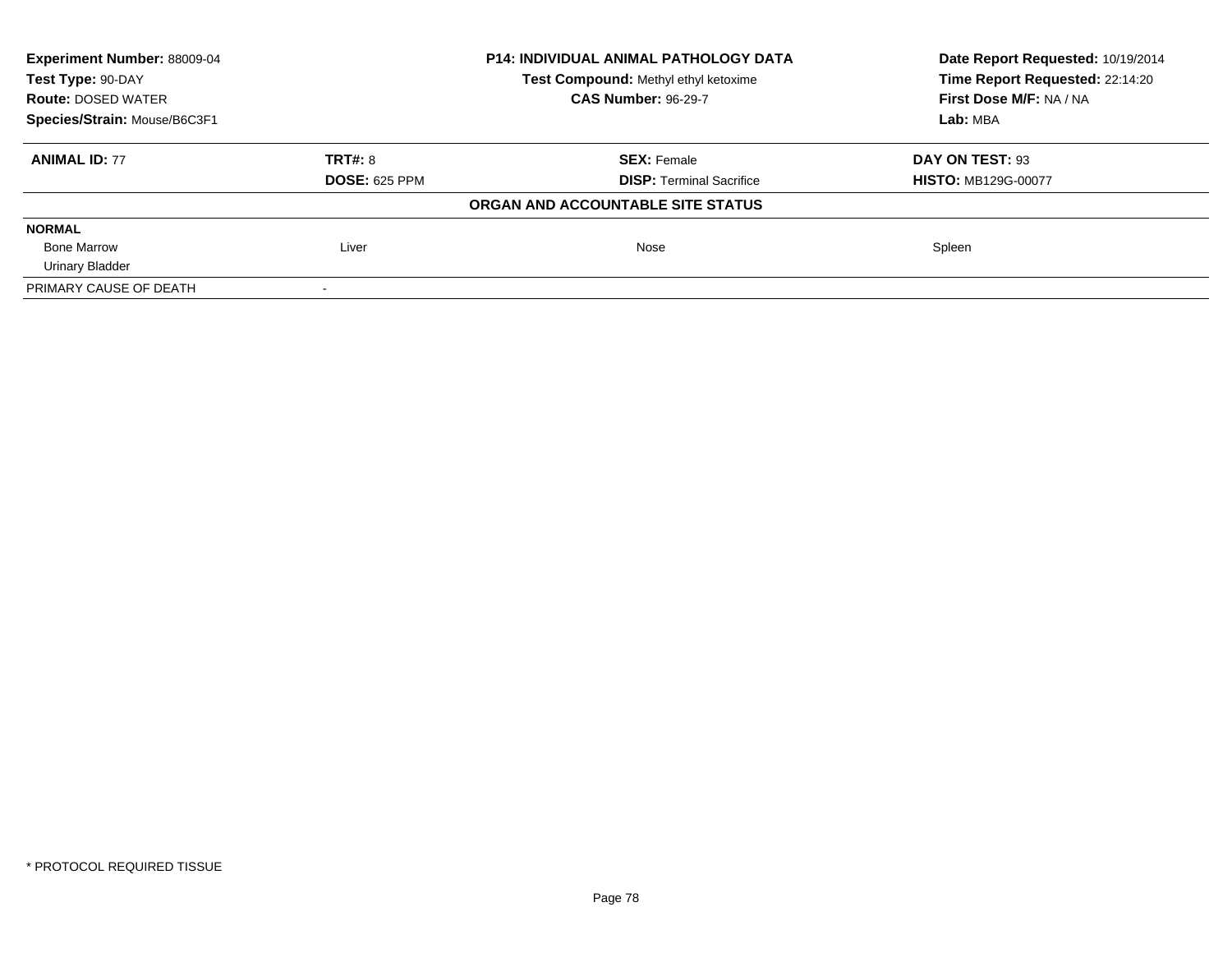| **Experiment Number:** 88009-04 | **P14: INDIVIDUAL ANIMAL PATHOLOGY DATA** | **Date Report Requested:** 10/19/2014 |
|---|---|---|
| **Test Type:** 90-DAY | **Test Compound:** Methyl ethyl ketoxime | **Time Report Requested:** 22:14:20 |
| **Route:** DOSED WATER | **CAS Number:** 96-29-7 | **First Dose M/F:** NA / NA |
| **Species/Strain:** Mouse/B6C3F1 | | **Lab:** MBA |

| **ANIMAL ID:** 77 | **TRT#:** 8 | **SEX:** Female | **DAY ON TEST:** 93 |
|---|---|---|---|
| | **DOSE:** 625 PPM | **DISP:** Terminal Sacrifice | **HISTO:** MB129G-00077 |

**ORGAN AND ACCOUNTABLE SITE STATUS**

| **NORMAL** | | | |
|---|---|---|---|
| Bone Marrow | Liver | Nose | Spleen |
| Urinary Bladder | | | |
| PRIMARY CAUSE OF DEATH | - | | |

\* PROTOCOL REQUIRED TISSUE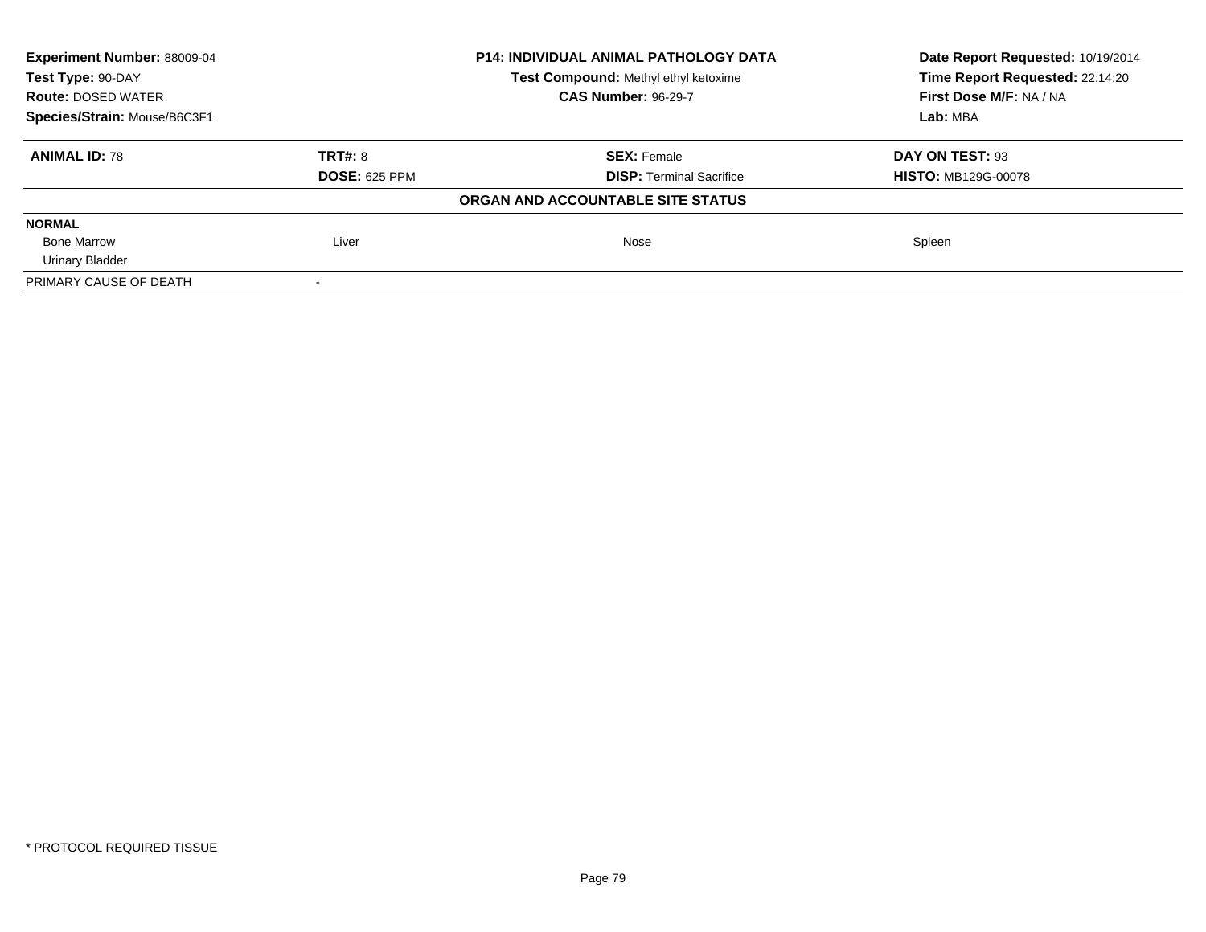| **Experiment Number:** 88009-04 | **P14: INDIVIDUAL ANIMAL PATHOLOGY DATA** | **Date Report Requested:** 10/19/2014 |
|---|---|---|
| **Test Type:** 90-DAY | **Test Compound:** Methyl ethyl ketoxime | **Time Report Requested:** 22:14:20 |
| **Route:** DOSED WATER | **CAS Number:** 96-29-7 | **First Dose M/F:** NA / NA |
| **Species/Strain:** Mouse/B6C3F1 | | **Lab:** MBA |

| **ANIMAL ID:** 78 | **TRT#:** 8 | **SEX:** Female | **DAY ON TEST:** 93 |
|---|---|---|---|
| | **DOSE:** 625 PPM | **DISP:** Terminal Sacrifice | **HISTO:** MB129G-00078 |

**ORGAN AND ACCOUNTABLE SITE STATUS**

| | | | |
|---|---|---|---|
| **NORMAL** | | | |
| Bone Marrow | Liver | Nose | Spleen |
| Urinary Bladder | | | |
| PRIMARY CAUSE OF DEATH | - | | |

* PROTOCOL REQUIRED TISSUE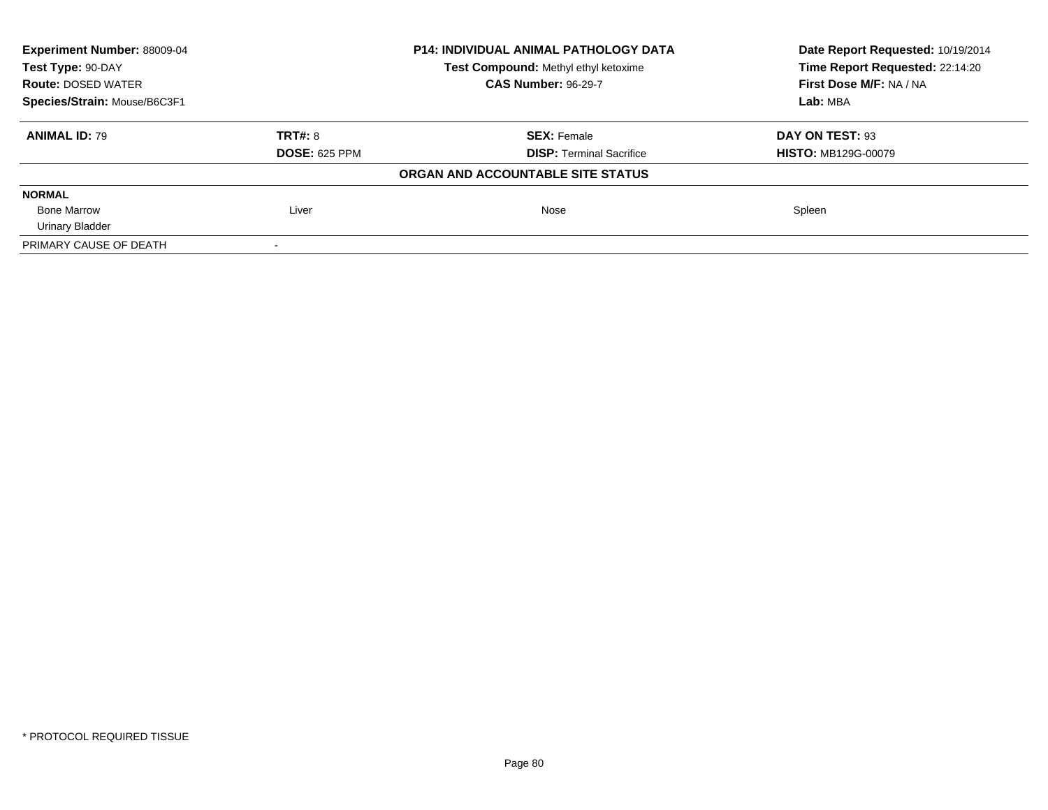**Experiment Number:** 88009-04
**Test Type:** 90-DAY
**Route:** DOSED WATER
**Species/Strain:** Mouse/B6C3F1

**P14: INDIVIDUAL ANIMAL PATHOLOGY DATA**
**Test Compound:** Methyl ethyl ketoxime
**CAS Number:** 96-29-7

**Date Report Requested:** 10/19/2014
**Time Report Requested:** 22:14:20
**First Dose M/F:** NA / NA
**Lab:** MBA

| **ANIMAL ID:** 79 | **TRT#:** 8 | **SEX:** Female | **DAY ON TEST:** 93 |
|---|---|---|---|
| | **DOSE:** 625 PPM | **DISP:** Terminal Sacrifice | **HISTO:** MB129G-00079 |

**ORGAN AND ACCOUNTABLE SITE STATUS**

| | | | |
|---|---|---|---|
| **NORMAL** | | | |
| Bone Marrow | Liver | Nose | Spleen |
| Urinary Bladder | | | |
| PRIMARY CAUSE OF DEATH | - | | |

* PROTOCOL REQUIRED TISSUE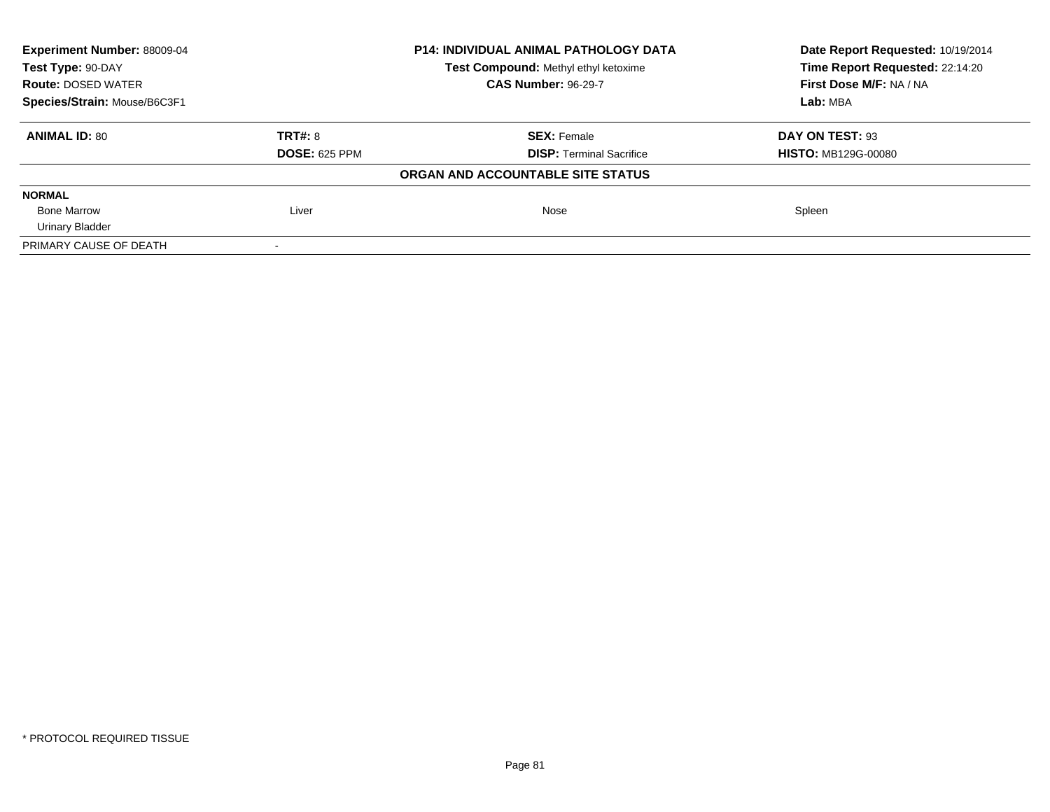**Experiment Number:** 88009-04
**Test Type:** 90-DAY
**Route:** DOSED WATER
**Species/Strain:** Mouse/B6C3F1

**P14: INDIVIDUAL ANIMAL PATHOLOGY DATA**
**Test Compound:** Methyl ethyl ketoxime
**CAS Number:** 96-29-7

**Date Report Requested:** 10/19/2014
**Time Report Requested:** 22:14:20
**First Dose M/F:** NA / NA
**Lab:** MBA

| **ANIMAL ID:** 80 | **TRT#:** 8 | **SEX:** Female | **DAY ON TEST:** 93 |
|---|---|---|---|
| | **DOSE:** 625 PPM | **DISP:** Terminal Sacrifice | **HISTO:** MB129G-00080 |

**ORGAN AND ACCOUNTABLE SITE STATUS**

| | | | |
|---|---|---|---|
| **NORMAL** | | | |
| Bone Marrow | Liver | Nose | Spleen |
| Urinary Bladder | | | |
| PRIMARY CAUSE OF DEATH | - | | |

\* PROTOCOL REQUIRED TISSUE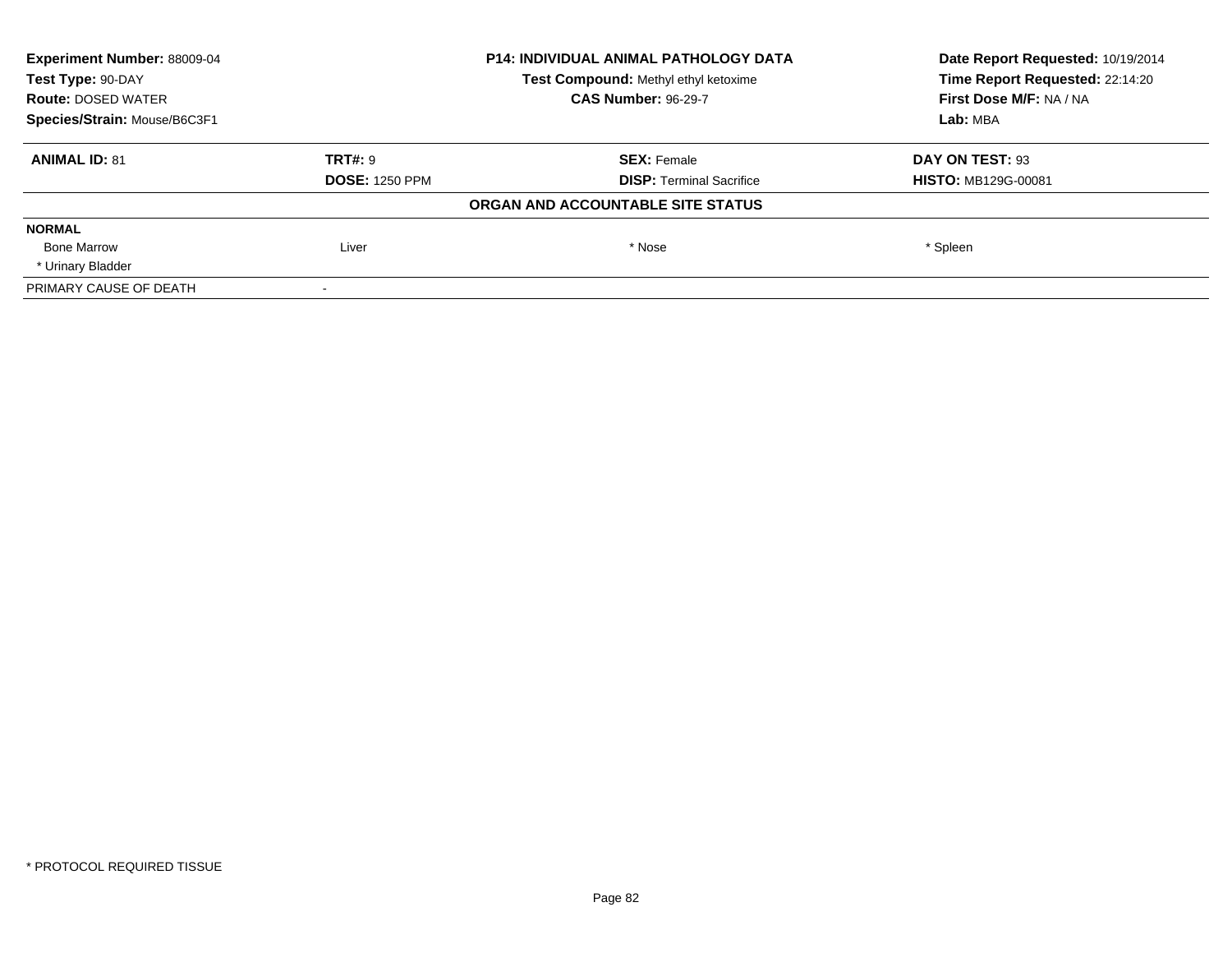| **Experiment Number:** 88009-04 | **P14: INDIVIDUAL ANIMAL PATHOLOGY DATA** | **Date Report Requested:** 10/19/2014 |
|---|---|---|
| **Test Type:** 90-DAY | **Test Compound:** Methyl ethyl ketoxime | **Time Report Requested:** 22:14:20 |
| **Route:** DOSED WATER | **CAS Number:** 96-29-7 | **First Dose M/F:** NA / NA |
| **Species/Strain:** Mouse/B6C3F1 | | **Lab:** MBA |

| **ANIMAL ID:** 81 | **TRT#:** 9 | **SEX:** Female | **DAY ON TEST:** 93 |
|---|---|---|---|
| | **DOSE:** 1250 PPM | **DISP:** Terminal Sacrifice | **HISTO:** MB129G-00081 |

**ORGAN AND ACCOUNTABLE SITE STATUS**

| **NORMAL** | | | |
|---|---|---|---|
| Bone Marrow | Liver | * Nose | * Spleen |
| * Urinary Bladder | | | |
| PRIMARY CAUSE OF DEATH | - | | |

\* PROTOCOL REQUIRED TISSUE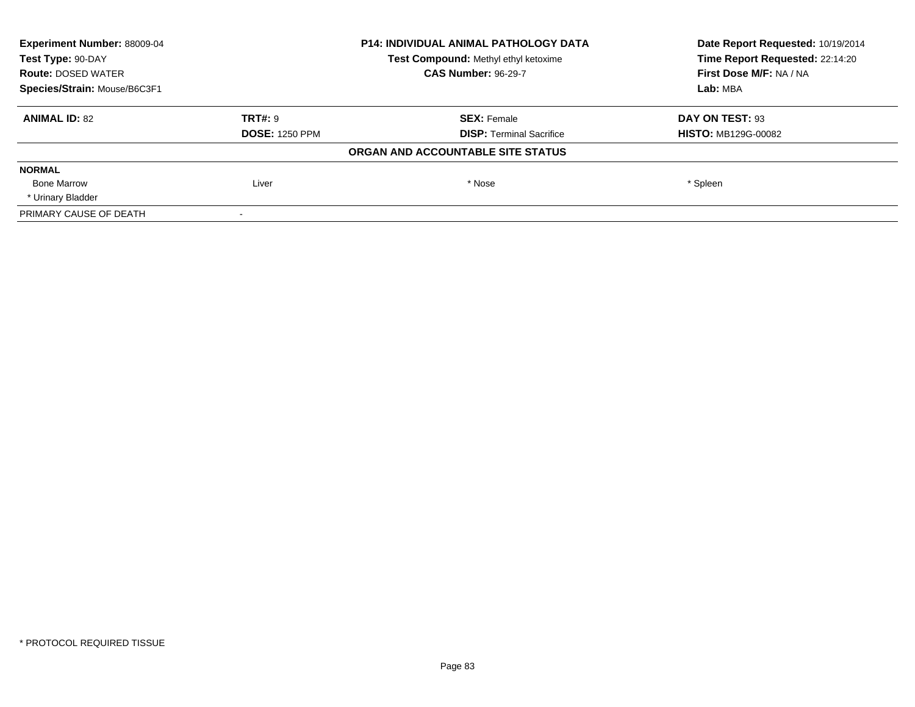**Experiment Number:** 88009-04
**Test Type:** 90-DAY
**Route:** DOSED WATER
**Species/Strain:** Mouse/B6C3F1

**P14: INDIVIDUAL ANIMAL PATHOLOGY DATA**
**Test Compound:** Methyl ethyl ketoxime
**CAS Number:** 96-29-7

**Date Report Requested:** 10/19/2014
**Time Report Requested:** 22:14:20
**First Dose M/F:** NA / NA
**Lab:** MBA

| **ANIMAL ID:** 82 | **TRT#:** 9 | **SEX:** Female | **DAY ON TEST:** 93 |
|---|---|---|---|
| | **DOSE:** 1250 PPM | **DISP:** Terminal Sacrifice | **HISTO:** MB129G-00082 |

**ORGAN AND ACCOUNTABLE SITE STATUS**

| **NORMAL** | | | |
|---|---|---|---|
| Bone Marrow | Liver | * Nose | * Spleen |
| * Urinary Bladder | | | |
| PRIMARY CAUSE OF DEATH | - | | |

* PROTOCOL REQUIRED TISSUE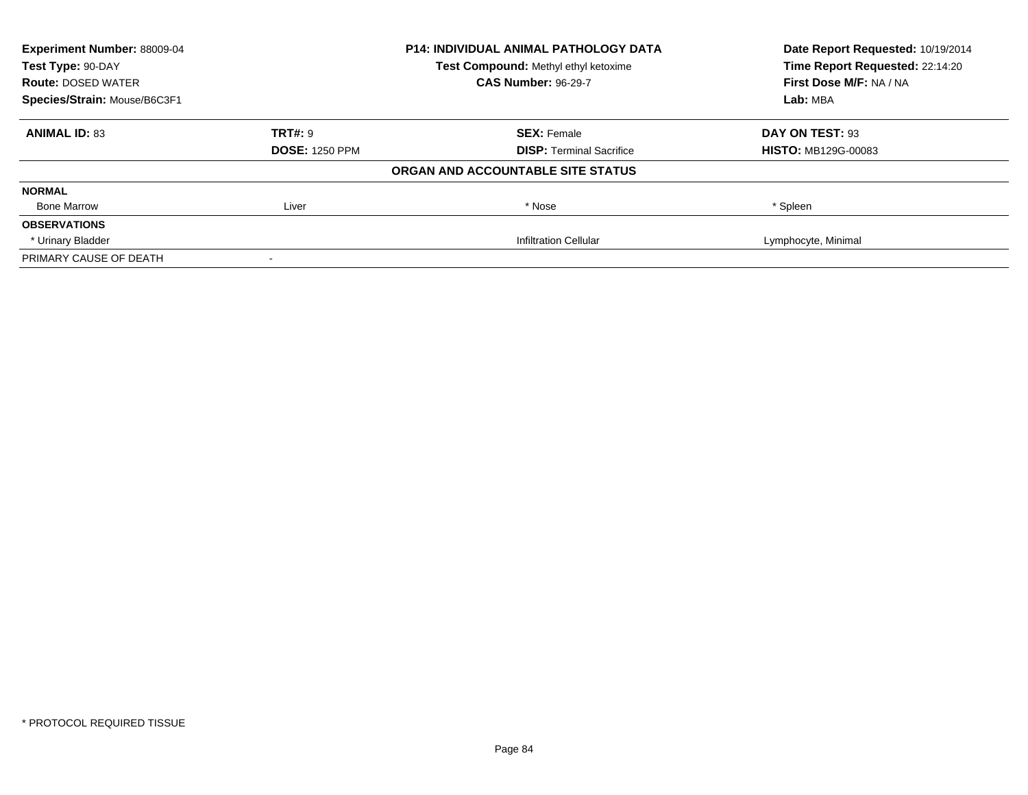**Experiment Number:** 88009-04
**Test Type:** 90-DAY
**Route:** DOSED WATER
**Species/Strain:** Mouse/B6C3F1

**P14: INDIVIDUAL ANIMAL PATHOLOGY DATA**
**Test Compound:** Methyl ethyl ketoxime
**CAS Number:** 96-29-7

**Date Report Requested:** 10/19/2014
**Time Report Requested:** 22:14:20
**First Dose M/F:** NA / NA
**Lab:** MBA

| **ANIMAL ID:** 83 | **TRT#:** 9 | **SEX:** Female | **DAY ON TEST:** 93 |
|---|---|---|---|
| | **DOSE:** 1250 PPM | **DISP:** Terminal Sacrifice | **HISTO:** MB129G-00083 |

**ORGAN AND ACCOUNTABLE SITE STATUS**

| | | | |
|---|---|---|---|
| **NORMAL** | | | |
| Bone Marrow | Liver | * Nose | * Spleen |
| **OBSERVATIONS** | | | |
| * Urinary Bladder | | Infiltration Cellular | Lymphocyte, Minimal |
| PRIMARY CAUSE OF DEATH | - | | |

* PROTOCOL REQUIRED TISSUE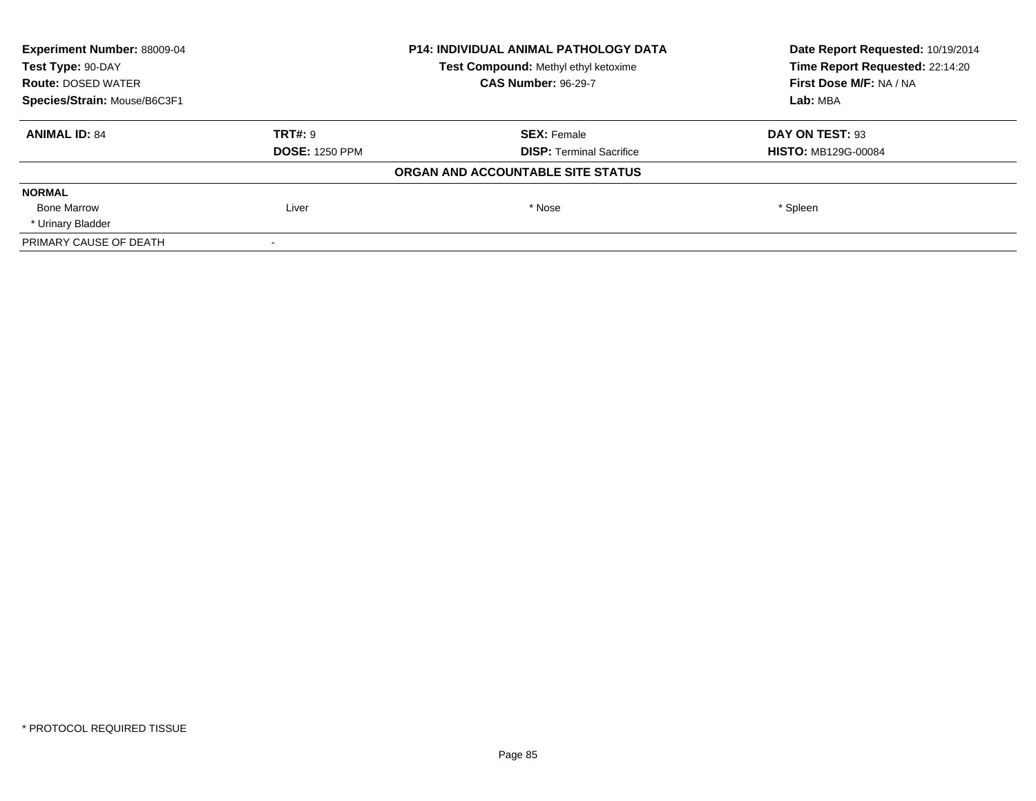| **Experiment Number:** 88009-04 | **P14: INDIVIDUAL ANIMAL PATHOLOGY DATA** | **Date Report Requested:** 10/19/2014 |
|---|---|---|
| **Test Type:** 90-DAY | **Test Compound:** Methyl ethyl ketoxime | **Time Report Requested:** 22:14:20 |
| **Route:** DOSED WATER | **CAS Number:** 96-29-7 | **First Dose M/F:** NA / NA |
| **Species/Strain:** Mouse/B6C3F1 | | **Lab:** MBA |

| **ANIMAL ID:** 84 | **TRT#:** 9 | **SEX:** Female | **DAY ON TEST:** 93 |
|---|---|---|---|
| | **DOSE:** 1250 PPM | **DISP:** Terminal Sacrifice | **HISTO:** MB129G-00084 |

**ORGAN AND ACCOUNTABLE SITE STATUS**

| | | | |
|---|---|---|---|
| **NORMAL** | | | |
| Bone Marrow | Liver | * Nose | * Spleen |
| * Urinary Bladder | | | |
| PRIMARY CAUSE OF DEATH | - | | |

* PROTOCOL REQUIRED TISSUE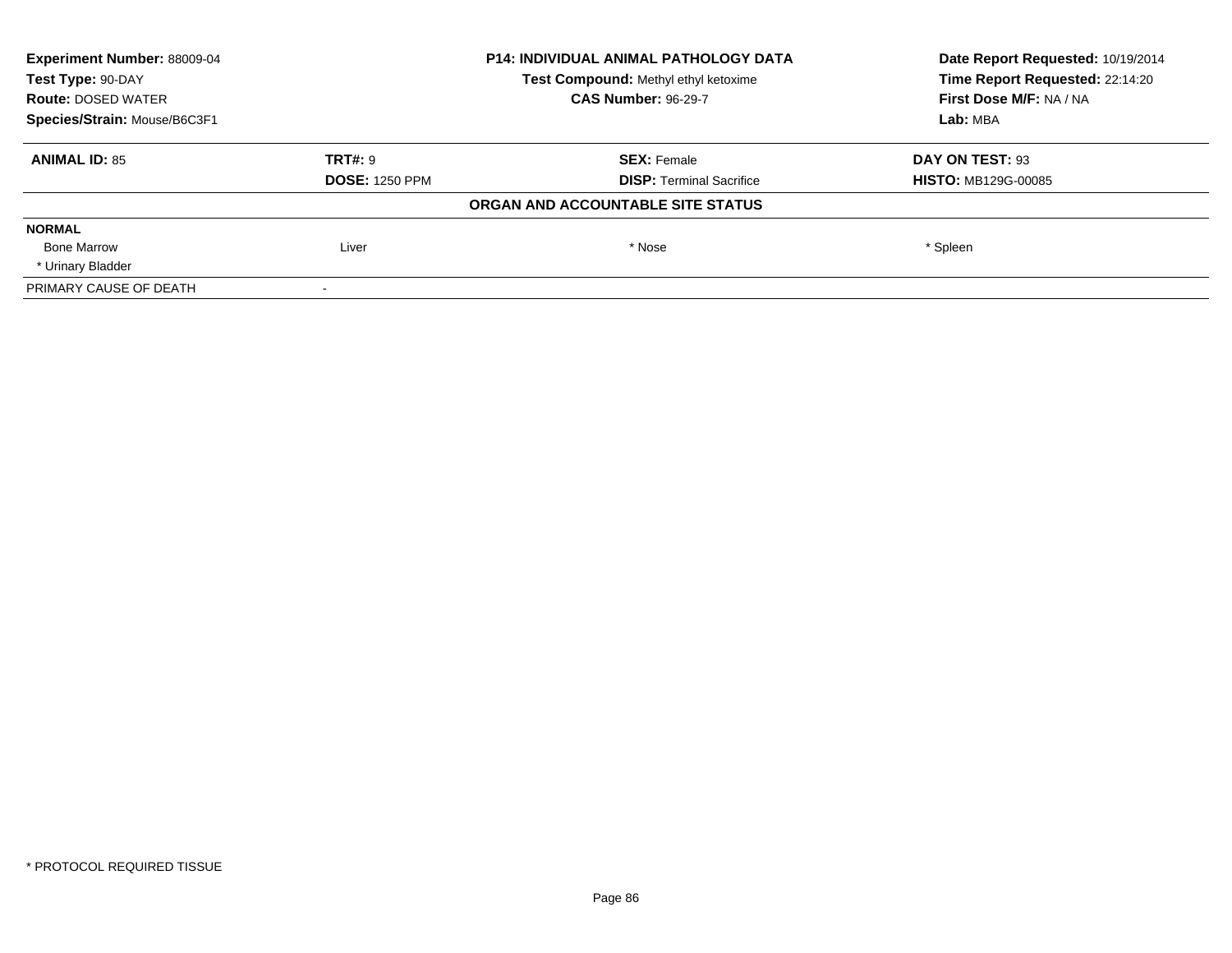**Experiment Number:** 88009-04
**Test Type:** 90-DAY
**Route:** DOSED WATER
**Species/Strain:** Mouse/B6C3F1

**P14: INDIVIDUAL ANIMAL PATHOLOGY DATA**
**Test Compound:** Methyl ethyl ketoxime
**CAS Number:** 96-29-7

**Date Report Requested:** 10/19/2014
**Time Report Requested:** 22:14:20
**First Dose M/F:** NA / NA
**Lab:** MBA

| **ANIMAL ID:** 85 | **TRT#:** 9 | **SEX:** Female | **DAY ON TEST:** 93 |
|---|---|---|---|
| | **DOSE:** 1250 PPM | **DISP:** Terminal Sacrifice | **HISTO:** MB129G-00085 |

**ORGAN AND ACCOUNTABLE SITE STATUS**

| | | | |
|---|---|---|---|
| **NORMAL** | | | |
| Bone Marrow | Liver | * Nose | * Spleen |
| * Urinary Bladder | | | |
| PRIMARY CAUSE OF DEATH | - | | |

\* PROTOCOL REQUIRED TISSUE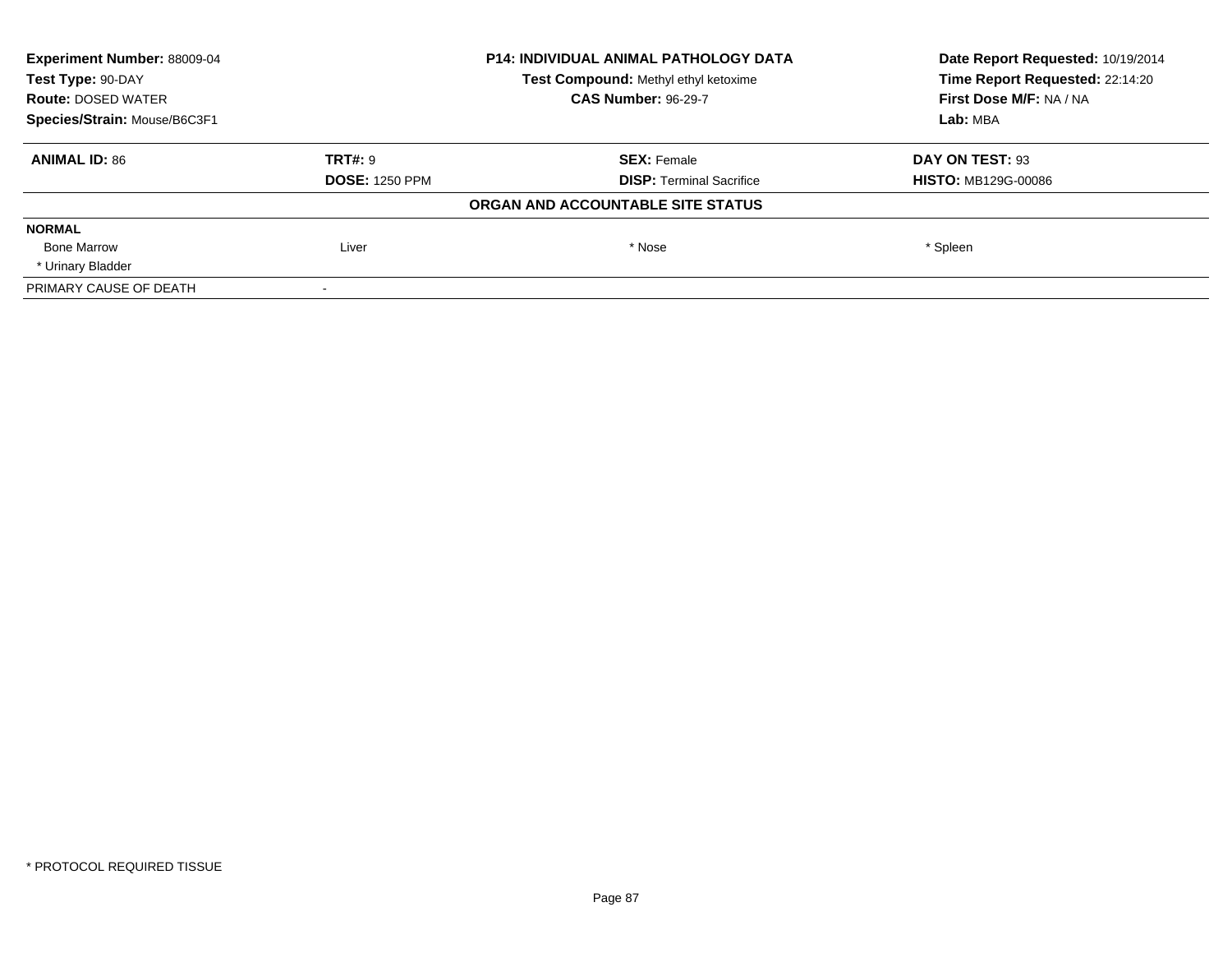**Experiment Number:** 88009-04
**Test Type:** 90-DAY
**Route:** DOSED WATER
**Species/Strain:** Mouse/B6C3F1

**P14: INDIVIDUAL ANIMAL PATHOLOGY DATA**
**Test Compound:** Methyl ethyl ketoxime
**CAS Number:** 96-29-7

**Date Report Requested:** 10/19/2014
**Time Report Requested:** 22:14:20
**First Dose M/F:** NA / NA
**Lab:** MBA

| **ANIMAL ID:** 86 | **TRT#:** 9 | **SEX:** Female | **DAY ON TEST:** 93 |
|---|---|---|---|
| | **DOSE:** 1250 PPM | **DISP:** Terminal Sacrifice | **HISTO:** MB129G-00086 |

**ORGAN AND ACCOUNTABLE SITE STATUS**

| **NORMAL** | | | |
|---|---|---|---|
| Bone Marrow | Liver | * Nose | * Spleen |
| * Urinary Bladder | | | |
| PRIMARY CAUSE OF DEATH | - | | |

* PROTOCOL REQUIRED TISSUE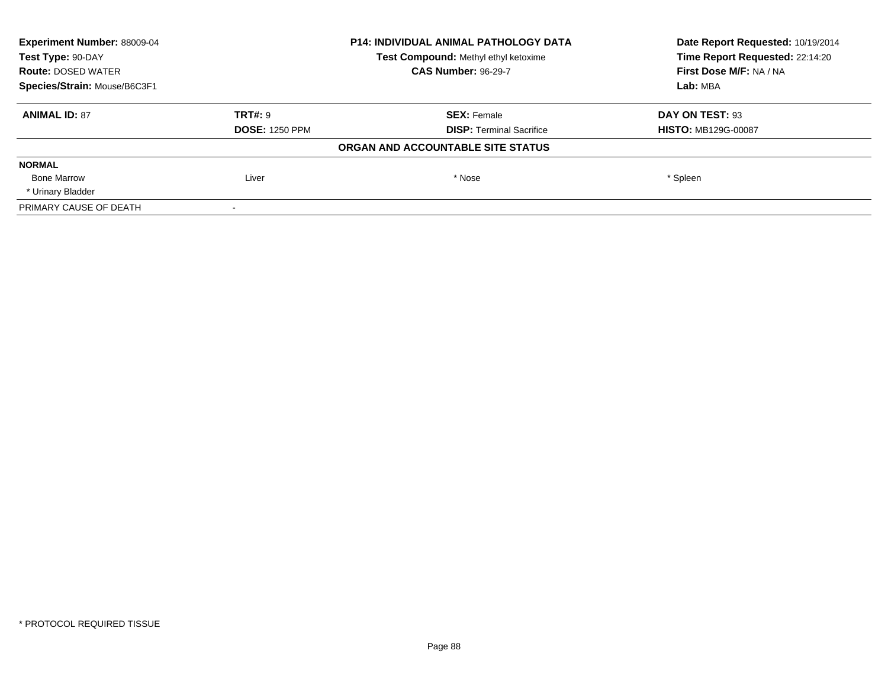**Experiment Number:** 88009-04
**Test Type:** 90-DAY
**Route:** DOSED WATER
**Species/Strain:** Mouse/B6C3F1

**P14: INDIVIDUAL ANIMAL PATHOLOGY DATA**
**Test Compound:** Methyl ethyl ketoxime
**CAS Number:** 96-29-7

**Date Report Requested:** 10/19/2014
**Time Report Requested:** 22:14:20
**First Dose M/F:** NA / NA
**Lab:** MBA

| **ANIMAL ID:** 87 | **TRT#:** 9 | **SEX:** Female | **DAY ON TEST:** 93 |
|---|---|---|---|
| | **DOSE:** 1250 PPM | **DISP:** Terminal Sacrifice | **HISTO:** MB129G-00087 |

**ORGAN AND ACCOUNTABLE SITE STATUS**

| **NORMAL** | | | |
|---|---|---|---|
| Bone Marrow | Liver | * Nose | * Spleen |
| * Urinary Bladder | | | |
| PRIMARY CAUSE OF DEATH | - | | |

* PROTOCOL REQUIRED TISSUE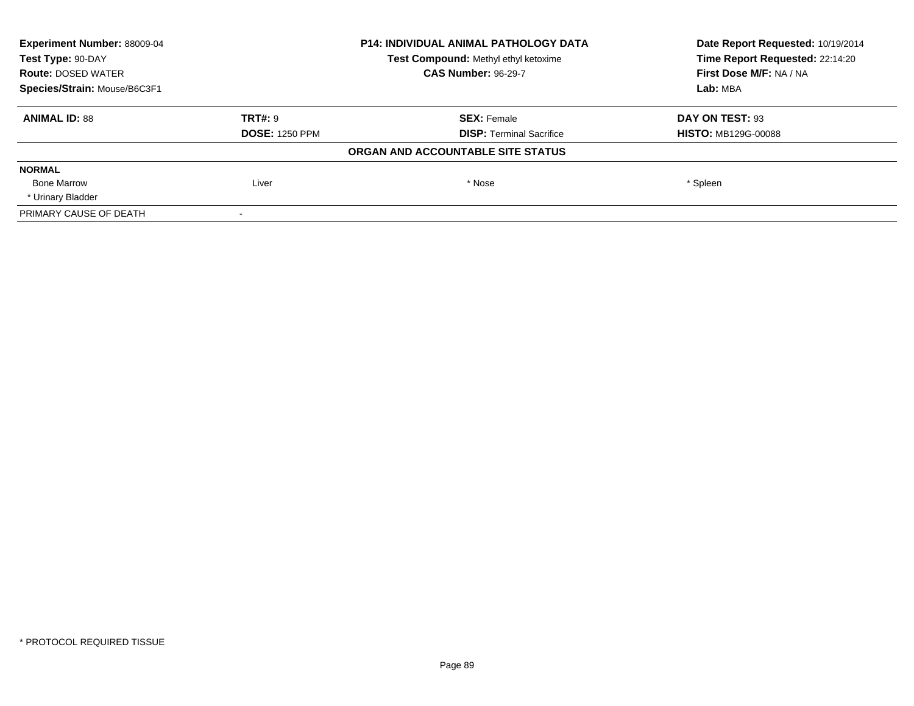**Experiment Number:** 88009-04
**Test Type:** 90-DAY
**Route:** DOSED WATER
**Species/Strain:** Mouse/B6C3F1

**P14: INDIVIDUAL ANIMAL PATHOLOGY DATA**
**Test Compound:** Methyl ethyl ketoxime
**CAS Number:** 96-29-7

**Date Report Requested:** 10/19/2014
**Time Report Requested:** 22:14:20
**First Dose M/F:** NA / NA
**Lab:** MBA

| **ANIMAL ID:** 88 | **TRT#:** 9 | **SEX:** Female | **DAY ON TEST:** 93 |
|---|---|---|---|
| | **DOSE:** 1250 PPM | **DISP:** Terminal Sacrifice | **HISTO:** MB129G-00088 |

**ORGAN AND ACCOUNTABLE SITE STATUS**

| **NORMAL** | | | |
|---|---|---|---|
| Bone Marrow | Liver | * Nose | * Spleen |
| * Urinary Bladder | | | |
| PRIMARY CAUSE OF DEATH | - | | |

* PROTOCOL REQUIRED TISSUE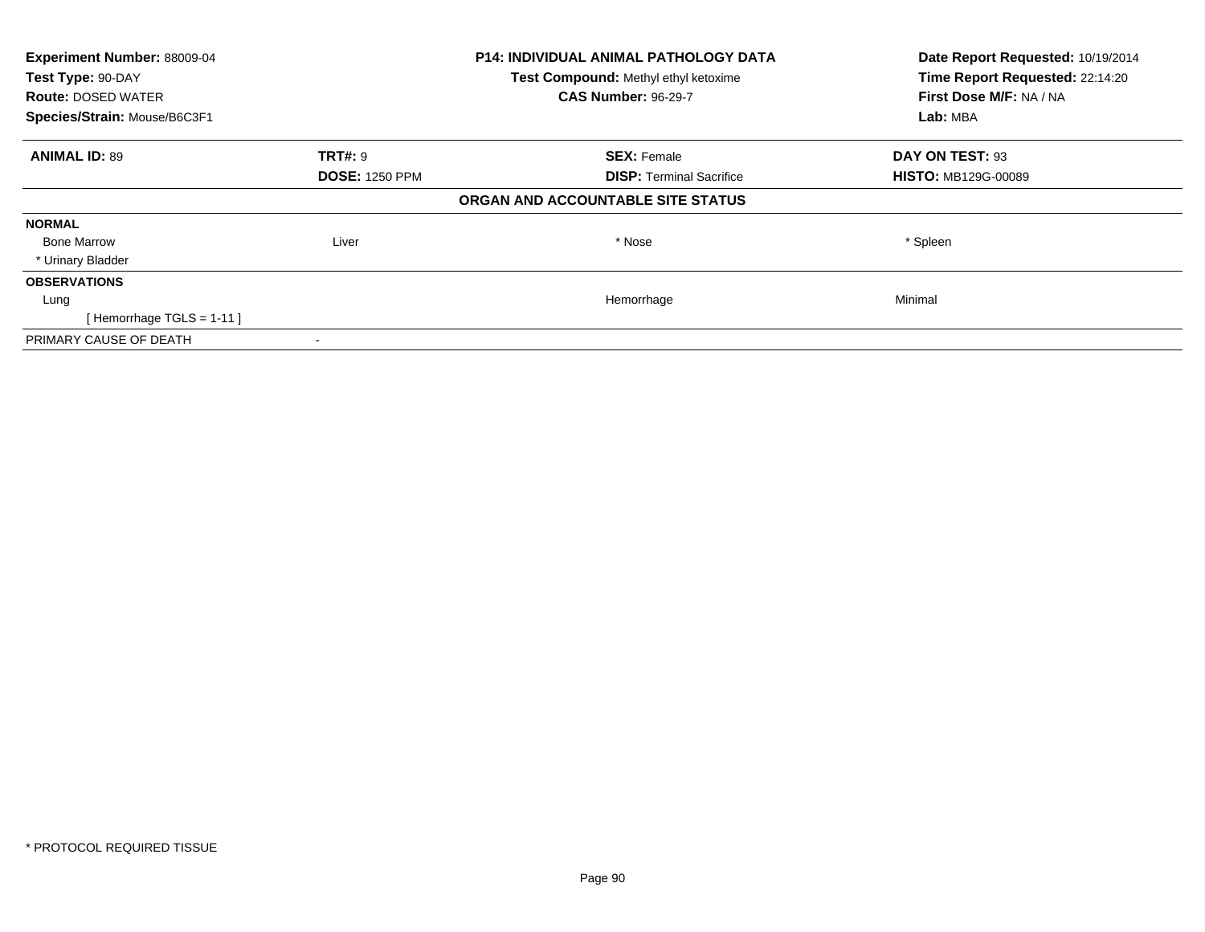| **Experiment Number:** 88009-04 | **P14: INDIVIDUAL ANIMAL PATHOLOGY DATA** | **Date Report Requested:** 10/19/2014 |
|---|---|---|
| **Test Type:** 90-DAY | **Test Compound:** Methyl ethyl ketoxime | **Time Report Requested:** 22:14:20 |
| **Route:** DOSED WATER | **CAS Number:** 96-29-7 | **First Dose M/F:** NA / NA |
| **Species/Strain:** Mouse/B6C3F1 | | **Lab:** MBA |

| **ANIMAL ID:** 89 | **TRT#:** 9 | **SEX:** Female | **DAY ON TEST:** 93 |
|---|---|---|---|
| | **DOSE:** 1250 PPM | **DISP:** Terminal Sacrifice | **HISTO:** MB129G-00089 |

**ORGAN AND ACCOUNTABLE SITE STATUS**

| | | | |
|---|---|---|---|
| **NORMAL** | | | |
| Bone Marrow | Liver | * Nose | * Spleen |
| * Urinary Bladder | | | |
| **OBSERVATIONS** | | | |
| Lung | | Hemorrhage | Minimal |
| [ Hemorrhage TGLS = 1-11 ] | | | |
| PRIMARY CAUSE OF DEATH | - | | |

* PROTOCOL REQUIRED TISSUE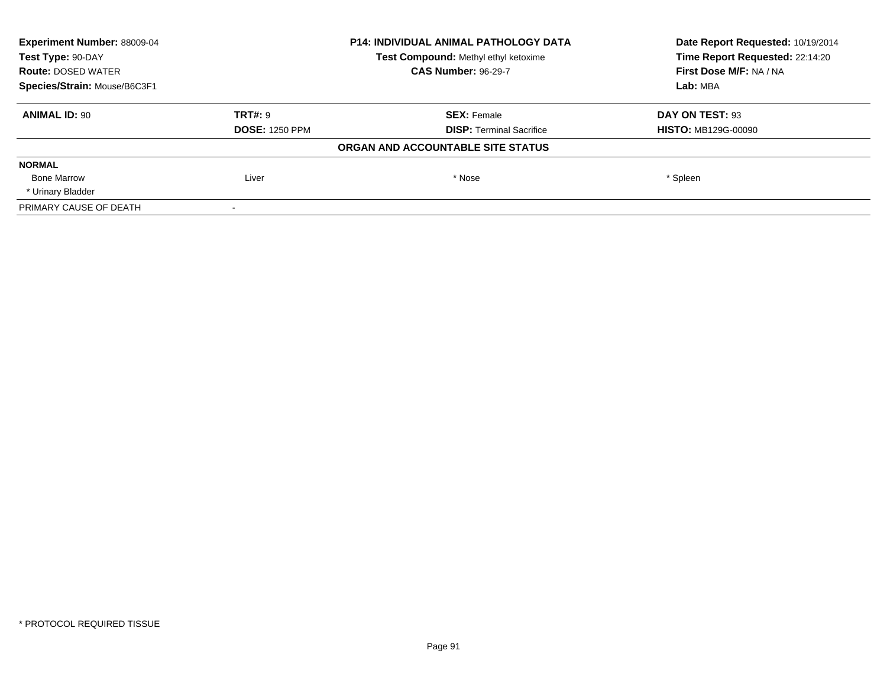**Experiment Number:** 88009-04
**Test Type:** 90-DAY
**Route:** DOSED WATER
**Species/Strain:** Mouse/B6C3F1

**P14: INDIVIDUAL ANIMAL PATHOLOGY DATA**
**Test Compound:** Methyl ethyl ketoxime
**CAS Number:** 96-29-7

**Date Report Requested:** 10/19/2014
**Time Report Requested:** 22:14:20
**First Dose M/F:** NA / NA
**Lab:** MBA

| **ANIMAL ID:** 90 | **TRT#:** 9 | **SEX:** Female | **DAY ON TEST:** 93 |
|---|---|---|---|
| | **DOSE:** 1250 PPM | **DISP:** Terminal Sacrifice | **HISTO:** MB129G-00090 |

**ORGAN AND ACCOUNTABLE SITE STATUS**

| **NORMAL** | | | |
|---|---|---|---|
| Bone Marrow | Liver | * Nose | * Spleen |
| * Urinary Bladder | | | |
| PRIMARY CAUSE OF DEATH | - | | |

* PROTOCOL REQUIRED TISSUE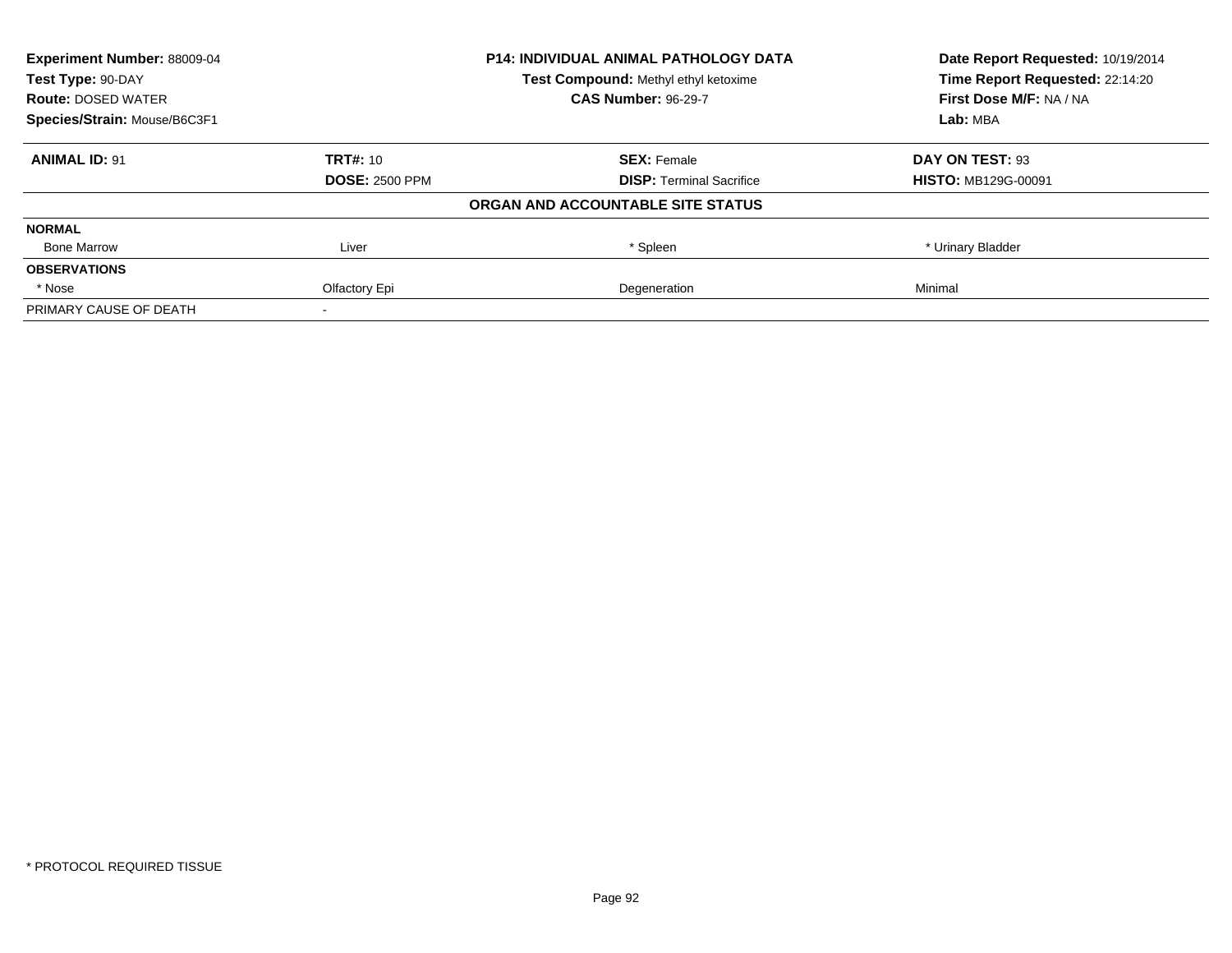| Experiment Number: 88009-04 | P14: INDIVIDUAL ANIMAL PATHOLOGY DATA | Date Report Requested: 10/19/2014 |
|---|---|---|
| Test Type: 90-DAY | Test Compound: Methyl ethyl ketoxime | Time Report Requested: 22:14:20 |
| Route: DOSED WATER | CAS Number: 96-29-7 | First Dose M/F: NA / NA |
| Species/Strain: Mouse/B6C3F1 | | Lab: MBA |

| ANIMAL ID: 91 | TRT#: 10 | SEX: Female | DAY ON TEST: 93 |
|---|---|---|---|
| | DOSE: 2500 PPM | DISP: Terminal Sacrifice | HISTO: MB129G-00091 |
| **ORGAN AND ACCOUNTABLE SITE STATUS** | | | |
| **NORMAL** | | | |
| Bone Marrow | Liver | * Spleen | * Urinary Bladder |
| **OBSERVATIONS** | | | |
| * Nose | Olfactory Epi | Degeneration | Minimal |
| PRIMARY CAUSE OF DEATH | - | | |

\* PROTOCOL REQUIRED TISSUE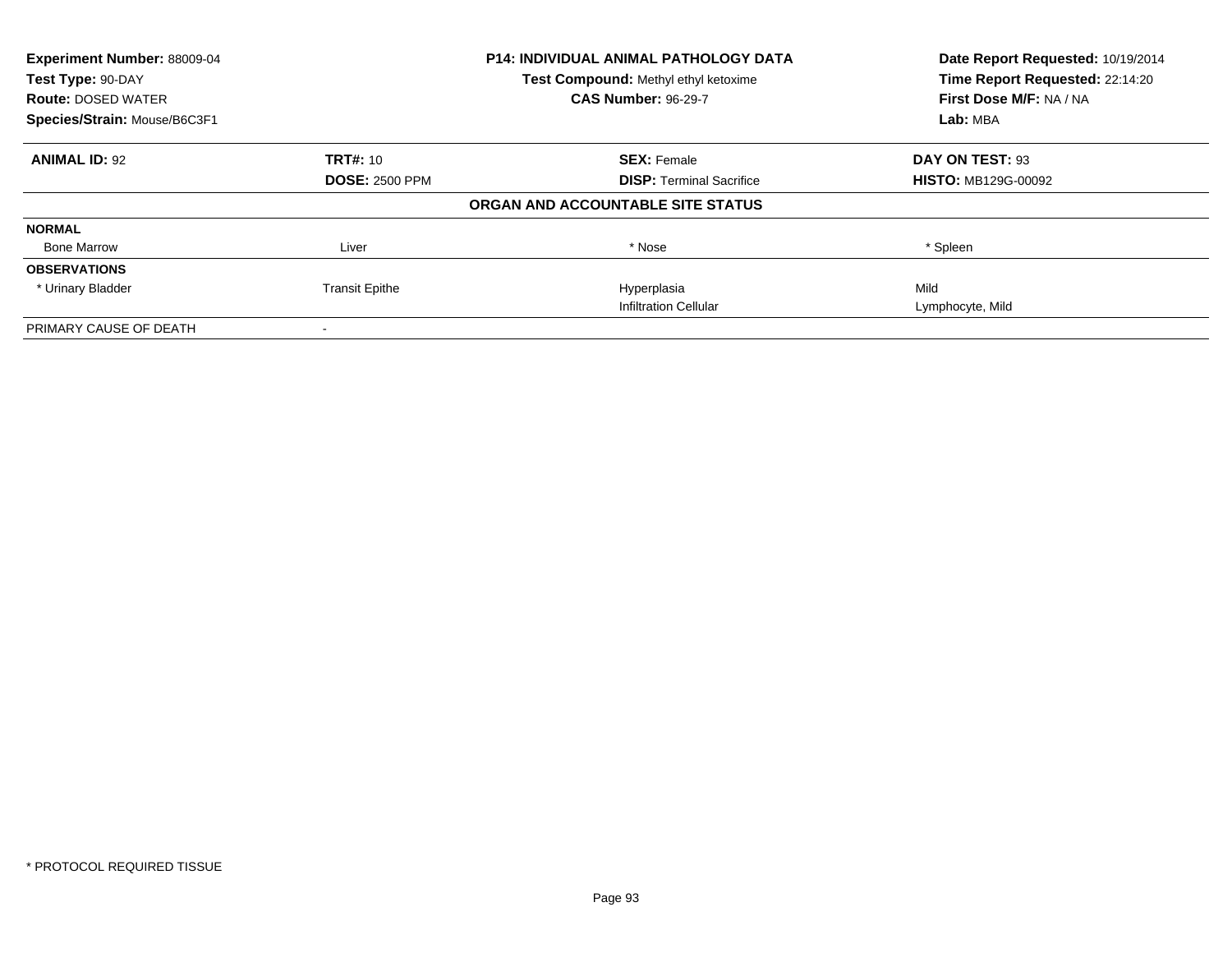**Experiment Number:** 88009-04
**Test Type:** 90-DAY
**Route:** DOSED WATER
**Species/Strain:** Mouse/B6C3F1

**P14: INDIVIDUAL ANIMAL PATHOLOGY DATA**
**Test Compound:** Methyl ethyl ketoxime
**CAS Number:** 96-29-7

**Date Report Requested:** 10/19/2014
**Time Report Requested:** 22:14:20
**First Dose M/F:** NA / NA
**Lab:** MBA

| **ANIMAL ID:** 92 | **TRT#:** 10 | **SEX:** Female | **DAY ON TEST:** 93 |
|---|---|---|---|
| | **DOSE:** 2500 PPM | **DISP:** Terminal Sacrifice | **HISTO:** MB129G-00092 |

**ORGAN AND ACCOUNTABLE SITE STATUS**

| | | | |
|---|---|---|---|
| **NORMAL** | | | |
| Bone Marrow | Liver | * Nose | * Spleen |
| **OBSERVATIONS** | | | |
| * Urinary Bladder | Transit Epithe | Hyperplasia | Mild |
| | | Infiltration Cellular | Lymphocyte, Mild |
| PRIMARY CAUSE OF DEATH | - | | |

* PROTOCOL REQUIRED TISSUE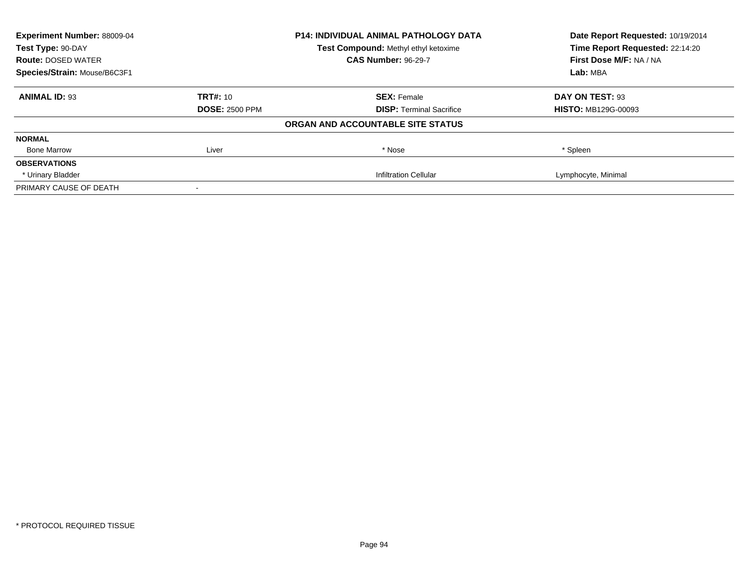**Experiment Number:** 88009-04
**Test Type:** 90-DAY
**Route:** DOSED WATER
**Species/Strain:** Mouse/B6C3F1

**P14: INDIVIDUAL ANIMAL PATHOLOGY DATA**
**Test Compound:** Methyl ethyl ketoxime
**CAS Number:** 96-29-7

**Date Report Requested:** 10/19/2014
**Time Report Requested:** 22:14:20
**First Dose M/F:** NA / NA
**Lab:** MBA

| **ANIMAL ID:** 93 | **TRT#:** 10 | **SEX:** Female | **DAY ON TEST:** 93 |
|---|---|---|---|
| | **DOSE:** 2500 PPM | **DISP:** Terminal Sacrifice | **HISTO:** MB129G-00093 |

**ORGAN AND ACCOUNTABLE SITE STATUS**

| | | | |
|---|---|---|---|
| **NORMAL** | | | |
| Bone Marrow | Liver | * Nose | * Spleen |
| **OBSERVATIONS** | | | |
| * Urinary Bladder | | Infiltration Cellular | Lymphocyte, Minimal |
| PRIMARY CAUSE OF DEATH | - | | |

* PROTOCOL REQUIRED TISSUE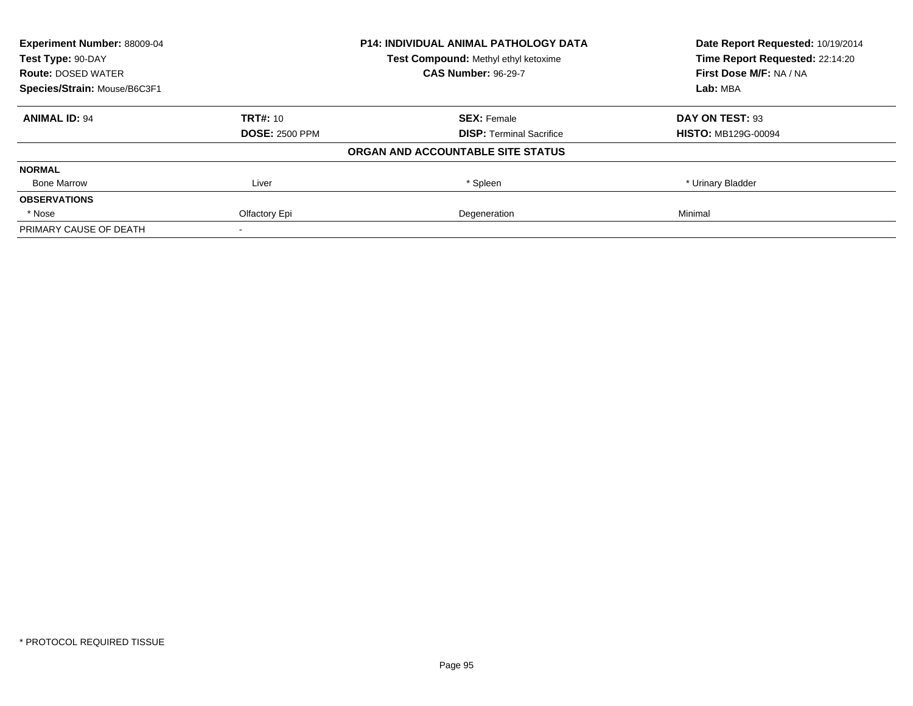**Experiment Number:** 88009-04
**Test Type:** 90-DAY
**Route:** DOSED WATER
**Species/Strain:** Mouse/B6C3F1

**P14: INDIVIDUAL ANIMAL PATHOLOGY DATA**
**Test Compound:** Methyl ethyl ketoxime
**CAS Number:** 96-29-7

**Date Report Requested:** 10/19/2014
**Time Report Requested:** 22:14:20
**First Dose M/F:** NA / NA
**Lab:** MBA

| **ANIMAL ID:** 94 | **TRT#:** 10 | **SEX:** Female | **DAY ON TEST:** 93 |
|---|---|---|---|
| | **DOSE:** 2500 PPM | **DISP:** Terminal Sacrifice | **HISTO:** MB129G-00094 |

**ORGAN AND ACCOUNTABLE SITE STATUS**

| | | | |
|---|---|---|---|
| **NORMAL** | | | |
| Bone Marrow | Liver | * Spleen | * Urinary Bladder |
| **OBSERVATIONS** | | | |
| * Nose | Olfactory Epi | Degeneration | Minimal |
| PRIMARY CAUSE OF DEATH | - | | |

* PROTOCOL REQUIRED TISSUE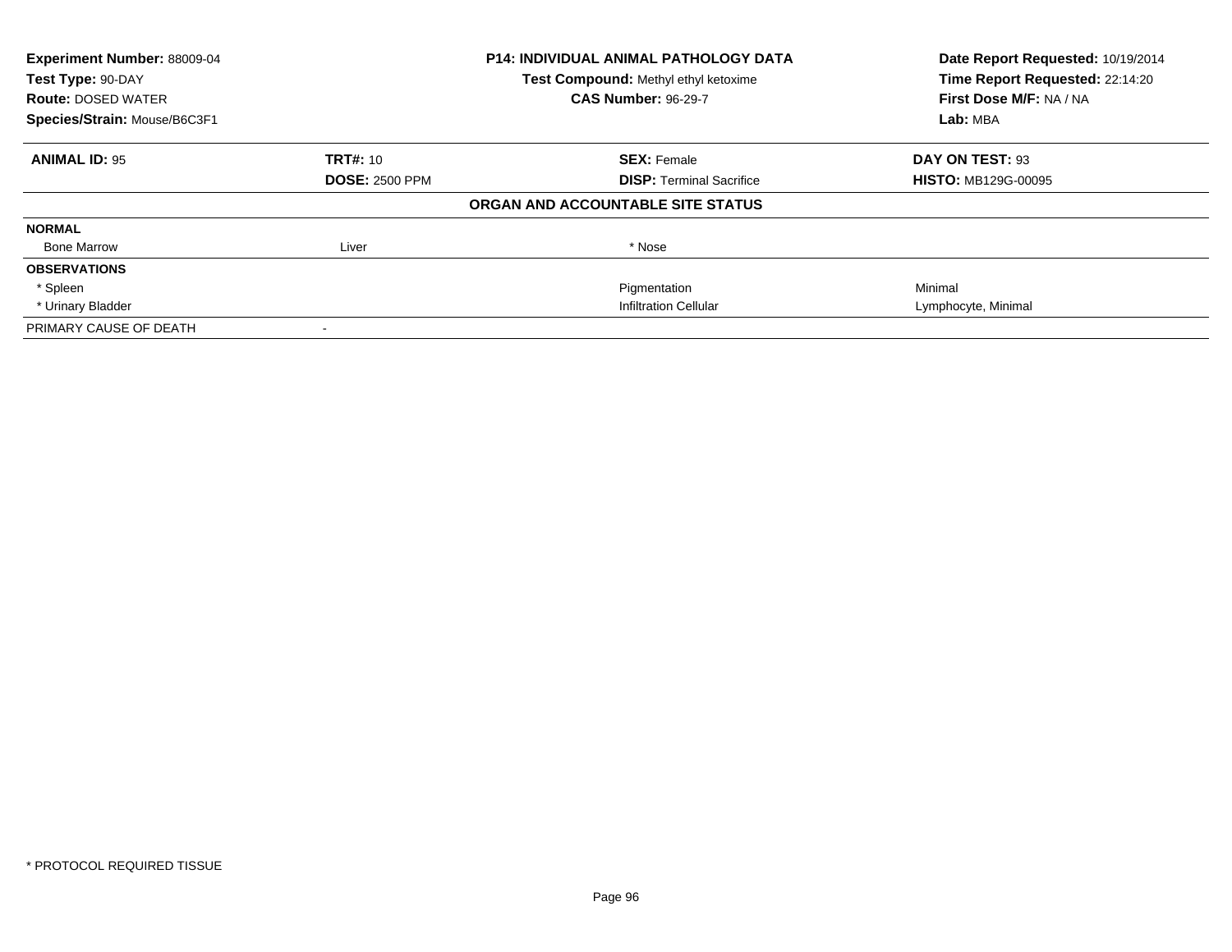**Experiment Number:** 88009-04
**Test Type:** 90-DAY
**Route:** DOSED WATER
**Species/Strain:** Mouse/B6C3F1

**P14: INDIVIDUAL ANIMAL PATHOLOGY DATA**
**Test Compound:** Methyl ethyl ketoxime
**CAS Number:** 96-29-7

**Date Report Requested:** 10/19/2014
**Time Report Requested:** 22:14:20
**First Dose M/F:** NA / NA
**Lab:** MBA

| **ANIMAL ID:** 95 | **TRT#:** 10 | **SEX:** Female | **DAY ON TEST:** 93 |
|---|---|---|---|
| | **DOSE:** 2500 PPM | **DISP:** Terminal Sacrifice | **HISTO:** MB129G-00095 |

**ORGAN AND ACCOUNTABLE SITE STATUS**

| | | | |
|---|---|---|---|
| **NORMAL** | | | |
| Bone Marrow | Liver | * Nose | |
| **OBSERVATIONS** | | | |
| * Spleen | | Pigmentation | Minimal |
| * Urinary Bladder | | Infiltration Cellular | Lymphocyte, Minimal |
| PRIMARY CAUSE OF DEATH | - | | |

* PROTOCOL REQUIRED TISSUE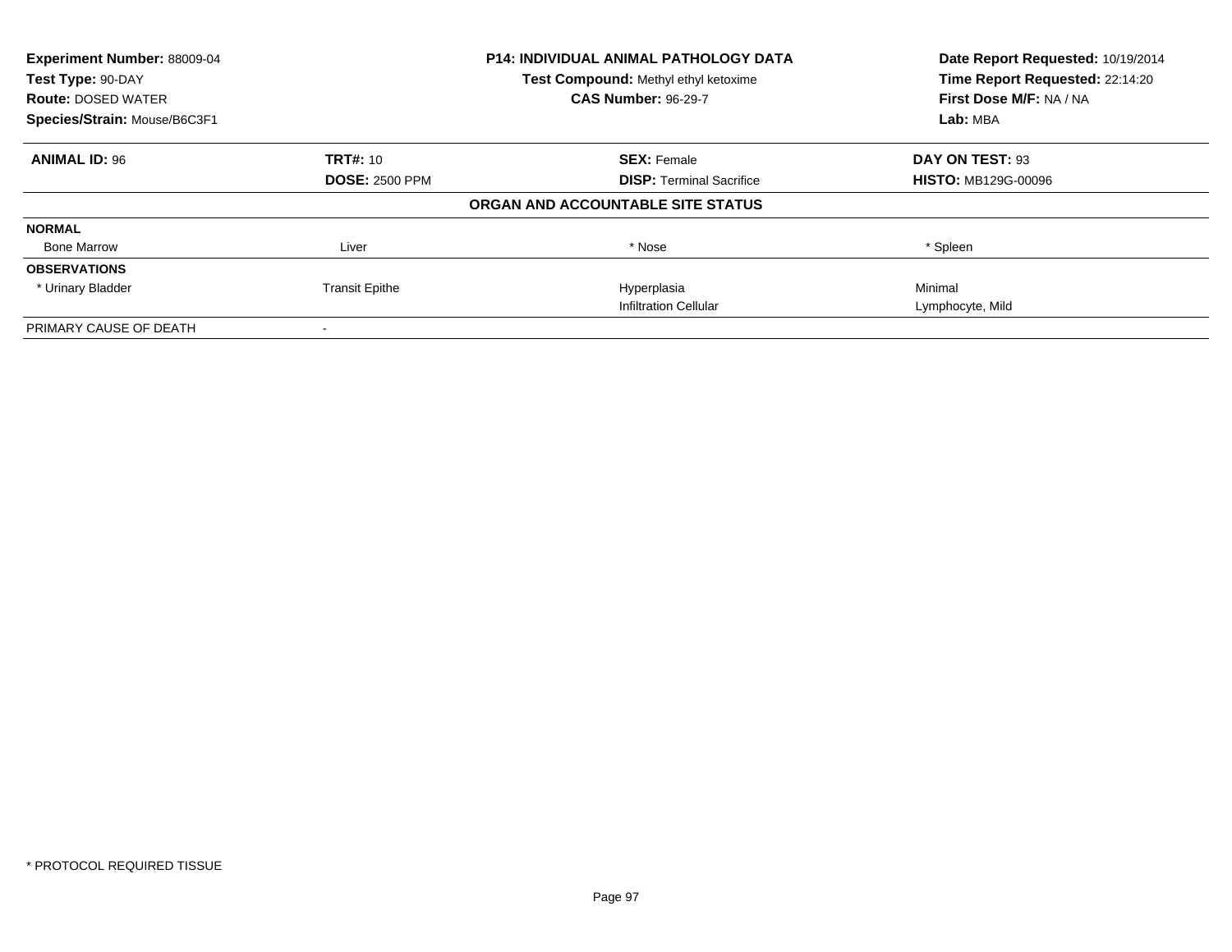**Experiment Number:** 88009-04
**Test Type:** 90-DAY
**Route:** DOSED WATER
**Species/Strain:** Mouse/B6C3F1

**P14: INDIVIDUAL ANIMAL PATHOLOGY DATA**
**Test Compound:** Methyl ethyl ketoxime
**CAS Number:** 96-29-7

**Date Report Requested:** 10/19/2014
**Time Report Requested:** 22:14:20
**First Dose M/F:** NA / NA
**Lab:** MBA

| **ANIMAL ID:** 96 | **TRT#:** 10 | **SEX:** Female | **DAY ON TEST:** 93 |
|---|---|---|---|
| | **DOSE:** 2500 PPM | **DISP:** Terminal Sacrifice | **HISTO:** MB129G-00096 |

**ORGAN AND ACCOUNTABLE SITE STATUS**

| | | | |
|---|---|---|---|
| **NORMAL** | | | |
| Bone Marrow | Liver | * Nose | * Spleen |
| **OBSERVATIONS** | | | |
| * Urinary Bladder | Transit Epithe | Hyperplasia | Minimal |
| | | Infiltration Cellular | Lymphocyte, Mild |
| PRIMARY CAUSE OF DEATH | - | | |

* PROTOCOL REQUIRED TISSUE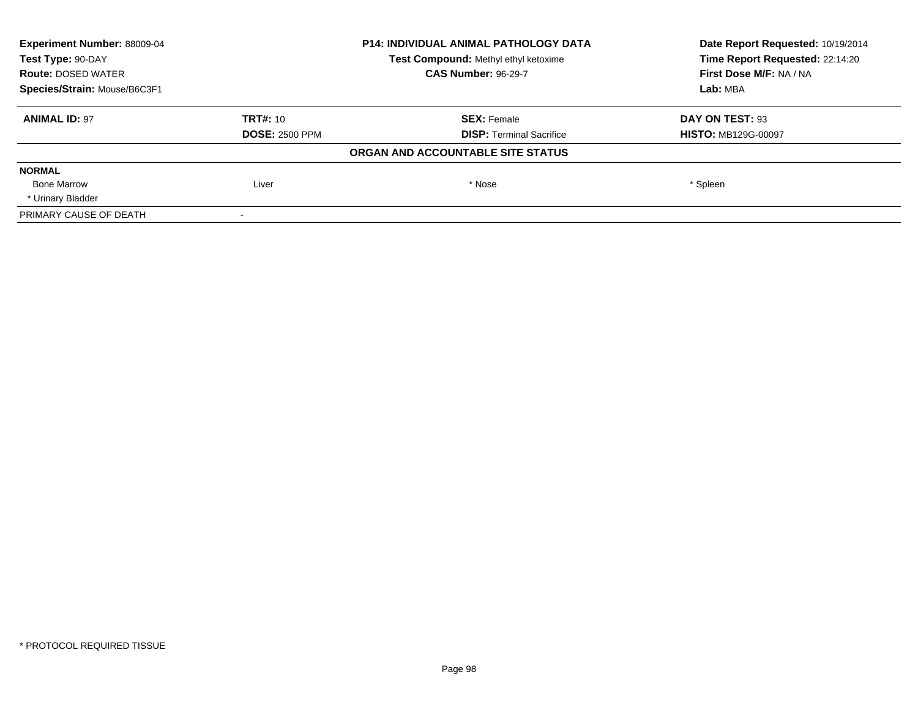| | | | |
|---|---|---|---|
| **Experiment Number:** 88009-04 | **P14: INDIVIDUAL ANIMAL PATHOLOGY DATA** | | **Date Report Requested:** 10/19/2014 |
| **Test Type:** 90-DAY | **Test Compound:** Methyl ethyl ketoxime | | **Time Report Requested:** 22:14:20 |
| **Route:** DOSED WATER | **CAS Number:** 96-29-7 | | **First Dose M/F:** NA / NA |
| **Species/Strain:** Mouse/B6C3F1 | | | **Lab:** MBA |

| **ANIMAL ID:** 97 | **TRT#:** 10 | **SEX:** Female | **DAY ON TEST:** 93 |
|---|---|---|---|
| | **DOSE:** 2500 PPM | **DISP:** Terminal Sacrifice | **HISTO:** MB129G-00097 |

**ORGAN AND ACCOUNTABLE SITE STATUS**

| **NORMAL** | | | |
|---|---|---|---|
| Bone Marrow | Liver | * Nose | * Spleen |
| * Urinary Bladder | | | |
| PRIMARY CAUSE OF DEATH | - | | |

\* PROTOCOL REQUIRED TISSUE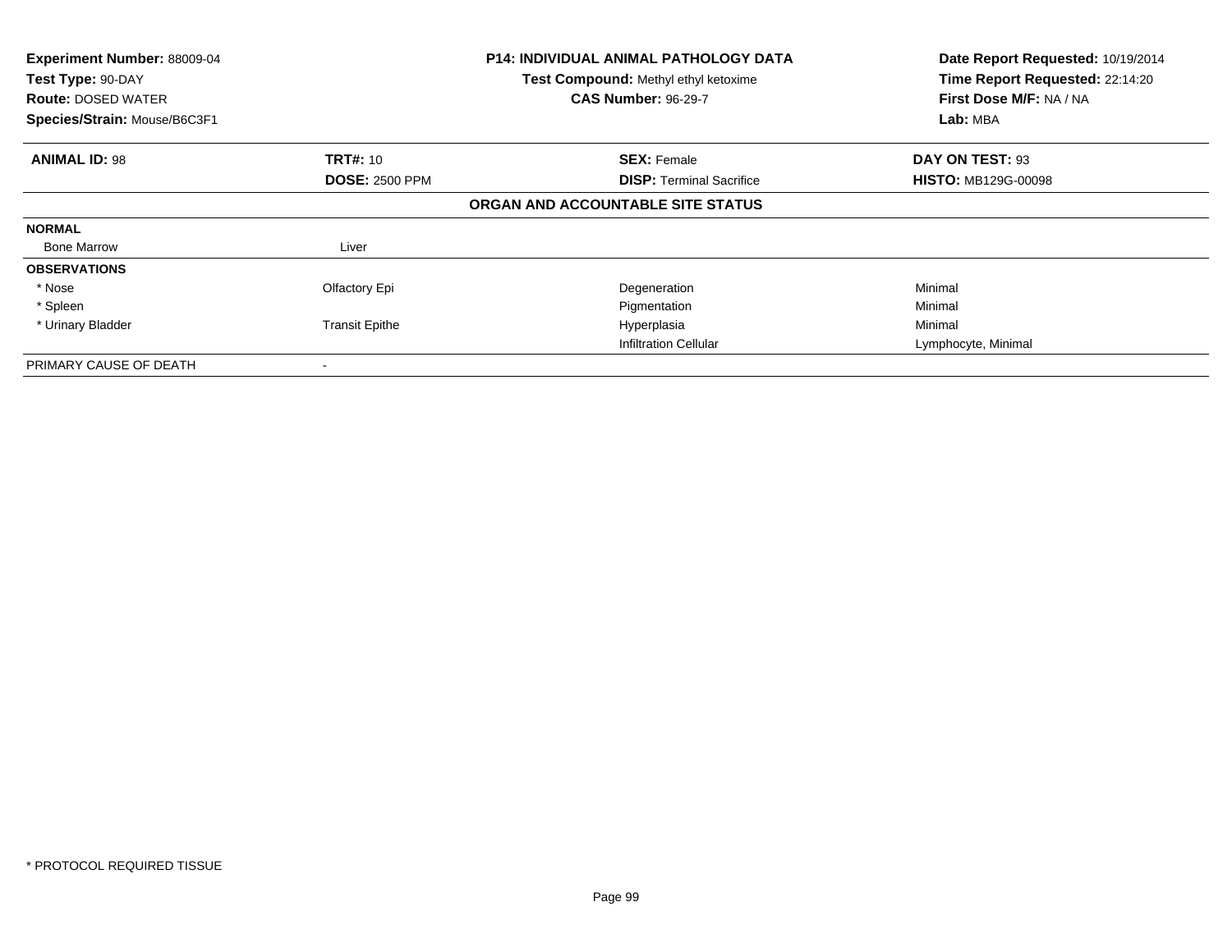**Experiment Number:** 88009-04
**Test Type:** 90-DAY
**Route:** DOSED WATER
**Species/Strain:** Mouse/B6C3F1

**P14: INDIVIDUAL ANIMAL PATHOLOGY DATA**
**Test Compound:** Methyl ethyl ketoxime
**CAS Number:** 96-29-7

**Date Report Requested:** 10/19/2014
**Time Report Requested:** 22:14:20
**First Dose M/F:** NA / NA
**Lab:** MBA

| **ANIMAL ID:** 98 | **TRT#:** 10 | **SEX:** Female | **DAY ON TEST:** 93 |
|---|---|---|---|
| | **DOSE:** 2500 PPM | **DISP:** Terminal Sacrifice | **HISTO:** MB129G-00098 |

**ORGAN AND ACCOUNTABLE SITE STATUS**

| | | | |
|---|---|---|---|
| **NORMAL** | | | |
| Bone Marrow | Liver | | |
| **OBSERVATIONS** | | | |
| * Nose | Olfactory Epi | Degeneration | Minimal |
| * Spleen | | Pigmentation | Minimal |
| * Urinary Bladder | Transit Epithe | Hyperplasia | Minimal |
| | | Infiltration Cellular | Lymphocyte, Minimal |
| PRIMARY CAUSE OF DEATH | - | | |

* PROTOCOL REQUIRED TISSUE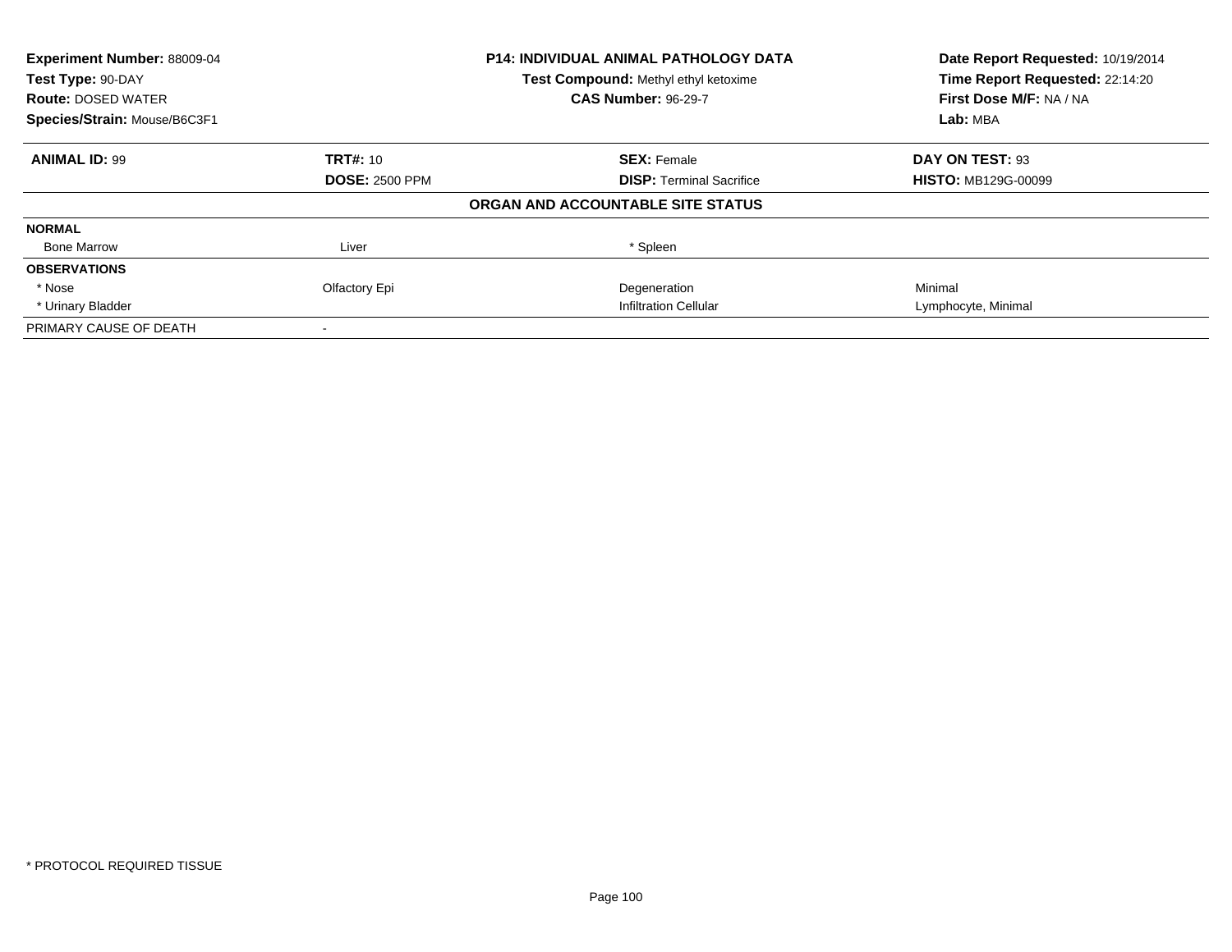**Experiment Number:** 88009-04
**Test Type:** 90-DAY
**Route:** DOSED WATER
**Species/Strain:** Mouse/B6C3F1

**P14: INDIVIDUAL ANIMAL PATHOLOGY DATA**
**Test Compound:** Methyl ethyl ketoxime
**CAS Number:** 96-29-7

**Date Report Requested:** 10/19/2014
**Time Report Requested:** 22:14:20
**First Dose M/F:** NA / NA
**Lab:** MBA

| **ANIMAL ID:** 99 | **TRT#:** 10 | **SEX:** Female | **DAY ON TEST:** 93 |
|---|---|---|---|
| | **DOSE:** 2500 PPM | **DISP:** Terminal Sacrifice | **HISTO:** MB129G-00099 |

**ORGAN AND ACCOUNTABLE SITE STATUS**

| | | | |
|---|---|---|---|
| **NORMAL** | | | |
| Bone Marrow | Liver | * Spleen | |
| **OBSERVATIONS** | | | |
| * Nose | Olfactory Epi | Degeneration | Minimal |
| * Urinary Bladder | | Infiltration Cellular | Lymphocyte, Minimal |
| PRIMARY CAUSE OF DEATH | - | | |

* PROTOCOL REQUIRED TISSUE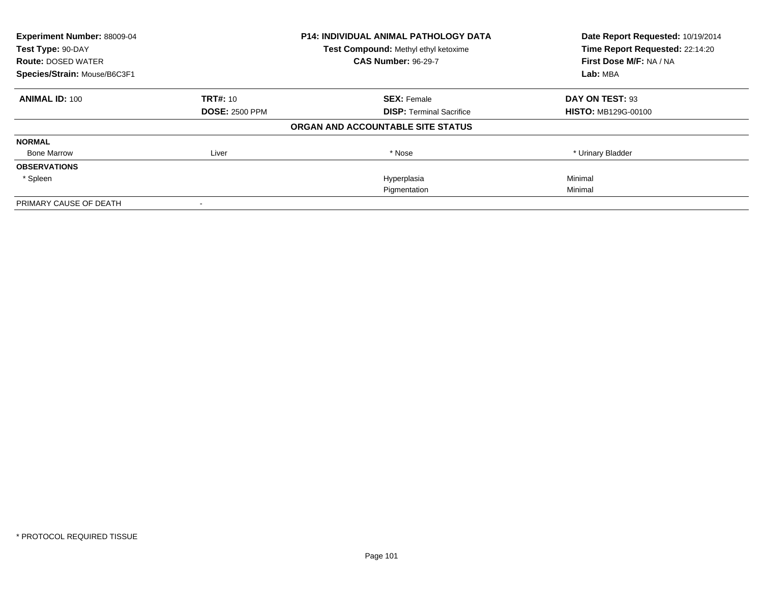| **Experiment Number:** 88009-04 | **P14: INDIVIDUAL ANIMAL PATHOLOGY DATA** | **Date Report Requested:** 10/19/2014 |
|---|---|---|
| **Test Type:** 90-DAY | **Test Compound:** Methyl ethyl ketoxime | **Time Report Requested:** 22:14:20 |
| **Route:** DOSED WATER | **CAS Number:** 96-29-7 | **First Dose M/F:** NA / NA |
| **Species/Strain:** Mouse/B6C3F1 | | **Lab:** MBA |

| **ANIMAL ID:** 100 | **TRT#:** 10 | **SEX:** Female | **DAY ON TEST:** 93 |
|---|---|---|---|
| | **DOSE:** 2500 PPM | **DISP:** Terminal Sacrifice | **HISTO:** MB129G-00100 |

**ORGAN AND ACCOUNTABLE SITE STATUS**

| | | | |
|---|---|---|---|
| **NORMAL** | | | |
| Bone Marrow | Liver | * Nose | * Urinary Bladder |
| **OBSERVATIONS** | | | |
| * Spleen | | Hyperplasia | Minimal |
| | | Pigmentation | Minimal |
| PRIMARY CAUSE OF DEATH | - | | |

\* PROTOCOL REQUIRED TISSUE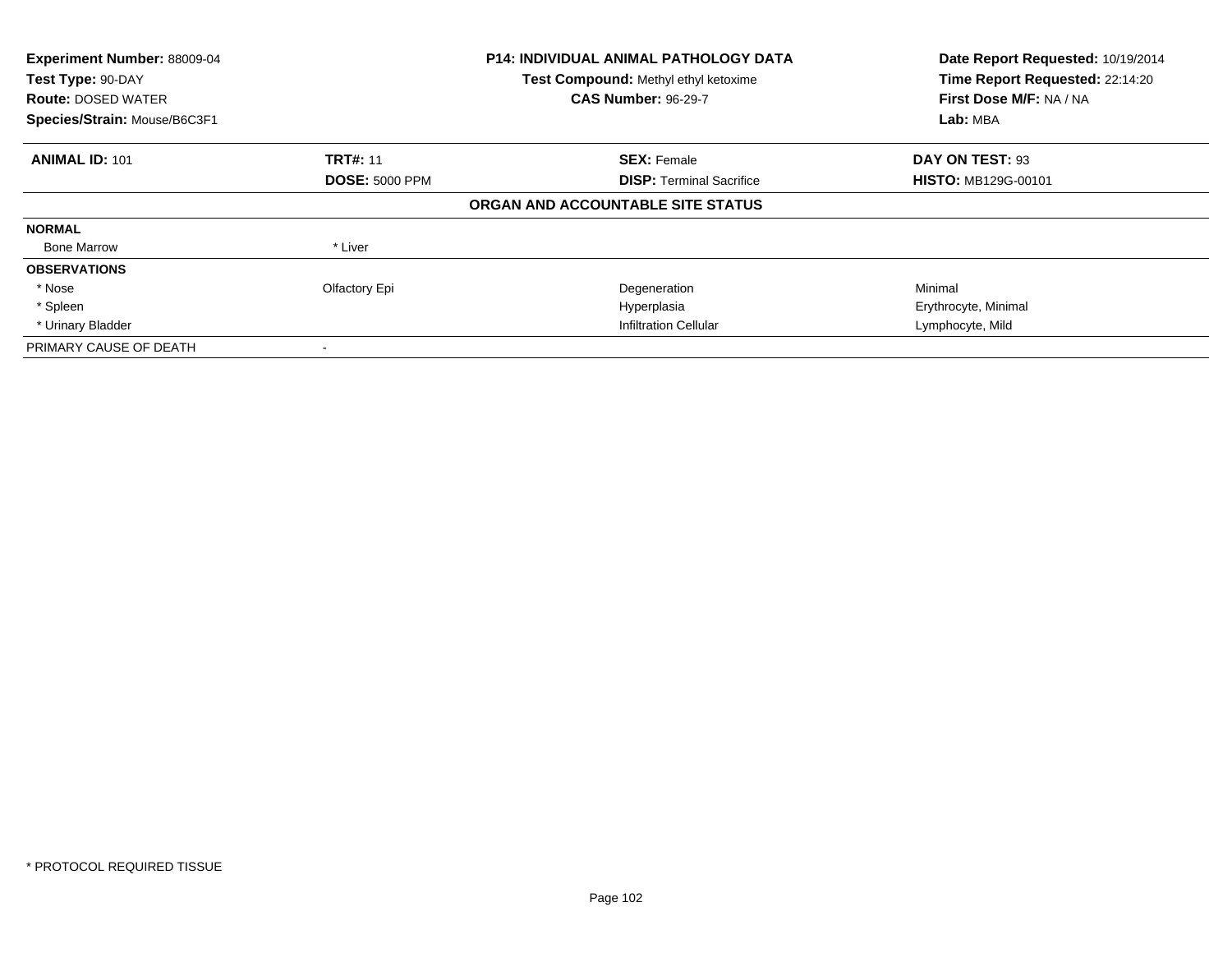**Experiment Number:** 88009-04
**Test Type:** 90-DAY
**Route:** DOSED WATER
**Species/Strain:** Mouse/B6C3F1

**P14: INDIVIDUAL ANIMAL PATHOLOGY DATA**
**Test Compound:** Methyl ethyl ketoxime
**CAS Number:** 96-29-7

**Date Report Requested:** 10/19/2014
**Time Report Requested:** 22:14:20
**First Dose M/F:** NA / NA
**Lab:** MBA

| **ANIMAL ID:** 101 | **TRT#:** 11 | **SEX:** Female | **DAY ON TEST:** 93 |
|---|---|---|---|
| | **DOSE:** 5000 PPM | **DISP:** Terminal Sacrifice | **HISTO:** MB129G-00101 |

**ORGAN AND ACCOUNTABLE SITE STATUS**

| | | | |
|---|---|---|---|
| **NORMAL** | | | |
| Bone Marrow | * Liver | | |
| **OBSERVATIONS** | | | |
| * Nose | Olfactory Epi | Degeneration | Minimal |
| * Spleen | | Hyperplasia | Erythrocyte, Minimal |
| * Urinary Bladder | | Infiltration Cellular | Lymphocyte, Mild |
| PRIMARY CAUSE OF DEATH | - | | |

* PROTOCOL REQUIRED TISSUE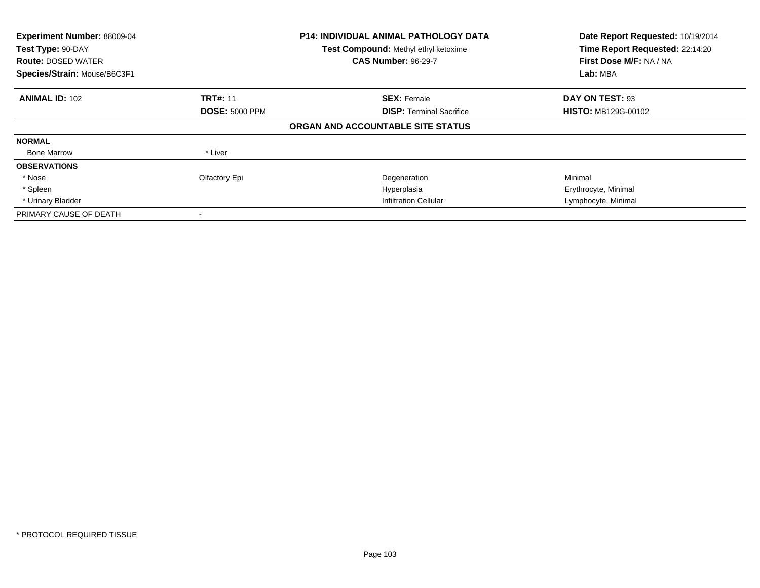| **Experiment Number:** 88009-04 | **P14: INDIVIDUAL ANIMAL PATHOLOGY DATA** | **Date Report Requested:** 10/19/2014 |
|---|---|---|
| **Test Type:** 90-DAY | **Test Compound:** Methyl ethyl ketoxime | **Time Report Requested:** 22:14:20 |
| **Route:** DOSED WATER | **CAS Number:** 96-29-7 | **First Dose M/F:** NA / NA |
| **Species/Strain:** Mouse/B6C3F1 | | **Lab:** MBA |

| **ANIMAL ID:** 102 | **TRT#:** 11 | **SEX:** Female | **DAY ON TEST:** 93 |
|---|---|---|---|
| | **DOSE:** 5000 PPM | **DISP:** Terminal Sacrifice | **HISTO:** MB129G-00102 |

**ORGAN AND ACCOUNTABLE SITE STATUS**

| | | | |
|---|---|---|---|
| **NORMAL** | | | |
| Bone Marrow | * Liver | | |
| **OBSERVATIONS** | | | |
| * Nose | Olfactory Epi | Degeneration | Minimal |
| * Spleen | | Hyperplasia | Erythrocyte, Minimal |
| * Urinary Bladder | | Infiltration Cellular | Lymphocyte, Minimal |
| PRIMARY CAUSE OF DEATH | - | | |

* PROTOCOL REQUIRED TISSUE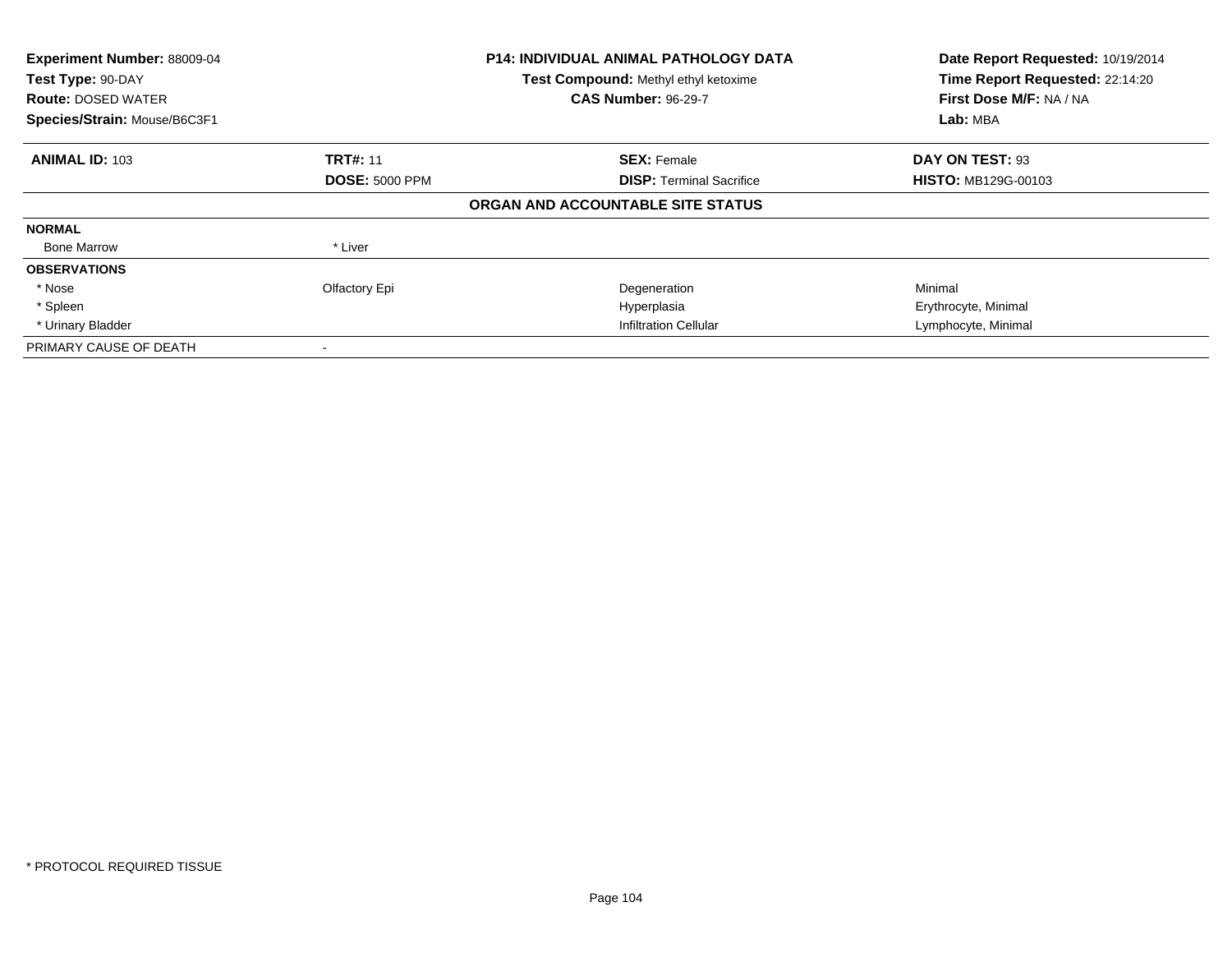**Experiment Number:** 88009-04
**Test Type:** 90-DAY
**Route:** DOSED WATER
**Species/Strain:** Mouse/B6C3F1

**P14: INDIVIDUAL ANIMAL PATHOLOGY DATA**
**Test Compound:** Methyl ethyl ketoxime
**CAS Number:** 96-29-7

**Date Report Requested:** 10/19/2014
**Time Report Requested:** 22:14:20
**First Dose M/F:** NA / NA
**Lab:** MBA

| **ANIMAL ID:** 103 | **TRT#:** 11 | **SEX:** Female | **DAY ON TEST:** 93 |
|---|---|---|---|
| | **DOSE:** 5000 PPM | **DISP:** Terminal Sacrifice | **HISTO:** MB129G-00103 |

**ORGAN AND ACCOUNTABLE SITE STATUS**

| | | | |
|---|---|---|---|
| **NORMAL** | | | |
| Bone Marrow | * Liver | | |
| **OBSERVATIONS** | | | |
| * Nose | Olfactory Epi | Degeneration | Minimal |
| * Spleen | | Hyperplasia | Erythrocyte, Minimal |
| * Urinary Bladder | | Infiltration Cellular | Lymphocyte, Minimal |
| PRIMARY CAUSE OF DEATH | - | | |

* PROTOCOL REQUIRED TISSUE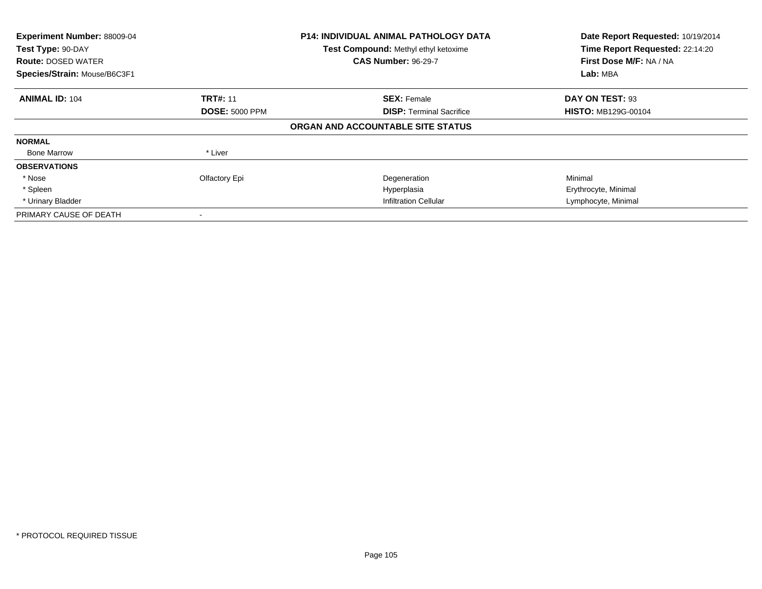**Experiment Number:** 88009-04
**Test Type:** 90-DAY
**Route:** DOSED WATER
**Species/Strain:** Mouse/B6C3F1

**P14: INDIVIDUAL ANIMAL PATHOLOGY DATA**
**Test Compound:** Methyl ethyl ketoxime
**CAS Number:** 96-29-7

**Date Report Requested:** 10/19/2014
**Time Report Requested:** 22:14:20
**First Dose M/F:** NA / NA
**Lab:** MBA

| **ANIMAL ID:** 104 | **TRT#:** 11 | **SEX:** Female | **DAY ON TEST:** 93 |
|---|---|---|---|
| | **DOSE:** 5000 PPM | **DISP:** Terminal Sacrifice | **HISTO:** MB129G-00104 |

**ORGAN AND ACCOUNTABLE SITE STATUS**

| | | | |
|---|---|---|---|
| **NORMAL** | | | |
| Bone Marrow | * Liver | | |
| **OBSERVATIONS** | | | |
| * Nose | Olfactory Epi | Degeneration | Minimal |
| * Spleen | | Hyperplasia | Erythrocyte, Minimal |
| * Urinary Bladder | | Infiltration Cellular | Lymphocyte, Minimal |
| PRIMARY CAUSE OF DEATH | - | | |

* PROTOCOL REQUIRED TISSUE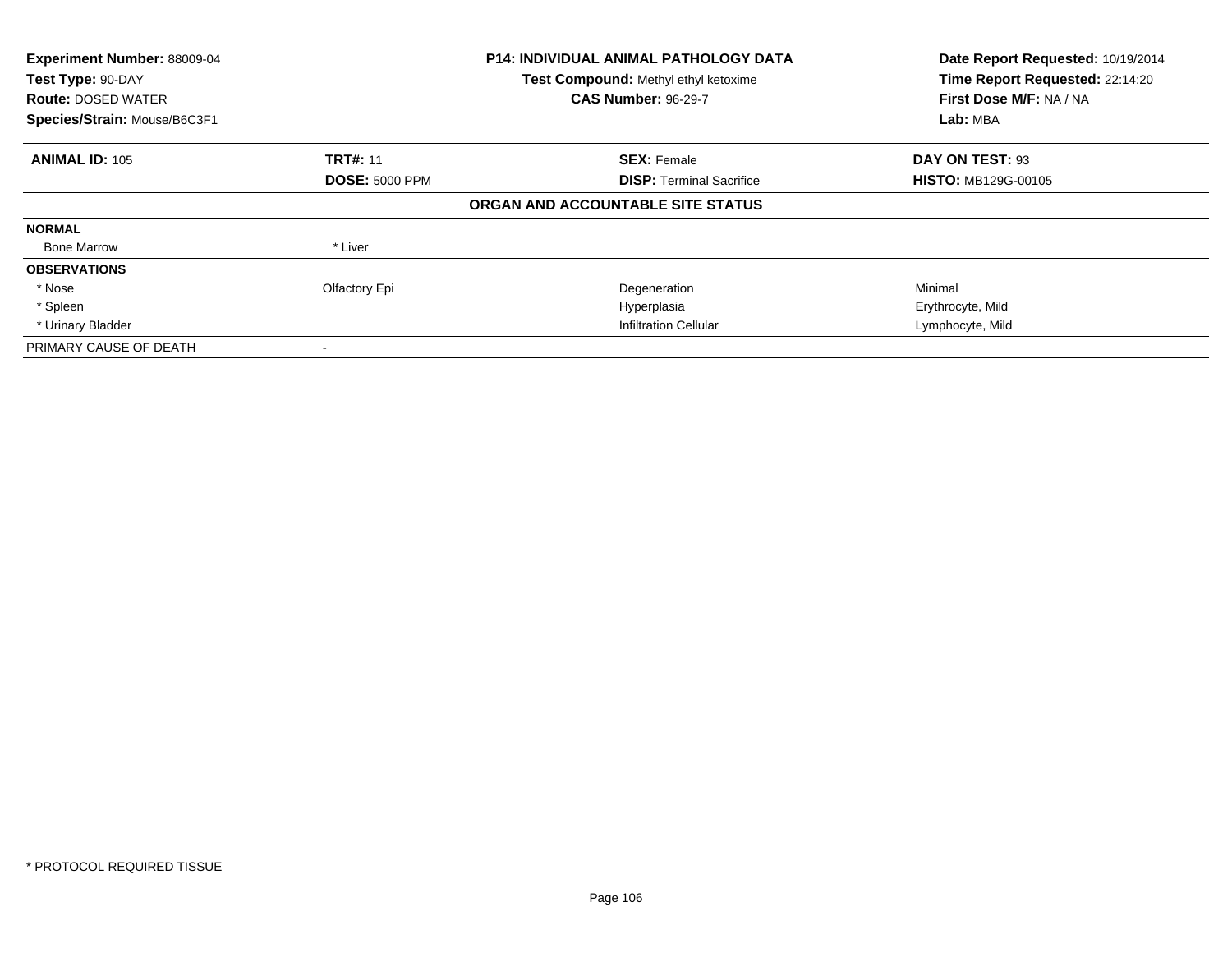| **Experiment Number:** 88009-04 | **P14: INDIVIDUAL ANIMAL PATHOLOGY DATA** | **Date Report Requested:** 10/19/2014 |
|---|---|---|
| **Test Type:** 90-DAY | **Test Compound:** Methyl ethyl ketoxime | **Time Report Requested:** 22:14:20 |
| **Route:** DOSED WATER | **CAS Number:** 96-29-7 | **First Dose M/F:** NA / NA |
| **Species/Strain:** Mouse/B6C3F1 | | **Lab:** MBA |

| **ANIMAL ID:** 105 | **TRT#:** 11 | **SEX:** Female | **DAY ON TEST:** 93 |
|---|---|---|---|
| | **DOSE:** 5000 PPM | **DISP:** Terminal Sacrifice | **HISTO:** MB129G-00105 |

**ORGAN AND ACCOUNTABLE SITE STATUS**

| | | | |
|---|---|---|---|
| **NORMAL** | | | |
| Bone Marrow | * Liver | | |
| **OBSERVATIONS** | | | |
| * Nose | Olfactory Epi | Degeneration | Minimal |
| * Spleen | | Hyperplasia | Erythrocyte, Mild |
| * Urinary Bladder | | Infiltration Cellular | Lymphocyte, Mild |
| PRIMARY CAUSE OF DEATH | - | | |

* PROTOCOL REQUIRED TISSUE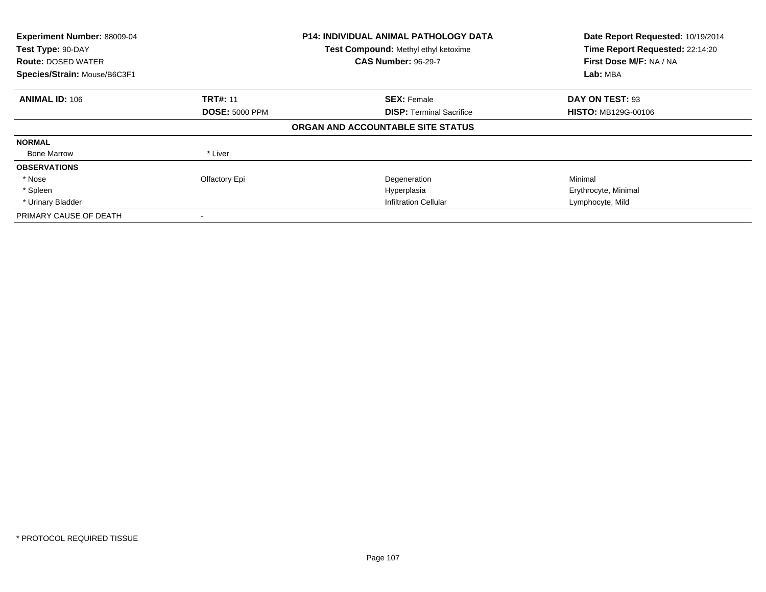**Experiment Number:** 88009-04
**Test Type:** 90-DAY
**Route:** DOSED WATER
**Species/Strain:** Mouse/B6C3F1

**P14: INDIVIDUAL ANIMAL PATHOLOGY DATA**
**Test Compound:** Methyl ethyl ketoxime
**CAS Number:** 96-29-7

**Date Report Requested:** 10/19/2014
**Time Report Requested:** 22:14:20
**First Dose M/F:** NA / NA
**Lab:** MBA

| **ANIMAL ID:** 106 | **TRT#:** 11 | **SEX:** Female | **DAY ON TEST:** 93 |
|---|---|---|---|
| | **DOSE:** 5000 PPM | **DISP:** Terminal Sacrifice | **HISTO:** MB129G-00106 |

**ORGAN AND ACCOUNTABLE SITE STATUS**

| | | | |
|---|---|---|---|
| **NORMAL** | | | |
| Bone Marrow | * Liver | | |
| **OBSERVATIONS** | | | |
| * Nose | Olfactory Epi | Degeneration | Minimal |
| * Spleen | | Hyperplasia | Erythrocyte, Minimal |
| * Urinary Bladder | | Infiltration Cellular | Lymphocyte, Mild |
| PRIMARY CAUSE OF DEATH | - | | |

* PROTOCOL REQUIRED TISSUE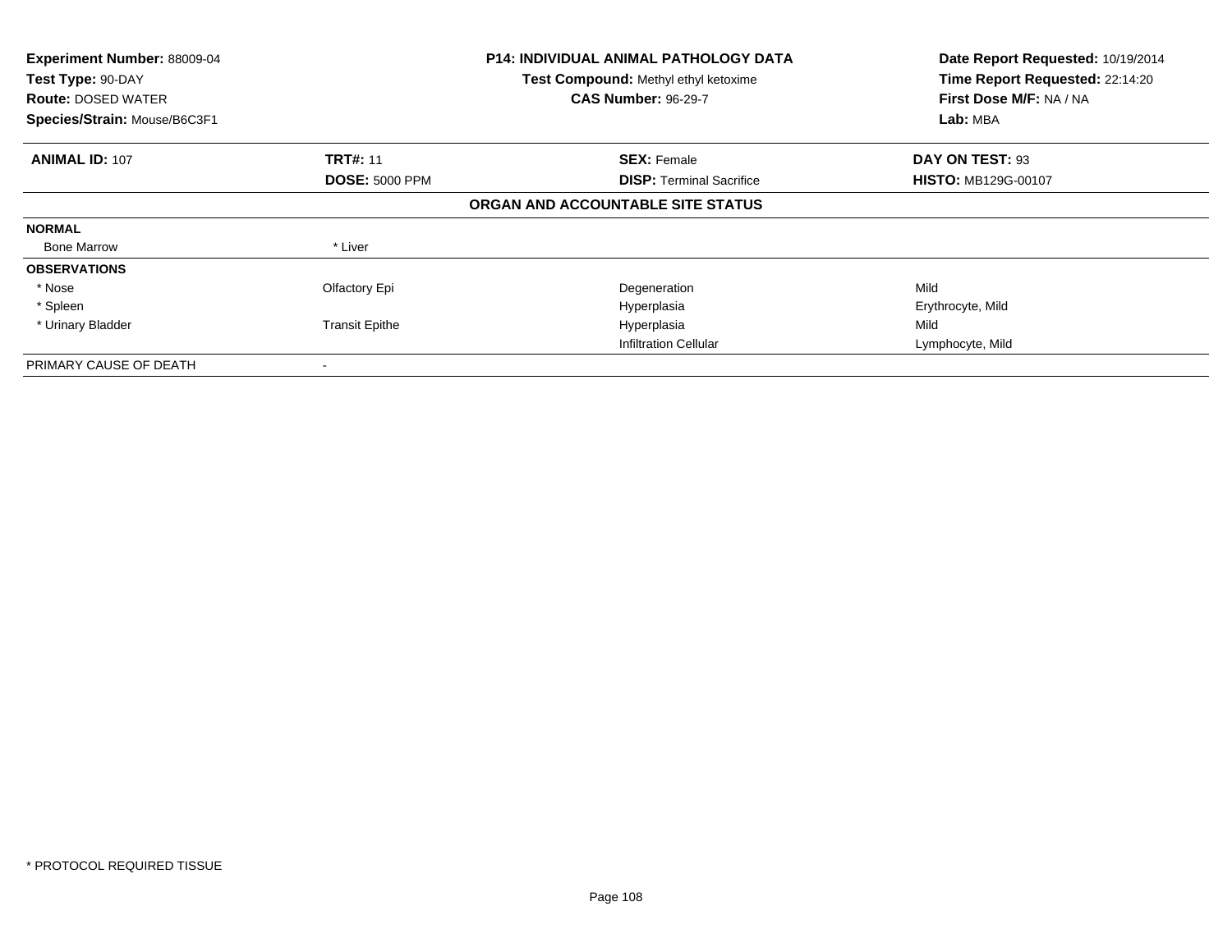| **Experiment Number:** 88009-04 | **P14: INDIVIDUAL ANIMAL PATHOLOGY DATA** | **Date Report Requested:** 10/19/2014 |
|---|---|---|
| **Test Type:** 90-DAY | **Test Compound:** Methyl ethyl ketoxime | **Time Report Requested:** 22:14:20 |
| **Route:** DOSED WATER | **CAS Number:** 96-29-7 | **First Dose M/F:** NA / NA |
| **Species/Strain:** Mouse/B6C3F1 | | **Lab:** MBA |

| **ANIMAL ID:** 107 | **TRT#:** 11 | **SEX:** Female | **DAY ON TEST:** 93 |
|---|---|---|---|
| | **DOSE:** 5000 PPM | **DISP:** Terminal Sacrifice | **HISTO:** MB129G-00107 |

**ORGAN AND ACCOUNTABLE SITE STATUS**

| | | | |
|---|---|---|---|
| **NORMAL** | | | |
| Bone Marrow | * Liver | | |
| **OBSERVATIONS** | | | |
| * Nose | Olfactory Epi | Degeneration | Mild |
| * Spleen | | Hyperplasia | Erythrocyte, Mild |
| * Urinary Bladder | Transit Epithe | Hyperplasia | Mild |
| | | Infiltration Cellular | Lymphocyte, Mild |
| PRIMARY CAUSE OF DEATH | - | | |

* PROTOCOL REQUIRED TISSUE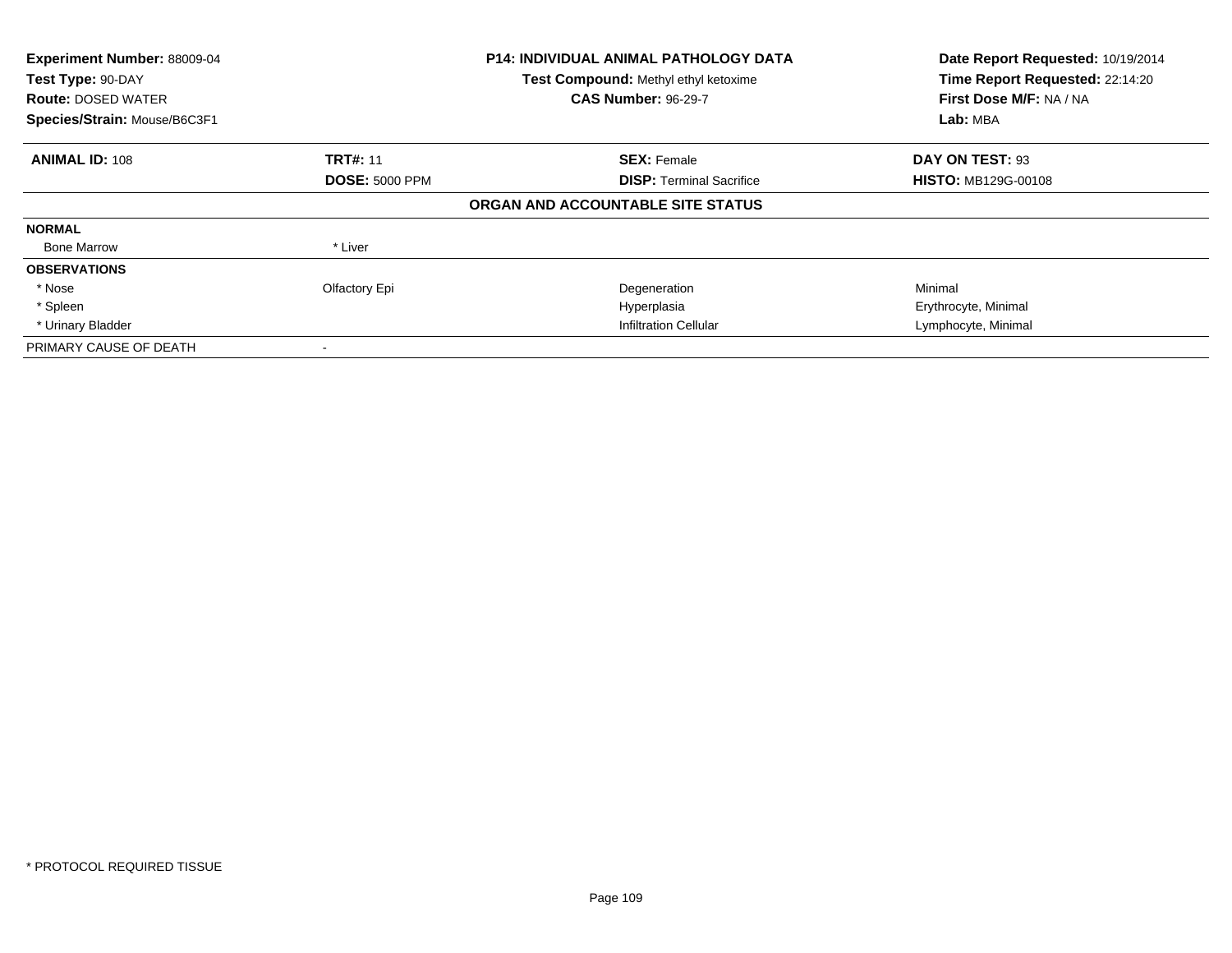| **Experiment Number:** 88009-04 | **P14: INDIVIDUAL ANIMAL PATHOLOGY DATA** | **Date Report Requested:** 10/19/2014 |
|---|---|---|
| **Test Type:** 90-DAY | **Test Compound:** Methyl ethyl ketoxime | **Time Report Requested:** 22:14:20 |
| **Route:** DOSED WATER | **CAS Number:** 96-29-7 | **First Dose M/F:** NA / NA |
| **Species/Strain:** Mouse/B6C3F1 | | **Lab:** MBA |

| **ANIMAL ID:** 108 | **TRT#:** 11 | **SEX:** Female | **DAY ON TEST:** 93 |
|---|---|---|---|
| | **DOSE:** 5000 PPM | **DISP:** Terminal Sacrifice | **HISTO:** MB129G-00108 |

**ORGAN AND ACCOUNTABLE SITE STATUS**

| | | | |
|---|---|---|---|
| **NORMAL** | | | |
| Bone Marrow | * Liver | | |
| **OBSERVATIONS** | | | |
| * Nose | Olfactory Epi | Degeneration | Minimal |
| * Spleen | | Hyperplasia | Erythrocyte, Minimal |
| * Urinary Bladder | | Infiltration Cellular | Lymphocyte, Minimal |
| PRIMARY CAUSE OF DEATH | - | | |

* PROTOCOL REQUIRED TISSUE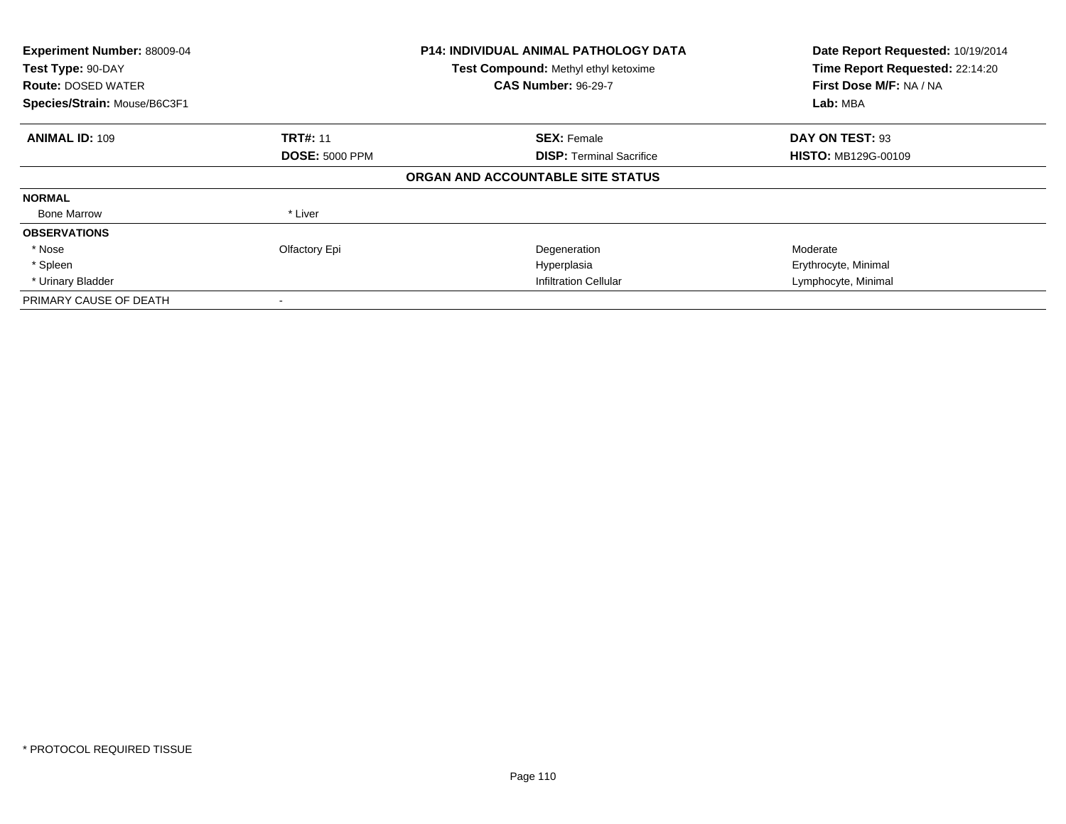**Experiment Number:** 88009-04
**Test Type:** 90-DAY
**Route:** DOSED WATER
**Species/Strain:** Mouse/B6C3F1

**P14: INDIVIDUAL ANIMAL PATHOLOGY DATA**
**Test Compound:** Methyl ethyl ketoxime
**CAS Number:** 96-29-7

**Date Report Requested:** 10/19/2014
**Time Report Requested:** 22:14:20
**First Dose M/F:** NA / NA
**Lab:** MBA

| **ANIMAL ID:** 109 | **TRT#:** 11 | **SEX:** Female | **DAY ON TEST:** 93 |
|---|---|---|---|
| | **DOSE:** 5000 PPM | **DISP:** Terminal Sacrifice | **HISTO:** MB129G-00109 |

**ORGAN AND ACCOUNTABLE SITE STATUS**

| | | | |
|---|---|---|---|
| **NORMAL** | | | |
| Bone Marrow | * Liver | | |
| **OBSERVATIONS** | | | |
| * Nose | Olfactory Epi | Degeneration | Moderate |
| * Spleen | | Hyperplasia | Erythrocyte, Minimal |
| * Urinary Bladder | | Infiltration Cellular | Lymphocyte, Minimal |
| PRIMARY CAUSE OF DEATH | - | | |

* PROTOCOL REQUIRED TISSUE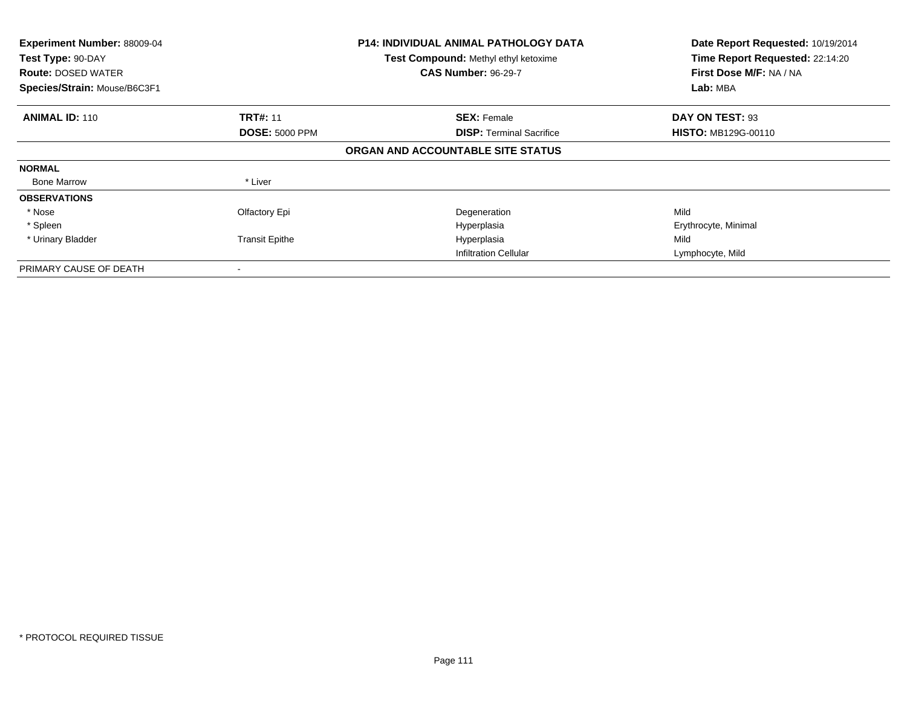**Experiment Number:** 88009-04
**Test Type:** 90-DAY
**Route:** DOSED WATER
**Species/Strain:** Mouse/B6C3F1

**P14: INDIVIDUAL ANIMAL PATHOLOGY DATA**
**Test Compound:** Methyl ethyl ketoxime
**CAS Number:** 96-29-7

**Date Report Requested:** 10/19/2014
**Time Report Requested:** 22:14:20
**First Dose M/F:** NA / NA
**Lab:** MBA

| **ANIMAL ID:** 110 | **TRT#:** 11 | **SEX:** Female | **DAY ON TEST:** 93 |
|---|---|---|---|
| | **DOSE:** 5000 PPM | **DISP:** Terminal Sacrifice | **HISTO:** MB129G-00110 |

**ORGAN AND ACCOUNTABLE SITE STATUS**

| | | | |
|---|---|---|---|
| **NORMAL** | | | |
| Bone Marrow | * Liver | | |
| **OBSERVATIONS** | | | |
| * Nose | Olfactory Epi | Degeneration | Mild |
| * Spleen | | Hyperplasia | Erythrocyte, Minimal |
| * Urinary Bladder | Transit Epithe | Hyperplasia | Mild |
| | | Infiltration Cellular | Lymphocyte, Mild |
| PRIMARY CAUSE OF DEATH | - | | |

* PROTOCOL REQUIRED TISSUE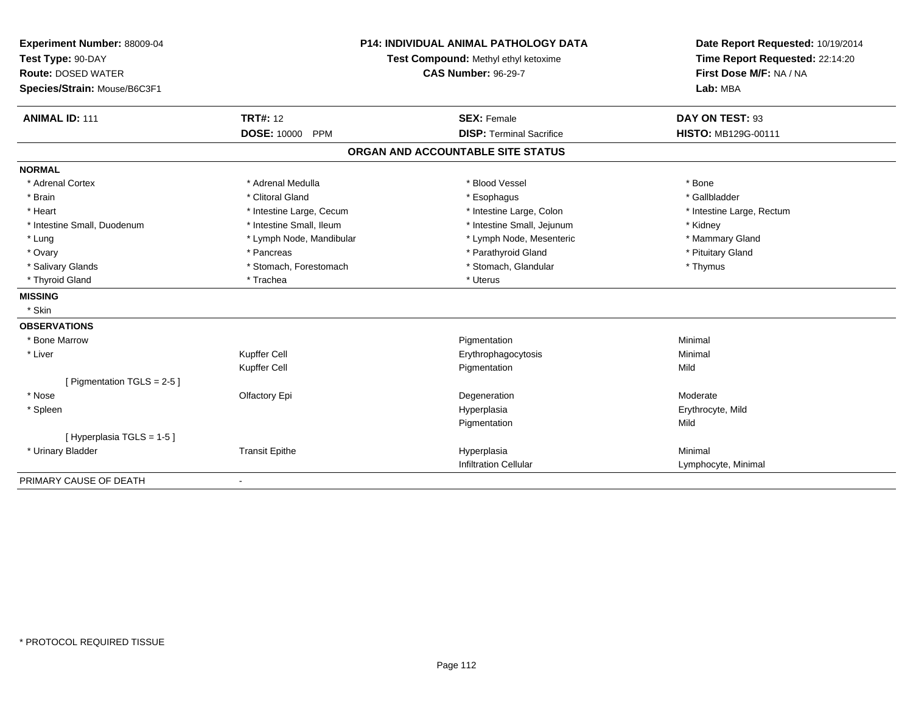**Experiment Number:** 88009-04
**Test Type:** 90-DAY
**Route:** DOSED WATER
**Species/Strain:** Mouse/B6C3F1

**P14: INDIVIDUAL ANIMAL PATHOLOGY DATA**
**Test Compound:** Methyl ethyl ketoxime
**CAS Number:** 96-29-7

**Date Report Requested:** 10/19/2014
**Time Report Requested:** 22:14:20
**First Dose M/F:** NA / NA
**Lab:** MBA

| **ANIMAL ID:** 111 | **TRT#:** 12 | **SEX:** Female | **DAY ON TEST:** 93 |
|---|---|---|---|
| | **DOSE:** 10000 PPM | **DISP:** Terminal Sacrifice | **HISTO:** MB129G-00111 |

## ORGAN AND ACCOUNTABLE SITE STATUS

**NORMAL**

| | | | |
|---|---|---|---|
| * Adrenal Cortex | * Adrenal Medulla | * Blood Vessel | * Bone |
| * Brain | * Clitoral Gland | * Esophagus | * Gallbladder |
| * Heart | * Intestine Large, Cecum | * Intestine Large, Colon | * Intestine Large, Rectum |
| * Intestine Small, Duodenum | * Intestine Small, Ileum | * Intestine Small, Jejunum | * Kidney |
| * Lung | * Lymph Node, Mandibular | * Lymph Node, Mesenteric | * Mammary Gland |
| * Ovary | * Pancreas | * Parathyroid Gland | * Pituitary Gland |
| * Salivary Glands | * Stomach, Forestomach | * Stomach, Glandular | * Thymus |
| * Thyroid Gland | * Trachea | * Uterus | |

**MISSING**

* Skin

**OBSERVATIONS**

| | | | |
|---|---|---|---|
| * Bone Marrow | | Pigmentation | Minimal |
| * Liver | Kupffer Cell | Erythrophagocytosis | Minimal |
| | Kupffer Cell | Pigmentation | Mild |
| [ Pigmentation TGLS = 2-5 ] | | | |
| * Nose | Olfactory Epi | Degeneration | Moderate |
| * Spleen | | Hyperplasia | Erythrocyte, Mild |
| | | Pigmentation | Mild |
| [ Hyperplasia TGLS = 1-5 ] | | | |
| * Urinary Bladder | Transit Epithe | Hyperplasia | Minimal |
| | | Infiltration Cellular | Lymphocyte, Minimal |

PRIMARY CAUSE OF DEATH -

* PROTOCOL REQUIRED TISSUE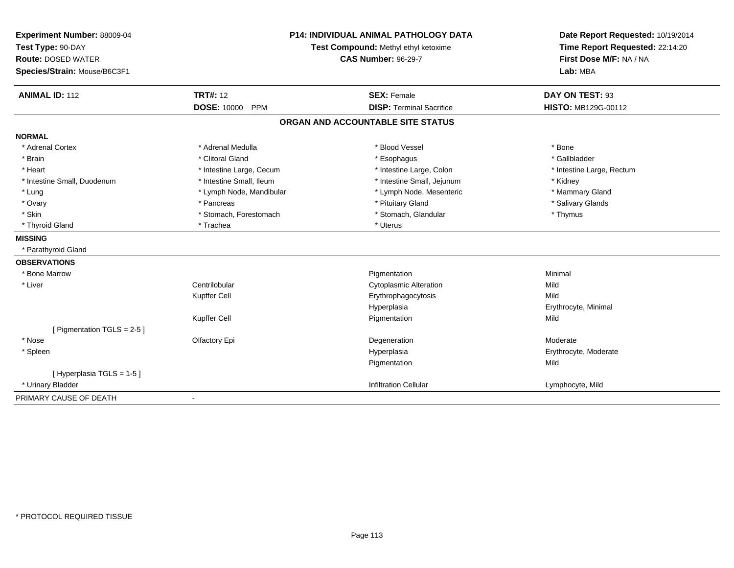**Experiment Number:** 88009-04
**Test Type:** 90-DAY
**Route:** DOSED WATER
**Species/Strain:** Mouse/B6C3F1

**P14: INDIVIDUAL ANIMAL PATHOLOGY DATA**
**Test Compound:** Methyl ethyl ketoxime
**CAS Number:** 96-29-7

**Date Report Requested:** 10/19/2014
**Time Report Requested:** 22:14:20
**First Dose M/F:** NA / NA
**Lab:** MBA

| **ANIMAL ID:** 112 | **TRT#:** 12 | **SEX:** Female | **DAY ON TEST:** 93 |
|---|---|---|---|
| | **DOSE:** 10000 PPM | **DISP:** Terminal Sacrifice | **HISTO:** MB129G-00112 |

## ORGAN AND ACCOUNTABLE SITE STATUS

**NORMAL**

| | | | |
|---|---|---|---|
| * Adrenal Cortex | * Adrenal Medulla | * Blood Vessel | * Bone |
| * Brain | * Clitoral Gland | * Esophagus | * Gallbladder |
| * Heart | * Intestine Large, Cecum | * Intestine Large, Colon | * Intestine Large, Rectum |
| * Intestine Small, Duodenum | * Intestine Small, Ileum | * Intestine Small, Jejunum | * Kidney |
| * Lung | * Lymph Node, Mandibular | * Lymph Node, Mesenteric | * Mammary Gland |
| * Ovary | * Pancreas | * Pituitary Gland | * Salivary Glands |
| * Skin | * Stomach, Forestomach | * Stomach, Glandular | * Thymus |
| * Thyroid Gland | * Trachea | * Uterus | |

**MISSING**

* Parathyroid Gland

**OBSERVATIONS**

| | | | |
|---|---|---|---|
| * Bone Marrow | | Pigmentation | Minimal |
| * Liver | Centrilobular | Cytoplasmic Alteration | Mild |
| | Kupffer Cell | Erythrophagocytosis | Mild |
| | | Hyperplasia | Erythrocyte, Minimal |
| | Kupffer Cell | Pigmentation | Mild |
| [ Pigmentation TGLS = 2-5 ] | | | |
| * Nose | Olfactory Epi | Degeneration | Moderate |
| * Spleen | | Hyperplasia | Erythrocyte, Moderate |
| | | Pigmentation | Mild |
| [ Hyperplasia TGLS = 1-5 ] | | | |
| * Urinary Bladder | | Infiltration Cellular | Lymphocyte, Mild |

PRIMARY CAUSE OF DEATH -

* PROTOCOL REQUIRED TISSUE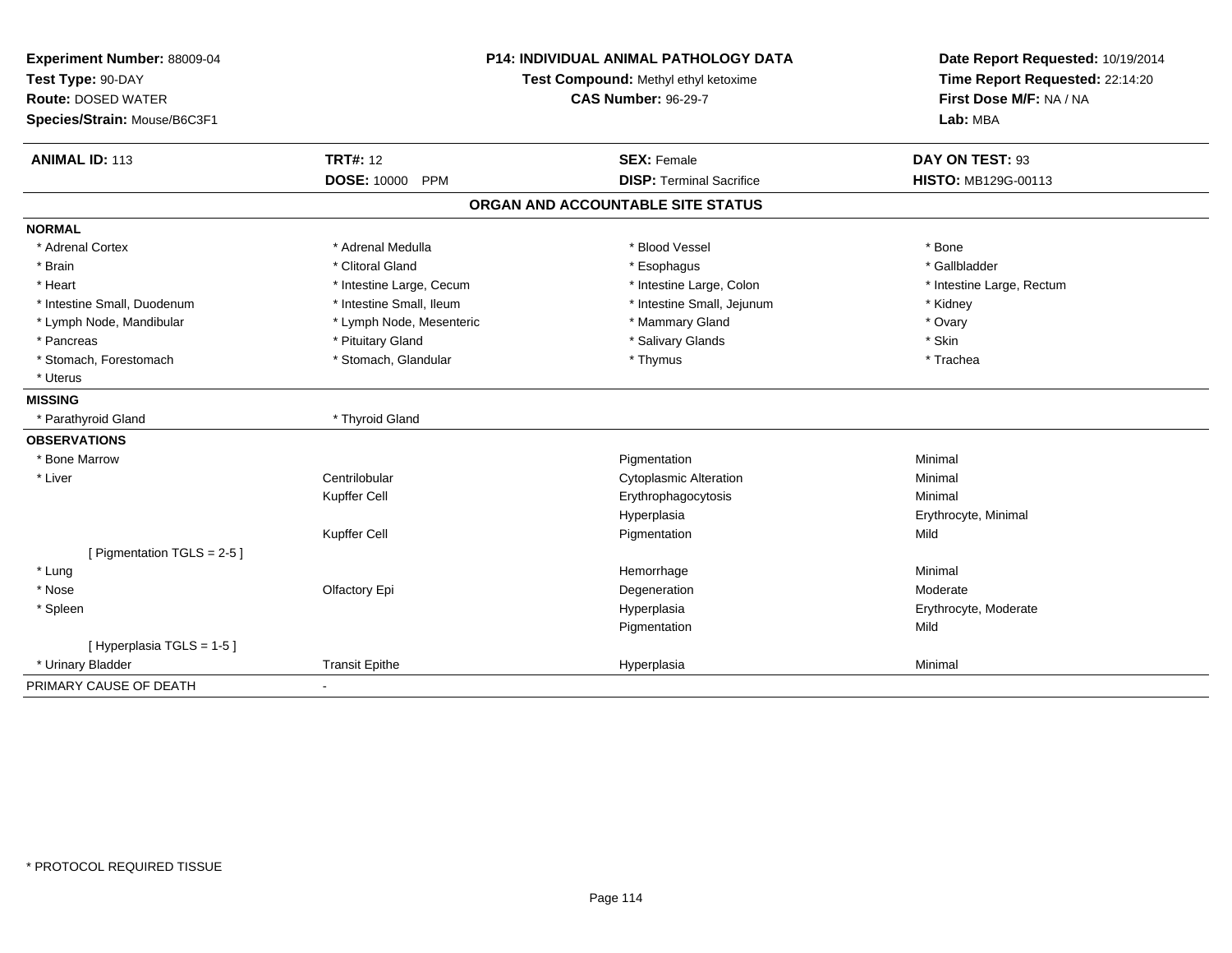**Experiment Number:** 88009-04
**Test Type:** 90-DAY
**Route:** DOSED WATER
**Species/Strain:** Mouse/B6C3F1

**P14: INDIVIDUAL ANIMAL PATHOLOGY DATA**
**Test Compound:** Methyl ethyl ketoxime
**CAS Number:** 96-29-7

**Date Report Requested:** 10/19/2014
**Time Report Requested:** 22:14:20
**First Dose M/F:** NA / NA
**Lab:** MBA

| **ANIMAL ID:** 113 | **TRT#:** 12 | **SEX:** Female | **DAY ON TEST:** 93 |
|---|---|---|---|
| | **DOSE:** 10000 PPM | **DISP:** Terminal Sacrifice | **HISTO:** MB129G-00113 |

## ORGAN AND ACCOUNTABLE SITE STATUS

**NORMAL**

| | | | |
|---|---|---|---|
| * Adrenal Cortex | * Adrenal Medulla | * Blood Vessel | * Bone |
| * Brain | * Clitoral Gland | * Esophagus | * Gallbladder |
| * Heart | * Intestine Large, Cecum | * Intestine Large, Colon | * Intestine Large, Rectum |
| * Intestine Small, Duodenum | * Intestine Small, Ileum | * Intestine Small, Jejunum | * Kidney |
| * Lymph Node, Mandibular | * Lymph Node, Mesenteric | * Mammary Gland | * Ovary |
| * Pancreas | * Pituitary Gland | * Salivary Glands | * Skin |
| * Stomach, Forestomach | * Stomach, Glandular | * Thymus | * Trachea |
| * Uterus | | | |

**MISSING**

| | |
|---|---|
| * Parathyroid Gland | * Thyroid Gland |

**OBSERVATIONS**

| | | | |
|---|---|---|---|
| * Bone Marrow | | Pigmentation | Minimal |
| * Liver | Centrilobular | Cytoplasmic Alteration | Minimal |
| | Kupffer Cell | Erythrophagocytosis | Minimal |
| | | Hyperplasia | Erythrocyte, Minimal |
| | Kupffer Cell | Pigmentation | Mild |
| [ Pigmentation TGLS = 2-5 ] | | | |
| * Lung | | Hemorrhage | Minimal |
| * Nose | Olfactory Epi | Degeneration | Moderate |
| * Spleen | | Hyperplasia | Erythrocyte, Moderate |
| | | Pigmentation | Mild |
| [ Hyperplasia TGLS = 1-5 ] | | | |
| * Urinary Bladder | Transit Epithe | Hyperplasia | Minimal |

PRIMARY CAUSE OF DEATH -

* PROTOCOL REQUIRED TISSUE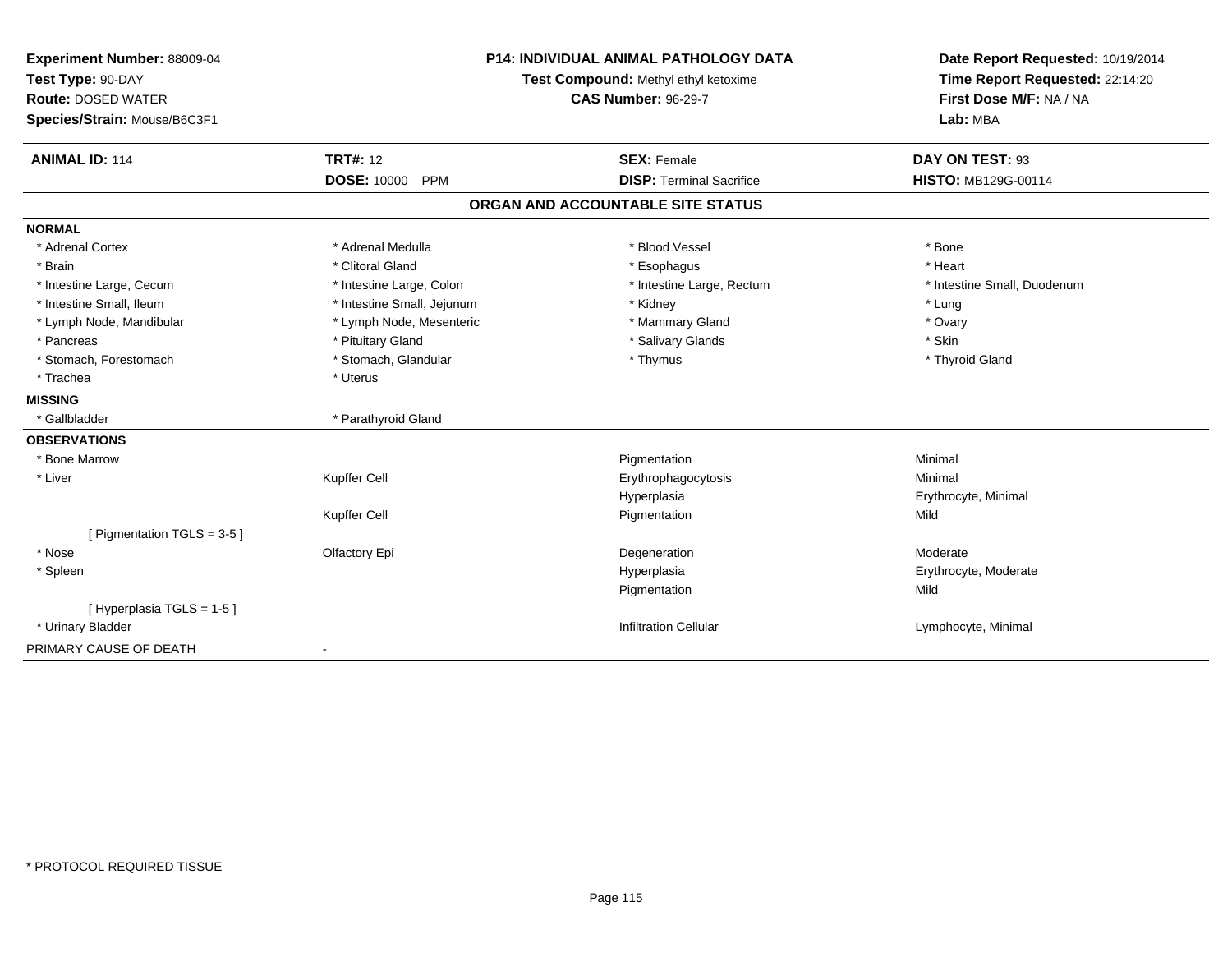**Experiment Number:** 88009-04
**Test Type:** 90-DAY
**Route:** DOSED WATER
**Species/Strain:** Mouse/B6C3F1

**P14: INDIVIDUAL ANIMAL PATHOLOGY DATA**
**Test Compound:** Methyl ethyl ketoxime
**CAS Number:** 96-29-7

**Date Report Requested:** 10/19/2014
**Time Report Requested:** 22:14:20
**First Dose M/F:** NA / NA
**Lab:** MBA

| **ANIMAL ID:** 114 | **TRT#:** 12 | **SEX:** Female | **DAY ON TEST:** 93 |
|---|---|---|---|
| | **DOSE:** 10000 PPM | **DISP:** Terminal Sacrifice | **HISTO:** MB129G-00114 |

## ORGAN AND ACCOUNTABLE SITE STATUS

**NORMAL**

| | | | |
|---|---|---|---|
| * Adrenal Cortex | * Adrenal Medulla | * Blood Vessel | * Bone |
| * Brain | * Clitoral Gland | * Esophagus | * Heart |
| * Intestine Large, Cecum | * Intestine Large, Colon | * Intestine Large, Rectum | * Intestine Small, Duodenum |
| * Intestine Small, Ileum | * Intestine Small, Jejunum | * Kidney | * Lung |
| * Lymph Node, Mandibular | * Lymph Node, Mesenteric | * Mammary Gland | * Ovary |
| * Pancreas | * Pituitary Gland | * Salivary Glands | * Skin |
| * Stomach, Forestomach | * Stomach, Glandular | * Thymus | * Thyroid Gland |
| * Trachea | * Uterus | | |

**MISSING**

| | |
|---|---|
| * Gallbladder | * Parathyroid Gland |

**OBSERVATIONS**

| | | | |
|---|---|---|---|
| * Bone Marrow | | Pigmentation | Minimal |
| * Liver | Kupffer Cell | Erythrophagocytosis | Minimal |
| | | Hyperplasia | Erythrocyte, Minimal |
| | Kupffer Cell | Pigmentation | Mild |
| [ Pigmentation TGLS = 3-5 ] | | | |
| * Nose | Olfactory Epi | Degeneration | Moderate |
| * Spleen | | Hyperplasia | Erythrocyte, Moderate |
| | | Pigmentation | Mild |
| [ Hyperplasia TGLS = 1-5 ] | | | |
| * Urinary Bladder | | Infiltration Cellular | Lymphocyte, Minimal |

PRIMARY CAUSE OF DEATH -

* PROTOCOL REQUIRED TISSUE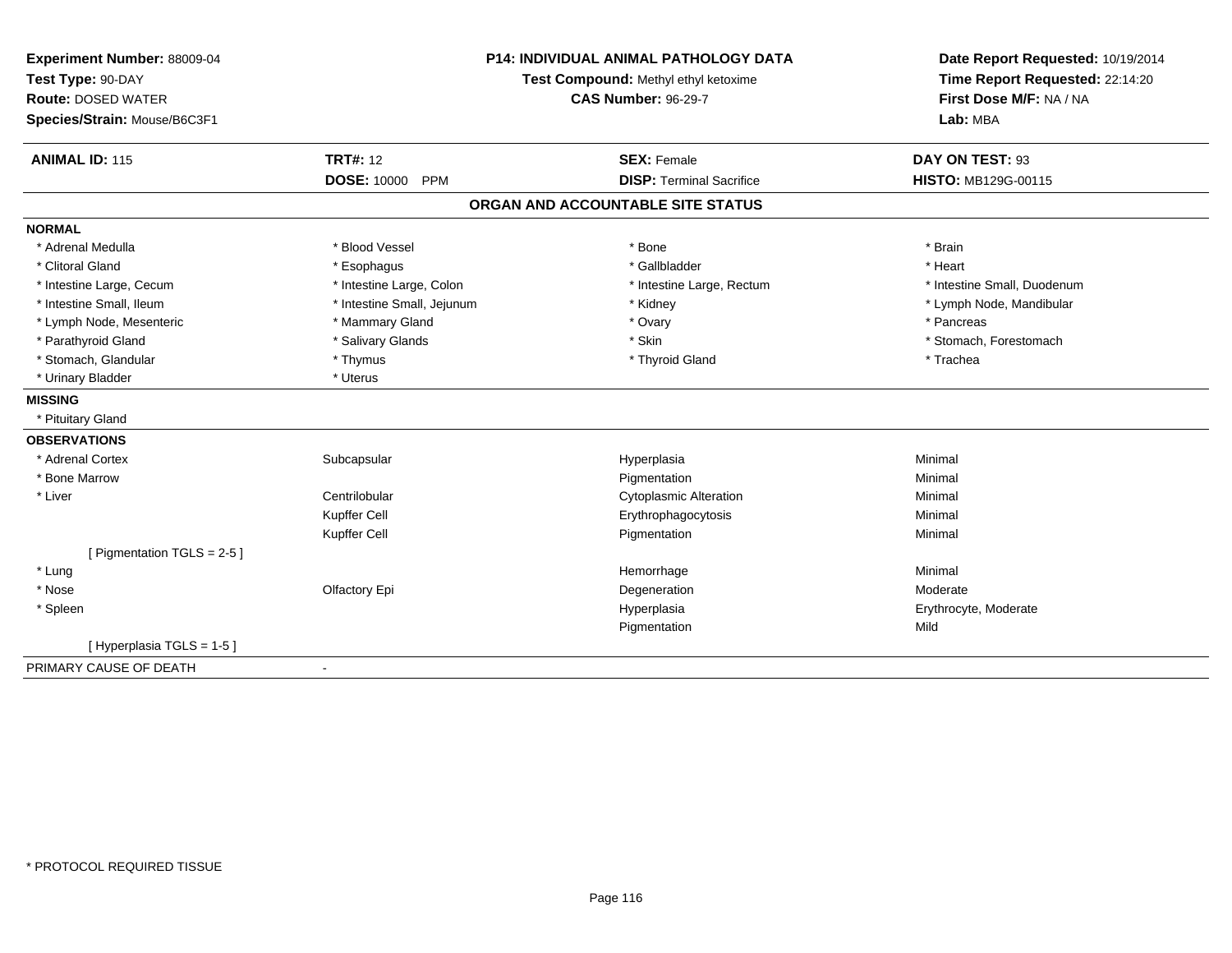**Experiment Number:** 88009-04
**Test Type:** 90-DAY
**Route:** DOSED WATER
**Species/Strain:** Mouse/B6C3F1

**P14: INDIVIDUAL ANIMAL PATHOLOGY DATA**
**Test Compound:** Methyl ethyl ketoxime
**CAS Number:** 96-29-7

**Date Report Requested:** 10/19/2014
**Time Report Requested:** 22:14:20
**First Dose M/F:** NA / NA
**Lab:** MBA

| **ANIMAL ID:** 115 | **TRT#:** 12 | **SEX:** Female | **DAY ON TEST:** 93 |
|---|---|---|---|
| | **DOSE:** 10000 PPM | **DISP:** Terminal Sacrifice | **HISTO:** MB129G-00115 |

## ORGAN AND ACCOUNTABLE SITE STATUS

**NORMAL**

| | | | |
|---|---|---|---|
| * Adrenal Medulla | * Blood Vessel | * Bone | * Brain |
| * Clitoral Gland | * Esophagus | * Gallbladder | * Heart |
| * Intestine Large, Cecum | * Intestine Large, Colon | * Intestine Large, Rectum | * Intestine Small, Duodenum |
| * Intestine Small, Ileum | * Intestine Small, Jejunum | * Kidney | * Lymph Node, Mandibular |
| * Lymph Node, Mesenteric | * Mammary Gland | * Ovary | * Pancreas |
| * Parathyroid Gland | * Salivary Glands | * Skin | * Stomach, Forestomach |
| * Stomach, Glandular | * Thymus | * Thyroid Gland | * Trachea |
| * Urinary Bladder | * Uterus | | |

**MISSING**

* Pituitary Gland

**OBSERVATIONS**

| | | | |
|---|---|---|---|
| * Adrenal Cortex | Subcapsular | Hyperplasia | Minimal |
| * Bone Marrow | | Pigmentation | Minimal |
| * Liver | Centrilobular | Cytoplasmic Alteration | Minimal |
| | Kupffer Cell | Erythrophagocytosis | Minimal |
| | Kupffer Cell | Pigmentation | Minimal |
| [ Pigmentation TGLS = 2-5 ] | | | |
| * Lung | | Hemorrhage | Minimal |
| * Nose | Olfactory Epi | Degeneration | Moderate |
| * Spleen | | Hyperplasia | Erythrocyte, Moderate |
| | | Pigmentation | Mild |
| [ Hyperplasia TGLS = 1-5 ] | | | |

PRIMARY CAUSE OF DEATH -

* PROTOCOL REQUIRED TISSUE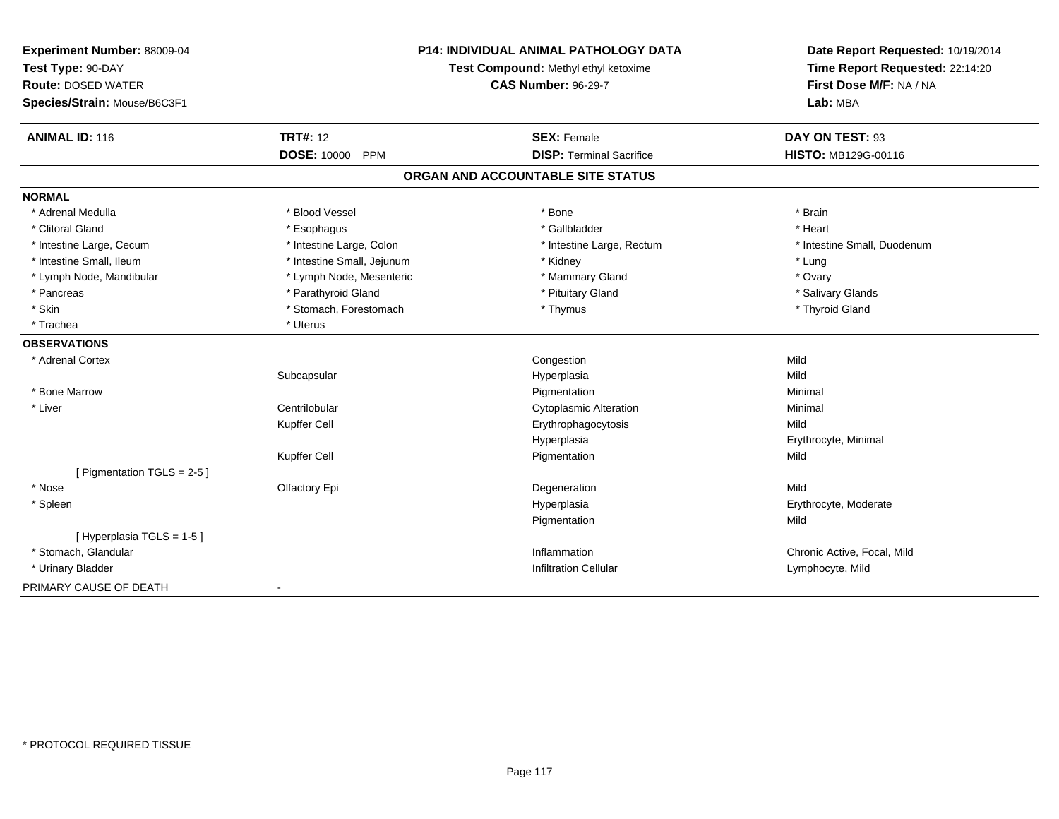**Experiment Number:** 88009-04
**Test Type:** 90-DAY
**Route:** DOSED WATER
**Species/Strain:** Mouse/B6C3F1

**P14: INDIVIDUAL ANIMAL PATHOLOGY DATA**
**Test Compound:** Methyl ethyl ketoxime
**CAS Number:** 96-29-7

**Date Report Requested:** 10/19/2014
**Time Report Requested:** 22:14:20
**First Dose M/F:** NA / NA
**Lab:** MBA

| **ANIMAL ID:** 116 | **TRT#:** 12 | **SEX:** Female | **DAY ON TEST:** 93 |
|---|---|---|---|
| | **DOSE:** 10000 PPM | **DISP:** Terminal Sacrifice | **HISTO:** MB129G-00116 |

## ORGAN AND ACCOUNTABLE SITE STATUS

**NORMAL**

| | | | |
|---|---|---|---|
| * Adrenal Medulla | * Blood Vessel | * Bone | * Brain |
| * Clitoral Gland | * Esophagus | * Gallbladder | * Heart |
| * Intestine Large, Cecum | * Intestine Large, Colon | * Intestine Large, Rectum | * Intestine Small, Duodenum |
| * Intestine Small, Ileum | * Intestine Small, Jejunum | * Kidney | * Lung |
| * Lymph Node, Mandibular | * Lymph Node, Mesenteric | * Mammary Gland | * Ovary |
| * Pancreas | * Parathyroid Gland | * Pituitary Gland | * Salivary Glands |
| * Skin | * Stomach, Forestomach | * Thymus | * Thyroid Gland |
| * Trachea | * Uterus | | |

**OBSERVATIONS**

| | | | |
|---|---|---|---|
| * Adrenal Cortex | | Congestion | Mild |
| | Subcapsular | Hyperplasia | Mild |
| * Bone Marrow | | Pigmentation | Minimal |
| * Liver | Centrilobular | Cytoplasmic Alteration | Minimal |
| | Kupffer Cell | Erythrophagocytosis | Mild |
| | | Hyperplasia | Erythrocyte, Minimal |
| | Kupffer Cell | Pigmentation | Mild |
| [ Pigmentation TGLS = 2-5 ] | | | |
| * Nose | Olfactory Epi | Degeneration | Mild |
| * Spleen | | Hyperplasia | Erythrocyte, Moderate |
| | | Pigmentation | Mild |
| [ Hyperplasia TGLS = 1-5 ] | | | |
| * Stomach, Glandular | | Inflammation | Chronic Active, Focal, Mild |
| * Urinary Bladder | | Infiltration Cellular | Lymphocyte, Mild |

PRIMARY CAUSE OF DEATH -

* PROTOCOL REQUIRED TISSUE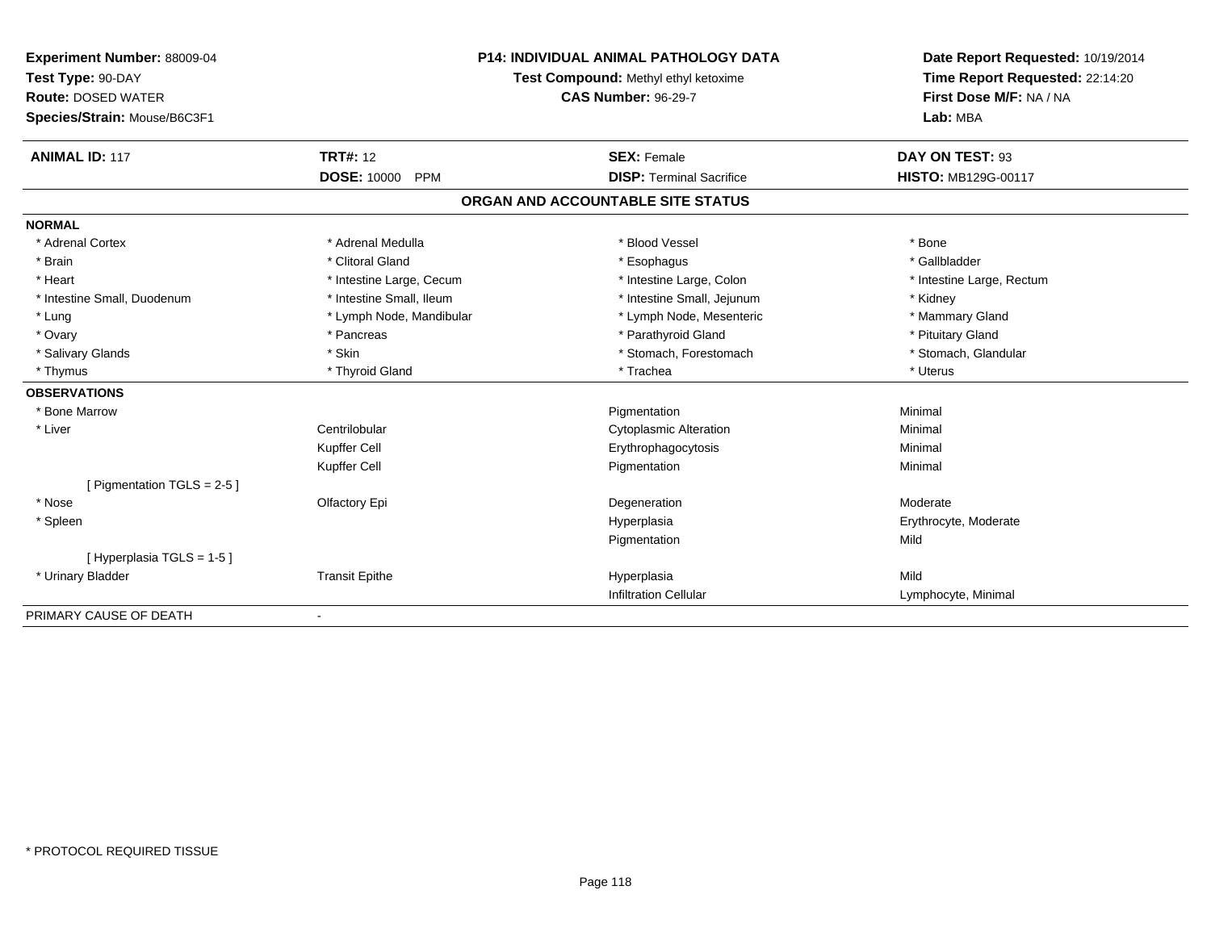**Experiment Number:** 88009-04
**Test Type:** 90-DAY
**Route:** DOSED WATER
**Species/Strain:** Mouse/B6C3F1

**P14: INDIVIDUAL ANIMAL PATHOLOGY DATA**
**Test Compound:** Methyl ethyl ketoxime
**CAS Number:** 96-29-7

**Date Report Requested:** 10/19/2014
**Time Report Requested:** 22:14:20
**First Dose M/F:** NA / NA
**Lab:** MBA

| **ANIMAL ID:** 117 | **TRT#:** 12 | **SEX:** Female | **DAY ON TEST:** 93 |
|---|---|---|---|
| | **DOSE:** 10000 PPM | **DISP:** Terminal Sacrifice | **HISTO:** MB129G-00117 |

## ORGAN AND ACCOUNTABLE SITE STATUS

**NORMAL**

| | | | |
|---|---|---|---|
| * Adrenal Cortex | * Adrenal Medulla | * Blood Vessel | * Bone |
| * Brain | * Clitoral Gland | * Esophagus | * Gallbladder |
| * Heart | * Intestine Large, Cecum | * Intestine Large, Colon | * Intestine Large, Rectum |
| * Intestine Small, Duodenum | * Intestine Small, Ileum | * Intestine Small, Jejunum | * Kidney |
| * Lung | * Lymph Node, Mandibular | * Lymph Node, Mesenteric | * Mammary Gland |
| * Ovary | * Pancreas | * Parathyroid Gland | * Pituitary Gland |
| * Salivary Glands | * Skin | * Stomach, Forestomach | * Stomach, Glandular |
| * Thymus | * Thyroid Gland | * Trachea | * Uterus |

**OBSERVATIONS**

| | | | |
|---|---|---|---|
| * Bone Marrow | | Pigmentation | Minimal |
| * Liver | Centrilobular | Cytoplasmic Alteration | Minimal |
| | Kupffer Cell | Erythrophagocytosis | Minimal |
| | Kupffer Cell | Pigmentation | Minimal |
| [ Pigmentation TGLS = 2-5 ] | | | |
| * Nose | Olfactory Epi | Degeneration | Moderate |
| * Spleen | | Hyperplasia | Erythrocyte, Moderate |
| | | Pigmentation | Mild |
| [ Hyperplasia TGLS = 1-5 ] | | | |
| * Urinary Bladder | Transit Epithe | Hyperplasia | Mild |
| | | Infiltration Cellular | Lymphocyte, Minimal |

PRIMARY CAUSE OF DEATH -

* PROTOCOL REQUIRED TISSUE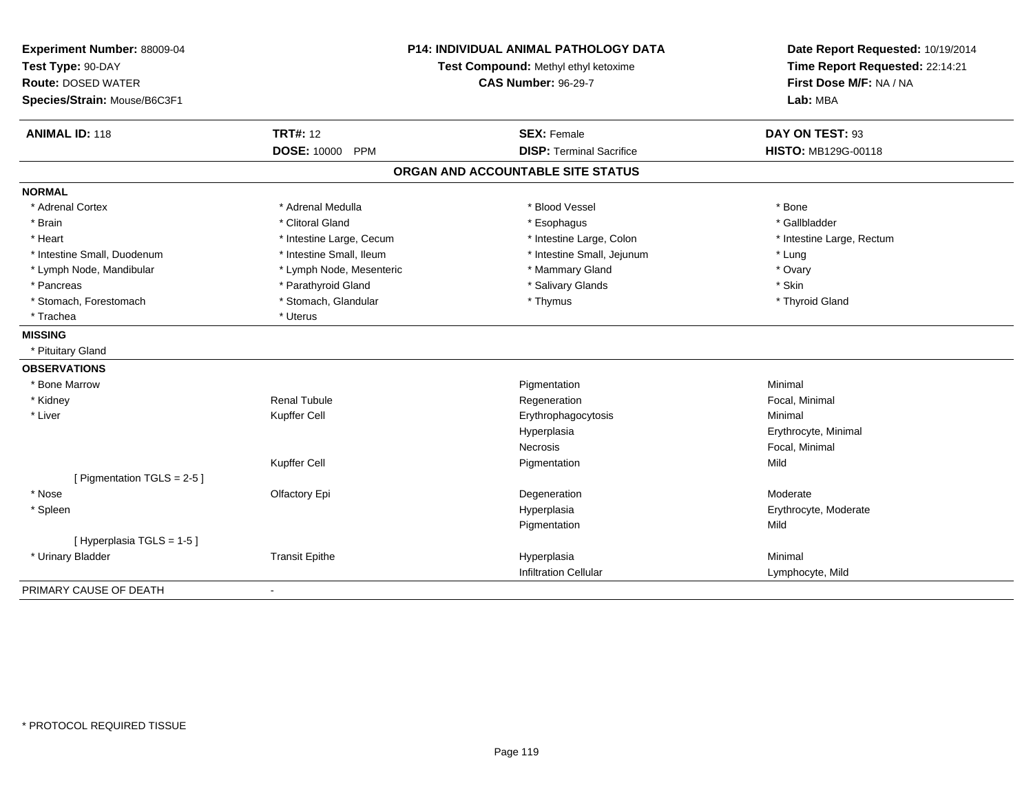**Experiment Number:** 88009-04
**Test Type:** 90-DAY
**Route:** DOSED WATER
**Species/Strain:** Mouse/B6C3F1

**P14: INDIVIDUAL ANIMAL PATHOLOGY DATA**
**Test Compound:** Methyl ethyl ketoxime
**CAS Number:** 96-29-7

**Date Report Requested:** 10/19/2014
**Time Report Requested:** 22:14:21
**First Dose M/F:** NA / NA
**Lab:** MBA

| **ANIMAL ID:** 118 | **TRT#:** 12 | **SEX:** Female | **DAY ON TEST:** 93 |
|---|---|---|---|
| | **DOSE:** 10000 PPM | **DISP:** Terminal Sacrifice | **HISTO:** MB129G-00118 |

## ORGAN AND ACCOUNTABLE SITE STATUS

**NORMAL**

| | | | |
|---|---|---|---|
| * Adrenal Cortex | * Adrenal Medulla | * Blood Vessel | * Bone |
| * Brain | * Clitoral Gland | * Esophagus | * Gallbladder |
| * Heart | * Intestine Large, Cecum | * Intestine Large, Colon | * Intestine Large, Rectum |
| * Intestine Small, Duodenum | * Intestine Small, Ileum | * Intestine Small, Jejunum | * Lung |
| * Lymph Node, Mandibular | * Lymph Node, Mesenteric | * Mammary Gland | * Ovary |
| * Pancreas | * Parathyroid Gland | * Salivary Glands | * Skin |
| * Stomach, Forestomach | * Stomach, Glandular | * Thymus | * Thyroid Gland |
| * Trachea | * Uterus | | |

**MISSING**

* Pituitary Gland

**OBSERVATIONS**

| | | | |
|---|---|---|---|
| * Bone Marrow | | Pigmentation | Minimal |
| * Kidney | Renal Tubule | Regeneration | Focal, Minimal |
| * Liver | Kupffer Cell | Erythrophagocytosis | Minimal |
| | | Hyperplasia | Erythrocyte, Minimal |
| | | Necrosis | Focal, Minimal |
| | Kupffer Cell | Pigmentation | Mild |
| [ Pigmentation TGLS = 2-5 ] | | | |
| * Nose | Olfactory Epi | Degeneration | Moderate |
| * Spleen | | Hyperplasia | Erythrocyte, Moderate |
| | | Pigmentation | Mild |
| [ Hyperplasia TGLS = 1-5 ] | | | |
| * Urinary Bladder | Transit Epithe | Hyperplasia | Minimal |
| | | Infiltration Cellular | Lymphocyte, Mild |

PRIMARY CAUSE OF DEATH -

* PROTOCOL REQUIRED TISSUE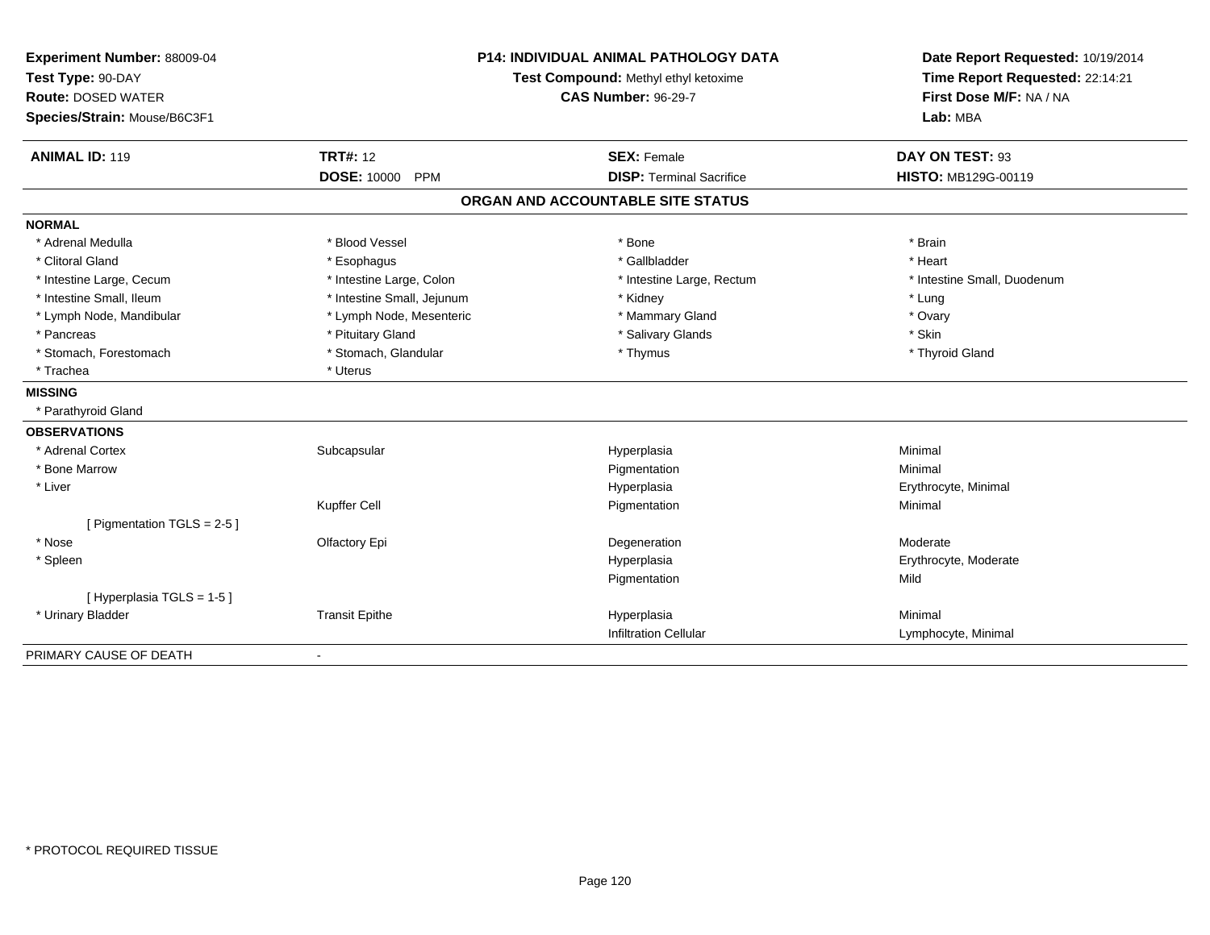**Experiment Number:** 88009-04
**Test Type:** 90-DAY
**Route:** DOSED WATER
**Species/Strain:** Mouse/B6C3F1

**P14: INDIVIDUAL ANIMAL PATHOLOGY DATA**
**Test Compound:** Methyl ethyl ketoxime
**CAS Number:** 96-29-7

**Date Report Requested:** 10/19/2014
**Time Report Requested:** 22:14:21
**First Dose M/F:** NA / NA
**Lab:** MBA

| **ANIMAL ID:** 119 | **TRT#:** 12 | **SEX:** Female | **DAY ON TEST:** 93 |
|---|---|---|---|
| | **DOSE:** 10000 PPM | **DISP:** Terminal Sacrifice | **HISTO:** MB129G-00119 |

## ORGAN AND ACCOUNTABLE SITE STATUS

**NORMAL**

| | | | |
|---|---|---|---|
| * Adrenal Medulla | * Blood Vessel | * Bone | * Brain |
| * Clitoral Gland | * Esophagus | * Gallbladder | * Heart |
| * Intestine Large, Cecum | * Intestine Large, Colon | * Intestine Large, Rectum | * Intestine Small, Duodenum |
| * Intestine Small, Ileum | * Intestine Small, Jejunum | * Kidney | * Lung |
| * Lymph Node, Mandibular | * Lymph Node, Mesenteric | * Mammary Gland | * Ovary |
| * Pancreas | * Pituitary Gland | * Salivary Glands | * Skin |
| * Stomach, Forestomach | * Stomach, Glandular | * Thymus | * Thyroid Gland |
| * Trachea | * Uterus | | |

**MISSING**

* Parathyroid Gland

**OBSERVATIONS**

| | | | |
|---|---|---|---|
| * Adrenal Cortex | Subcapsular | Hyperplasia | Minimal |
| * Bone Marrow | | Pigmentation | Minimal |
| * Liver | | Hyperplasia | Erythrocyte, Minimal |
| | Kupffer Cell | Pigmentation | Minimal |
| [ Pigmentation TGLS = 2-5 ] | | | |
| * Nose | Olfactory Epi | Degeneration | Moderate |
| * Spleen | | Hyperplasia | Erythrocyte, Moderate |
| | | Pigmentation | Mild |
| [ Hyperplasia TGLS = 1-5 ] | | | |
| * Urinary Bladder | Transit Epithe | Hyperplasia | Minimal |
| | | Infiltration Cellular | Lymphocyte, Minimal |

PRIMARY CAUSE OF DEATH -

* PROTOCOL REQUIRED TISSUE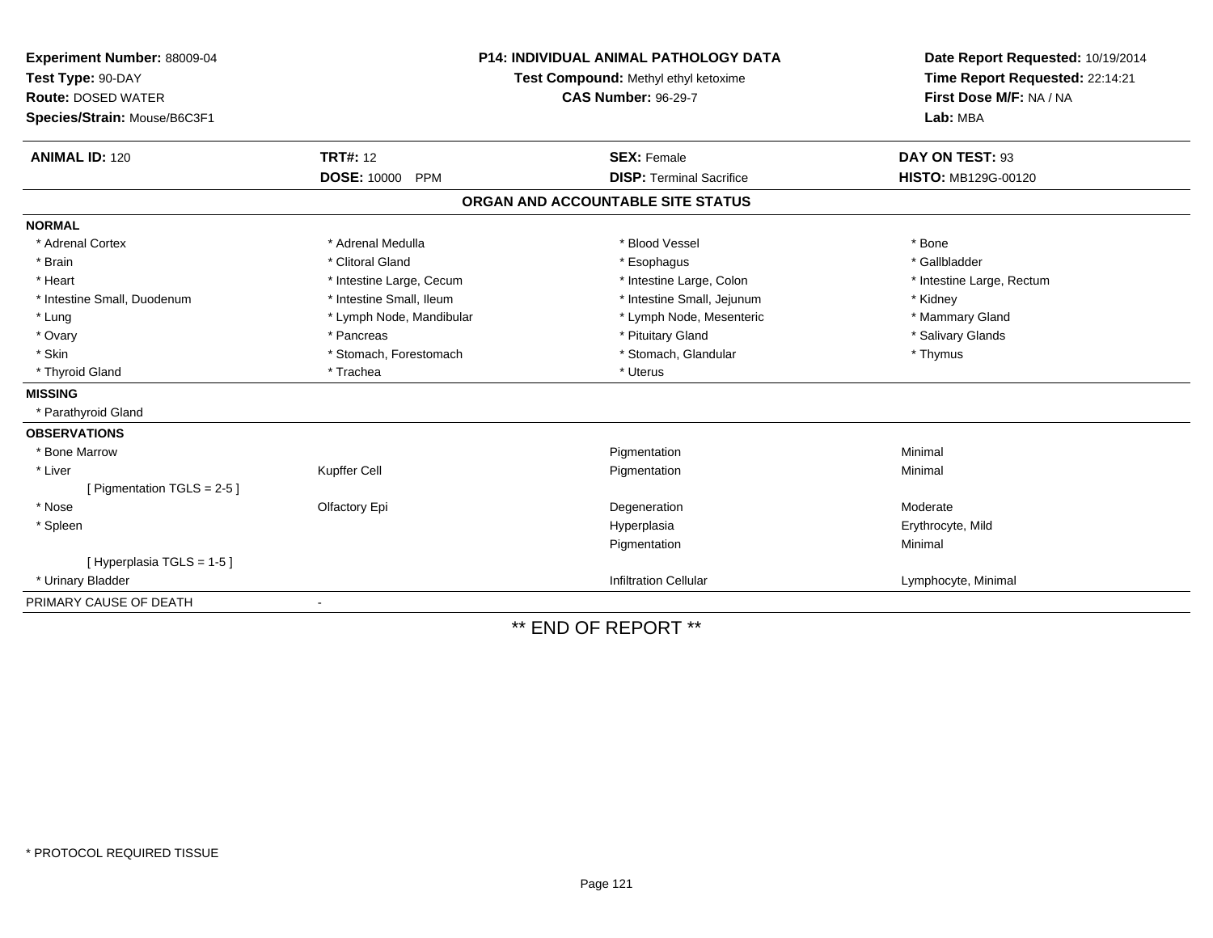**Experiment Number:** 88009-04
**Test Type:** 90-DAY
**Route:** DOSED WATER
**Species/Strain:** Mouse/B6C3F1

**P14: INDIVIDUAL ANIMAL PATHOLOGY DATA**
**Test Compound:** Methyl ethyl ketoxime
**CAS Number:** 96-29-7

**Date Report Requested:** 10/19/2014
**Time Report Requested:** 22:14:21
**First Dose M/F:** NA / NA
**Lab:** MBA

| **ANIMAL ID:** 120 | **TRT#:** 12 | **SEX:** Female | **DAY ON TEST:** 93 |
|---|---|---|---|
| | **DOSE:** 10000 PPM | **DISP:** Terminal Sacrifice | **HISTO:** MB129G-00120 |

## ORGAN AND ACCOUNTABLE SITE STATUS

**NORMAL**

| | | | |
|---|---|---|---|
| * Adrenal Cortex | * Adrenal Medulla | * Blood Vessel | * Bone |
| * Brain | * Clitoral Gland | * Esophagus | * Gallbladder |
| * Heart | * Intestine Large, Cecum | * Intestine Large, Colon | * Intestine Large, Rectum |
| * Intestine Small, Duodenum | * Intestine Small, Ileum | * Intestine Small, Jejunum | * Kidney |
| * Lung | * Lymph Node, Mandibular | * Lymph Node, Mesenteric | * Mammary Gland |
| * Ovary | * Pancreas | * Pituitary Gland | * Salivary Glands |
| * Skin | * Stomach, Forestomach | * Stomach, Glandular | * Thymus |
| * Thyroid Gland | * Trachea | * Uterus | |

**MISSING**

* Parathyroid Gland

**OBSERVATIONS**

| | | | |
|---|---|---|---|
| * Bone Marrow | | Pigmentation | Minimal |
| * Liver | Kupffer Cell | Pigmentation | Minimal |
| [ Pigmentation TGLS = 2-5 ] | | | |
| * Nose | Olfactory Epi | Degeneration | Moderate |
| * Spleen | | Hyperplasia | Erythrocyte, Mild |
| | | Pigmentation | Minimal |
| [ Hyperplasia TGLS = 1-5 ] | | | |
| * Urinary Bladder | | Infiltration Cellular | Lymphocyte, Minimal |

PRIMARY CAUSE OF DEATH -

** END OF REPORT **

* PROTOCOL REQUIRED TISSUE